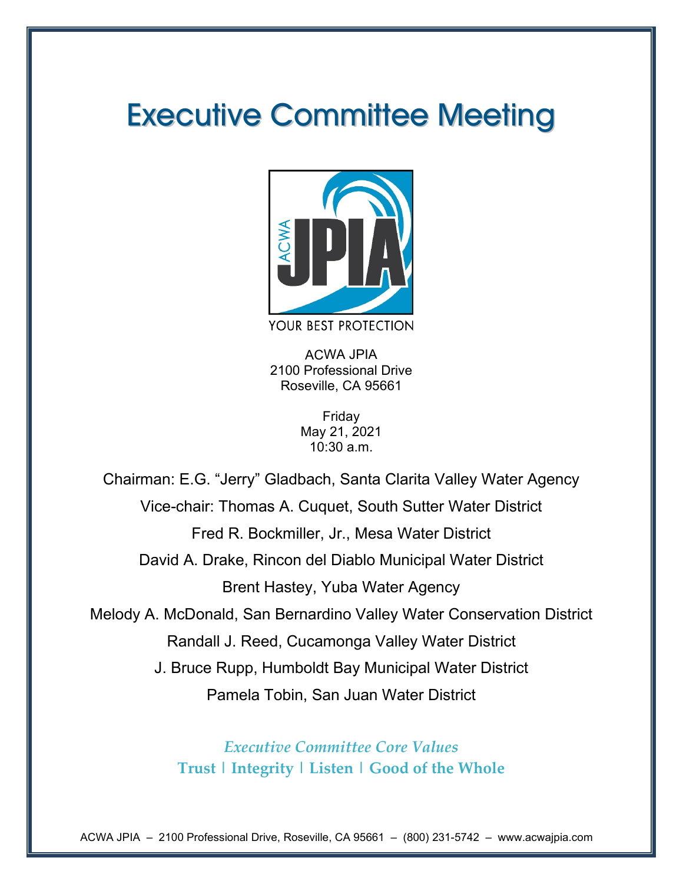# Executive Committee Meeting

YOUR BEST PROTECTION

ACWA JPIA
2100 Professional Drive
Roseville, CA 95661

Friday
May 21, 2021
10:30 a.m.

Chairman: E.G. "Jerry" Gladbach, Santa Clarita Valley Water Agency

Vice-chair: Thomas A. Cuquet, South Sutter Water District

Fred R. Bockmiller, Jr., Mesa Water District

David A. Drake, Rincon del Diablo Municipal Water District

Brent Hastey, Yuba Water Agency

Melody A. McDonald, San Bernardino Valley Water Conservation District

Randall J. Reed, Cucamonga Valley Water District

J. Bruce Rupp, Humboldt Bay Municipal Water District

Pamela Tobin, San Juan Water District

*Executive Committee Core Values*

**Trust | Integrity | Listen | Good of the Whole**

ACWA JPIA – 2100 Professional Drive, Roseville, CA 95661 – (800) 231-5742 – www.acwajpia.com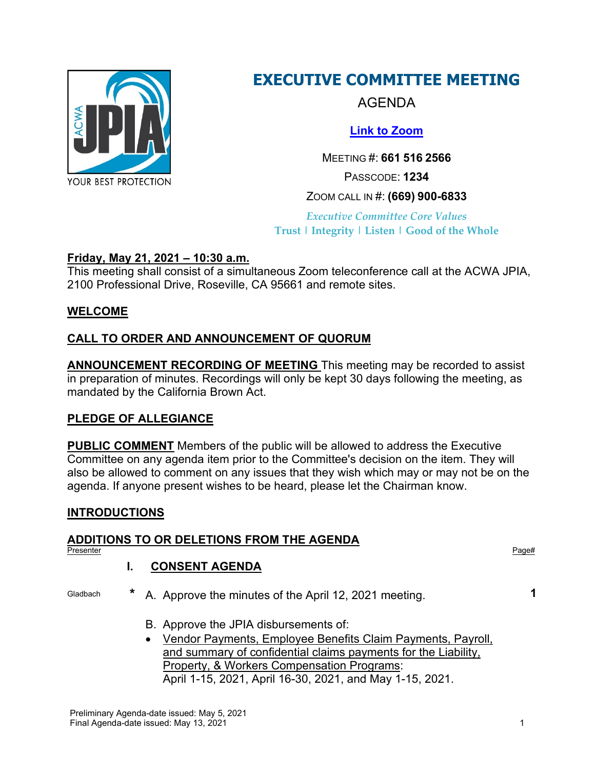# EXECUTIVE COMMITTEE MEETING

AGENDA

[Link to Zoom]

MEETING #: **661 516 2566**

PASSCODE: **1234**

ZOOM CALL IN #: **(669) 900-6833**

*Executive Committee Core Values*

**Trust | Integrity | Listen | Good of the Whole**

**Friday, May 21, 2021 – 10:30 a.m.**

This meeting shall consist of a simultaneous Zoom teleconference call at the ACWA JPIA, 2100 Professional Drive, Roseville, CA 95661 and remote sites.

**WELCOME**

**CALL TO ORDER AND ANNOUNCEMENT OF QUORUM**

**ANNOUNCEMENT RECORDING OF MEETING** This meeting may be recorded to assist in preparation of minutes. Recordings will only be kept 30 days following the meeting, as mandated by the California Brown Act.

**PLEDGE OF ALLEGIANCE**

**PUBLIC COMMENT** Members of the public will be allowed to address the Executive Committee on any agenda item prior to the Committee's decision on the item. They will also be allowed to comment on any issues that they wish which may or may not be on the agenda. If anyone present wishes to be heard, please let the Chairman know.

**INTRODUCTIONS**

**ADDITIONS TO OR DELETIONS FROM THE AGENDA**

| Presenter | | Page# |
|---|---|---|
| | **I. CONSENT AGENDA** | |
| Gladbach | * A. Approve the minutes of the April 12, 2021 meeting. | **1** |
| | B. Approve the JPIA disbursements of:<br>• Vendor Payments, Employee Benefits Claim Payments, Payroll, and summary of confidential claims payments for the Liability, Property, & Workers Compensation Programs:<br>April 1-15, 2021, April 16-30, 2021, and May 1-15, 2021. | |

Preliminary Agenda-date issued: May 5, 2021
Final Agenda-date issued: May 13, 2021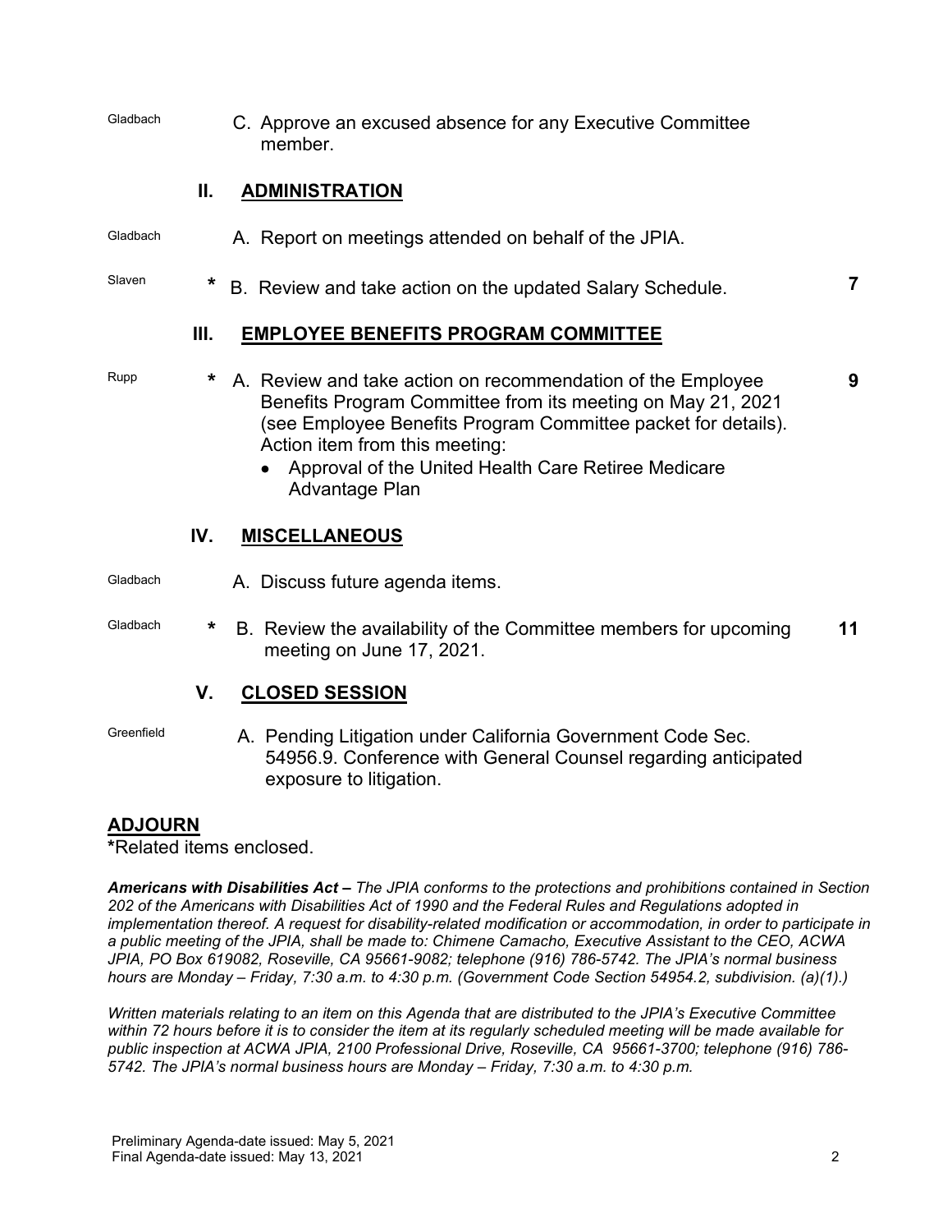Gladbach C. Approve an excused absence for any Executive Committee member.

## II. ADMINISTRATION

Gladbach A. Report on meetings attended on behalf of the JPIA.

Slaven * B. Review and take action on the updated Salary Schedule. **7**

## III. EMPLOYEE BENEFITS PROGRAM COMMITTEE

Rupp * A. Review and take action on recommendation of the Employee Benefits Program Committee from its meeting on May 21, 2021 (see Employee Benefits Program Committee packet for details). Action item from this meeting: **9**

- Approval of the United Health Care Retiree Medicare Advantage Plan

## IV. MISCELLANEOUS

Gladbach A. Discuss future agenda items.

Gladbach * B. Review the availability of the Committee members for upcoming meeting on June 17, 2021. **11**

## V. CLOSED SESSION

Greenfield A. Pending Litigation under California Government Code Sec. 54956.9. Conference with General Counsel regarding anticipated exposure to litigation.

## ADJOURN

**\***Related items enclosed.

***Americans with Disabilities Act –*** *The JPIA conforms to the protections and prohibitions contained in Section 202 of the Americans with Disabilities Act of 1990 and the Federal Rules and Regulations adopted in implementation thereof. A request for disability-related modification or accommodation, in order to participate in a public meeting of the JPIA, shall be made to: Chimene Camacho, Executive Assistant to the CEO, ACWA JPIA, PO Box 619082, Roseville, CA 95661-9082; telephone (916) 786-5742. The JPIA's normal business hours are Monday – Friday, 7:30 a.m. to 4:30 p.m. (Government Code Section 54954.2, subdivision. (a)(1).)*

*Written materials relating to an item on this Agenda that are distributed to the JPIA's Executive Committee within 72 hours before it is to consider the item at its regularly scheduled meeting will be made available for public inspection at ACWA JPIA, 2100 Professional Drive, Roseville, CA 95661-3700; telephone (916) 786-5742. The JPIA's normal business hours are Monday – Friday, 7:30 a.m. to 4:30 p.m.*

Preliminary Agenda-date issued: May 5, 2021
Final Agenda-date issued: May 13, 2021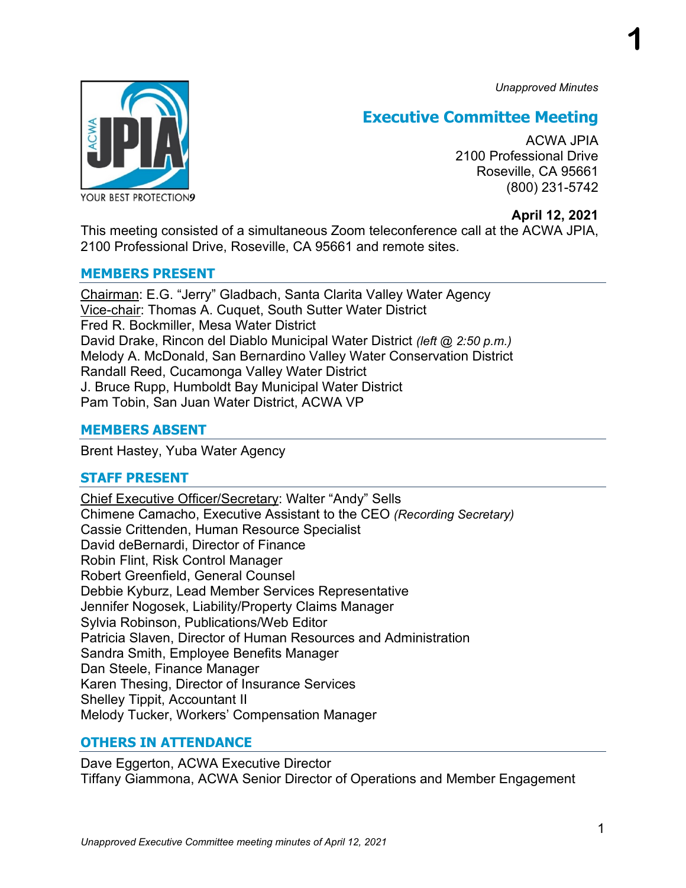*Unapproved Minutes*

# Executive Committee Meeting

ACWA JPIA
2100 Professional Drive
Roseville, CA 95661
(800) 231-5742

YOUR BEST PROTECTION

**April 12, 2021**

This meeting consisted of a simultaneous Zoom teleconference call at the ACWA JPIA, 2100 Professional Drive, Roseville, CA 95661 and remote sites.

## MEMBERS PRESENT

Chairman: E.G. "Jerry" Gladbach, Santa Clarita Valley Water Agency
Vice-chair: Thomas A. Cuquet, South Sutter Water District
Fred R. Bockmiller, Mesa Water District
David Drake, Rincon del Diablo Municipal Water District *(left @ 2:50 p.m.)*
Melody A. McDonald, San Bernardino Valley Water Conservation District
Randall Reed, Cucamonga Valley Water District
J. Bruce Rupp, Humboldt Bay Municipal Water District
Pam Tobin, San Juan Water District, ACWA VP

## MEMBERS ABSENT

Brent Hastey, Yuba Water Agency

## STAFF PRESENT

Chief Executive Officer/Secretary: Walter "Andy" Sells
Chimene Camacho, Executive Assistant to the CEO *(Recording Secretary)*
Cassie Crittenden, Human Resource Specialist
David deBernardi, Director of Finance
Robin Flint, Risk Control Manager
Robert Greenfield, General Counsel
Debbie Kyburz, Lead Member Services Representative
Jennifer Nogosek, Liability/Property Claims Manager
Sylvia Robinson, Publications/Web Editor
Patricia Slaven, Director of Human Resources and Administration
Sandra Smith, Employee Benefits Manager
Dan Steele, Finance Manager
Karen Thesing, Director of Insurance Services
Shelley Tippit, Accountant II
Melody Tucker, Workers' Compensation Manager

## OTHERS IN ATTENDANCE

Dave Eggerton, ACWA Executive Director
Tiffany Giammona, ACWA Senior Director of Operations and Member Engagement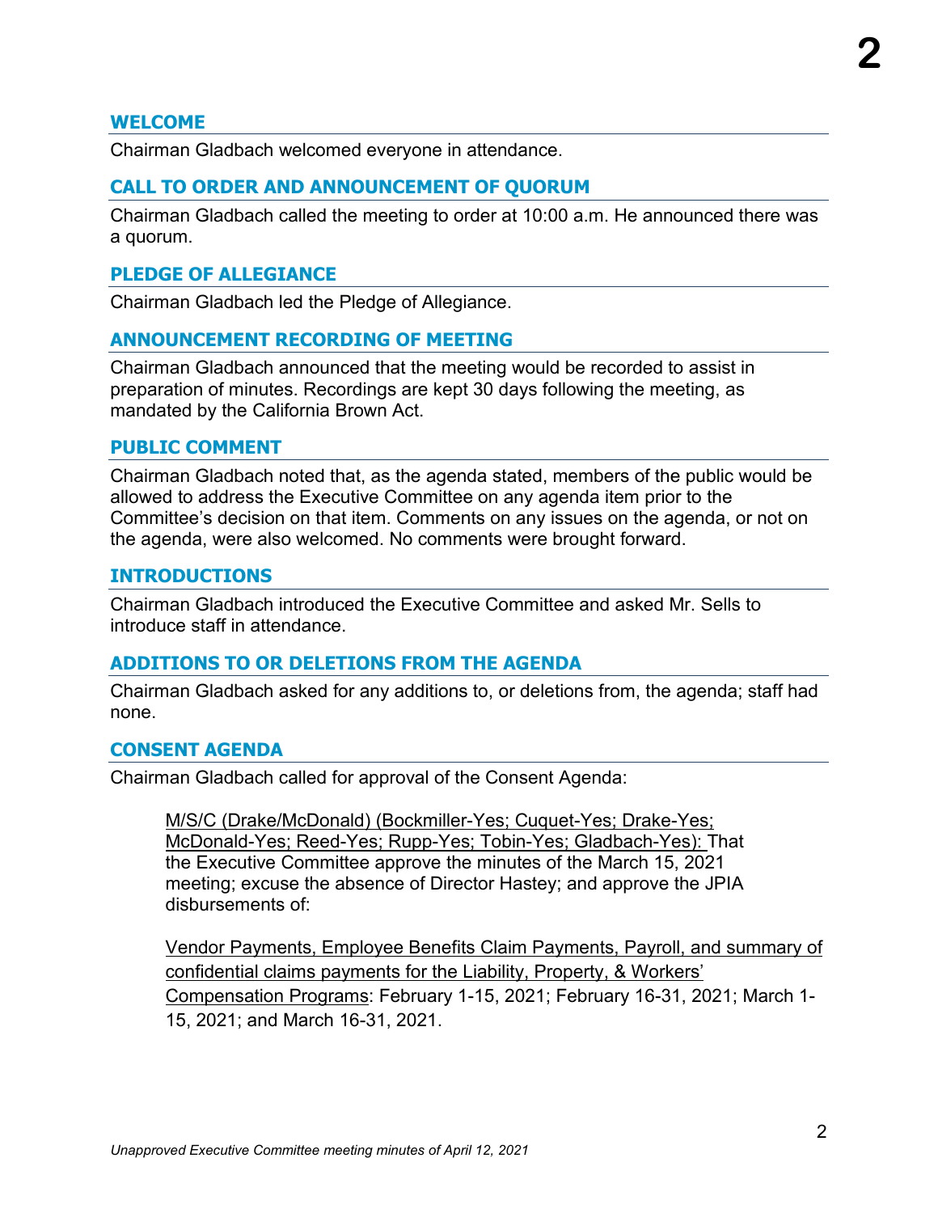## WELCOME

Chairman Gladbach welcomed everyone in attendance.

## CALL TO ORDER AND ANNOUNCEMENT OF QUORUM

Chairman Gladbach called the meeting to order at 10:00 a.m. He announced there was a quorum.

## PLEDGE OF ALLEGIANCE

Chairman Gladbach led the Pledge of Allegiance.

## ANNOUNCEMENT RECORDING OF MEETING

Chairman Gladbach announced that the meeting would be recorded to assist in preparation of minutes. Recordings are kept 30 days following the meeting, as mandated by the California Brown Act.

## PUBLIC COMMENT

Chairman Gladbach noted that, as the agenda stated, members of the public would be allowed to address the Executive Committee on any agenda item prior to the Committee's decision on that item. Comments on any issues on the agenda, or not on the agenda, were also welcomed. No comments were brought forward.

## INTRODUCTIONS

Chairman Gladbach introduced the Executive Committee and asked Mr. Sells to introduce staff in attendance.

## ADDITIONS TO OR DELETIONS FROM THE AGENDA

Chairman Gladbach asked for any additions to, or deletions from, the agenda; staff had none.

## CONSENT AGENDA

Chairman Gladbach called for approval of the Consent Agenda:

> M/S/C (Drake/McDonald) (Bockmiller-Yes; Cuquet-Yes; Drake-Yes; McDonald-Yes; Reed-Yes; Rupp-Yes; Tobin-Yes; Gladbach-Yes): That the Executive Committee approve the minutes of the March 15, 2021 meeting; excuse the absence of Director Hastey; and approve the JPIA disbursements of:
>
> Vendor Payments, Employee Benefits Claim Payments, Payroll, and summary of confidential claims payments for the Liability, Property, & Workers' Compensation Programs: February 1-15, 2021; February 16-31, 2021; March 1-15, 2021; and March 16-31, 2021.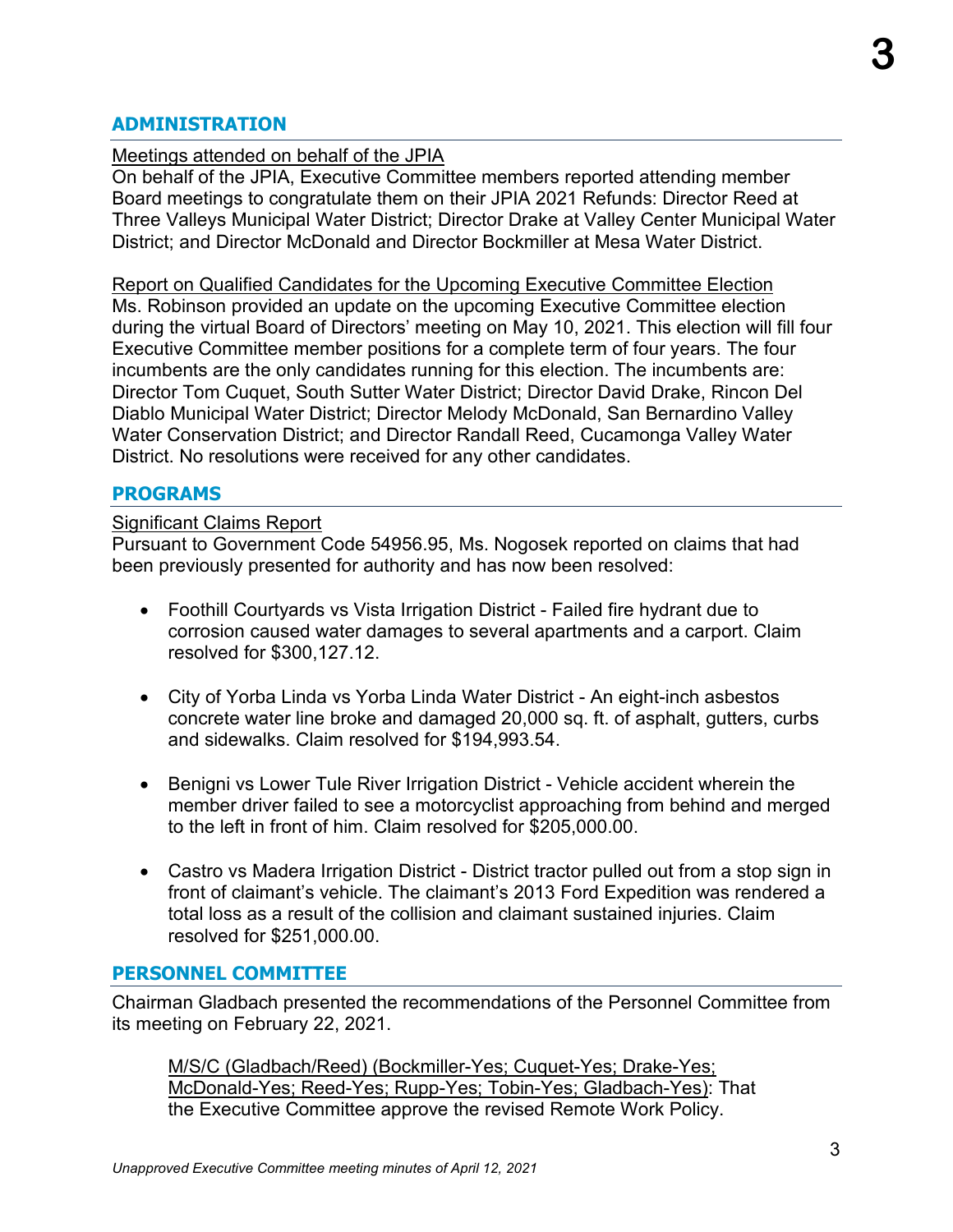## ADMINISTRATION

Meetings attended on behalf of the JPIA

On behalf of the JPIA, Executive Committee members reported attending member Board meetings to congratulate them on their JPIA 2021 Refunds: Director Reed at Three Valleys Municipal Water District; Director Drake at Valley Center Municipal Water District; and Director McDonald and Director Bockmiller at Mesa Water District.

Report on Qualified Candidates for the Upcoming Executive Committee Election

Ms. Robinson provided an update on the upcoming Executive Committee election during the virtual Board of Directors' meeting on May 10, 2021. This election will fill four Executive Committee member positions for a complete term of four years. The four incumbents are the only candidates running for this election. The incumbents are: Director Tom Cuquet, South Sutter Water District; Director David Drake, Rincon Del Diablo Municipal Water District; Director Melody McDonald, San Bernardino Valley Water Conservation District; and Director Randall Reed, Cucamonga Valley Water District. No resolutions were received for any other candidates.

## PROGRAMS

Significant Claims Report

Pursuant to Government Code 54956.95, Ms. Nogosek reported on claims that had been previously presented for authority and has now been resolved:

- Foothill Courtyards vs Vista Irrigation District - Failed fire hydrant due to corrosion caused water damages to several apartments and a carport. Claim resolved for $300,127.12.

- City of Yorba Linda vs Yorba Linda Water District - An eight-inch asbestos concrete water line broke and damaged 20,000 sq. ft. of asphalt, gutters, curbs and sidewalks. Claim resolved for $194,993.54.

- Benigni vs Lower Tule River Irrigation District - Vehicle accident wherein the member driver failed to see a motorcyclist approaching from behind and merged to the left in front of him. Claim resolved for $205,000.00.

- Castro vs Madera Irrigation District - District tractor pulled out from a stop sign in front of claimant's vehicle. The claimant's 2013 Ford Expedition was rendered a total loss as a result of the collision and claimant sustained injuries. Claim resolved for $251,000.00.

## PERSONNEL COMMITTEE

Chairman Gladbach presented the recommendations of the Personnel Committee from its meeting on February 22, 2021.

> M/S/C (Gladbach/Reed) (Bockmiller-Yes; Cuquet-Yes; Drake-Yes; McDonald-Yes; Reed-Yes; Rupp-Yes; Tobin-Yes; Gladbach-Yes): That the Executive Committee approve the revised Remote Work Policy.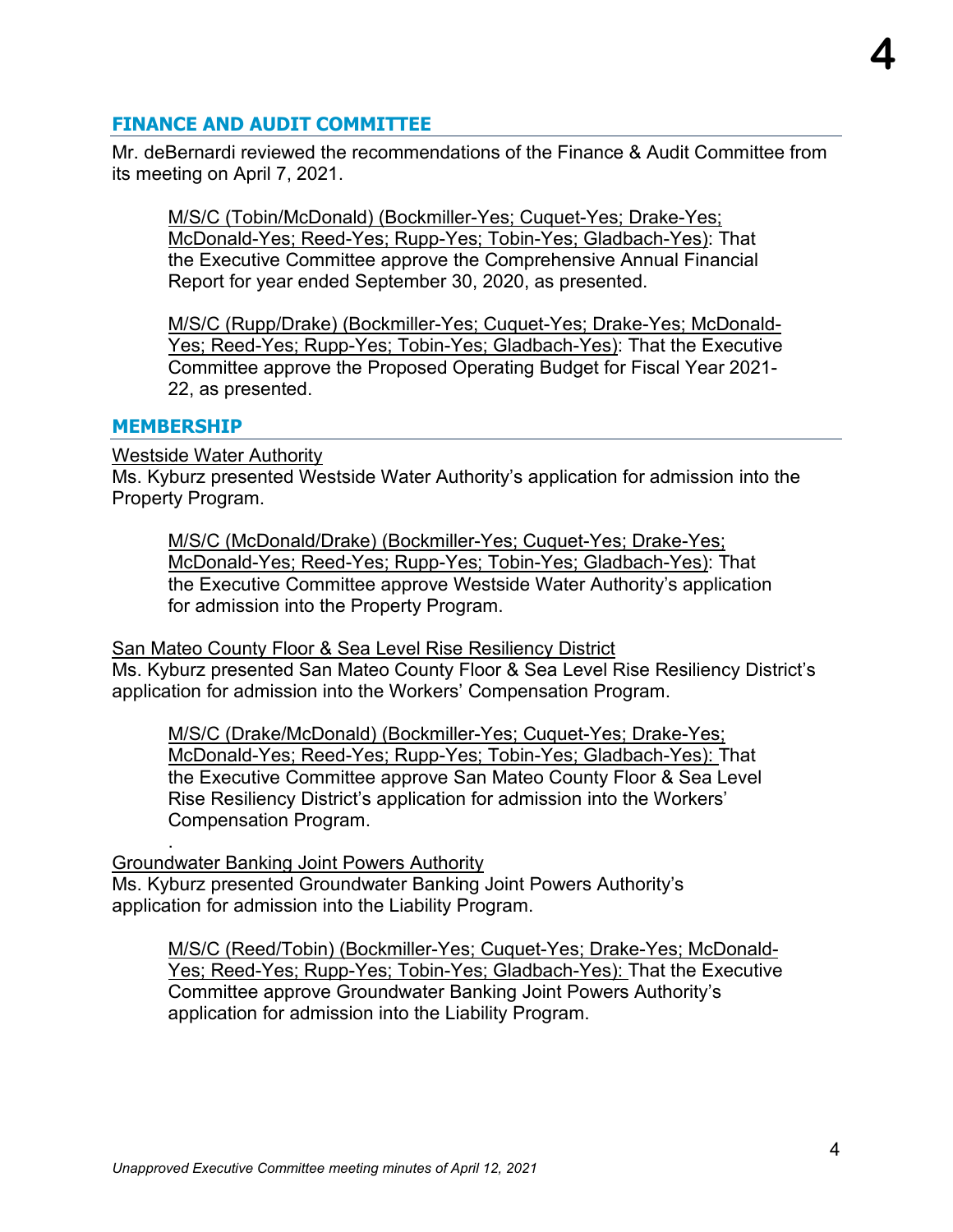## FINANCE AND AUDIT COMMITTEE

Mr. deBernardi reviewed the recommendations of the Finance & Audit Committee from its meeting on April 7, 2021.

> M/S/C (Tobin/McDonald) (Bockmiller-Yes; Cuquet-Yes; Drake-Yes; McDonald-Yes; Reed-Yes; Rupp-Yes; Tobin-Yes; Gladbach-Yes): That the Executive Committee approve the Comprehensive Annual Financial Report for year ended September 30, 2020, as presented.

> M/S/C (Rupp/Drake) (Bockmiller-Yes; Cuquet-Yes; Drake-Yes; McDonald-Yes; Reed-Yes; Rupp-Yes; Tobin-Yes; Gladbach-Yes): That the Executive Committee approve the Proposed Operating Budget for Fiscal Year 2021-22, as presented.

## MEMBERSHIP

Westside Water Authority
Ms. Kyburz presented Westside Water Authority's application for admission into the Property Program.

> M/S/C (McDonald/Drake) (Bockmiller-Yes; Cuquet-Yes; Drake-Yes; McDonald-Yes; Reed-Yes; Rupp-Yes; Tobin-Yes; Gladbach-Yes): That the Executive Committee approve Westside Water Authority's application for admission into the Property Program.

San Mateo County Floor & Sea Level Rise Resiliency District
Ms. Kyburz presented San Mateo County Floor & Sea Level Rise Resiliency District's application for admission into the Workers' Compensation Program.

> M/S/C (Drake/McDonald) (Bockmiller-Yes; Cuquet-Yes; Drake-Yes; McDonald-Yes; Reed-Yes; Rupp-Yes; Tobin-Yes; Gladbach-Yes): That the Executive Committee approve San Mateo County Floor & Sea Level Rise Resiliency District's application for admission into the Workers' Compensation Program.

Groundwater Banking Joint Powers Authority
Ms. Kyburz presented Groundwater Banking Joint Powers Authority's application for admission into the Liability Program.

> M/S/C (Reed/Tobin) (Bockmiller-Yes; Cuquet-Yes; Drake-Yes; McDonald-Yes; Reed-Yes; Rupp-Yes; Tobin-Yes; Gladbach-Yes): That the Executive Committee approve Groundwater Banking Joint Powers Authority's application for admission into the Liability Program.

*Unapproved Executive Committee meeting minutes of April 12, 2021*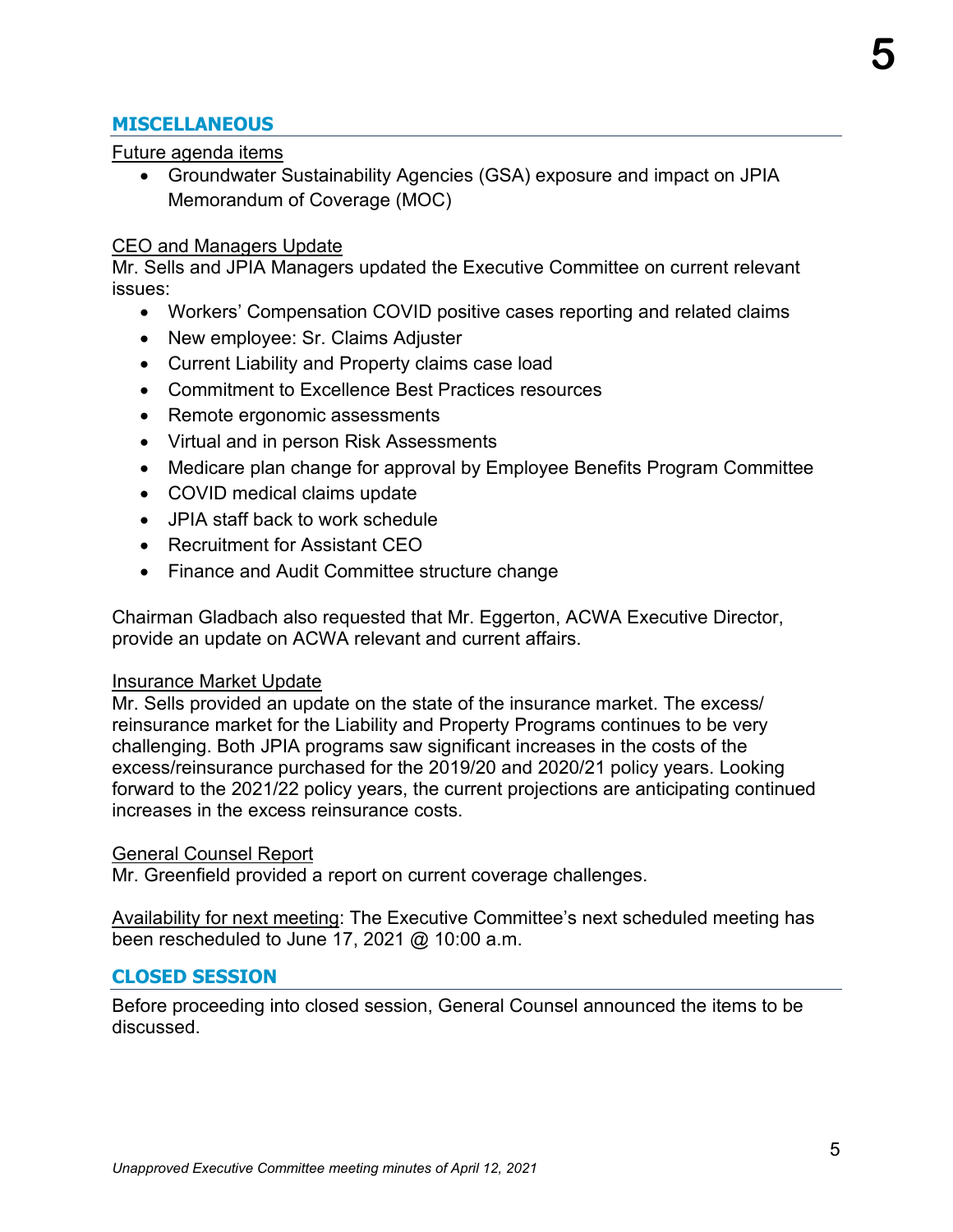## MISCELLANEOUS

Future agenda items

- Groundwater Sustainability Agencies (GSA) exposure and impact on JPIA Memorandum of Coverage (MOC)

CEO and Managers Update

Mr. Sells and JPIA Managers updated the Executive Committee on current relevant issues:

- Workers' Compensation COVID positive cases reporting and related claims
- New employee: Sr. Claims Adjuster
- Current Liability and Property claims case load
- Commitment to Excellence Best Practices resources
- Remote ergonomic assessments
- Virtual and in person Risk Assessments
- Medicare plan change for approval by Employee Benefits Program Committee
- COVID medical claims update
- JPIA staff back to work schedule
- Recruitment for Assistant CEO
- Finance and Audit Committee structure change

Chairman Gladbach also requested that Mr. Eggerton, ACWA Executive Director, provide an update on ACWA relevant and current affairs.

Insurance Market Update

Mr. Sells provided an update on the state of the insurance market. The excess/ reinsurance market for the Liability and Property Programs continues to be very challenging. Both JPIA programs saw significant increases in the costs of the excess/reinsurance purchased for the 2019/20 and 2020/21 policy years. Looking forward to the 2021/22 policy years, the current projections are anticipating continued increases in the excess reinsurance costs.

General Counsel Report

Mr. Greenfield provided a report on current coverage challenges.

Availability for next meeting: The Executive Committee's next scheduled meeting has been rescheduled to June 17, 2021 @ 10:00 a.m.

## CLOSED SESSION

Before proceeding into closed session, General Counsel announced the items to be discussed.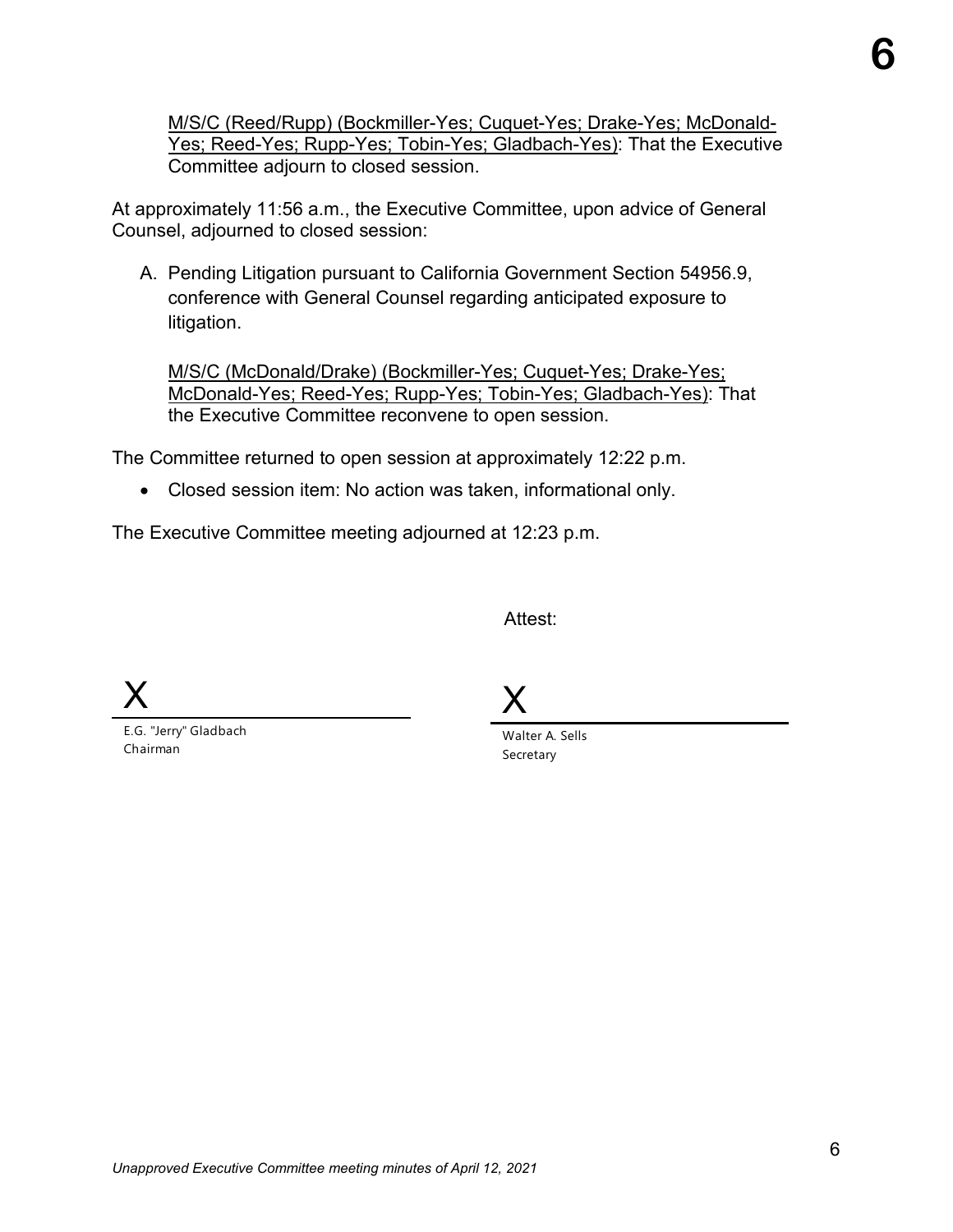M/S/C (Reed/Rupp) (Bockmiller-Yes; Cuquet-Yes; Drake-Yes; McDonald-Yes; Reed-Yes; Rupp-Yes; Tobin-Yes; Gladbach-Yes): That the Executive Committee adjourn to closed session.

At approximately 11:56 a.m., the Executive Committee, upon advice of General Counsel, adjourned to closed session:

A. Pending Litigation pursuant to California Government Section 54956.9, conference with General Counsel regarding anticipated exposure to litigation.

   M/S/C (McDonald/Drake) (Bockmiller-Yes; Cuquet-Yes; Drake-Yes; McDonald-Yes; Reed-Yes; Rupp-Yes; Tobin-Yes; Gladbach-Yes): That the Executive Committee reconvene to open session.

The Committee returned to open session at approximately 12:22 p.m.

- Closed session item: No action was taken, informational only.

The Executive Committee meeting adjourned at 12:23 p.m.

Attest:

X

E.G. "Jerry" Gladbach
Chairman

X

Walter A. Sells
Secretary

*Unapproved Executive Committee meeting minutes of April 12, 2021*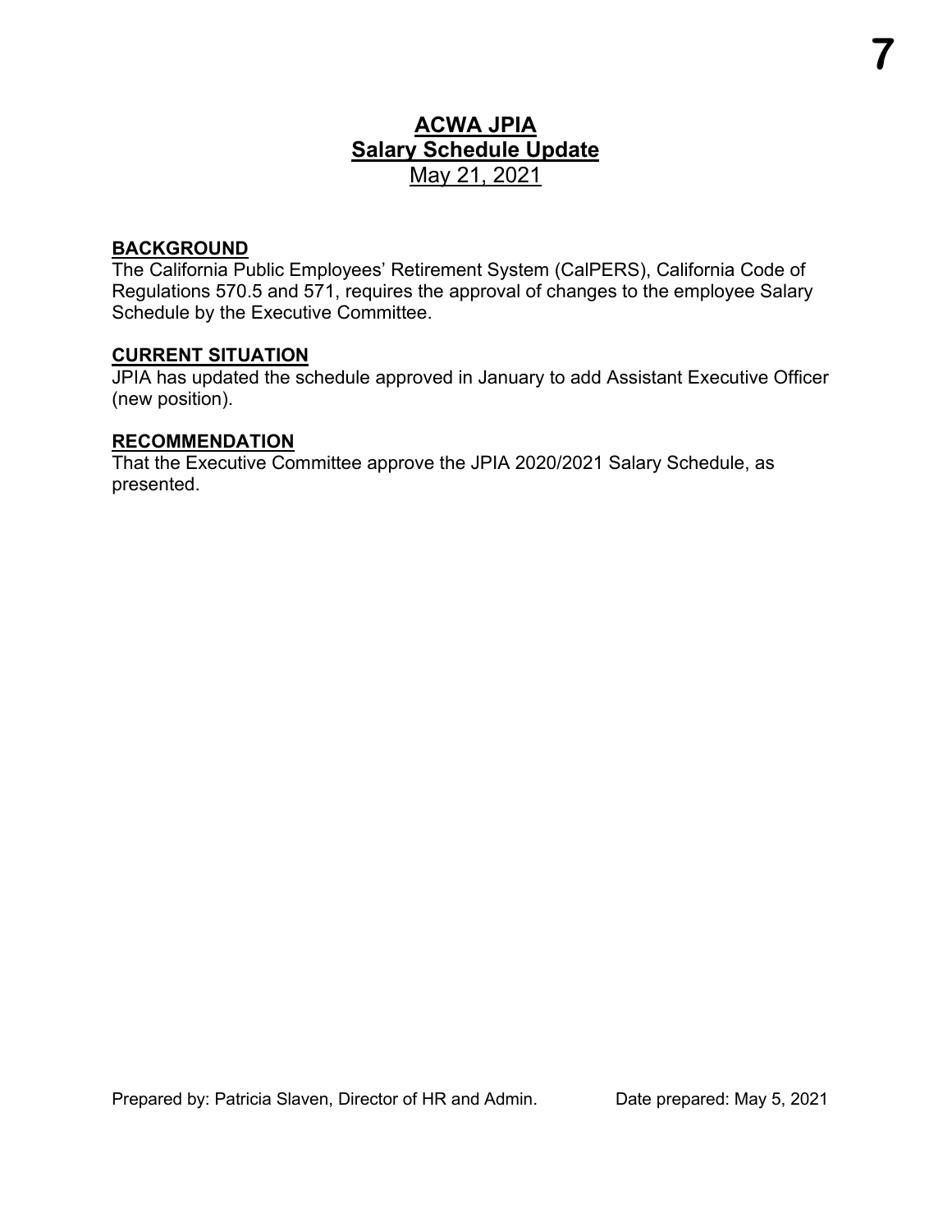# ACWA JPIA
## Salary Schedule Update
May 21, 2021

**BACKGROUND**
The California Public Employees' Retirement System (CalPERS), California Code of Regulations 570.5 and 571, requires the approval of changes to the employee Salary Schedule by the Executive Committee.

**CURRENT SITUATION**
JPIA has updated the schedule approved in January to add Assistant Executive Officer (new position).

**RECOMMENDATION**
That the Executive Committee approve the JPIA 2020/2021 Salary Schedule, as presented.

Prepared by: Patricia Slaven, Director of HR and Admin. Date prepared: May 5, 2021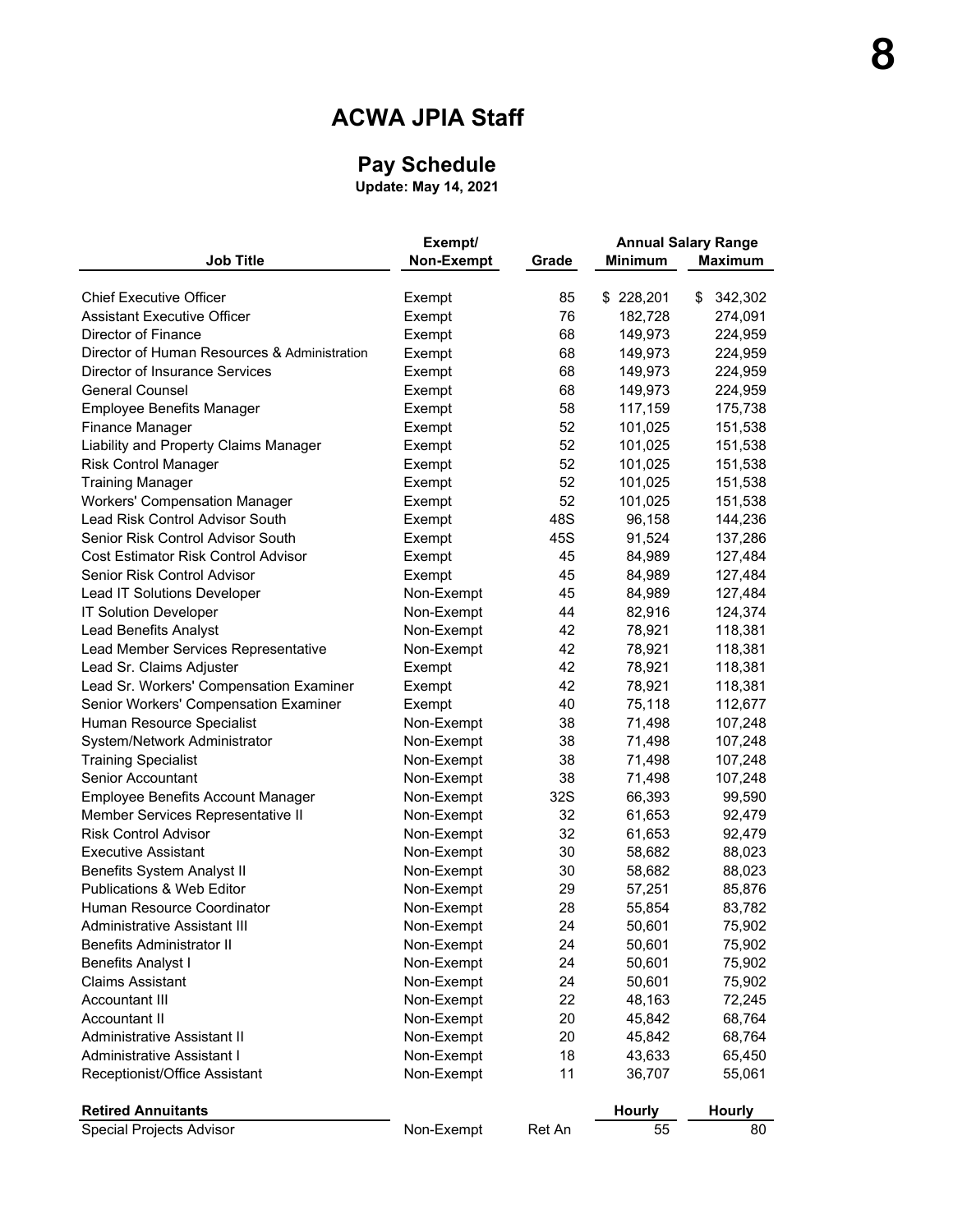# ACWA JPIA Staff

## Pay Schedule

**Update: May 14, 2021**

| Job Title | Exempt/ Non-Exempt | Grade | Annual Salary Range Minimum | Maximum |
|---|---|---|---|---|
| Chief Executive Officer | Exempt | 85 | $ 228,201 | $ 342,302 |
| Assistant Executive Officer | Exempt | 76 | 182,728 | 274,091 |
| Director of Finance | Exempt | 68 | 149,973 | 224,959 |
| Director of Human Resources & Administration | Exempt | 68 | 149,973 | 224,959 |
| Director of Insurance Services | Exempt | 68 | 149,973 | 224,959 |
| General Counsel | Exempt | 68 | 149,973 | 224,959 |
| Employee Benefits Manager | Exempt | 58 | 117,159 | 175,738 |
| Finance Manager | Exempt | 52 | 101,025 | 151,538 |
| Liability and Property Claims Manager | Exempt | 52 | 101,025 | 151,538 |
| Risk Control Manager | Exempt | 52 | 101,025 | 151,538 |
| Training Manager | Exempt | 52 | 101,025 | 151,538 |
| Workers' Compensation Manager | Exempt | 52 | 101,025 | 151,538 |
| Lead Risk Control Advisor South | Exempt | 48S | 96,158 | 144,236 |
| Senior Risk Control Advisor South | Exempt | 45S | 91,524 | 137,286 |
| Cost Estimator Risk Control Advisor | Exempt | 45 | 84,989 | 127,484 |
| Senior Risk Control Advisor | Exempt | 45 | 84,989 | 127,484 |
| Lead IT Solutions Developer | Non-Exempt | 45 | 84,989 | 127,484 |
| IT Solution Developer | Non-Exempt | 44 | 82,916 | 124,374 |
| Lead Benefits Analyst | Non-Exempt | 42 | 78,921 | 118,381 |
| Lead Member Services Representative | Non-Exempt | 42 | 78,921 | 118,381 |
| Lead Sr. Claims Adjuster | Exempt | 42 | 78,921 | 118,381 |
| Lead Sr. Workers' Compensation Examiner | Exempt | 42 | 78,921 | 118,381 |
| Senior Workers' Compensation Examiner | Exempt | 40 | 75,118 | 112,677 |
| Human Resource Specialist | Non-Exempt | 38 | 71,498 | 107,248 |
| System/Network Administrator | Non-Exempt | 38 | 71,498 | 107,248 |
| Training Specialist | Non-Exempt | 38 | 71,498 | 107,248 |
| Senior Accountant | Non-Exempt | 38 | 71,498 | 107,248 |
| Employee Benefits Account Manager | Non-Exempt | 32S | 66,393 | 99,590 |
| Member Services Representative II | Non-Exempt | 32 | 61,653 | 92,479 |
| Risk Control Advisor | Non-Exempt | 32 | 61,653 | 92,479 |
| Executive Assistant | Non-Exempt | 30 | 58,682 | 88,023 |
| Benefits System Analyst II | Non-Exempt | 30 | 58,682 | 88,023 |
| Publications & Web Editor | Non-Exempt | 29 | 57,251 | 85,876 |
| Human Resource Coordinator | Non-Exempt | 28 | 55,854 | 83,782 |
| Administrative Assistant III | Non-Exempt | 24 | 50,601 | 75,902 |
| Benefits Administrator II | Non-Exempt | 24 | 50,601 | 75,902 |
| Benefits Analyst I | Non-Exempt | 24 | 50,601 | 75,902 |
| Claims Assistant | Non-Exempt | 24 | 50,601 | 75,902 |
| Accountant III | Non-Exempt | 22 | 48,163 | 72,245 |
| Accountant II | Non-Exempt | 20 | 45,842 | 68,764 |
| Administrative Assistant II | Non-Exempt | 20 | 45,842 | 68,764 |
| Administrative Assistant I | Non-Exempt | 18 | 43,633 | 65,450 |
| Receptionist/Office Assistant | Non-Exempt | 11 | 36,707 | 55,061 |
| **Retired Annuitants** | | | **Hourly** | **Hourly** |
| Special Projects Advisor | Non-Exempt | Ret An | 55 | 80 |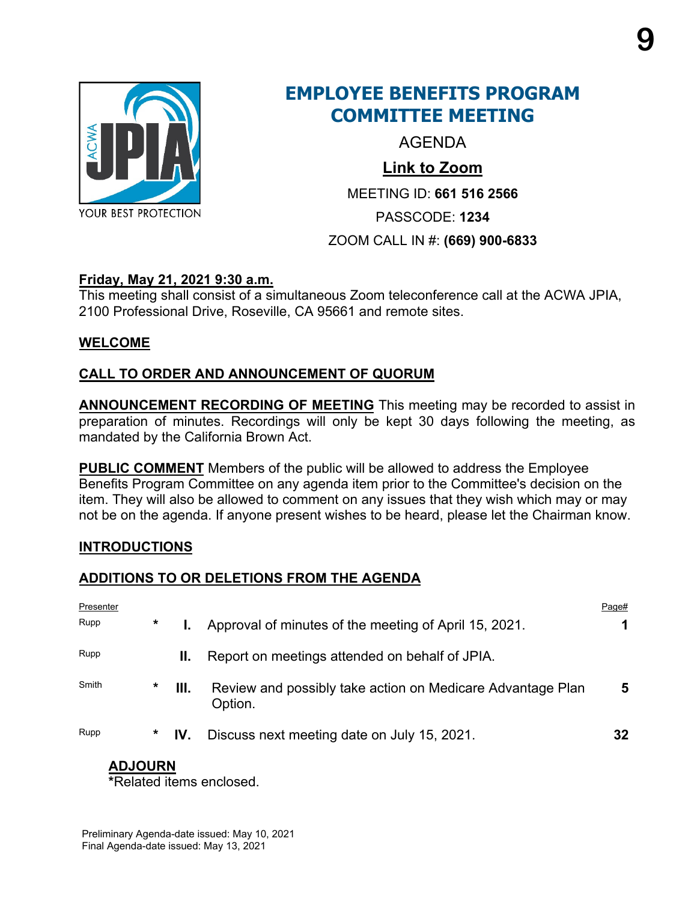# EMPLOYEE BENEFITS PROGRAM COMMITTEE MEETING

AGENDA

**Link to Zoom**

MEETING ID: **661 516 2566**

PASSCODE: **1234**

ZOOM CALL IN #: **(669) 900-6833**

**Friday, May 21, 2021 9:30 a.m.**

This meeting shall consist of a simultaneous Zoom teleconference call at the ACWA JPIA, 2100 Professional Drive, Roseville, CA 95661 and remote sites.

**WELCOME**

**CALL TO ORDER AND ANNOUNCEMENT OF QUORUM**

**ANNOUNCEMENT RECORDING OF MEETING** This meeting may be recorded to assist in preparation of minutes. Recordings will only be kept 30 days following the meeting, as mandated by the California Brown Act.

**PUBLIC COMMENT** Members of the public will be allowed to address the Employee Benefits Program Committee on any agenda item prior to the Committee's decision on the item. They will also be allowed to comment on any issues that they wish which may or may not be on the agenda. If anyone present wishes to be heard, please let the Chairman know.

**INTRODUCTIONS**

**ADDITIONS TO OR DELETIONS FROM THE AGENDA**

| Presenter | | | | Page# |
|---|---|---|---|---|
| Rupp | * | I. | Approval of minutes of the meeting of April 15, 2021. | 1 |
| Rupp | | II. | Report on meetings attended on behalf of JPIA. | |
| Smith | * | III. | Review and possibly take action on Medicare Advantage Plan Option. | 5 |
| Rupp | * | IV. | Discuss next meeting date on July 15, 2021. | 32 |

**ADJOURN**

*Related items enclosed.

Preliminary Agenda-date issued: May 10, 2021
Final Agenda-date issued: May 13, 2021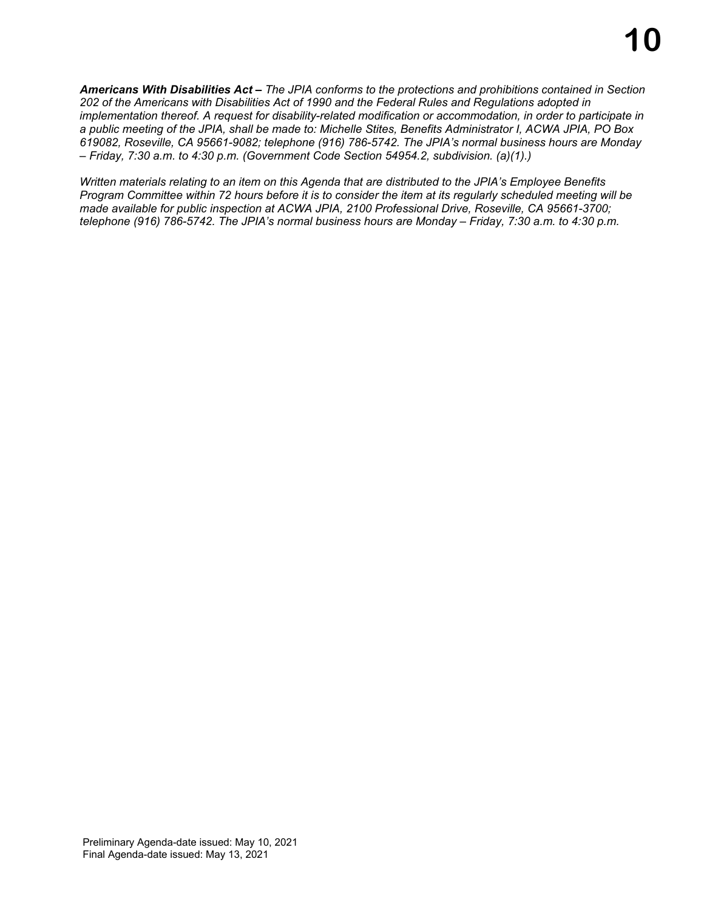***Americans With Disabilities Act –*** *The JPIA conforms to the protections and prohibitions contained in Section 202 of the Americans with Disabilities Act of 1990 and the Federal Rules and Regulations adopted in implementation thereof. A request for disability-related modification or accommodation, in order to participate in a public meeting of the JPIA, shall be made to: Michelle Stites, Benefits Administrator I, ACWA JPIA, PO Box 619082, Roseville, CA 95661-9082; telephone (916) 786-5742. The JPIA's normal business hours are Monday – Friday, 7:30 a.m. to 4:30 p.m. (Government Code Section 54954.2, subdivision. (a)(1).)*

*Written materials relating to an item on this Agenda that are distributed to the JPIA's Employee Benefits Program Committee within 72 hours before it is to consider the item at its regularly scheduled meeting will be made available for public inspection at ACWA JPIA, 2100 Professional Drive, Roseville, CA 95661-3700; telephone (916) 786-5742. The JPIA's normal business hours are Monday – Friday, 7:30 a.m. to 4:30 p.m.*

Preliminary Agenda-date issued: May 10, 2021
Final Agenda-date issued: May 13, 2021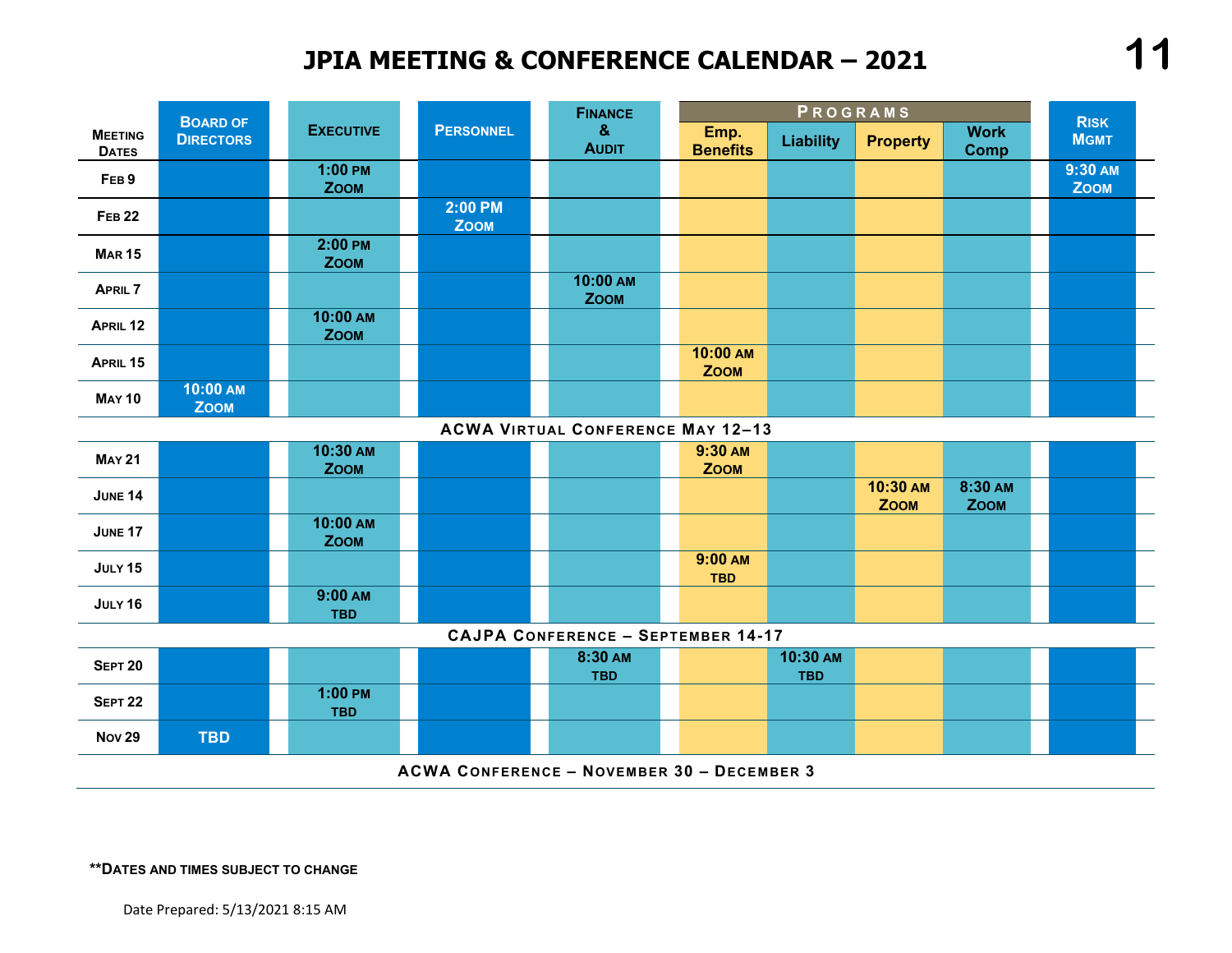# JPIA MEETING & CONFERENCE CALENDAR – 2021

| Meeting Dates | Board of Directors | Executive | Personnel | Finance & Audit | Programs | | | | Risk Mgmt |
|---|---|---|---|---|---|---|---|---|---|
| | | | | | Emp. Benefits | Liability | Property | Work Comp | |
| Feb 9 | | 1:00 PM Zoom | | | | | | | 9:30 AM Zoom |
| Feb 22 | | | 2:00 PM Zoom | | | | | | |
| Mar 15 | | 2:00 PM Zoom | | | | | | | |
| April 7 | | | | 10:00 AM Zoom | | | | | |
| April 12 | | 10:00 AM Zoom | | | | | | | |
| April 15 | | | | | 10:00 AM Zoom | | | | |
| May 10 | 10:00 AM Zoom | | | | | | | | |
| **ACWA Virtual Conference May 12–13** | | | | | | | | | |
| May 21 | | 10:30 AM Zoom | | | 9:30 AM Zoom | | | | |
| June 14 | | | | | | | 10:30 AM Zoom | 8:30 AM Zoom | |
| June 17 | | 10:00 AM Zoom | | | | | | | |
| July 15 | | | | | 9:00 AM TBD | | | | |
| July 16 | | 9:00 AM TBD | | | | | | | |
| **CAJPA Conference – September 14-17** | | | | | | | | | |
| Sept 20 | | | | 8:30 AM TBD | | 10:30 AM TBD | | | |
| Sept 22 | | 1:00 PM TBD | | | | | | | |
| Nov 29 | TBD | | | | | | | | |
| **ACWA Conference – November 30 – December 3** | | | | | | | | | |

**DATES AND TIMES SUBJECT TO CHANGE

Date Prepared: 5/13/2021 8:15 AM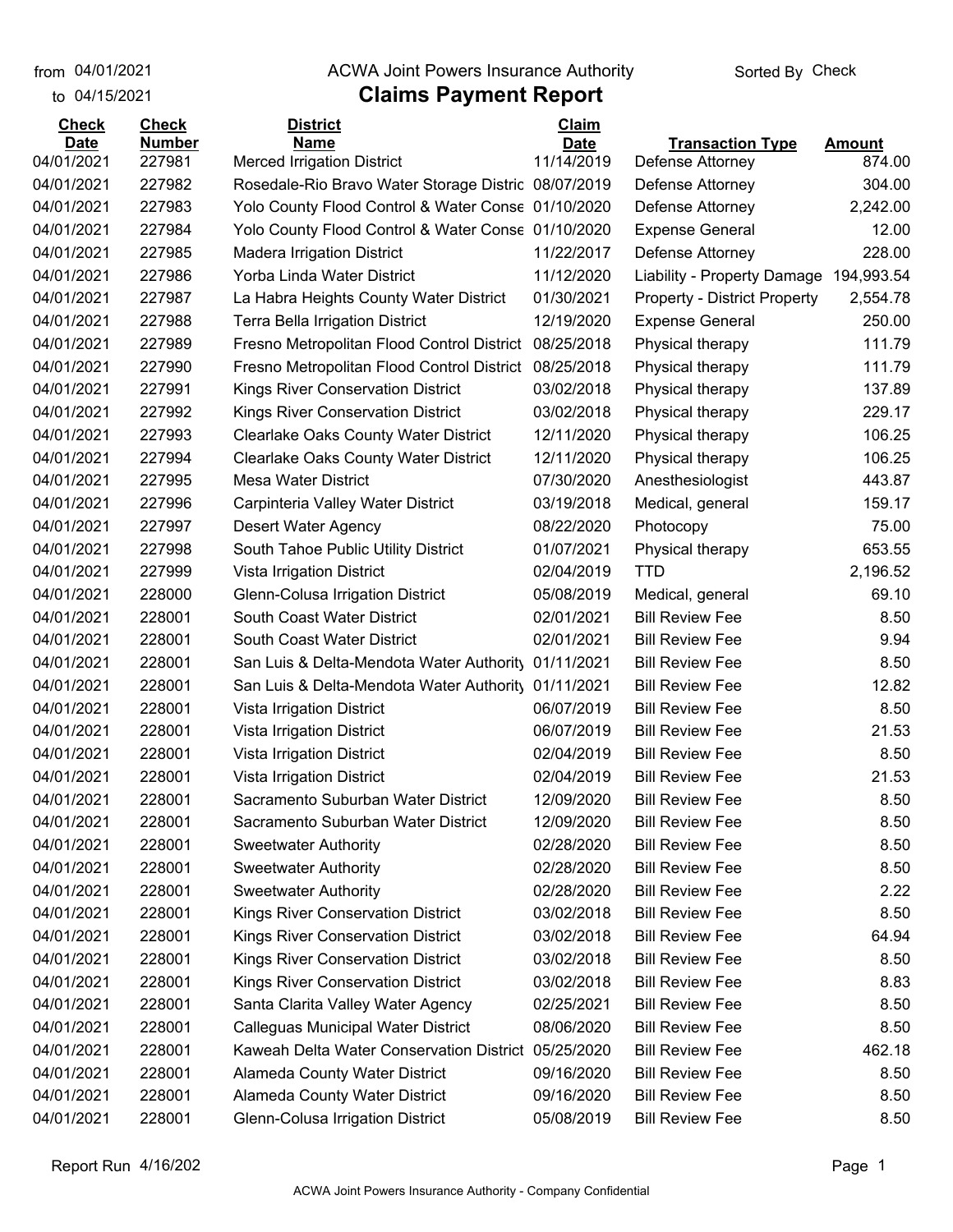from 04/01/2021 to 04/15/2021

ACWA Joint Powers Insurance Authority

# Claims Payment Report

Sorted By Check

| Check Date | Check Number | District Name | Claim Date | Transaction Type | Amount |
|---|---|---|---|---|---|
| 04/01/2021 | 227981 | Merced Irrigation District | 11/14/2019 | Defense Attorney | 874.00 |
| 04/01/2021 | 227982 | Rosedale-Rio Bravo Water Storage Distric | 08/07/2019 | Defense Attorney | 304.00 |
| 04/01/2021 | 227983 | Yolo County Flood Control & Water Conse | 01/10/2020 | Defense Attorney | 2,242.00 |
| 04/01/2021 | 227984 | Yolo County Flood Control & Water Conse | 01/10/2020 | Expense General | 12.00 |
| 04/01/2021 | 227985 | Madera Irrigation District | 11/22/2017 | Defense Attorney | 228.00 |
| 04/01/2021 | 227986 | Yorba Linda Water District | 11/12/2020 | Liability - Property Damage | 194,993.54 |
| 04/01/2021 | 227987 | La Habra Heights County Water District | 01/30/2021 | Property - District Property | 2,554.78 |
| 04/01/2021 | 227988 | Terra Bella Irrigation District | 12/19/2020 | Expense General | 250.00 |
| 04/01/2021 | 227989 | Fresno Metropolitan Flood Control District | 08/25/2018 | Physical therapy | 111.79 |
| 04/01/2021 | 227990 | Fresno Metropolitan Flood Control District | 08/25/2018 | Physical therapy | 111.79 |
| 04/01/2021 | 227991 | Kings River Conservation District | 03/02/2018 | Physical therapy | 137.89 |
| 04/01/2021 | 227992 | Kings River Conservation District | 03/02/2018 | Physical therapy | 229.17 |
| 04/01/2021 | 227993 | Clearlake Oaks County Water District | 12/11/2020 | Physical therapy | 106.25 |
| 04/01/2021 | 227994 | Clearlake Oaks County Water District | 12/11/2020 | Physical therapy | 106.25 |
| 04/01/2021 | 227995 | Mesa Water District | 07/30/2020 | Anesthesiologist | 443.87 |
| 04/01/2021 | 227996 | Carpinteria Valley Water District | 03/19/2018 | Medical, general | 159.17 |
| 04/01/2021 | 227997 | Desert Water Agency | 08/22/2020 | Photocopy | 75.00 |
| 04/01/2021 | 227998 | South Tahoe Public Utility District | 01/07/2021 | Physical therapy | 653.55 |
| 04/01/2021 | 227999 | Vista Irrigation District | 02/04/2019 | TTD | 2,196.52 |
| 04/01/2021 | 228000 | Glenn-Colusa Irrigation District | 05/08/2019 | Medical, general | 69.10 |
| 04/01/2021 | 228001 | South Coast Water District | 02/01/2021 | Bill Review Fee | 8.50 |
| 04/01/2021 | 228001 | South Coast Water District | 02/01/2021 | Bill Review Fee | 9.94 |
| 04/01/2021 | 228001 | San Luis & Delta-Mendota Water Authority | 01/11/2021 | Bill Review Fee | 8.50 |
| 04/01/2021 | 228001 | San Luis & Delta-Mendota Water Authority | 01/11/2021 | Bill Review Fee | 12.82 |
| 04/01/2021 | 228001 | Vista Irrigation District | 06/07/2019 | Bill Review Fee | 8.50 |
| 04/01/2021 | 228001 | Vista Irrigation District | 06/07/2019 | Bill Review Fee | 21.53 |
| 04/01/2021 | 228001 | Vista Irrigation District | 02/04/2019 | Bill Review Fee | 8.50 |
| 04/01/2021 | 228001 | Vista Irrigation District | 02/04/2019 | Bill Review Fee | 21.53 |
| 04/01/2021 | 228001 | Sacramento Suburban Water District | 12/09/2020 | Bill Review Fee | 8.50 |
| 04/01/2021 | 228001 | Sacramento Suburban Water District | 12/09/2020 | Bill Review Fee | 8.50 |
| 04/01/2021 | 228001 | Sweetwater Authority | 02/28/2020 | Bill Review Fee | 8.50 |
| 04/01/2021 | 228001 | Sweetwater Authority | 02/28/2020 | Bill Review Fee | 8.50 |
| 04/01/2021 | 228001 | Sweetwater Authority | 02/28/2020 | Bill Review Fee | 2.22 |
| 04/01/2021 | 228001 | Kings River Conservation District | 03/02/2018 | Bill Review Fee | 8.50 |
| 04/01/2021 | 228001 | Kings River Conservation District | 03/02/2018 | Bill Review Fee | 64.94 |
| 04/01/2021 | 228001 | Kings River Conservation District | 03/02/2018 | Bill Review Fee | 8.50 |
| 04/01/2021 | 228001 | Kings River Conservation District | 03/02/2018 | Bill Review Fee | 8.83 |
| 04/01/2021 | 228001 | Santa Clarita Valley Water Agency | 02/25/2021 | Bill Review Fee | 8.50 |
| 04/01/2021 | 228001 | Calleguas Municipal Water District | 08/06/2020 | Bill Review Fee | 8.50 |
| 04/01/2021 | 228001 | Kaweah Delta Water Conservation District | 05/25/2020 | Bill Review Fee | 462.18 |
| 04/01/2021 | 228001 | Alameda County Water District | 09/16/2020 | Bill Review Fee | 8.50 |
| 04/01/2021 | 228001 | Alameda County Water District | 09/16/2020 | Bill Review Fee | 8.50 |
| 04/01/2021 | 228001 | Glenn-Colusa Irrigation District | 05/08/2019 | Bill Review Fee | 8.50 |

Report Run 4/16/202

ACWA Joint Powers Insurance Authority - Company Confidential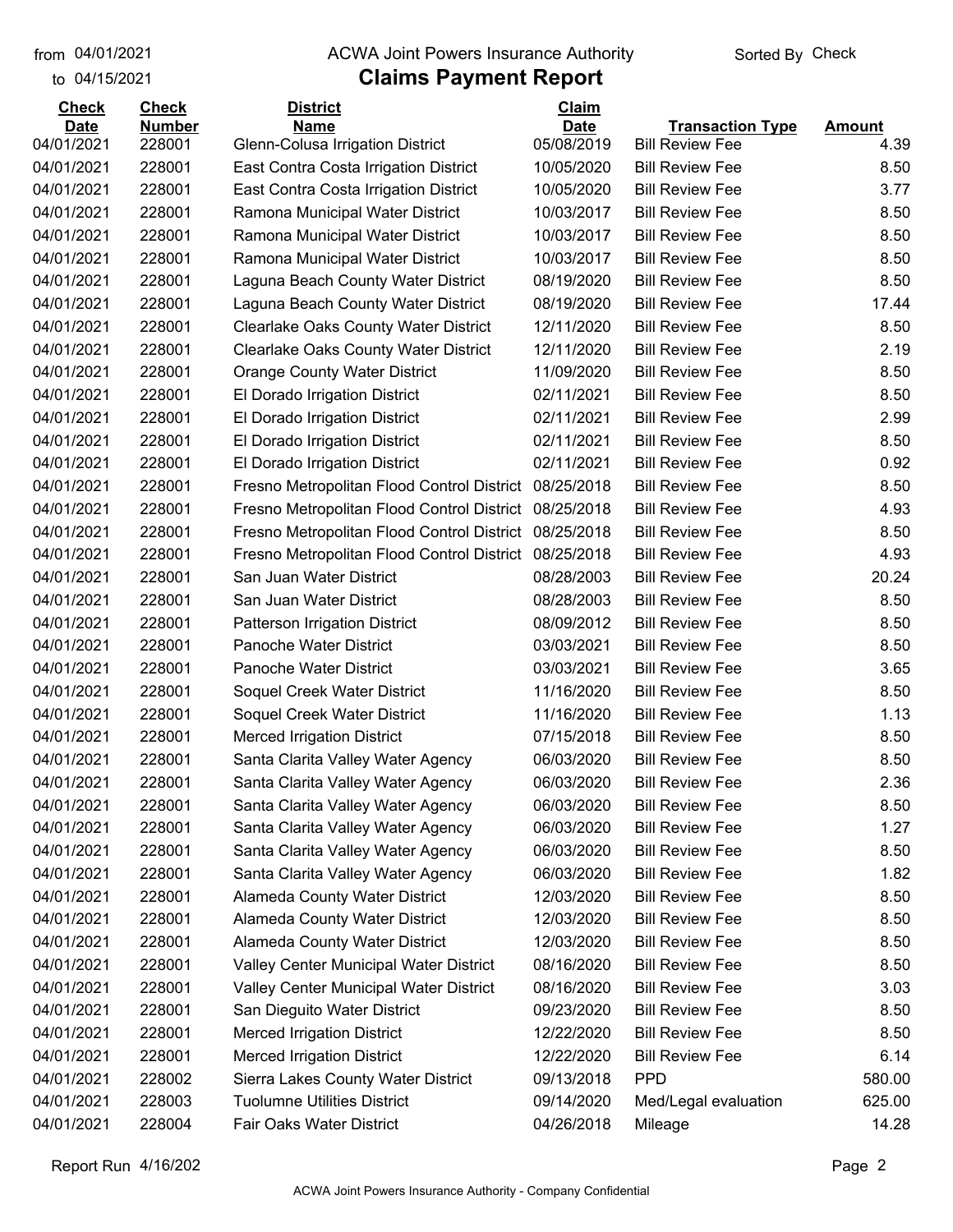from 04/01/2021 to 04/15/2021

# ACWA Joint Powers Insurance Authority

## Claims Payment Report

Sorted By Check

| Check Date | Check Number | District Name | Claim Date | Transaction Type | Amount |
|---|---|---|---|---|---|
| 04/01/2021 | 228001 | Glenn-Colusa Irrigation District | 05/08/2019 | Bill Review Fee | 4.39 |
| 04/01/2021 | 228001 | East Contra Costa Irrigation District | 10/05/2020 | Bill Review Fee | 8.50 |
| 04/01/2021 | 228001 | East Contra Costa Irrigation District | 10/05/2020 | Bill Review Fee | 3.77 |
| 04/01/2021 | 228001 | Ramona Municipal Water District | 10/03/2017 | Bill Review Fee | 8.50 |
| 04/01/2021 | 228001 | Ramona Municipal Water District | 10/03/2017 | Bill Review Fee | 8.50 |
| 04/01/2021 | 228001 | Ramona Municipal Water District | 10/03/2017 | Bill Review Fee | 8.50 |
| 04/01/2021 | 228001 | Laguna Beach County Water District | 08/19/2020 | Bill Review Fee | 8.50 |
| 04/01/2021 | 228001 | Laguna Beach County Water District | 08/19/2020 | Bill Review Fee | 17.44 |
| 04/01/2021 | 228001 | Clearlake Oaks County Water District | 12/11/2020 | Bill Review Fee | 8.50 |
| 04/01/2021 | 228001 | Clearlake Oaks County Water District | 12/11/2020 | Bill Review Fee | 2.19 |
| 04/01/2021 | 228001 | Orange County Water District | 11/09/2020 | Bill Review Fee | 8.50 |
| 04/01/2021 | 228001 | El Dorado Irrigation District | 02/11/2021 | Bill Review Fee | 8.50 |
| 04/01/2021 | 228001 | El Dorado Irrigation District | 02/11/2021 | Bill Review Fee | 2.99 |
| 04/01/2021 | 228001 | El Dorado Irrigation District | 02/11/2021 | Bill Review Fee | 8.50 |
| 04/01/2021 | 228001 | El Dorado Irrigation District | 02/11/2021 | Bill Review Fee | 0.92 |
| 04/01/2021 | 228001 | Fresno Metropolitan Flood Control District | 08/25/2018 | Bill Review Fee | 8.50 |
| 04/01/2021 | 228001 | Fresno Metropolitan Flood Control District | 08/25/2018 | Bill Review Fee | 4.93 |
| 04/01/2021 | 228001 | Fresno Metropolitan Flood Control District | 08/25/2018 | Bill Review Fee | 8.50 |
| 04/01/2021 | 228001 | Fresno Metropolitan Flood Control District | 08/25/2018 | Bill Review Fee | 4.93 |
| 04/01/2021 | 228001 | San Juan Water District | 08/28/2003 | Bill Review Fee | 20.24 |
| 04/01/2021 | 228001 | San Juan Water District | 08/28/2003 | Bill Review Fee | 8.50 |
| 04/01/2021 | 228001 | Patterson Irrigation District | 08/09/2012 | Bill Review Fee | 8.50 |
| 04/01/2021 | 228001 | Panoche Water District | 03/03/2021 | Bill Review Fee | 8.50 |
| 04/01/2021 | 228001 | Panoche Water District | 03/03/2021 | Bill Review Fee | 3.65 |
| 04/01/2021 | 228001 | Soquel Creek Water District | 11/16/2020 | Bill Review Fee | 8.50 |
| 04/01/2021 | 228001 | Soquel Creek Water District | 11/16/2020 | Bill Review Fee | 1.13 |
| 04/01/2021 | 228001 | Merced Irrigation District | 07/15/2018 | Bill Review Fee | 8.50 |
| 04/01/2021 | 228001 | Santa Clarita Valley Water Agency | 06/03/2020 | Bill Review Fee | 8.50 |
| 04/01/2021 | 228001 | Santa Clarita Valley Water Agency | 06/03/2020 | Bill Review Fee | 2.36 |
| 04/01/2021 | 228001 | Santa Clarita Valley Water Agency | 06/03/2020 | Bill Review Fee | 8.50 |
| 04/01/2021 | 228001 | Santa Clarita Valley Water Agency | 06/03/2020 | Bill Review Fee | 1.27 |
| 04/01/2021 | 228001 | Santa Clarita Valley Water Agency | 06/03/2020 | Bill Review Fee | 8.50 |
| 04/01/2021 | 228001 | Santa Clarita Valley Water Agency | 06/03/2020 | Bill Review Fee | 1.82 |
| 04/01/2021 | 228001 | Alameda County Water District | 12/03/2020 | Bill Review Fee | 8.50 |
| 04/01/2021 | 228001 | Alameda County Water District | 12/03/2020 | Bill Review Fee | 8.50 |
| 04/01/2021 | 228001 | Alameda County Water District | 12/03/2020 | Bill Review Fee | 8.50 |
| 04/01/2021 | 228001 | Valley Center Municipal Water District | 08/16/2020 | Bill Review Fee | 8.50 |
| 04/01/2021 | 228001 | Valley Center Municipal Water District | 08/16/2020 | Bill Review Fee | 3.03 |
| 04/01/2021 | 228001 | San Dieguito Water District | 09/23/2020 | Bill Review Fee | 8.50 |
| 04/01/2021 | 228001 | Merced Irrigation District | 12/22/2020 | Bill Review Fee | 8.50 |
| 04/01/2021 | 228001 | Merced Irrigation District | 12/22/2020 | Bill Review Fee | 6.14 |
| 04/01/2021 | 228002 | Sierra Lakes County Water District | 09/13/2018 | PPD | 580.00 |
| 04/01/2021 | 228003 | Tuolumne Utilities District | 09/14/2020 | Med/Legal evaluation | 625.00 |
| 04/01/2021 | 228004 | Fair Oaks Water District | 04/26/2018 | Mileage | 14.28 |

Report Run 4/16/202

ACWA Joint Powers Insurance Authority - Company Confidential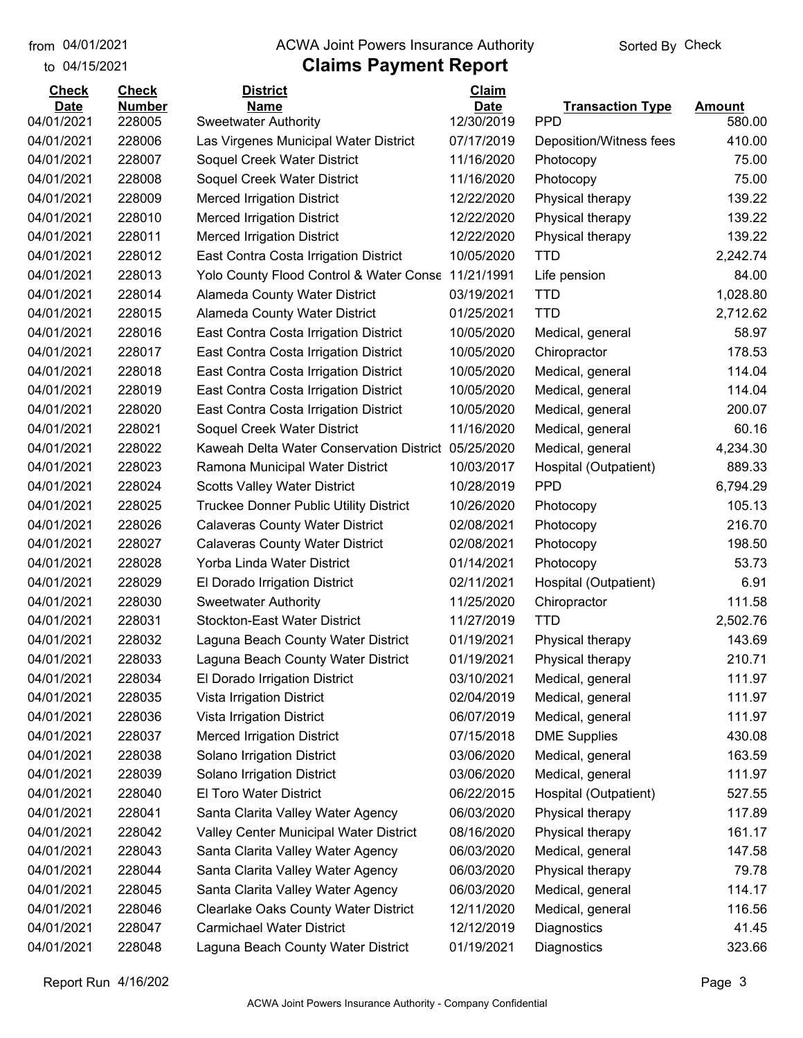# ACWA Joint Powers Insurance Authority

## Claims Payment Report

from 04/01/2021 to 04/15/2021 — Sorted By Check

| Check Date | Check Number | District Name | Claim Date | Transaction Type | Amount |
|---|---|---|---|---|---|
| 04/01/2021 | 228005 | Sweetwater Authority | 12/30/2019 | PPD | 580.00 |
| 04/01/2021 | 228006 | Las Virgenes Municipal Water District | 07/17/2019 | Deposition/Witness fees | 410.00 |
| 04/01/2021 | 228007 | Soquel Creek Water District | 11/16/2020 | Photocopy | 75.00 |
| 04/01/2021 | 228008 | Soquel Creek Water District | 11/16/2020 | Photocopy | 75.00 |
| 04/01/2021 | 228009 | Merced Irrigation District | 12/22/2020 | Physical therapy | 139.22 |
| 04/01/2021 | 228010 | Merced Irrigation District | 12/22/2020 | Physical therapy | 139.22 |
| 04/01/2021 | 228011 | Merced Irrigation District | 12/22/2020 | Physical therapy | 139.22 |
| 04/01/2021 | 228012 | East Contra Costa Irrigation District | 10/05/2020 | TTD | 2,242.74 |
| 04/01/2021 | 228013 | Yolo County Flood Control & Water Conse | 11/21/1991 | Life pension | 84.00 |
| 04/01/2021 | 228014 | Alameda County Water District | 03/19/2021 | TTD | 1,028.80 |
| 04/01/2021 | 228015 | Alameda County Water District | 01/25/2021 | TTD | 2,712.62 |
| 04/01/2021 | 228016 | East Contra Costa Irrigation District | 10/05/2020 | Medical, general | 58.97 |
| 04/01/2021 | 228017 | East Contra Costa Irrigation District | 10/05/2020 | Chiropractor | 178.53 |
| 04/01/2021 | 228018 | East Contra Costa Irrigation District | 10/05/2020 | Medical, general | 114.04 |
| 04/01/2021 | 228019 | East Contra Costa Irrigation District | 10/05/2020 | Medical, general | 114.04 |
| 04/01/2021 | 228020 | East Contra Costa Irrigation District | 10/05/2020 | Medical, general | 200.07 |
| 04/01/2021 | 228021 | Soquel Creek Water District | 11/16/2020 | Medical, general | 60.16 |
| 04/01/2021 | 228022 | Kaweah Delta Water Conservation District | 05/25/2020 | Medical, general | 4,234.30 |
| 04/01/2021 | 228023 | Ramona Municipal Water District | 10/03/2017 | Hospital (Outpatient) | 889.33 |
| 04/01/2021 | 228024 | Scotts Valley Water District | 10/28/2019 | PPD | 6,794.29 |
| 04/01/2021 | 228025 | Truckee Donner Public Utility District | 10/26/2020 | Photocopy | 105.13 |
| 04/01/2021 | 228026 | Calaveras County Water District | 02/08/2021 | Photocopy | 216.70 |
| 04/01/2021 | 228027 | Calaveras County Water District | 02/08/2021 | Photocopy | 198.50 |
| 04/01/2021 | 228028 | Yorba Linda Water District | 01/14/2021 | Photocopy | 53.73 |
| 04/01/2021 | 228029 | El Dorado Irrigation District | 02/11/2021 | Hospital (Outpatient) | 6.91 |
| 04/01/2021 | 228030 | Sweetwater Authority | 11/25/2020 | Chiropractor | 111.58 |
| 04/01/2021 | 228031 | Stockton-East Water District | 11/27/2019 | TTD | 2,502.76 |
| 04/01/2021 | 228032 | Laguna Beach County Water District | 01/19/2021 | Physical therapy | 143.69 |
| 04/01/2021 | 228033 | Laguna Beach County Water District | 01/19/2021 | Physical therapy | 210.71 |
| 04/01/2021 | 228034 | El Dorado Irrigation District | 03/10/2021 | Medical, general | 111.97 |
| 04/01/2021 | 228035 | Vista Irrigation District | 02/04/2019 | Medical, general | 111.97 |
| 04/01/2021 | 228036 | Vista Irrigation District | 06/07/2019 | Medical, general | 111.97 |
| 04/01/2021 | 228037 | Merced Irrigation District | 07/15/2018 | DME Supplies | 430.08 |
| 04/01/2021 | 228038 | Solano Irrigation District | 03/06/2020 | Medical, general | 163.59 |
| 04/01/2021 | 228039 | Solano Irrigation District | 03/06/2020 | Medical, general | 111.97 |
| 04/01/2021 | 228040 | El Toro Water District | 06/22/2015 | Hospital (Outpatient) | 527.55 |
| 04/01/2021 | 228041 | Santa Clarita Valley Water Agency | 06/03/2020 | Physical therapy | 117.89 |
| 04/01/2021 | 228042 | Valley Center Municipal Water District | 08/16/2020 | Physical therapy | 161.17 |
| 04/01/2021 | 228043 | Santa Clarita Valley Water Agency | 06/03/2020 | Medical, general | 147.58 |
| 04/01/2021 | 228044 | Santa Clarita Valley Water Agency | 06/03/2020 | Physical therapy | 79.78 |
| 04/01/2021 | 228045 | Santa Clarita Valley Water Agency | 06/03/2020 | Medical, general | 114.17 |
| 04/01/2021 | 228046 | Clearlake Oaks County Water District | 12/11/2020 | Medical, general | 116.56 |
| 04/01/2021 | 228047 | Carmichael Water District | 12/12/2019 | Diagnostics | 41.45 |
| 04/01/2021 | 228048 | Laguna Beach County Water District | 01/19/2021 | Diagnostics | 323.66 |

Report Run 4/16/202

ACWA Joint Powers Insurance Authority - Company Confidential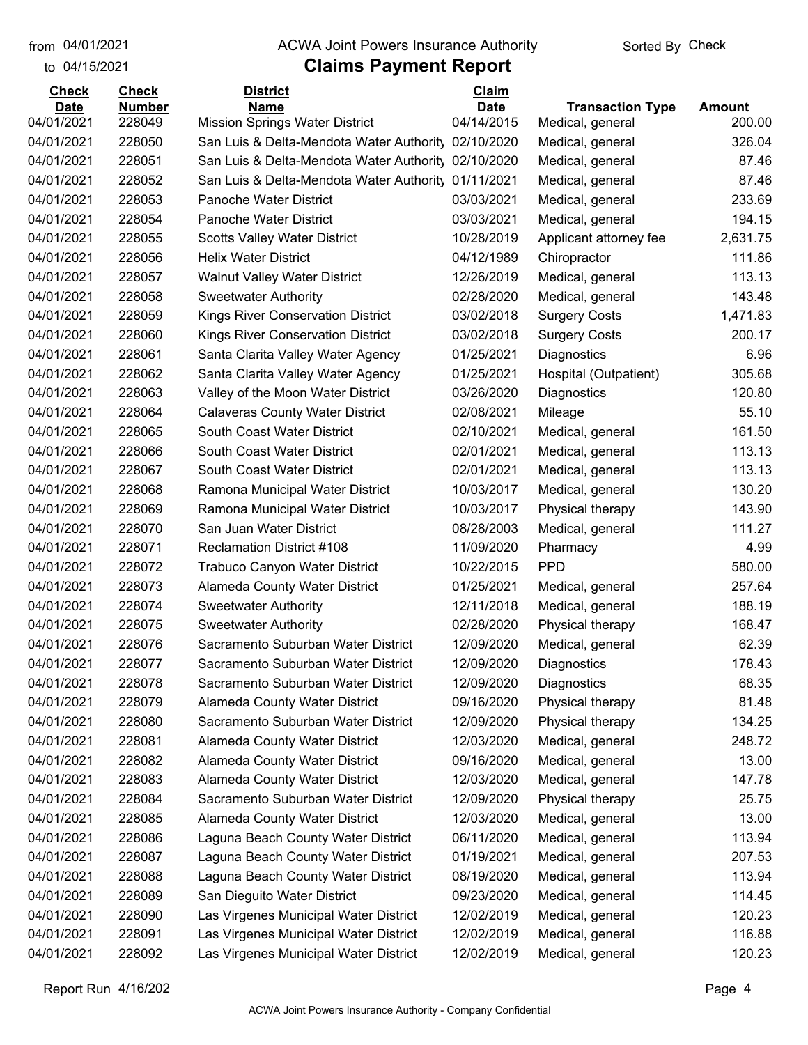# ACWA Joint Powers Insurance Authority

## Claims Payment Report

from 04/01/2021 to 04/15/2021

Sorted By Check

| Check Date | Check Number | District Name | Claim Date | Transaction Type | Amount |
|---|---|---|---|---|---|
| 04/01/2021 | 228049 | Mission Springs Water District | 04/14/2015 | Medical, general | 200.00 |
| 04/01/2021 | 228050 | San Luis & Delta-Mendota Water Authority | 02/10/2020 | Medical, general | 326.04 |
| 04/01/2021 | 228051 | San Luis & Delta-Mendota Water Authority | 02/10/2020 | Medical, general | 87.46 |
| 04/01/2021 | 228052 | San Luis & Delta-Mendota Water Authority | 01/11/2021 | Medical, general | 87.46 |
| 04/01/2021 | 228053 | Panoche Water District | 03/03/2021 | Medical, general | 233.69 |
| 04/01/2021 | 228054 | Panoche Water District | 03/03/2021 | Medical, general | 194.15 |
| 04/01/2021 | 228055 | Scotts Valley Water District | 10/28/2019 | Applicant attorney fee | 2,631.75 |
| 04/01/2021 | 228056 | Helix Water District | 04/12/1989 | Chiropractor | 111.86 |
| 04/01/2021 | 228057 | Walnut Valley Water District | 12/26/2019 | Medical, general | 113.13 |
| 04/01/2021 | 228058 | Sweetwater Authority | 02/28/2020 | Medical, general | 143.48 |
| 04/01/2021 | 228059 | Kings River Conservation District | 03/02/2018 | Surgery Costs | 1,471.83 |
| 04/01/2021 | 228060 | Kings River Conservation District | 03/02/2018 | Surgery Costs | 200.17 |
| 04/01/2021 | 228061 | Santa Clarita Valley Water Agency | 01/25/2021 | Diagnostics | 6.96 |
| 04/01/2021 | 228062 | Santa Clarita Valley Water Agency | 01/25/2021 | Hospital (Outpatient) | 305.68 |
| 04/01/2021 | 228063 | Valley of the Moon Water District | 03/26/2020 | Diagnostics | 120.80 |
| 04/01/2021 | 228064 | Calaveras County Water District | 02/08/2021 | Mileage | 55.10 |
| 04/01/2021 | 228065 | South Coast Water District | 02/10/2021 | Medical, general | 161.50 |
| 04/01/2021 | 228066 | South Coast Water District | 02/01/2021 | Medical, general | 113.13 |
| 04/01/2021 | 228067 | South Coast Water District | 02/01/2021 | Medical, general | 113.13 |
| 04/01/2021 | 228068 | Ramona Municipal Water District | 10/03/2017 | Medical, general | 130.20 |
| 04/01/2021 | 228069 | Ramona Municipal Water District | 10/03/2017 | Physical therapy | 143.90 |
| 04/01/2021 | 228070 | San Juan Water District | 08/28/2003 | Medical, general | 111.27 |
| 04/01/2021 | 228071 | Reclamation District #108 | 11/09/2020 | Pharmacy | 4.99 |
| 04/01/2021 | 228072 | Trabuco Canyon Water District | 10/22/2015 | PPD | 580.00 |
| 04/01/2021 | 228073 | Alameda County Water District | 01/25/2021 | Medical, general | 257.64 |
| 04/01/2021 | 228074 | Sweetwater Authority | 12/11/2018 | Medical, general | 188.19 |
| 04/01/2021 | 228075 | Sweetwater Authority | 02/28/2020 | Physical therapy | 168.47 |
| 04/01/2021 | 228076 | Sacramento Suburban Water District | 12/09/2020 | Medical, general | 62.39 |
| 04/01/2021 | 228077 | Sacramento Suburban Water District | 12/09/2020 | Diagnostics | 178.43 |
| 04/01/2021 | 228078 | Sacramento Suburban Water District | 12/09/2020 | Diagnostics | 68.35 |
| 04/01/2021 | 228079 | Alameda County Water District | 09/16/2020 | Physical therapy | 81.48 |
| 04/01/2021 | 228080 | Sacramento Suburban Water District | 12/09/2020 | Physical therapy | 134.25 |
| 04/01/2021 | 228081 | Alameda County Water District | 12/03/2020 | Medical, general | 248.72 |
| 04/01/2021 | 228082 | Alameda County Water District | 09/16/2020 | Medical, general | 13.00 |
| 04/01/2021 | 228083 | Alameda County Water District | 12/03/2020 | Medical, general | 147.78 |
| 04/01/2021 | 228084 | Sacramento Suburban Water District | 12/09/2020 | Physical therapy | 25.75 |
| 04/01/2021 | 228085 | Alameda County Water District | 12/03/2020 | Medical, general | 13.00 |
| 04/01/2021 | 228086 | Laguna Beach County Water District | 06/11/2020 | Medical, general | 113.94 |
| 04/01/2021 | 228087 | Laguna Beach County Water District | 01/19/2021 | Medical, general | 207.53 |
| 04/01/2021 | 228088 | Laguna Beach County Water District | 08/19/2020 | Medical, general | 113.94 |
| 04/01/2021 | 228089 | San Dieguito Water District | 09/23/2020 | Medical, general | 114.45 |
| 04/01/2021 | 228090 | Las Virgenes Municipal Water District | 12/02/2019 | Medical, general | 120.23 |
| 04/01/2021 | 228091 | Las Virgenes Municipal Water District | 12/02/2019 | Medical, general | 116.88 |
| 04/01/2021 | 228092 | Las Virgenes Municipal Water District | 12/02/2019 | Medical, general | 120.23 |

Report Run 4/16/202

ACWA Joint Powers Insurance Authority - Company Confidential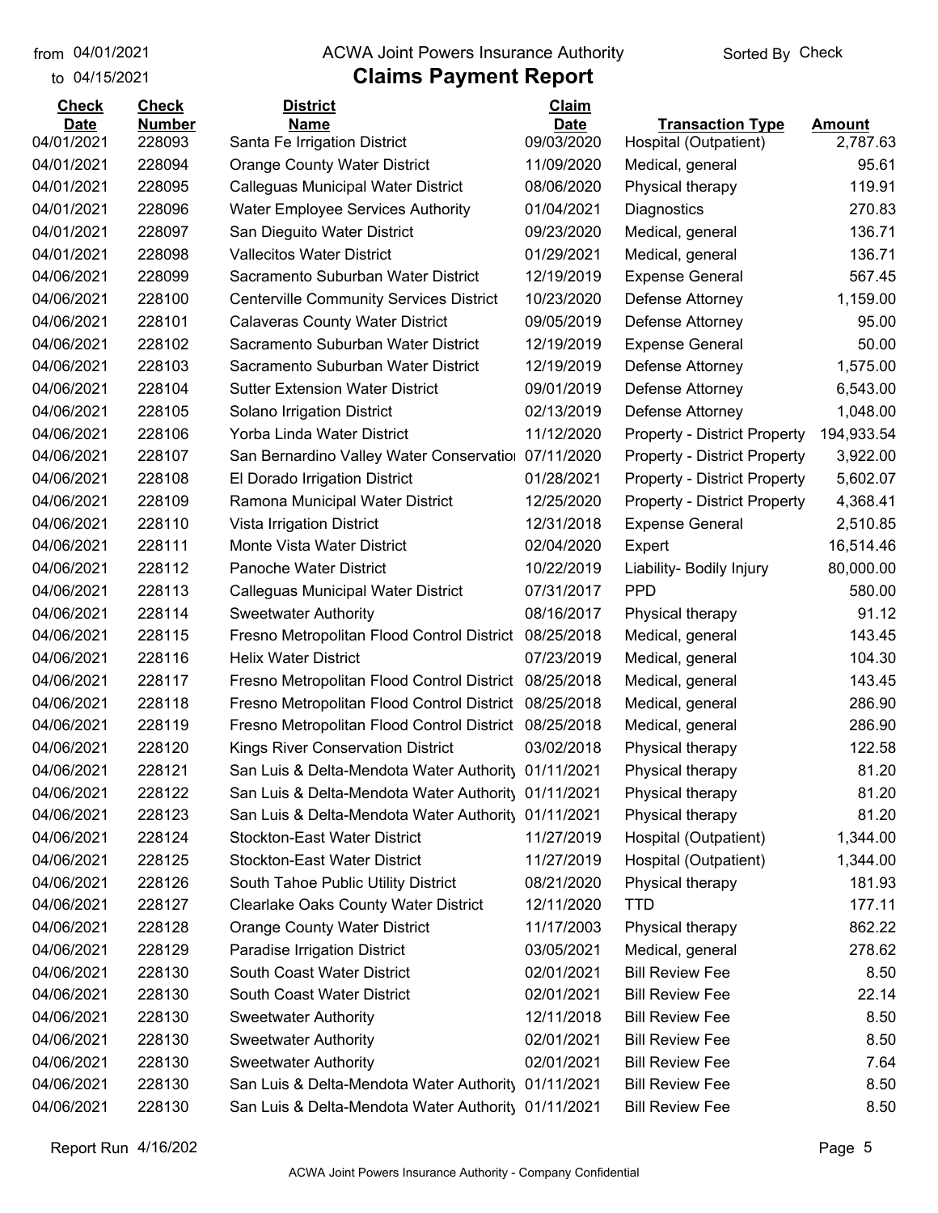from 04/01/2021 ACWA Joint Powers Insurance Authority Sorted By Check

to 04/15/2021

# Claims Payment Report

| Check Date | Check Number | District Name | Claim Date | Transaction Type | Amount |
|---|---|---|---|---|---|
| 04/01/2021 | 228093 | Santa Fe Irrigation District | 09/03/2020 | Hospital (Outpatient) | 2,787.63 |
| 04/01/2021 | 228094 | Orange County Water District | 11/09/2020 | Medical, general | 95.61 |
| 04/01/2021 | 228095 | Calleguas Municipal Water District | 08/06/2020 | Physical therapy | 119.91 |
| 04/01/2021 | 228096 | Water Employee Services Authority | 01/04/2021 | Diagnostics | 270.83 |
| 04/01/2021 | 228097 | San Dieguito Water District | 09/23/2020 | Medical, general | 136.71 |
| 04/01/2021 | 228098 | Vallecitos Water District | 01/29/2021 | Medical, general | 136.71 |
| 04/06/2021 | 228099 | Sacramento Suburban Water District | 12/19/2019 | Expense General | 567.45 |
| 04/06/2021 | 228100 | Centerville Community Services District | 10/23/2020 | Defense Attorney | 1,159.00 |
| 04/06/2021 | 228101 | Calaveras County Water District | 09/05/2019 | Defense Attorney | 95.00 |
| 04/06/2021 | 228102 | Sacramento Suburban Water District | 12/19/2019 | Expense General | 50.00 |
| 04/06/2021 | 228103 | Sacramento Suburban Water District | 12/19/2019 | Defense Attorney | 1,575.00 |
| 04/06/2021 | 228104 | Sutter Extension Water District | 09/01/2019 | Defense Attorney | 6,543.00 |
| 04/06/2021 | 228105 | Solano Irrigation District | 02/13/2019 | Defense Attorney | 1,048.00 |
| 04/06/2021 | 228106 | Yorba Linda Water District | 11/12/2020 | Property - District Property | 194,933.54 |
| 04/06/2021 | 228107 | San Bernardino Valley Water Conservatio | 07/11/2020 | Property - District Property | 3,922.00 |
| 04/06/2021 | 228108 | El Dorado Irrigation District | 01/28/2021 | Property - District Property | 5,602.07 |
| 04/06/2021 | 228109 | Ramona Municipal Water District | 12/25/2020 | Property - District Property | 4,368.41 |
| 04/06/2021 | 228110 | Vista Irrigation District | 12/31/2018 | Expense General | 2,510.85 |
| 04/06/2021 | 228111 | Monte Vista Water District | 02/04/2020 | Expert | 16,514.46 |
| 04/06/2021 | 228112 | Panoche Water District | 10/22/2019 | Liability- Bodily Injury | 80,000.00 |
| 04/06/2021 | 228113 | Calleguas Municipal Water District | 07/31/2017 | PPD | 580.00 |
| 04/06/2021 | 228114 | Sweetwater Authority | 08/16/2017 | Physical therapy | 91.12 |
| 04/06/2021 | 228115 | Fresno Metropolitan Flood Control District | 08/25/2018 | Medical, general | 143.45 |
| 04/06/2021 | 228116 | Helix Water District | 07/23/2019 | Medical, general | 104.30 |
| 04/06/2021 | 228117 | Fresno Metropolitan Flood Control District | 08/25/2018 | Medical, general | 143.45 |
| 04/06/2021 | 228118 | Fresno Metropolitan Flood Control District | 08/25/2018 | Medical, general | 286.90 |
| 04/06/2021 | 228119 | Fresno Metropolitan Flood Control District | 08/25/2018 | Medical, general | 286.90 |
| 04/06/2021 | 228120 | Kings River Conservation District | 03/02/2018 | Physical therapy | 122.58 |
| 04/06/2021 | 228121 | San Luis & Delta-Mendota Water Authority | 01/11/2021 | Physical therapy | 81.20 |
| 04/06/2021 | 228122 | San Luis & Delta-Mendota Water Authority | 01/11/2021 | Physical therapy | 81.20 |
| 04/06/2021 | 228123 | San Luis & Delta-Mendota Water Authority | 01/11/2021 | Physical therapy | 81.20 |
| 04/06/2021 | 228124 | Stockton-East Water District | 11/27/2019 | Hospital (Outpatient) | 1,344.00 |
| 04/06/2021 | 228125 | Stockton-East Water District | 11/27/2019 | Hospital (Outpatient) | 1,344.00 |
| 04/06/2021 | 228126 | South Tahoe Public Utility District | 08/21/2020 | Physical therapy | 181.93 |
| 04/06/2021 | 228127 | Clearlake Oaks County Water District | 12/11/2020 | TTD | 177.11 |
| 04/06/2021 | 228128 | Orange County Water District | 11/17/2003 | Physical therapy | 862.22 |
| 04/06/2021 | 228129 | Paradise Irrigation District | 03/05/2021 | Medical, general | 278.62 |
| 04/06/2021 | 228130 | South Coast Water District | 02/01/2021 | Bill Review Fee | 8.50 |
| 04/06/2021 | 228130 | South Coast Water District | 02/01/2021 | Bill Review Fee | 22.14 |
| 04/06/2021 | 228130 | Sweetwater Authority | 12/11/2018 | Bill Review Fee | 8.50 |
| 04/06/2021 | 228130 | Sweetwater Authority | 02/01/2021 | Bill Review Fee | 8.50 |
| 04/06/2021 | 228130 | Sweetwater Authority | 02/01/2021 | Bill Review Fee | 7.64 |
| 04/06/2021 | 228130 | San Luis & Delta-Mendota Water Authority | 01/11/2021 | Bill Review Fee | 8.50 |
| 04/06/2021 | 228130 | San Luis & Delta-Mendota Water Authority | 01/11/2021 | Bill Review Fee | 8.50 |

Report Run 4/16/202

ACWA Joint Powers Insurance Authority - Company Confidential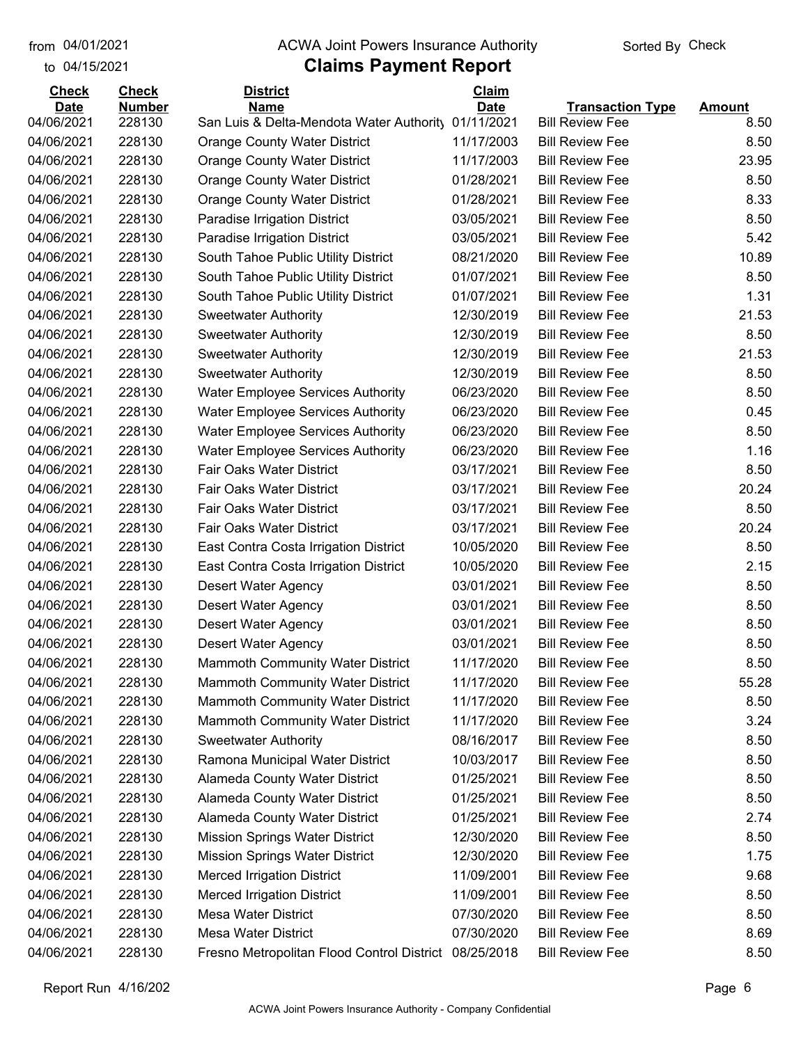from 04/01/2021 to 04/15/2021

# ACWA Joint Powers Insurance Authority

## Claims Payment Report

Sorted By Check

| Check Date | Check Number | District Name | Claim Date | Transaction Type | Amount |
|---|---|---|---|---|---|
| 04/06/2021 | 228130 | San Luis & Delta-Mendota Water Authority | 01/11/2021 | Bill Review Fee | 8.50 |
| 04/06/2021 | 228130 | Orange County Water District | 11/17/2003 | Bill Review Fee | 8.50 |
| 04/06/2021 | 228130 | Orange County Water District | 11/17/2003 | Bill Review Fee | 23.95 |
| 04/06/2021 | 228130 | Orange County Water District | 01/28/2021 | Bill Review Fee | 8.50 |
| 04/06/2021 | 228130 | Orange County Water District | 01/28/2021 | Bill Review Fee | 8.33 |
| 04/06/2021 | 228130 | Paradise Irrigation District | 03/05/2021 | Bill Review Fee | 8.50 |
| 04/06/2021 | 228130 | Paradise Irrigation District | 03/05/2021 | Bill Review Fee | 5.42 |
| 04/06/2021 | 228130 | South Tahoe Public Utility District | 08/21/2020 | Bill Review Fee | 10.89 |
| 04/06/2021 | 228130 | South Tahoe Public Utility District | 01/07/2021 | Bill Review Fee | 8.50 |
| 04/06/2021 | 228130 | South Tahoe Public Utility District | 01/07/2021 | Bill Review Fee | 1.31 |
| 04/06/2021 | 228130 | Sweetwater Authority | 12/30/2019 | Bill Review Fee | 21.53 |
| 04/06/2021 | 228130 | Sweetwater Authority | 12/30/2019 | Bill Review Fee | 8.50 |
| 04/06/2021 | 228130 | Sweetwater Authority | 12/30/2019 | Bill Review Fee | 21.53 |
| 04/06/2021 | 228130 | Sweetwater Authority | 12/30/2019 | Bill Review Fee | 8.50 |
| 04/06/2021 | 228130 | Water Employee Services Authority | 06/23/2020 | Bill Review Fee | 8.50 |
| 04/06/2021 | 228130 | Water Employee Services Authority | 06/23/2020 | Bill Review Fee | 0.45 |
| 04/06/2021 | 228130 | Water Employee Services Authority | 06/23/2020 | Bill Review Fee | 8.50 |
| 04/06/2021 | 228130 | Water Employee Services Authority | 06/23/2020 | Bill Review Fee | 1.16 |
| 04/06/2021 | 228130 | Fair Oaks Water District | 03/17/2021 | Bill Review Fee | 8.50 |
| 04/06/2021 | 228130 | Fair Oaks Water District | 03/17/2021 | Bill Review Fee | 20.24 |
| 04/06/2021 | 228130 | Fair Oaks Water District | 03/17/2021 | Bill Review Fee | 8.50 |
| 04/06/2021 | 228130 | Fair Oaks Water District | 03/17/2021 | Bill Review Fee | 20.24 |
| 04/06/2021 | 228130 | East Contra Costa Irrigation District | 10/05/2020 | Bill Review Fee | 8.50 |
| 04/06/2021 | 228130 | East Contra Costa Irrigation District | 10/05/2020 | Bill Review Fee | 2.15 |
| 04/06/2021 | 228130 | Desert Water Agency | 03/01/2021 | Bill Review Fee | 8.50 |
| 04/06/2021 | 228130 | Desert Water Agency | 03/01/2021 | Bill Review Fee | 8.50 |
| 04/06/2021 | 228130 | Desert Water Agency | 03/01/2021 | Bill Review Fee | 8.50 |
| 04/06/2021 | 228130 | Desert Water Agency | 03/01/2021 | Bill Review Fee | 8.50 |
| 04/06/2021 | 228130 | Mammoth Community Water District | 11/17/2020 | Bill Review Fee | 8.50 |
| 04/06/2021 | 228130 | Mammoth Community Water District | 11/17/2020 | Bill Review Fee | 55.28 |
| 04/06/2021 | 228130 | Mammoth Community Water District | 11/17/2020 | Bill Review Fee | 8.50 |
| 04/06/2021 | 228130 | Mammoth Community Water District | 11/17/2020 | Bill Review Fee | 3.24 |
| 04/06/2021 | 228130 | Sweetwater Authority | 08/16/2017 | Bill Review Fee | 8.50 |
| 04/06/2021 | 228130 | Ramona Municipal Water District | 10/03/2017 | Bill Review Fee | 8.50 |
| 04/06/2021 | 228130 | Alameda County Water District | 01/25/2021 | Bill Review Fee | 8.50 |
| 04/06/2021 | 228130 | Alameda County Water District | 01/25/2021 | Bill Review Fee | 8.50 |
| 04/06/2021 | 228130 | Alameda County Water District | 01/25/2021 | Bill Review Fee | 2.74 |
| 04/06/2021 | 228130 | Mission Springs Water District | 12/30/2020 | Bill Review Fee | 8.50 |
| 04/06/2021 | 228130 | Mission Springs Water District | 12/30/2020 | Bill Review Fee | 1.75 |
| 04/06/2021 | 228130 | Merced Irrigation District | 11/09/2001 | Bill Review Fee | 9.68 |
| 04/06/2021 | 228130 | Merced Irrigation District | 11/09/2001 | Bill Review Fee | 8.50 |
| 04/06/2021 | 228130 | Mesa Water District | 07/30/2020 | Bill Review Fee | 8.50 |
| 04/06/2021 | 228130 | Mesa Water District | 07/30/2020 | Bill Review Fee | 8.69 |
| 04/06/2021 | 228130 | Fresno Metropolitan Flood Control District | 08/25/2018 | Bill Review Fee | 8.50 |

Report Run 4/16/202

ACWA Joint Powers Insurance Authority - Company Confidential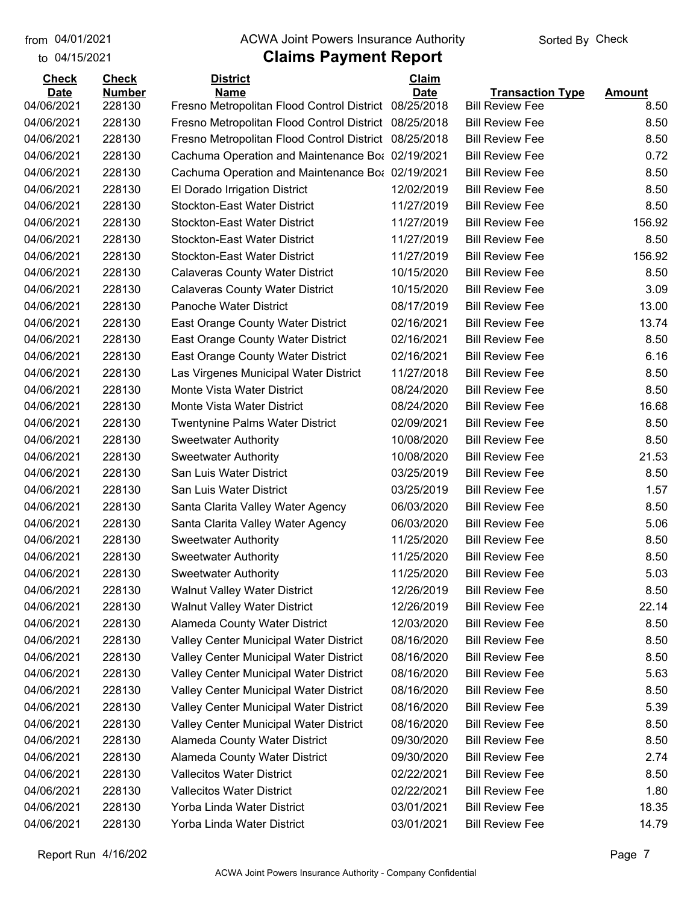from 04/01/2021 ACWA Joint Powers Insurance Authority Sorted By Check

to 04/15/2021

# Claims Payment Report

| Check Date | Check Number | District Name | Claim Date | Transaction Type | Amount |
|---|---|---|---|---|---|
| 04/06/2021 | 228130 | Fresno Metropolitan Flood Control District | 08/25/2018 | Bill Review Fee | 8.50 |
| 04/06/2021 | 228130 | Fresno Metropolitan Flood Control District | 08/25/2018 | Bill Review Fee | 8.50 |
| 04/06/2021 | 228130 | Fresno Metropolitan Flood Control District | 08/25/2018 | Bill Review Fee | 8.50 |
| 04/06/2021 | 228130 | Cachuma Operation and Maintenance Boa | 02/19/2021 | Bill Review Fee | 0.72 |
| 04/06/2021 | 228130 | Cachuma Operation and Maintenance Boa | 02/19/2021 | Bill Review Fee | 8.50 |
| 04/06/2021 | 228130 | El Dorado Irrigation District | 12/02/2019 | Bill Review Fee | 8.50 |
| 04/06/2021 | 228130 | Stockton-East Water District | 11/27/2019 | Bill Review Fee | 8.50 |
| 04/06/2021 | 228130 | Stockton-East Water District | 11/27/2019 | Bill Review Fee | 156.92 |
| 04/06/2021 | 228130 | Stockton-East Water District | 11/27/2019 | Bill Review Fee | 8.50 |
| 04/06/2021 | 228130 | Stockton-East Water District | 11/27/2019 | Bill Review Fee | 156.92 |
| 04/06/2021 | 228130 | Calaveras County Water District | 10/15/2020 | Bill Review Fee | 8.50 |
| 04/06/2021 | 228130 | Calaveras County Water District | 10/15/2020 | Bill Review Fee | 3.09 |
| 04/06/2021 | 228130 | Panoche Water District | 08/17/2019 | Bill Review Fee | 13.00 |
| 04/06/2021 | 228130 | East Orange County Water District | 02/16/2021 | Bill Review Fee | 13.74 |
| 04/06/2021 | 228130 | East Orange County Water District | 02/16/2021 | Bill Review Fee | 8.50 |
| 04/06/2021 | 228130 | East Orange County Water District | 02/16/2021 | Bill Review Fee | 6.16 |
| 04/06/2021 | 228130 | Las Virgenes Municipal Water District | 11/27/2018 | Bill Review Fee | 8.50 |
| 04/06/2021 | 228130 | Monte Vista Water District | 08/24/2020 | Bill Review Fee | 8.50 |
| 04/06/2021 | 228130 | Monte Vista Water District | 08/24/2020 | Bill Review Fee | 16.68 |
| 04/06/2021 | 228130 | Twentynine Palms Water District | 02/09/2021 | Bill Review Fee | 8.50 |
| 04/06/2021 | 228130 | Sweetwater Authority | 10/08/2020 | Bill Review Fee | 8.50 |
| 04/06/2021 | 228130 | Sweetwater Authority | 10/08/2020 | Bill Review Fee | 21.53 |
| 04/06/2021 | 228130 | San Luis Water District | 03/25/2019 | Bill Review Fee | 8.50 |
| 04/06/2021 | 228130 | San Luis Water District | 03/25/2019 | Bill Review Fee | 1.57 |
| 04/06/2021 | 228130 | Santa Clarita Valley Water Agency | 06/03/2020 | Bill Review Fee | 8.50 |
| 04/06/2021 | 228130 | Santa Clarita Valley Water Agency | 06/03/2020 | Bill Review Fee | 5.06 |
| 04/06/2021 | 228130 | Sweetwater Authority | 11/25/2020 | Bill Review Fee | 8.50 |
| 04/06/2021 | 228130 | Sweetwater Authority | 11/25/2020 | Bill Review Fee | 8.50 |
| 04/06/2021 | 228130 | Sweetwater Authority | 11/25/2020 | Bill Review Fee | 5.03 |
| 04/06/2021 | 228130 | Walnut Valley Water District | 12/26/2019 | Bill Review Fee | 8.50 |
| 04/06/2021 | 228130 | Walnut Valley Water District | 12/26/2019 | Bill Review Fee | 22.14 |
| 04/06/2021 | 228130 | Alameda County Water District | 12/03/2020 | Bill Review Fee | 8.50 |
| 04/06/2021 | 228130 | Valley Center Municipal Water District | 08/16/2020 | Bill Review Fee | 8.50 |
| 04/06/2021 | 228130 | Valley Center Municipal Water District | 08/16/2020 | Bill Review Fee | 8.50 |
| 04/06/2021 | 228130 | Valley Center Municipal Water District | 08/16/2020 | Bill Review Fee | 5.63 |
| 04/06/2021 | 228130 | Valley Center Municipal Water District | 08/16/2020 | Bill Review Fee | 8.50 |
| 04/06/2021 | 228130 | Valley Center Municipal Water District | 08/16/2020 | Bill Review Fee | 5.39 |
| 04/06/2021 | 228130 | Valley Center Municipal Water District | 08/16/2020 | Bill Review Fee | 8.50 |
| 04/06/2021 | 228130 | Alameda County Water District | 09/30/2020 | Bill Review Fee | 8.50 |
| 04/06/2021 | 228130 | Alameda County Water District | 09/30/2020 | Bill Review Fee | 2.74 |
| 04/06/2021 | 228130 | Vallecitos Water District | 02/22/2021 | Bill Review Fee | 8.50 |
| 04/06/2021 | 228130 | Vallecitos Water District | 02/22/2021 | Bill Review Fee | 1.80 |
| 04/06/2021 | 228130 | Yorba Linda Water District | 03/01/2021 | Bill Review Fee | 18.35 |
| 04/06/2021 | 228130 | Yorba Linda Water District | 03/01/2021 | Bill Review Fee | 14.79 |

Report Run 4/16/202

ACWA Joint Powers Insurance Authority - Company Confidential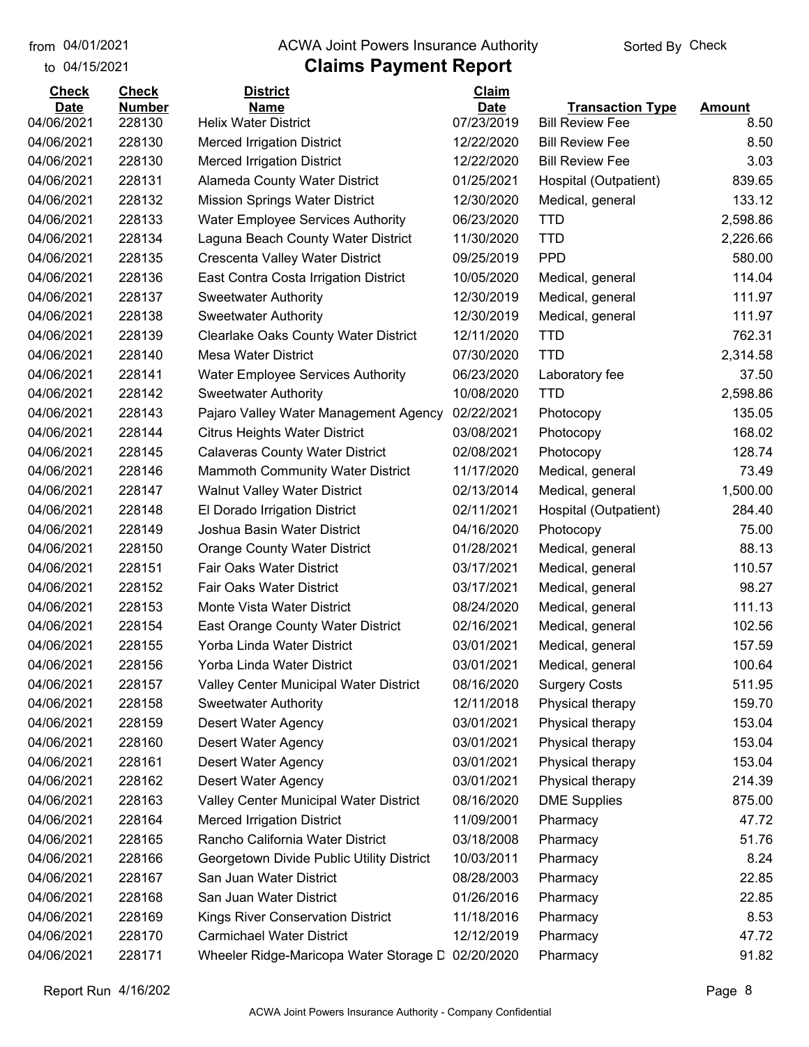from 04/01/2021
to 04/15/2021

# ACWA Joint Powers Insurance Authority

## Claims Payment Report

Sorted By Check

| Check Date | Check Number | District Name | Claim Date | Transaction Type | Amount |
|---|---|---|---|---|---|
| 04/06/2021 | 228130 | Helix Water District | 07/23/2019 | Bill Review Fee | 8.50 |
| 04/06/2021 | 228130 | Merced Irrigation District | 12/22/2020 | Bill Review Fee | 8.50 |
| 04/06/2021 | 228130 | Merced Irrigation District | 12/22/2020 | Bill Review Fee | 3.03 |
| 04/06/2021 | 228131 | Alameda County Water District | 01/25/2021 | Hospital (Outpatient) | 839.65 |
| 04/06/2021 | 228132 | Mission Springs Water District | 12/30/2020 | Medical, general | 133.12 |
| 04/06/2021 | 228133 | Water Employee Services Authority | 06/23/2020 | TTD | 2,598.86 |
| 04/06/2021 | 228134 | Laguna Beach County Water District | 11/30/2020 | TTD | 2,226.66 |
| 04/06/2021 | 228135 | Crescenta Valley Water District | 09/25/2019 | PPD | 580.00 |
| 04/06/2021 | 228136 | East Contra Costa Irrigation District | 10/05/2020 | Medical, general | 114.04 |
| 04/06/2021 | 228137 | Sweetwater Authority | 12/30/2019 | Medical, general | 111.97 |
| 04/06/2021 | 228138 | Sweetwater Authority | 12/30/2019 | Medical, general | 111.97 |
| 04/06/2021 | 228139 | Clearlake Oaks County Water District | 12/11/2020 | TTD | 762.31 |
| 04/06/2021 | 228140 | Mesa Water District | 07/30/2020 | TTD | 2,314.58 |
| 04/06/2021 | 228141 | Water Employee Services Authority | 06/23/2020 | Laboratory fee | 37.50 |
| 04/06/2021 | 228142 | Sweetwater Authority | 10/08/2020 | TTD | 2,598.86 |
| 04/06/2021 | 228143 | Pajaro Valley Water Management Agency | 02/22/2021 | Photocopy | 135.05 |
| 04/06/2021 | 228144 | Citrus Heights Water District | 03/08/2021 | Photocopy | 168.02 |
| 04/06/2021 | 228145 | Calaveras County Water District | 02/08/2021 | Photocopy | 128.74 |
| 04/06/2021 | 228146 | Mammoth Community Water District | 11/17/2020 | Medical, general | 73.49 |
| 04/06/2021 | 228147 | Walnut Valley Water District | 02/13/2014 | Medical, general | 1,500.00 |
| 04/06/2021 | 228148 | El Dorado Irrigation District | 02/11/2021 | Hospital (Outpatient) | 284.40 |
| 04/06/2021 | 228149 | Joshua Basin Water District | 04/16/2020 | Photocopy | 75.00 |
| 04/06/2021 | 228150 | Orange County Water District | 01/28/2021 | Medical, general | 88.13 |
| 04/06/2021 | 228151 | Fair Oaks Water District | 03/17/2021 | Medical, general | 110.57 |
| 04/06/2021 | 228152 | Fair Oaks Water District | 03/17/2021 | Medical, general | 98.27 |
| 04/06/2021 | 228153 | Monte Vista Water District | 08/24/2020 | Medical, general | 111.13 |
| 04/06/2021 | 228154 | East Orange County Water District | 02/16/2021 | Medical, general | 102.56 |
| 04/06/2021 | 228155 | Yorba Linda Water District | 03/01/2021 | Medical, general | 157.59 |
| 04/06/2021 | 228156 | Yorba Linda Water District | 03/01/2021 | Medical, general | 100.64 |
| 04/06/2021 | 228157 | Valley Center Municipal Water District | 08/16/2020 | Surgery Costs | 511.95 |
| 04/06/2021 | 228158 | Sweetwater Authority | 12/11/2018 | Physical therapy | 159.70 |
| 04/06/2021 | 228159 | Desert Water Agency | 03/01/2021 | Physical therapy | 153.04 |
| 04/06/2021 | 228160 | Desert Water Agency | 03/01/2021 | Physical therapy | 153.04 |
| 04/06/2021 | 228161 | Desert Water Agency | 03/01/2021 | Physical therapy | 153.04 |
| 04/06/2021 | 228162 | Desert Water Agency | 03/01/2021 | Physical therapy | 214.39 |
| 04/06/2021 | 228163 | Valley Center Municipal Water District | 08/16/2020 | DME Supplies | 875.00 |
| 04/06/2021 | 228164 | Merced Irrigation District | 11/09/2001 | Pharmacy | 47.72 |
| 04/06/2021 | 228165 | Rancho California Water District | 03/18/2008 | Pharmacy | 51.76 |
| 04/06/2021 | 228166 | Georgetown Divide Public Utility District | 10/03/2011 | Pharmacy | 8.24 |
| 04/06/2021 | 228167 | San Juan Water District | 08/28/2003 | Pharmacy | 22.85 |
| 04/06/2021 | 228168 | San Juan Water District | 01/26/2016 | Pharmacy | 22.85 |
| 04/06/2021 | 228169 | Kings River Conservation District | 11/18/2016 | Pharmacy | 8.53 |
| 04/06/2021 | 228170 | Carmichael Water District | 12/12/2019 | Pharmacy | 47.72 |
| 04/06/2021 | 228171 | Wheeler Ridge-Maricopa Water Storage D | 02/20/2020 | Pharmacy | 91.82 |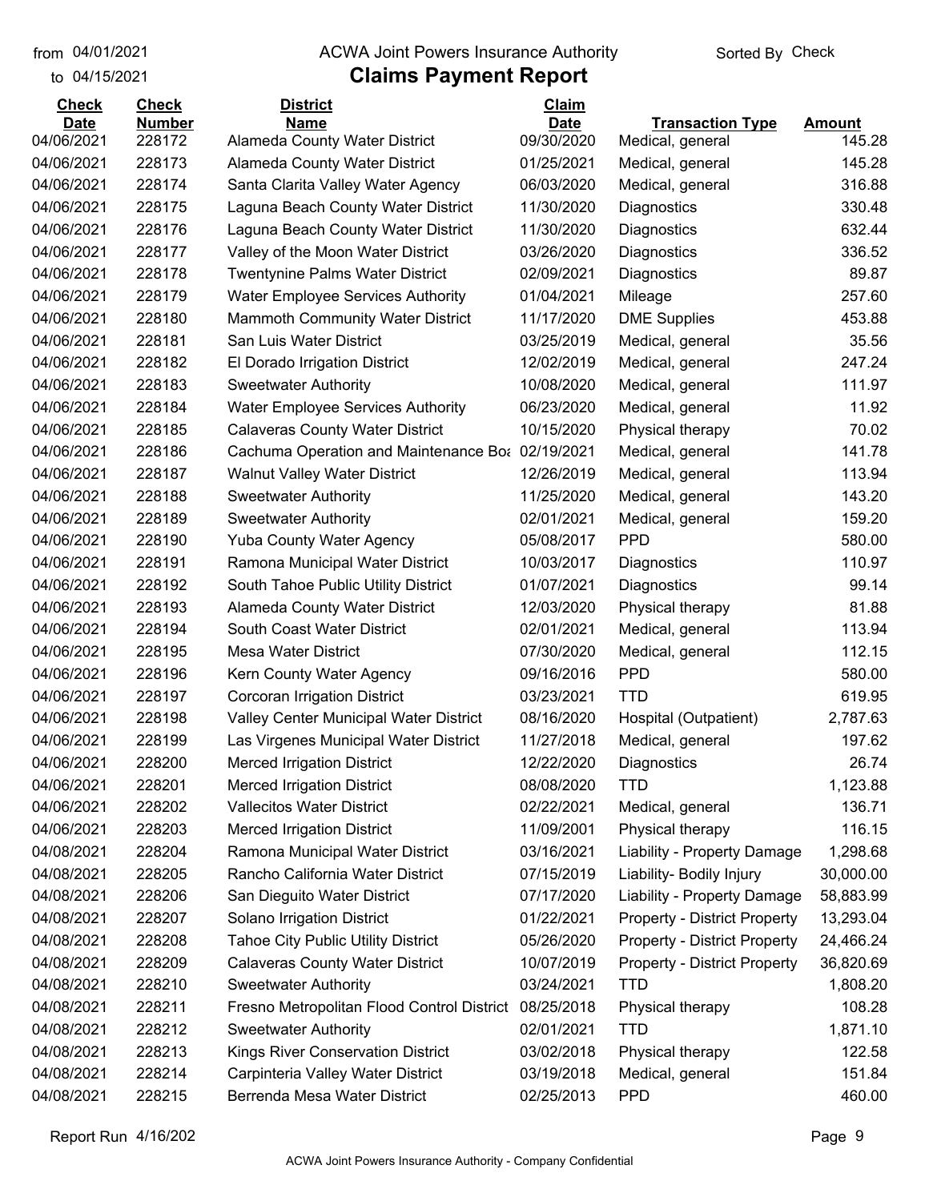from 04/01/2021 to 04/15/2021

ACWA Joint Powers Insurance Authority

# Claims Payment Report

Sorted By Check

| Check Date | Check Number | District Name | Claim Date | Transaction Type | Amount |
|---|---|---|---|---|---|
| 04/06/2021 | 228172 | Alameda County Water District | 09/30/2020 | Medical, general | 145.28 |
| 04/06/2021 | 228173 | Alameda County Water District | 01/25/2021 | Medical, general | 145.28 |
| 04/06/2021 | 228174 | Santa Clarita Valley Water Agency | 06/03/2020 | Medical, general | 316.88 |
| 04/06/2021 | 228175 | Laguna Beach County Water District | 11/30/2020 | Diagnostics | 330.48 |
| 04/06/2021 | 228176 | Laguna Beach County Water District | 11/30/2020 | Diagnostics | 632.44 |
| 04/06/2021 | 228177 | Valley of the Moon Water District | 03/26/2020 | Diagnostics | 336.52 |
| 04/06/2021 | 228178 | Twentynine Palms Water District | 02/09/2021 | Diagnostics | 89.87 |
| 04/06/2021 | 228179 | Water Employee Services Authority | 01/04/2021 | Mileage | 257.60 |
| 04/06/2021 | 228180 | Mammoth Community Water District | 11/17/2020 | DME Supplies | 453.88 |
| 04/06/2021 | 228181 | San Luis Water District | 03/25/2019 | Medical, general | 35.56 |
| 04/06/2021 | 228182 | El Dorado Irrigation District | 12/02/2019 | Medical, general | 247.24 |
| 04/06/2021 | 228183 | Sweetwater Authority | 10/08/2020 | Medical, general | 111.97 |
| 04/06/2021 | 228184 | Water Employee Services Authority | 06/23/2020 | Medical, general | 11.92 |
| 04/06/2021 | 228185 | Calaveras County Water District | 10/15/2020 | Physical therapy | 70.02 |
| 04/06/2021 | 228186 | Cachuma Operation and Maintenance Boa | 02/19/2021 | Medical, general | 141.78 |
| 04/06/2021 | 228187 | Walnut Valley Water District | 12/26/2019 | Medical, general | 113.94 |
| 04/06/2021 | 228188 | Sweetwater Authority | 11/25/2020 | Medical, general | 143.20 |
| 04/06/2021 | 228189 | Sweetwater Authority | 02/01/2021 | Medical, general | 159.20 |
| 04/06/2021 | 228190 | Yuba County Water Agency | 05/08/2017 | PPD | 580.00 |
| 04/06/2021 | 228191 | Ramona Municipal Water District | 10/03/2017 | Diagnostics | 110.97 |
| 04/06/2021 | 228192 | South Tahoe Public Utility District | 01/07/2021 | Diagnostics | 99.14 |
| 04/06/2021 | 228193 | Alameda County Water District | 12/03/2020 | Physical therapy | 81.88 |
| 04/06/2021 | 228194 | South Coast Water District | 02/01/2021 | Medical, general | 113.94 |
| 04/06/2021 | 228195 | Mesa Water District | 07/30/2020 | Medical, general | 112.15 |
| 04/06/2021 | 228196 | Kern County Water Agency | 09/16/2016 | PPD | 580.00 |
| 04/06/2021 | 228197 | Corcoran Irrigation District | 03/23/2021 | TTD | 619.95 |
| 04/06/2021 | 228198 | Valley Center Municipal Water District | 08/16/2020 | Hospital (Outpatient) | 2,787.63 |
| 04/06/2021 | 228199 | Las Virgenes Municipal Water District | 11/27/2018 | Medical, general | 197.62 |
| 04/06/2021 | 228200 | Merced Irrigation District | 12/22/2020 | Diagnostics | 26.74 |
| 04/06/2021 | 228201 | Merced Irrigation District | 08/08/2020 | TTD | 1,123.88 |
| 04/06/2021 | 228202 | Vallecitos Water District | 02/22/2021 | Medical, general | 136.71 |
| 04/06/2021 | 228203 | Merced Irrigation District | 11/09/2001 | Physical therapy | 116.15 |
| 04/08/2021 | 228204 | Ramona Municipal Water District | 03/16/2021 | Liability - Property Damage | 1,298.68 |
| 04/08/2021 | 228205 | Rancho California Water District | 07/15/2019 | Liability- Bodily Injury | 30,000.00 |
| 04/08/2021 | 228206 | San Dieguito Water District | 07/17/2020 | Liability - Property Damage | 58,883.99 |
| 04/08/2021 | 228207 | Solano Irrigation District | 01/22/2021 | Property - District Property | 13,293.04 |
| 04/08/2021 | 228208 | Tahoe City Public Utility District | 05/26/2020 | Property - District Property | 24,466.24 |
| 04/08/2021 | 228209 | Calaveras County Water District | 10/07/2019 | Property - District Property | 36,820.69 |
| 04/08/2021 | 228210 | Sweetwater Authority | 03/24/2021 | TTD | 1,808.20 |
| 04/08/2021 | 228211 | Fresno Metropolitan Flood Control District | 08/25/2018 | Physical therapy | 108.28 |
| 04/08/2021 | 228212 | Sweetwater Authority | 02/01/2021 | TTD | 1,871.10 |
| 04/08/2021 | 228213 | Kings River Conservation District | 03/02/2018 | Physical therapy | 122.58 |
| 04/08/2021 | 228214 | Carpinteria Valley Water District | 03/19/2018 | Medical, general | 151.84 |
| 04/08/2021 | 228215 | Berrenda Mesa Water District | 02/25/2013 | PPD | 460.00 |

Report Run 4/16/202

ACWA Joint Powers Insurance Authority - Company Confidential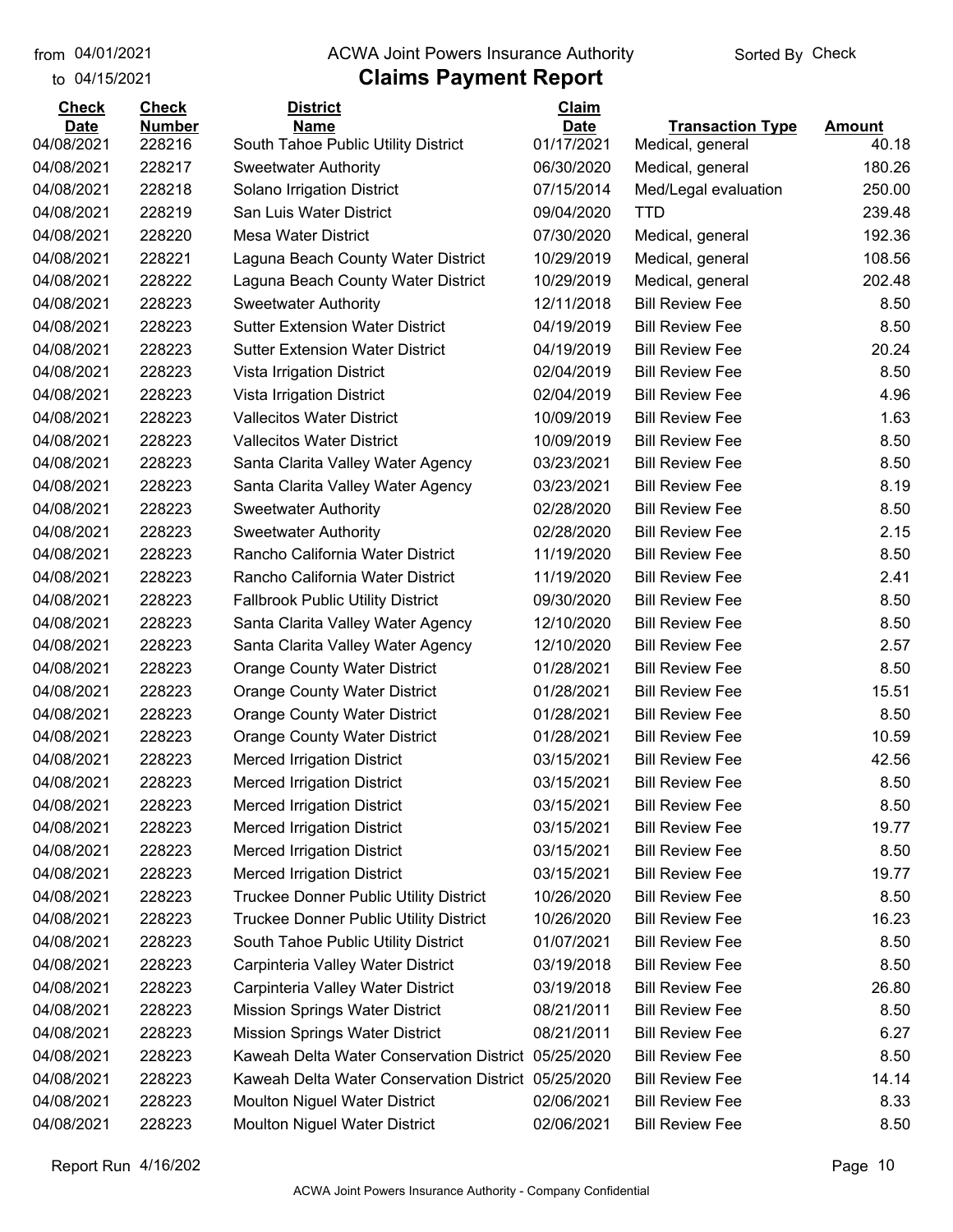from 04/01/2021 ACWA Joint Powers Insurance Authority Sorted By Check

to 04/15/2021

# Claims Payment Report

| Check Date | Check Number | District Name | Claim Date | Transaction Type | Amount |
|---|---|---|---|---|---|
| 04/08/2021 | 228216 | South Tahoe Public Utility District | 01/17/2021 | Medical, general | 40.18 |
| 04/08/2021 | 228217 | Sweetwater Authority | 06/30/2020 | Medical, general | 180.26 |
| 04/08/2021 | 228218 | Solano Irrigation District | 07/15/2014 | Med/Legal evaluation | 250.00 |
| 04/08/2021 | 228219 | San Luis Water District | 09/04/2020 | TTD | 239.48 |
| 04/08/2021 | 228220 | Mesa Water District | 07/30/2020 | Medical, general | 192.36 |
| 04/08/2021 | 228221 | Laguna Beach County Water District | 10/29/2019 | Medical, general | 108.56 |
| 04/08/2021 | 228222 | Laguna Beach County Water District | 10/29/2019 | Medical, general | 202.48 |
| 04/08/2021 | 228223 | Sweetwater Authority | 12/11/2018 | Bill Review Fee | 8.50 |
| 04/08/2021 | 228223 | Sutter Extension Water District | 04/19/2019 | Bill Review Fee | 8.50 |
| 04/08/2021 | 228223 | Sutter Extension Water District | 04/19/2019 | Bill Review Fee | 20.24 |
| 04/08/2021 | 228223 | Vista Irrigation District | 02/04/2019 | Bill Review Fee | 8.50 |
| 04/08/2021 | 228223 | Vista Irrigation District | 02/04/2019 | Bill Review Fee | 4.96 |
| 04/08/2021 | 228223 | Vallecitos Water District | 10/09/2019 | Bill Review Fee | 1.63 |
| 04/08/2021 | 228223 | Vallecitos Water District | 10/09/2019 | Bill Review Fee | 8.50 |
| 04/08/2021 | 228223 | Santa Clarita Valley Water Agency | 03/23/2021 | Bill Review Fee | 8.50 |
| 04/08/2021 | 228223 | Santa Clarita Valley Water Agency | 03/23/2021 | Bill Review Fee | 8.19 |
| 04/08/2021 | 228223 | Sweetwater Authority | 02/28/2020 | Bill Review Fee | 8.50 |
| 04/08/2021 | 228223 | Sweetwater Authority | 02/28/2020 | Bill Review Fee | 2.15 |
| 04/08/2021 | 228223 | Rancho California Water District | 11/19/2020 | Bill Review Fee | 8.50 |
| 04/08/2021 | 228223 | Rancho California Water District | 11/19/2020 | Bill Review Fee | 2.41 |
| 04/08/2021 | 228223 | Fallbrook Public Utility District | 09/30/2020 | Bill Review Fee | 8.50 |
| 04/08/2021 | 228223 | Santa Clarita Valley Water Agency | 12/10/2020 | Bill Review Fee | 8.50 |
| 04/08/2021 | 228223 | Santa Clarita Valley Water Agency | 12/10/2020 | Bill Review Fee | 2.57 |
| 04/08/2021 | 228223 | Orange County Water District | 01/28/2021 | Bill Review Fee | 8.50 |
| 04/08/2021 | 228223 | Orange County Water District | 01/28/2021 | Bill Review Fee | 15.51 |
| 04/08/2021 | 228223 | Orange County Water District | 01/28/2021 | Bill Review Fee | 8.50 |
| 04/08/2021 | 228223 | Orange County Water District | 01/28/2021 | Bill Review Fee | 10.59 |
| 04/08/2021 | 228223 | Merced Irrigation District | 03/15/2021 | Bill Review Fee | 42.56 |
| 04/08/2021 | 228223 | Merced Irrigation District | 03/15/2021 | Bill Review Fee | 8.50 |
| 04/08/2021 | 228223 | Merced Irrigation District | 03/15/2021 | Bill Review Fee | 8.50 |
| 04/08/2021 | 228223 | Merced Irrigation District | 03/15/2021 | Bill Review Fee | 19.77 |
| 04/08/2021 | 228223 | Merced Irrigation District | 03/15/2021 | Bill Review Fee | 8.50 |
| 04/08/2021 | 228223 | Merced Irrigation District | 03/15/2021 | Bill Review Fee | 19.77 |
| 04/08/2021 | 228223 | Truckee Donner Public Utility District | 10/26/2020 | Bill Review Fee | 8.50 |
| 04/08/2021 | 228223 | Truckee Donner Public Utility District | 10/26/2020 | Bill Review Fee | 16.23 |
| 04/08/2021 | 228223 | South Tahoe Public Utility District | 01/07/2021 | Bill Review Fee | 8.50 |
| 04/08/2021 | 228223 | Carpinteria Valley Water District | 03/19/2018 | Bill Review Fee | 8.50 |
| 04/08/2021 | 228223 | Carpinteria Valley Water District | 03/19/2018 | Bill Review Fee | 26.80 |
| 04/08/2021 | 228223 | Mission Springs Water District | 08/21/2011 | Bill Review Fee | 8.50 |
| 04/08/2021 | 228223 | Mission Springs Water District | 08/21/2011 | Bill Review Fee | 6.27 |
| 04/08/2021 | 228223 | Kaweah Delta Water Conservation District | 05/25/2020 | Bill Review Fee | 8.50 |
| 04/08/2021 | 228223 | Kaweah Delta Water Conservation District | 05/25/2020 | Bill Review Fee | 14.14 |
| 04/08/2021 | 228223 | Moulton Niguel Water District | 02/06/2021 | Bill Review Fee | 8.33 |
| 04/08/2021 | 228223 | Moulton Niguel Water District | 02/06/2021 | Bill Review Fee | 8.50 |

Report Run 4/16/202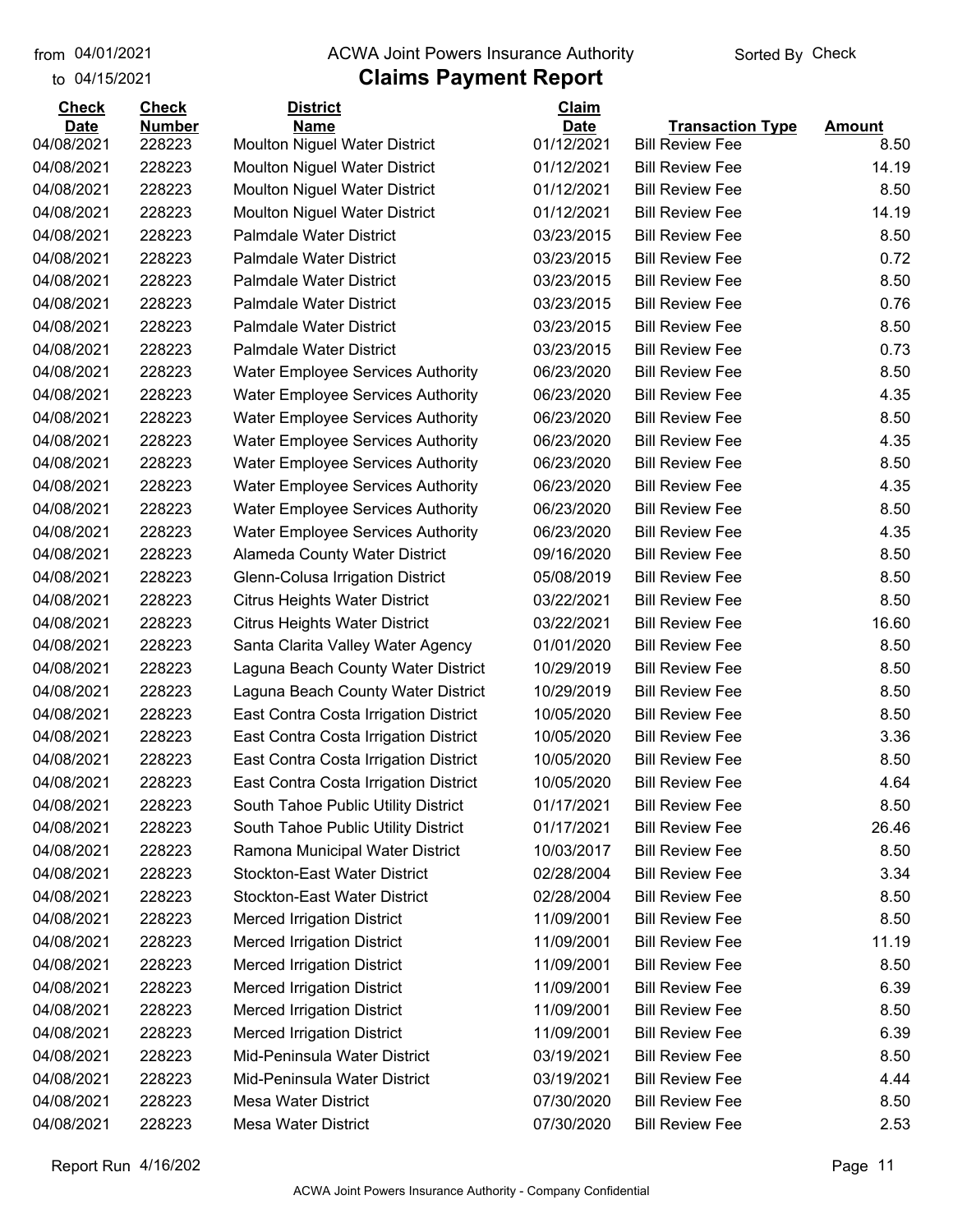from 04/01/2021
to 04/15/2021

# ACWA Joint Powers Insurance Authority

## Claims Payment Report

Sorted By Check

| Check Date | Check Number | District Name | Claim Date | Transaction Type | Amount |
|---|---|---|---|---|---|
| 04/08/2021 | 228223 | Moulton Niguel Water District | 01/12/2021 | Bill Review Fee | 8.50 |
| 04/08/2021 | 228223 | Moulton Niguel Water District | 01/12/2021 | Bill Review Fee | 14.19 |
| 04/08/2021 | 228223 | Moulton Niguel Water District | 01/12/2021 | Bill Review Fee | 8.50 |
| 04/08/2021 | 228223 | Moulton Niguel Water District | 01/12/2021 | Bill Review Fee | 14.19 |
| 04/08/2021 | 228223 | Palmdale Water District | 03/23/2015 | Bill Review Fee | 8.50 |
| 04/08/2021 | 228223 | Palmdale Water District | 03/23/2015 | Bill Review Fee | 0.72 |
| 04/08/2021 | 228223 | Palmdale Water District | 03/23/2015 | Bill Review Fee | 8.50 |
| 04/08/2021 | 228223 | Palmdale Water District | 03/23/2015 | Bill Review Fee | 0.76 |
| 04/08/2021 | 228223 | Palmdale Water District | 03/23/2015 | Bill Review Fee | 8.50 |
| 04/08/2021 | 228223 | Palmdale Water District | 03/23/2015 | Bill Review Fee | 0.73 |
| 04/08/2021 | 228223 | Water Employee Services Authority | 06/23/2020 | Bill Review Fee | 8.50 |
| 04/08/2021 | 228223 | Water Employee Services Authority | 06/23/2020 | Bill Review Fee | 4.35 |
| 04/08/2021 | 228223 | Water Employee Services Authority | 06/23/2020 | Bill Review Fee | 8.50 |
| 04/08/2021 | 228223 | Water Employee Services Authority | 06/23/2020 | Bill Review Fee | 4.35 |
| 04/08/2021 | 228223 | Water Employee Services Authority | 06/23/2020 | Bill Review Fee | 8.50 |
| 04/08/2021 | 228223 | Water Employee Services Authority | 06/23/2020 | Bill Review Fee | 4.35 |
| 04/08/2021 | 228223 | Water Employee Services Authority | 06/23/2020 | Bill Review Fee | 8.50 |
| 04/08/2021 | 228223 | Water Employee Services Authority | 06/23/2020 | Bill Review Fee | 4.35 |
| 04/08/2021 | 228223 | Alameda County Water District | 09/16/2020 | Bill Review Fee | 8.50 |
| 04/08/2021 | 228223 | Glenn-Colusa Irrigation District | 05/08/2019 | Bill Review Fee | 8.50 |
| 04/08/2021 | 228223 | Citrus Heights Water District | 03/22/2021 | Bill Review Fee | 8.50 |
| 04/08/2021 | 228223 | Citrus Heights Water District | 03/22/2021 | Bill Review Fee | 16.60 |
| 04/08/2021 | 228223 | Santa Clarita Valley Water Agency | 01/01/2020 | Bill Review Fee | 8.50 |
| 04/08/2021 | 228223 | Laguna Beach County Water District | 10/29/2019 | Bill Review Fee | 8.50 |
| 04/08/2021 | 228223 | Laguna Beach County Water District | 10/29/2019 | Bill Review Fee | 8.50 |
| 04/08/2021 | 228223 | East Contra Costa Irrigation District | 10/05/2020 | Bill Review Fee | 8.50 |
| 04/08/2021 | 228223 | East Contra Costa Irrigation District | 10/05/2020 | Bill Review Fee | 3.36 |
| 04/08/2021 | 228223 | East Contra Costa Irrigation District | 10/05/2020 | Bill Review Fee | 8.50 |
| 04/08/2021 | 228223 | East Contra Costa Irrigation District | 10/05/2020 | Bill Review Fee | 4.64 |
| 04/08/2021 | 228223 | South Tahoe Public Utility District | 01/17/2021 | Bill Review Fee | 8.50 |
| 04/08/2021 | 228223 | South Tahoe Public Utility District | 01/17/2021 | Bill Review Fee | 26.46 |
| 04/08/2021 | 228223 | Ramona Municipal Water District | 10/03/2017 | Bill Review Fee | 8.50 |
| 04/08/2021 | 228223 | Stockton-East Water District | 02/28/2004 | Bill Review Fee | 3.34 |
| 04/08/2021 | 228223 | Stockton-East Water District | 02/28/2004 | Bill Review Fee | 8.50 |
| 04/08/2021 | 228223 | Merced Irrigation District | 11/09/2001 | Bill Review Fee | 8.50 |
| 04/08/2021 | 228223 | Merced Irrigation District | 11/09/2001 | Bill Review Fee | 11.19 |
| 04/08/2021 | 228223 | Merced Irrigation District | 11/09/2001 | Bill Review Fee | 8.50 |
| 04/08/2021 | 228223 | Merced Irrigation District | 11/09/2001 | Bill Review Fee | 6.39 |
| 04/08/2021 | 228223 | Merced Irrigation District | 11/09/2001 | Bill Review Fee | 8.50 |
| 04/08/2021 | 228223 | Merced Irrigation District | 11/09/2001 | Bill Review Fee | 6.39 |
| 04/08/2021 | 228223 | Mid-Peninsula Water District | 03/19/2021 | Bill Review Fee | 8.50 |
| 04/08/2021 | 228223 | Mid-Peninsula Water District | 03/19/2021 | Bill Review Fee | 4.44 |
| 04/08/2021 | 228223 | Mesa Water District | 07/30/2020 | Bill Review Fee | 8.50 |
| 04/08/2021 | 228223 | Mesa Water District | 07/30/2020 | Bill Review Fee | 2.53 |

Report Run 4/16/202

ACWA Joint Powers Insurance Authority - Company Confidential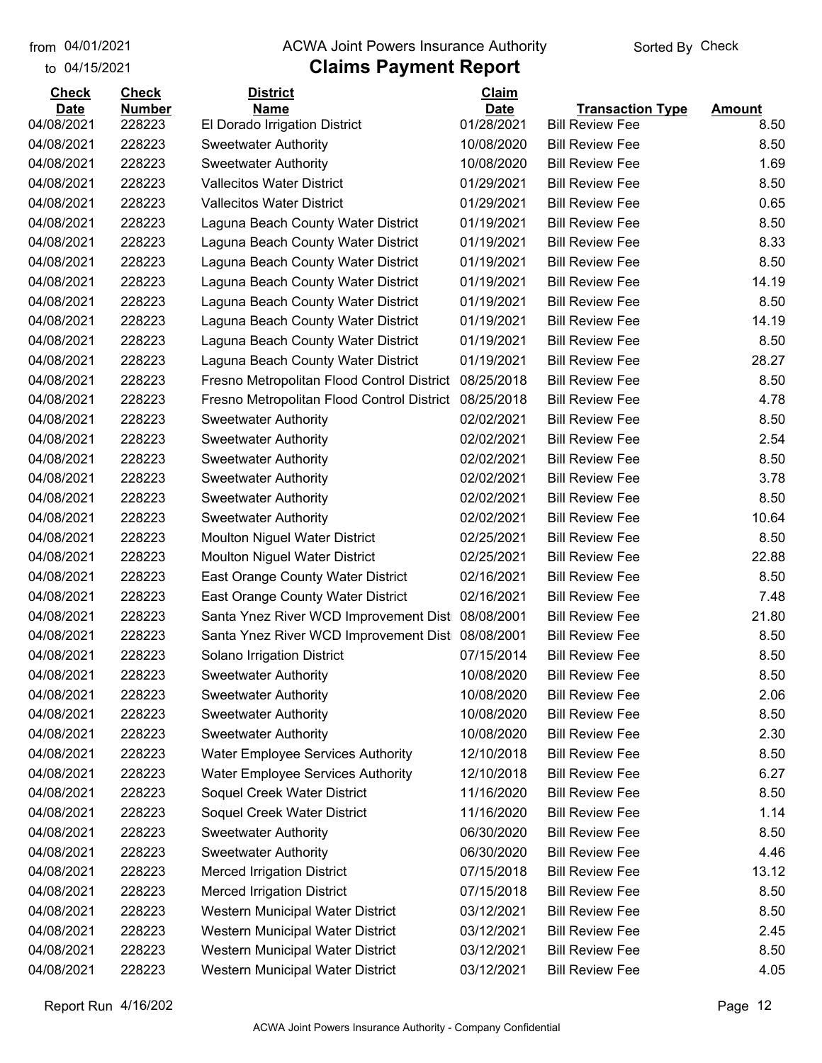from 04/01/2021 ACWA Joint Powers Insurance Authority Sorted By Check

to 04/15/2021

# Claims Payment Report

| Check Date | Check Number | District Name | Claim Date | Transaction Type | Amount |
|---|---|---|---|---|---|
| 04/08/2021 | 228223 | El Dorado Irrigation District | 01/28/2021 | Bill Review Fee | 8.50 |
| 04/08/2021 | 228223 | Sweetwater Authority | 10/08/2020 | Bill Review Fee | 8.50 |
| 04/08/2021 | 228223 | Sweetwater Authority | 10/08/2020 | Bill Review Fee | 1.69 |
| 04/08/2021 | 228223 | Vallecitos Water District | 01/29/2021 | Bill Review Fee | 8.50 |
| 04/08/2021 | 228223 | Vallecitos Water District | 01/29/2021 | Bill Review Fee | 0.65 |
| 04/08/2021 | 228223 | Laguna Beach County Water District | 01/19/2021 | Bill Review Fee | 8.50 |
| 04/08/2021 | 228223 | Laguna Beach County Water District | 01/19/2021 | Bill Review Fee | 8.33 |
| 04/08/2021 | 228223 | Laguna Beach County Water District | 01/19/2021 | Bill Review Fee | 8.50 |
| 04/08/2021 | 228223 | Laguna Beach County Water District | 01/19/2021 | Bill Review Fee | 14.19 |
| 04/08/2021 | 228223 | Laguna Beach County Water District | 01/19/2021 | Bill Review Fee | 8.50 |
| 04/08/2021 | 228223 | Laguna Beach County Water District | 01/19/2021 | Bill Review Fee | 14.19 |
| 04/08/2021 | 228223 | Laguna Beach County Water District | 01/19/2021 | Bill Review Fee | 8.50 |
| 04/08/2021 | 228223 | Laguna Beach County Water District | 01/19/2021 | Bill Review Fee | 28.27 |
| 04/08/2021 | 228223 | Fresno Metropolitan Flood Control District | 08/25/2018 | Bill Review Fee | 8.50 |
| 04/08/2021 | 228223 | Fresno Metropolitan Flood Control District | 08/25/2018 | Bill Review Fee | 4.78 |
| 04/08/2021 | 228223 | Sweetwater Authority | 02/02/2021 | Bill Review Fee | 8.50 |
| 04/08/2021 | 228223 | Sweetwater Authority | 02/02/2021 | Bill Review Fee | 2.54 |
| 04/08/2021 | 228223 | Sweetwater Authority | 02/02/2021 | Bill Review Fee | 8.50 |
| 04/08/2021 | 228223 | Sweetwater Authority | 02/02/2021 | Bill Review Fee | 3.78 |
| 04/08/2021 | 228223 | Sweetwater Authority | 02/02/2021 | Bill Review Fee | 8.50 |
| 04/08/2021 | 228223 | Sweetwater Authority | 02/02/2021 | Bill Review Fee | 10.64 |
| 04/08/2021 | 228223 | Moulton Niguel Water District | 02/25/2021 | Bill Review Fee | 8.50 |
| 04/08/2021 | 228223 | Moulton Niguel Water District | 02/25/2021 | Bill Review Fee | 22.88 |
| 04/08/2021 | 228223 | East Orange County Water District | 02/16/2021 | Bill Review Fee | 8.50 |
| 04/08/2021 | 228223 | East Orange County Water District | 02/16/2021 | Bill Review Fee | 7.48 |
| 04/08/2021 | 228223 | Santa Ynez River WCD Improvement Dist | 08/08/2001 | Bill Review Fee | 21.80 |
| 04/08/2021 | 228223 | Santa Ynez River WCD Improvement Dist | 08/08/2001 | Bill Review Fee | 8.50 |
| 04/08/2021 | 228223 | Solano Irrigation District | 07/15/2014 | Bill Review Fee | 8.50 |
| 04/08/2021 | 228223 | Sweetwater Authority | 10/08/2020 | Bill Review Fee | 8.50 |
| 04/08/2021 | 228223 | Sweetwater Authority | 10/08/2020 | Bill Review Fee | 2.06 |
| 04/08/2021 | 228223 | Sweetwater Authority | 10/08/2020 | Bill Review Fee | 8.50 |
| 04/08/2021 | 228223 | Sweetwater Authority | 10/08/2020 | Bill Review Fee | 2.30 |
| 04/08/2021 | 228223 | Water Employee Services Authority | 12/10/2018 | Bill Review Fee | 8.50 |
| 04/08/2021 | 228223 | Water Employee Services Authority | 12/10/2018 | Bill Review Fee | 6.27 |
| 04/08/2021 | 228223 | Soquel Creek Water District | 11/16/2020 | Bill Review Fee | 8.50 |
| 04/08/2021 | 228223 | Soquel Creek Water District | 11/16/2020 | Bill Review Fee | 1.14 |
| 04/08/2021 | 228223 | Sweetwater Authority | 06/30/2020 | Bill Review Fee | 8.50 |
| 04/08/2021 | 228223 | Sweetwater Authority | 06/30/2020 | Bill Review Fee | 4.46 |
| 04/08/2021 | 228223 | Merced Irrigation District | 07/15/2018 | Bill Review Fee | 13.12 |
| 04/08/2021 | 228223 | Merced Irrigation District | 07/15/2018 | Bill Review Fee | 8.50 |
| 04/08/2021 | 228223 | Western Municipal Water District | 03/12/2021 | Bill Review Fee | 8.50 |
| 04/08/2021 | 228223 | Western Municipal Water District | 03/12/2021 | Bill Review Fee | 2.45 |
| 04/08/2021 | 228223 | Western Municipal Water District | 03/12/2021 | Bill Review Fee | 8.50 |
| 04/08/2021 | 228223 | Western Municipal Water District | 03/12/2021 | Bill Review Fee | 4.05 |

Report Run 4/16/202

ACWA Joint Powers Insurance Authority - Company Confidential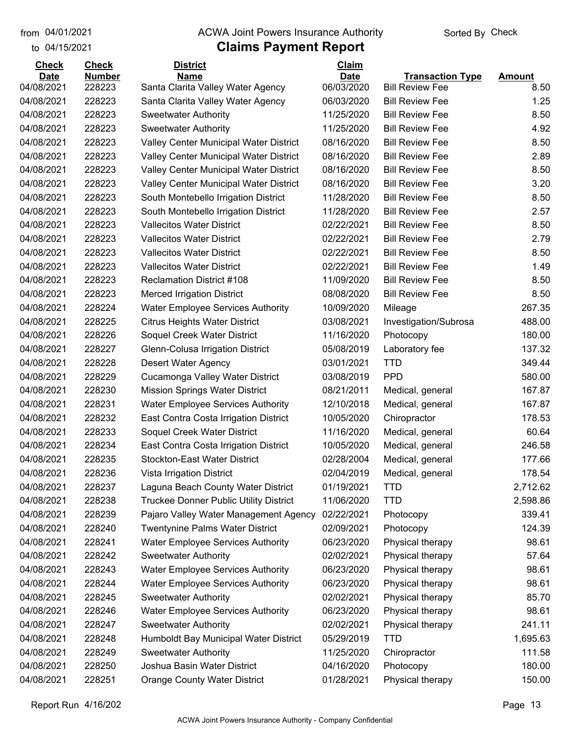from 04/01/2021 to 04/15/2021

# ACWA Joint Powers Insurance Authority

## Claims Payment Report

Sorted By Check

| Check Date | Check Number | District Name | Claim Date | Transaction Type | Amount |
|---|---|---|---|---|---|
| 04/08/2021 | 228223 | Santa Clarita Valley Water Agency | 06/03/2020 | Bill Review Fee | 8.50 |
| 04/08/2021 | 228223 | Santa Clarita Valley Water Agency | 06/03/2020 | Bill Review Fee | 1.25 |
| 04/08/2021 | 228223 | Sweetwater Authority | 11/25/2020 | Bill Review Fee | 8.50 |
| 04/08/2021 | 228223 | Sweetwater Authority | 11/25/2020 | Bill Review Fee | 4.92 |
| 04/08/2021 | 228223 | Valley Center Municipal Water District | 08/16/2020 | Bill Review Fee | 8.50 |
| 04/08/2021 | 228223 | Valley Center Municipal Water District | 08/16/2020 | Bill Review Fee | 2.89 |
| 04/08/2021 | 228223 | Valley Center Municipal Water District | 08/16/2020 | Bill Review Fee | 8.50 |
| 04/08/2021 | 228223 | Valley Center Municipal Water District | 08/16/2020 | Bill Review Fee | 3.20 |
| 04/08/2021 | 228223 | South Montebello Irrigation District | 11/28/2020 | Bill Review Fee | 8.50 |
| 04/08/2021 | 228223 | South Montebello Irrigation District | 11/28/2020 | Bill Review Fee | 2.57 |
| 04/08/2021 | 228223 | Vallecitos Water District | 02/22/2021 | Bill Review Fee | 8.50 |
| 04/08/2021 | 228223 | Vallecitos Water District | 02/22/2021 | Bill Review Fee | 2.79 |
| 04/08/2021 | 228223 | Vallecitos Water District | 02/22/2021 | Bill Review Fee | 8.50 |
| 04/08/2021 | 228223 | Vallecitos Water District | 02/22/2021 | Bill Review Fee | 1.49 |
| 04/08/2021 | 228223 | Reclamation District #108 | 11/09/2020 | Bill Review Fee | 8.50 |
| 04/08/2021 | 228223 | Merced Irrigation District | 08/08/2020 | Bill Review Fee | 8.50 |
| 04/08/2021 | 228224 | Water Employee Services Authority | 10/09/2020 | Mileage | 267.35 |
| 04/08/2021 | 228225 | Citrus Heights Water District | 03/08/2021 | Investigation/Subrosa | 488.00 |
| 04/08/2021 | 228226 | Soquel Creek Water District | 11/16/2020 | Photocopy | 180.00 |
| 04/08/2021 | 228227 | Glenn-Colusa Irrigation District | 05/08/2019 | Laboratory fee | 137.32 |
| 04/08/2021 | 228228 | Desert Water Agency | 03/01/2021 | TTD | 349.44 |
| 04/08/2021 | 228229 | Cucamonga Valley Water District | 03/08/2019 | PPD | 580.00 |
| 04/08/2021 | 228230 | Mission Springs Water District | 08/21/2011 | Medical, general | 167.87 |
| 04/08/2021 | 228231 | Water Employee Services Authority | 12/10/2018 | Medical, general | 167.87 |
| 04/08/2021 | 228232 | East Contra Costa Irrigation District | 10/05/2020 | Chiropractor | 178.53 |
| 04/08/2021 | 228233 | Soquel Creek Water District | 11/16/2020 | Medical, general | 60.64 |
| 04/08/2021 | 228234 | East Contra Costa Irrigation District | 10/05/2020 | Medical, general | 246.58 |
| 04/08/2021 | 228235 | Stockton-East Water District | 02/28/2004 | Medical, general | 177.66 |
| 04/08/2021 | 228236 | Vista Irrigation District | 02/04/2019 | Medical, general | 178.54 |
| 04/08/2021 | 228237 | Laguna Beach County Water District | 01/19/2021 | TTD | 2,712.62 |
| 04/08/2021 | 228238 | Truckee Donner Public Utility District | 11/06/2020 | TTD | 2,598.86 |
| 04/08/2021 | 228239 | Pajaro Valley Water Management Agency | 02/22/2021 | Photocopy | 339.41 |
| 04/08/2021 | 228240 | Twentynine Palms Water District | 02/09/2021 | Photocopy | 124.39 |
| 04/08/2021 | 228241 | Water Employee Services Authority | 06/23/2020 | Physical therapy | 98.61 |
| 04/08/2021 | 228242 | Sweetwater Authority | 02/02/2021 | Physical therapy | 57.64 |
| 04/08/2021 | 228243 | Water Employee Services Authority | 06/23/2020 | Physical therapy | 98.61 |
| 04/08/2021 | 228244 | Water Employee Services Authority | 06/23/2020 | Physical therapy | 98.61 |
| 04/08/2021 | 228245 | Sweetwater Authority | 02/02/2021 | Physical therapy | 85.70 |
| 04/08/2021 | 228246 | Water Employee Services Authority | 06/23/2020 | Physical therapy | 98.61 |
| 04/08/2021 | 228247 | Sweetwater Authority | 02/02/2021 | Physical therapy | 241.11 |
| 04/08/2021 | 228248 | Humboldt Bay Municipal Water District | 05/29/2019 | TTD | 1,695.63 |
| 04/08/2021 | 228249 | Sweetwater Authority | 11/25/2020 | Chiropractor | 111.58 |
| 04/08/2021 | 228250 | Joshua Basin Water District | 04/16/2020 | Photocopy | 180.00 |
| 04/08/2021 | 228251 | Orange County Water District | 01/28/2021 | Physical therapy | 150.00 |

Report Run 4/16/202

ACWA Joint Powers Insurance Authority - Company Confidential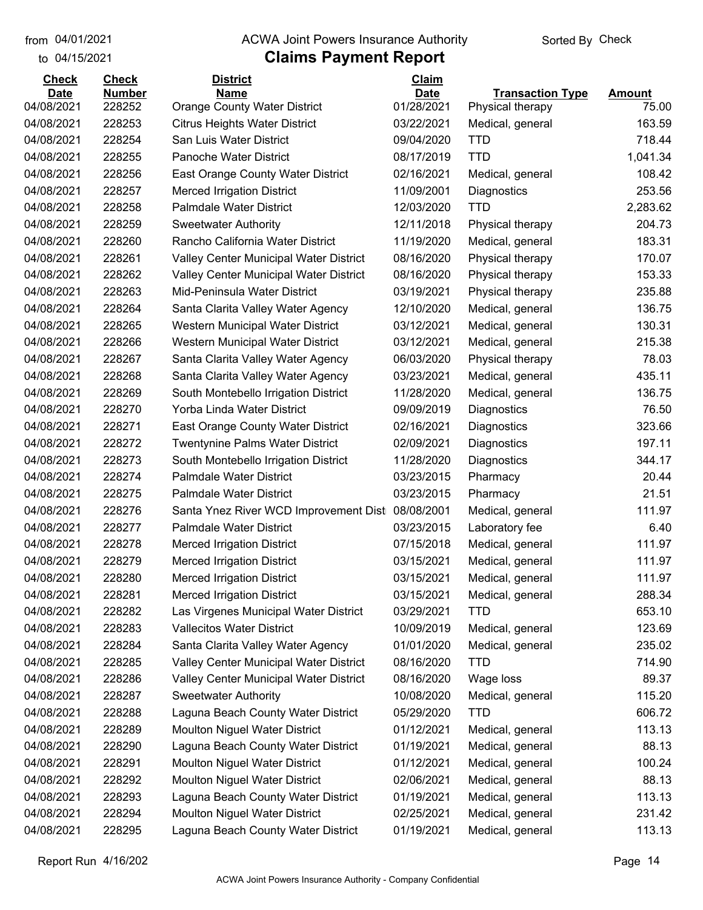from 04/01/2021 to 04/15/2021

# ACWA Joint Powers Insurance Authority

## Claims Payment Report

Sorted By Check

| Check Date | Check Number | District Name | Claim Date | Transaction Type | Amount |
|---|---|---|---|---|---|
| 04/08/2021 | 228252 | Orange County Water District | 01/28/2021 | Physical therapy | 75.00 |
| 04/08/2021 | 228253 | Citrus Heights Water District | 03/22/2021 | Medical, general | 163.59 |
| 04/08/2021 | 228254 | San Luis Water District | 09/04/2020 | TTD | 718.44 |
| 04/08/2021 | 228255 | Panoche Water District | 08/17/2019 | TTD | 1,041.34 |
| 04/08/2021 | 228256 | East Orange County Water District | 02/16/2021 | Medical, general | 108.42 |
| 04/08/2021 | 228257 | Merced Irrigation District | 11/09/2001 | Diagnostics | 253.56 |
| 04/08/2021 | 228258 | Palmdale Water District | 12/03/2020 | TTD | 2,283.62 |
| 04/08/2021 | 228259 | Sweetwater Authority | 12/11/2018 | Physical therapy | 204.73 |
| 04/08/2021 | 228260 | Rancho California Water District | 11/19/2020 | Medical, general | 183.31 |
| 04/08/2021 | 228261 | Valley Center Municipal Water District | 08/16/2020 | Physical therapy | 170.07 |
| 04/08/2021 | 228262 | Valley Center Municipal Water District | 08/16/2020 | Physical therapy | 153.33 |
| 04/08/2021 | 228263 | Mid-Peninsula Water District | 03/19/2021 | Physical therapy | 235.88 |
| 04/08/2021 | 228264 | Santa Clarita Valley Water Agency | 12/10/2020 | Medical, general | 136.75 |
| 04/08/2021 | 228265 | Western Municipal Water District | 03/12/2021 | Medical, general | 130.31 |
| 04/08/2021 | 228266 | Western Municipal Water District | 03/12/2021 | Medical, general | 215.38 |
| 04/08/2021 | 228267 | Santa Clarita Valley Water Agency | 06/03/2020 | Physical therapy | 78.03 |
| 04/08/2021 | 228268 | Santa Clarita Valley Water Agency | 03/23/2021 | Medical, general | 435.11 |
| 04/08/2021 | 228269 | South Montebello Irrigation District | 11/28/2020 | Medical, general | 136.75 |
| 04/08/2021 | 228270 | Yorba Linda Water District | 09/09/2019 | Diagnostics | 76.50 |
| 04/08/2021 | 228271 | East Orange County Water District | 02/16/2021 | Diagnostics | 323.66 |
| 04/08/2021 | 228272 | Twentynine Palms Water District | 02/09/2021 | Diagnostics | 197.11 |
| 04/08/2021 | 228273 | South Montebello Irrigation District | 11/28/2020 | Diagnostics | 344.17 |
| 04/08/2021 | 228274 | Palmdale Water District | 03/23/2015 | Pharmacy | 20.44 |
| 04/08/2021 | 228275 | Palmdale Water District | 03/23/2015 | Pharmacy | 21.51 |
| 04/08/2021 | 228276 | Santa Ynez River WCD Improvement Dist | 08/08/2001 | Medical, general | 111.97 |
| 04/08/2021 | 228277 | Palmdale Water District | 03/23/2015 | Laboratory fee | 6.40 |
| 04/08/2021 | 228278 | Merced Irrigation District | 07/15/2018 | Medical, general | 111.97 |
| 04/08/2021 | 228279 | Merced Irrigation District | 03/15/2021 | Medical, general | 111.97 |
| 04/08/2021 | 228280 | Merced Irrigation District | 03/15/2021 | Medical, general | 111.97 |
| 04/08/2021 | 228281 | Merced Irrigation District | 03/15/2021 | Medical, general | 288.34 |
| 04/08/2021 | 228282 | Las Virgenes Municipal Water District | 03/29/2021 | TTD | 653.10 |
| 04/08/2021 | 228283 | Vallecitos Water District | 10/09/2019 | Medical, general | 123.69 |
| 04/08/2021 | 228284 | Santa Clarita Valley Water Agency | 01/01/2020 | Medical, general | 235.02 |
| 04/08/2021 | 228285 | Valley Center Municipal Water District | 08/16/2020 | TTD | 714.90 |
| 04/08/2021 | 228286 | Valley Center Municipal Water District | 08/16/2020 | Wage loss | 89.37 |
| 04/08/2021 | 228287 | Sweetwater Authority | 10/08/2020 | Medical, general | 115.20 |
| 04/08/2021 | 228288 | Laguna Beach County Water District | 05/29/2020 | TTD | 606.72 |
| 04/08/2021 | 228289 | Moulton Niguel Water District | 01/12/2021 | Medical, general | 113.13 |
| 04/08/2021 | 228290 | Laguna Beach County Water District | 01/19/2021 | Medical, general | 88.13 |
| 04/08/2021 | 228291 | Moulton Niguel Water District | 01/12/2021 | Medical, general | 100.24 |
| 04/08/2021 | 228292 | Moulton Niguel Water District | 02/06/2021 | Medical, general | 88.13 |
| 04/08/2021 | 228293 | Laguna Beach County Water District | 01/19/2021 | Medical, general | 113.13 |
| 04/08/2021 | 228294 | Moulton Niguel Water District | 02/25/2021 | Medical, general | 231.42 |
| 04/08/2021 | 228295 | Laguna Beach County Water District | 01/19/2021 | Medical, general | 113.13 |

Report Run 4/16/202

ACWA Joint Powers Insurance Authority - Company Confidential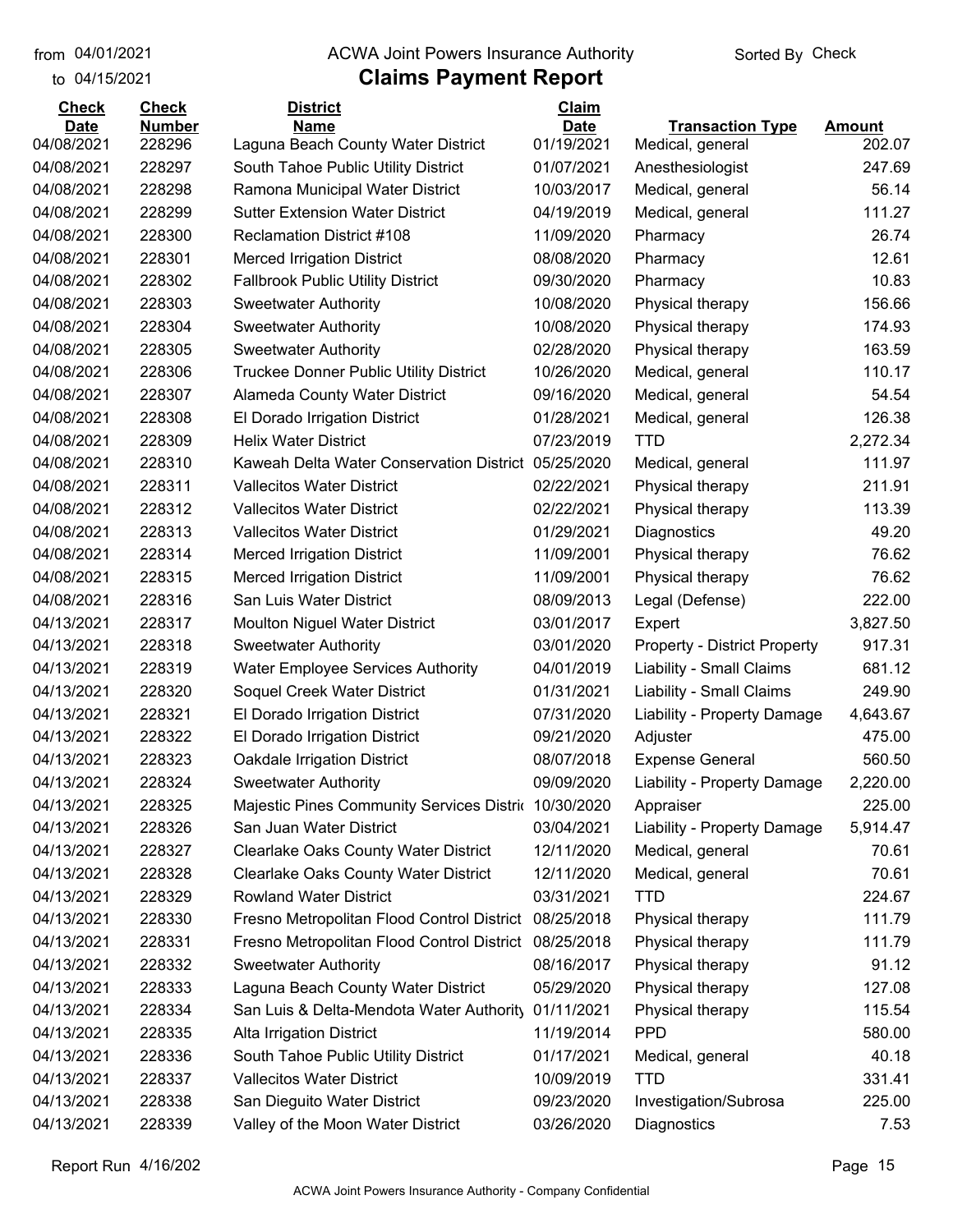from 04/01/2021 ACWA Joint Powers Insurance Authority Sorted By Check

to 04/15/2021

# Claims Payment Report

| Check Date | Check Number | District Name | Claim Date | Transaction Type | Amount |
|---|---|---|---|---|---|
| 04/08/2021 | 228296 | Laguna Beach County Water District | 01/19/2021 | Medical, general | 202.07 |
| 04/08/2021 | 228297 | South Tahoe Public Utility District | 01/07/2021 | Anesthesiologist | 247.69 |
| 04/08/2021 | 228298 | Ramona Municipal Water District | 10/03/2017 | Medical, general | 56.14 |
| 04/08/2021 | 228299 | Sutter Extension Water District | 04/19/2019 | Medical, general | 111.27 |
| 04/08/2021 | 228300 | Reclamation District #108 | 11/09/2020 | Pharmacy | 26.74 |
| 04/08/2021 | 228301 | Merced Irrigation District | 08/08/2020 | Pharmacy | 12.61 |
| 04/08/2021 | 228302 | Fallbrook Public Utility District | 09/30/2020 | Pharmacy | 10.83 |
| 04/08/2021 | 228303 | Sweetwater Authority | 10/08/2020 | Physical therapy | 156.66 |
| 04/08/2021 | 228304 | Sweetwater Authority | 10/08/2020 | Physical therapy | 174.93 |
| 04/08/2021 | 228305 | Sweetwater Authority | 02/28/2020 | Physical therapy | 163.59 |
| 04/08/2021 | 228306 | Truckee Donner Public Utility District | 10/26/2020 | Medical, general | 110.17 |
| 04/08/2021 | 228307 | Alameda County Water District | 09/16/2020 | Medical, general | 54.54 |
| 04/08/2021 | 228308 | El Dorado Irrigation District | 01/28/2021 | Medical, general | 126.38 |
| 04/08/2021 | 228309 | Helix Water District | 07/23/2019 | TTD | 2,272.34 |
| 04/08/2021 | 228310 | Kaweah Delta Water Conservation District | 05/25/2020 | Medical, general | 111.97 |
| 04/08/2021 | 228311 | Vallecitos Water District | 02/22/2021 | Physical therapy | 211.91 |
| 04/08/2021 | 228312 | Vallecitos Water District | 02/22/2021 | Physical therapy | 113.39 |
| 04/08/2021 | 228313 | Vallecitos Water District | 01/29/2021 | Diagnostics | 49.20 |
| 04/08/2021 | 228314 | Merced Irrigation District | 11/09/2001 | Physical therapy | 76.62 |
| 04/08/2021 | 228315 | Merced Irrigation District | 11/09/2001 | Physical therapy | 76.62 |
| 04/08/2021 | 228316 | San Luis Water District | 08/09/2013 | Legal (Defense) | 222.00 |
| 04/13/2021 | 228317 | Moulton Niguel Water District | 03/01/2017 | Expert | 3,827.50 |
| 04/13/2021 | 228318 | Sweetwater Authority | 03/01/2020 | Property - District Property | 917.31 |
| 04/13/2021 | 228319 | Water Employee Services Authority | 04/01/2019 | Liability - Small Claims | 681.12 |
| 04/13/2021 | 228320 | Soquel Creek Water District | 01/31/2021 | Liability - Small Claims | 249.90 |
| 04/13/2021 | 228321 | El Dorado Irrigation District | 07/31/2020 | Liability - Property Damage | 4,643.67 |
| 04/13/2021 | 228322 | El Dorado Irrigation District | 09/21/2020 | Adjuster | 475.00 |
| 04/13/2021 | 228323 | Oakdale Irrigation District | 08/07/2018 | Expense General | 560.50 |
| 04/13/2021 | 228324 | Sweetwater Authority | 09/09/2020 | Liability - Property Damage | 2,220.00 |
| 04/13/2021 | 228325 | Majestic Pines Community Services Distri | 10/30/2020 | Appraiser | 225.00 |
| 04/13/2021 | 228326 | San Juan Water District | 03/04/2021 | Liability - Property Damage | 5,914.47 |
| 04/13/2021 | 228327 | Clearlake Oaks County Water District | 12/11/2020 | Medical, general | 70.61 |
| 04/13/2021 | 228328 | Clearlake Oaks County Water District | 12/11/2020 | Medical, general | 70.61 |
| 04/13/2021 | 228329 | Rowland Water District | 03/31/2021 | TTD | 224.67 |
| 04/13/2021 | 228330 | Fresno Metropolitan Flood Control District | 08/25/2018 | Physical therapy | 111.79 |
| 04/13/2021 | 228331 | Fresno Metropolitan Flood Control District | 08/25/2018 | Physical therapy | 111.79 |
| 04/13/2021 | 228332 | Sweetwater Authority | 08/16/2017 | Physical therapy | 91.12 |
| 04/13/2021 | 228333 | Laguna Beach County Water District | 05/29/2020 | Physical therapy | 127.08 |
| 04/13/2021 | 228334 | San Luis & Delta-Mendota Water Authority | 01/11/2021 | Physical therapy | 115.54 |
| 04/13/2021 | 228335 | Alta Irrigation District | 11/19/2014 | PPD | 580.00 |
| 04/13/2021 | 228336 | South Tahoe Public Utility District | 01/17/2021 | Medical, general | 40.18 |
| 04/13/2021 | 228337 | Vallecitos Water District | 10/09/2019 | TTD | 331.41 |
| 04/13/2021 | 228338 | San Dieguito Water District | 09/23/2020 | Investigation/Subrosa | 225.00 |
| 04/13/2021 | 228339 | Valley of the Moon Water District | 03/26/2020 | Diagnostics | 7.53 |

Report Run 4/16/202

ACWA Joint Powers Insurance Authority - Company Confidential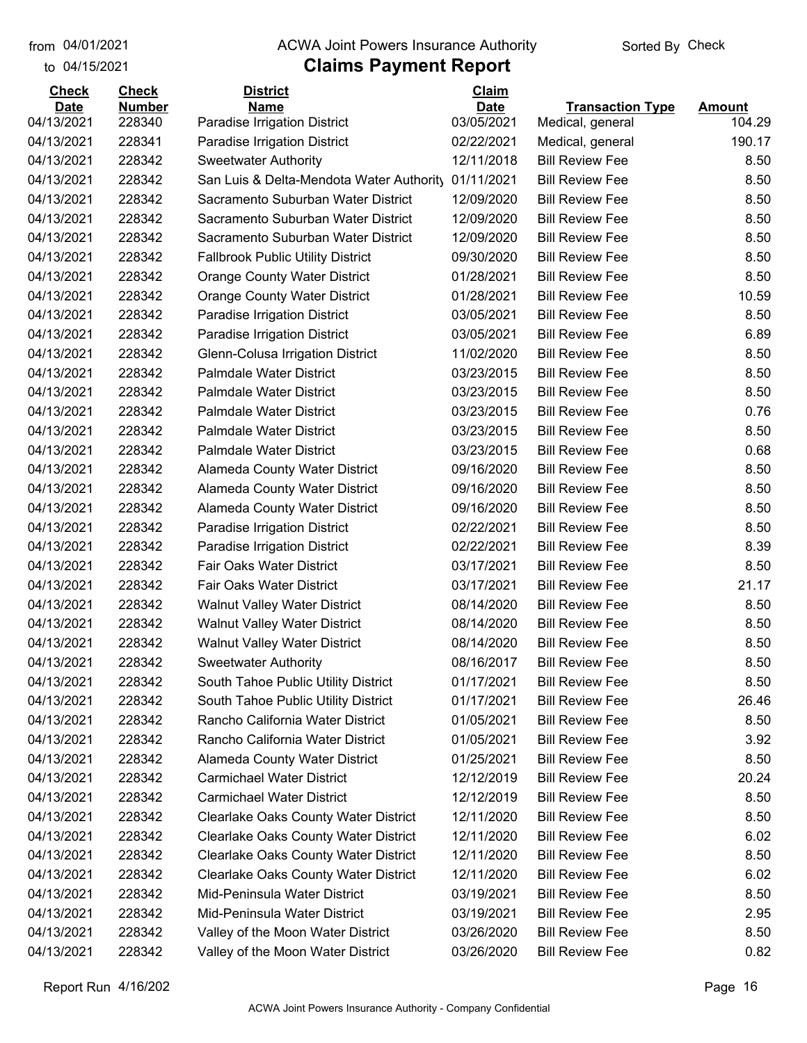from 04/01/2021
to 04/15/2021

ACWA Joint Powers Insurance Authority

## Claims Payment Report

Sorted By Check

| Check Date | Check Number | District Name | Claim Date | Transaction Type | Amount |
|---|---|---|---|---|---|
| 04/13/2021 | 228340 | Paradise Irrigation District | 03/05/2021 | Medical, general | 104.29 |
| 04/13/2021 | 228341 | Paradise Irrigation District | 02/22/2021 | Medical, general | 190.17 |
| 04/13/2021 | 228342 | Sweetwater Authority | 12/11/2018 | Bill Review Fee | 8.50 |
| 04/13/2021 | 228342 | San Luis & Delta-Mendota Water Authority | 01/11/2021 | Bill Review Fee | 8.50 |
| 04/13/2021 | 228342 | Sacramento Suburban Water District | 12/09/2020 | Bill Review Fee | 8.50 |
| 04/13/2021 | 228342 | Sacramento Suburban Water District | 12/09/2020 | Bill Review Fee | 8.50 |
| 04/13/2021 | 228342 | Sacramento Suburban Water District | 12/09/2020 | Bill Review Fee | 8.50 |
| 04/13/2021 | 228342 | Fallbrook Public Utility District | 09/30/2020 | Bill Review Fee | 8.50 |
| 04/13/2021 | 228342 | Orange County Water District | 01/28/2021 | Bill Review Fee | 8.50 |
| 04/13/2021 | 228342 | Orange County Water District | 01/28/2021 | Bill Review Fee | 10.59 |
| 04/13/2021 | 228342 | Paradise Irrigation District | 03/05/2021 | Bill Review Fee | 8.50 |
| 04/13/2021 | 228342 | Paradise Irrigation District | 03/05/2021 | Bill Review Fee | 6.89 |
| 04/13/2021 | 228342 | Glenn-Colusa Irrigation District | 11/02/2020 | Bill Review Fee | 8.50 |
| 04/13/2021 | 228342 | Palmdale Water District | 03/23/2015 | Bill Review Fee | 8.50 |
| 04/13/2021 | 228342 | Palmdale Water District | 03/23/2015 | Bill Review Fee | 8.50 |
| 04/13/2021 | 228342 | Palmdale Water District | 03/23/2015 | Bill Review Fee | 0.76 |
| 04/13/2021 | 228342 | Palmdale Water District | 03/23/2015 | Bill Review Fee | 8.50 |
| 04/13/2021 | 228342 | Palmdale Water District | 03/23/2015 | Bill Review Fee | 0.68 |
| 04/13/2021 | 228342 | Alameda County Water District | 09/16/2020 | Bill Review Fee | 8.50 |
| 04/13/2021 | 228342 | Alameda County Water District | 09/16/2020 | Bill Review Fee | 8.50 |
| 04/13/2021 | 228342 | Alameda County Water District | 09/16/2020 | Bill Review Fee | 8.50 |
| 04/13/2021 | 228342 | Paradise Irrigation District | 02/22/2021 | Bill Review Fee | 8.50 |
| 04/13/2021 | 228342 | Paradise Irrigation District | 02/22/2021 | Bill Review Fee | 8.39 |
| 04/13/2021 | 228342 | Fair Oaks Water District | 03/17/2021 | Bill Review Fee | 8.50 |
| 04/13/2021 | 228342 | Fair Oaks Water District | 03/17/2021 | Bill Review Fee | 21.17 |
| 04/13/2021 | 228342 | Walnut Valley Water District | 08/14/2020 | Bill Review Fee | 8.50 |
| 04/13/2021 | 228342 | Walnut Valley Water District | 08/14/2020 | Bill Review Fee | 8.50 |
| 04/13/2021 | 228342 | Walnut Valley Water District | 08/14/2020 | Bill Review Fee | 8.50 |
| 04/13/2021 | 228342 | Sweetwater Authority | 08/16/2017 | Bill Review Fee | 8.50 |
| 04/13/2021 | 228342 | South Tahoe Public Utility District | 01/17/2021 | Bill Review Fee | 8.50 |
| 04/13/2021 | 228342 | South Tahoe Public Utility District | 01/17/2021 | Bill Review Fee | 26.46 |
| 04/13/2021 | 228342 | Rancho California Water District | 01/05/2021 | Bill Review Fee | 8.50 |
| 04/13/2021 | 228342 | Rancho California Water District | 01/05/2021 | Bill Review Fee | 3.92 |
| 04/13/2021 | 228342 | Alameda County Water District | 01/25/2021 | Bill Review Fee | 8.50 |
| 04/13/2021 | 228342 | Carmichael Water District | 12/12/2019 | Bill Review Fee | 20.24 |
| 04/13/2021 | 228342 | Carmichael Water District | 12/12/2019 | Bill Review Fee | 8.50 |
| 04/13/2021 | 228342 | Clearlake Oaks County Water District | 12/11/2020 | Bill Review Fee | 8.50 |
| 04/13/2021 | 228342 | Clearlake Oaks County Water District | 12/11/2020 | Bill Review Fee | 6.02 |
| 04/13/2021 | 228342 | Clearlake Oaks County Water District | 12/11/2020 | Bill Review Fee | 8.50 |
| 04/13/2021 | 228342 | Clearlake Oaks County Water District | 12/11/2020 | Bill Review Fee | 6.02 |
| 04/13/2021 | 228342 | Mid-Peninsula Water District | 03/19/2021 | Bill Review Fee | 8.50 |
| 04/13/2021 | 228342 | Mid-Peninsula Water District | 03/19/2021 | Bill Review Fee | 2.95 |
| 04/13/2021 | 228342 | Valley of the Moon Water District | 03/26/2020 | Bill Review Fee | 8.50 |
| 04/13/2021 | 228342 | Valley of the Moon Water District | 03/26/2020 | Bill Review Fee | 0.82 |

Report Run 4/16/202

ACWA Joint Powers Insurance Authority - Company Confidential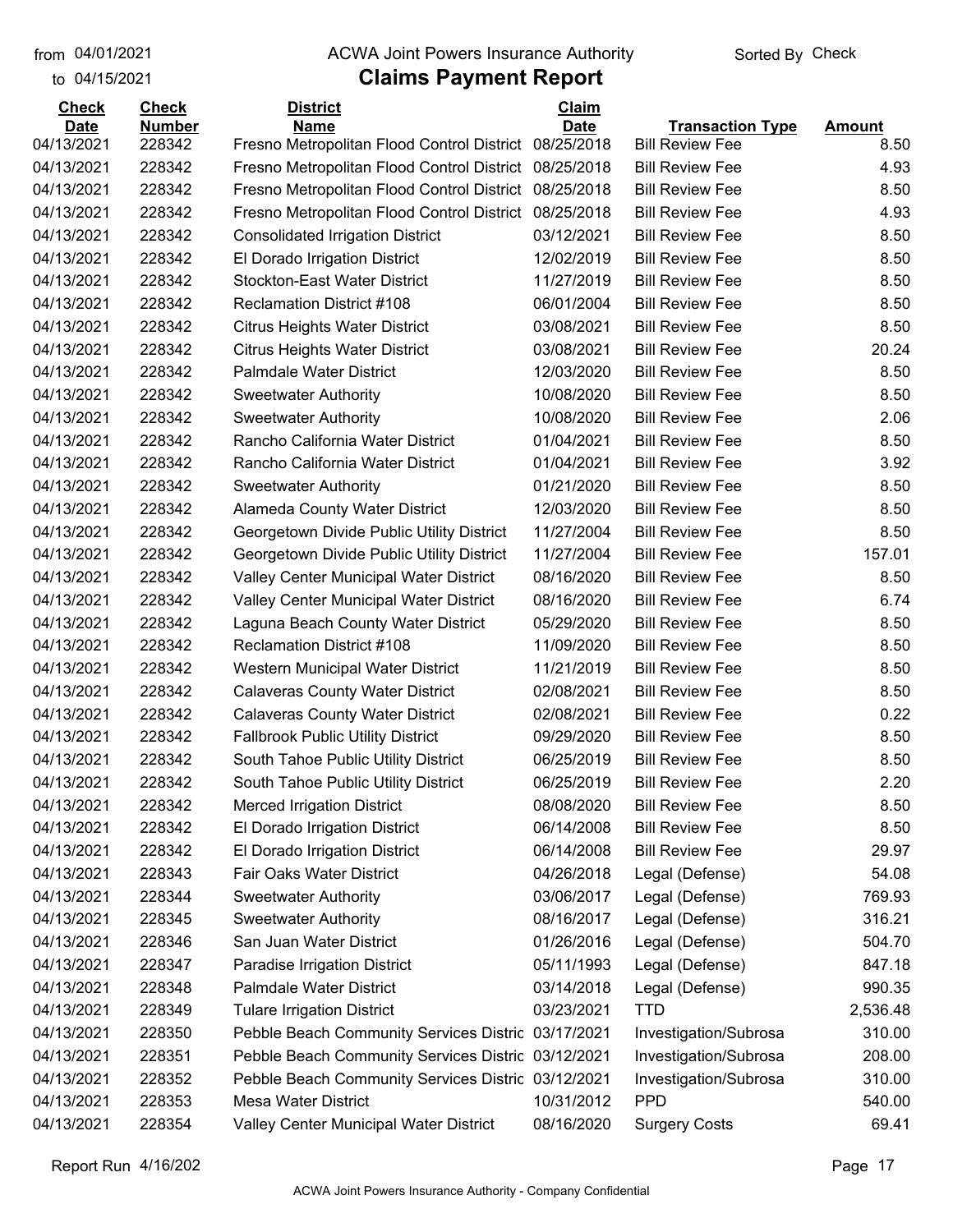from 04/01/2021
to 04/15/2021

ACWA Joint Powers Insurance Authority

# Claims Payment Report

Sorted By Check

| Check Date | Check Number | District Name | Claim Date | Transaction Type | Amount |
|---|---|---|---|---|---|
| 04/13/2021 | 228342 | Fresno Metropolitan Flood Control District | 08/25/2018 | Bill Review Fee | 8.50 |
| 04/13/2021 | 228342 | Fresno Metropolitan Flood Control District | 08/25/2018 | Bill Review Fee | 4.93 |
| 04/13/2021 | 228342 | Fresno Metropolitan Flood Control District | 08/25/2018 | Bill Review Fee | 8.50 |
| 04/13/2021 | 228342 | Fresno Metropolitan Flood Control District | 08/25/2018 | Bill Review Fee | 4.93 |
| 04/13/2021 | 228342 | Consolidated Irrigation District | 03/12/2021 | Bill Review Fee | 8.50 |
| 04/13/2021 | 228342 | El Dorado Irrigation District | 12/02/2019 | Bill Review Fee | 8.50 |
| 04/13/2021 | 228342 | Stockton-East Water District | 11/27/2019 | Bill Review Fee | 8.50 |
| 04/13/2021 | 228342 | Reclamation District #108 | 06/01/2004 | Bill Review Fee | 8.50 |
| 04/13/2021 | 228342 | Citrus Heights Water District | 03/08/2021 | Bill Review Fee | 8.50 |
| 04/13/2021 | 228342 | Citrus Heights Water District | 03/08/2021 | Bill Review Fee | 20.24 |
| 04/13/2021 | 228342 | Palmdale Water District | 12/03/2020 | Bill Review Fee | 8.50 |
| 04/13/2021 | 228342 | Sweetwater Authority | 10/08/2020 | Bill Review Fee | 8.50 |
| 04/13/2021 | 228342 | Sweetwater Authority | 10/08/2020 | Bill Review Fee | 2.06 |
| 04/13/2021 | 228342 | Rancho California Water District | 01/04/2021 | Bill Review Fee | 8.50 |
| 04/13/2021 | 228342 | Rancho California Water District | 01/04/2021 | Bill Review Fee | 3.92 |
| 04/13/2021 | 228342 | Sweetwater Authority | 01/21/2020 | Bill Review Fee | 8.50 |
| 04/13/2021 | 228342 | Alameda County Water District | 12/03/2020 | Bill Review Fee | 8.50 |
| 04/13/2021 | 228342 | Georgetown Divide Public Utility District | 11/27/2004 | Bill Review Fee | 8.50 |
| 04/13/2021 | 228342 | Georgetown Divide Public Utility District | 11/27/2004 | Bill Review Fee | 157.01 |
| 04/13/2021 | 228342 | Valley Center Municipal Water District | 08/16/2020 | Bill Review Fee | 8.50 |
| 04/13/2021 | 228342 | Valley Center Municipal Water District | 08/16/2020 | Bill Review Fee | 6.74 |
| 04/13/2021 | 228342 | Laguna Beach County Water District | 05/29/2020 | Bill Review Fee | 8.50 |
| 04/13/2021 | 228342 | Reclamation District #108 | 11/09/2020 | Bill Review Fee | 8.50 |
| 04/13/2021 | 228342 | Western Municipal Water District | 11/21/2019 | Bill Review Fee | 8.50 |
| 04/13/2021 | 228342 | Calaveras County Water District | 02/08/2021 | Bill Review Fee | 8.50 |
| 04/13/2021 | 228342 | Calaveras County Water District | 02/08/2021 | Bill Review Fee | 0.22 |
| 04/13/2021 | 228342 | Fallbrook Public Utility District | 09/29/2020 | Bill Review Fee | 8.50 |
| 04/13/2021 | 228342 | South Tahoe Public Utility District | 06/25/2019 | Bill Review Fee | 8.50 |
| 04/13/2021 | 228342 | South Tahoe Public Utility District | 06/25/2019 | Bill Review Fee | 2.20 |
| 04/13/2021 | 228342 | Merced Irrigation District | 08/08/2020 | Bill Review Fee | 8.50 |
| 04/13/2021 | 228342 | El Dorado Irrigation District | 06/14/2008 | Bill Review Fee | 8.50 |
| 04/13/2021 | 228342 | El Dorado Irrigation District | 06/14/2008 | Bill Review Fee | 29.97 |
| 04/13/2021 | 228343 | Fair Oaks Water District | 04/26/2018 | Legal (Defense) | 54.08 |
| 04/13/2021 | 228344 | Sweetwater Authority | 03/06/2017 | Legal (Defense) | 769.93 |
| 04/13/2021 | 228345 | Sweetwater Authority | 08/16/2017 | Legal (Defense) | 316.21 |
| 04/13/2021 | 228346 | San Juan Water District | 01/26/2016 | Legal (Defense) | 504.70 |
| 04/13/2021 | 228347 | Paradise Irrigation District | 05/11/1993 | Legal (Defense) | 847.18 |
| 04/13/2021 | 228348 | Palmdale Water District | 03/14/2018 | Legal (Defense) | 990.35 |
| 04/13/2021 | 228349 | Tulare Irrigation District | 03/23/2021 | TTD | 2,536.48 |
| 04/13/2021 | 228350 | Pebble Beach Community Services Distric | 03/17/2021 | Investigation/Subrosa | 310.00 |
| 04/13/2021 | 228351 | Pebble Beach Community Services Distric | 03/12/2021 | Investigation/Subrosa | 208.00 |
| 04/13/2021 | 228352 | Pebble Beach Community Services Distric | 03/12/2021 | Investigation/Subrosa | 310.00 |
| 04/13/2021 | 228353 | Mesa Water District | 10/31/2012 | PPD | 540.00 |
| 04/13/2021 | 228354 | Valley Center Municipal Water District | 08/16/2020 | Surgery Costs | 69.41 |

Report Run 4/16/202

ACWA Joint Powers Insurance Authority - Company Confidential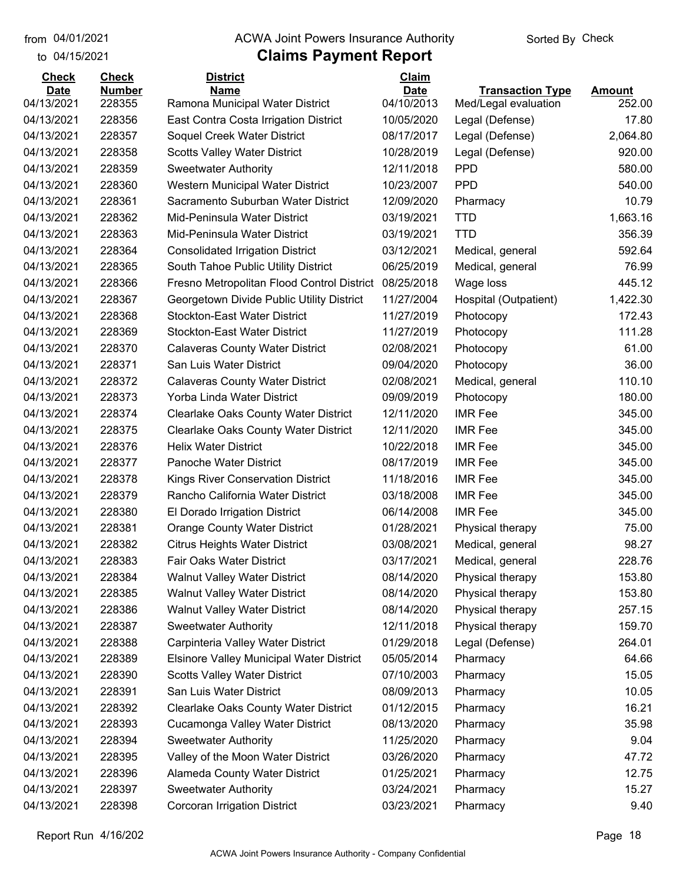from 04/01/2021
to 04/15/2021

# ACWA Joint Powers Insurance Authority

## Claims Payment Report

Sorted By Check

| Check Date | Check Number | District Name | Claim Date | Transaction Type | Amount |
|---|---|---|---|---|---|
| 04/13/2021 | 228355 | Ramona Municipal Water District | 04/10/2013 | Med/Legal evaluation | 252.00 |
| 04/13/2021 | 228356 | East Contra Costa Irrigation District | 10/05/2020 | Legal (Defense) | 17.80 |
| 04/13/2021 | 228357 | Soquel Creek Water District | 08/17/2017 | Legal (Defense) | 2,064.80 |
| 04/13/2021 | 228358 | Scotts Valley Water District | 10/28/2019 | Legal (Defense) | 920.00 |
| 04/13/2021 | 228359 | Sweetwater Authority | 12/11/2018 | PPD | 580.00 |
| 04/13/2021 | 228360 | Western Municipal Water District | 10/23/2007 | PPD | 540.00 |
| 04/13/2021 | 228361 | Sacramento Suburban Water District | 12/09/2020 | Pharmacy | 10.79 |
| 04/13/2021 | 228362 | Mid-Peninsula Water District | 03/19/2021 | TTD | 1,663.16 |
| 04/13/2021 | 228363 | Mid-Peninsula Water District | 03/19/2021 | TTD | 356.39 |
| 04/13/2021 | 228364 | Consolidated Irrigation District | 03/12/2021 | Medical, general | 592.64 |
| 04/13/2021 | 228365 | South Tahoe Public Utility District | 06/25/2019 | Medical, general | 76.99 |
| 04/13/2021 | 228366 | Fresno Metropolitan Flood Control District | 08/25/2018 | Wage loss | 445.12 |
| 04/13/2021 | 228367 | Georgetown Divide Public Utility District | 11/27/2004 | Hospital (Outpatient) | 1,422.30 |
| 04/13/2021 | 228368 | Stockton-East Water District | 11/27/2019 | Photocopy | 172.43 |
| 04/13/2021 | 228369 | Stockton-East Water District | 11/27/2019 | Photocopy | 111.28 |
| 04/13/2021 | 228370 | Calaveras County Water District | 02/08/2021 | Photocopy | 61.00 |
| 04/13/2021 | 228371 | San Luis Water District | 09/04/2020 | Photocopy | 36.00 |
| 04/13/2021 | 228372 | Calaveras County Water District | 02/08/2021 | Medical, general | 110.10 |
| 04/13/2021 | 228373 | Yorba Linda Water District | 09/09/2019 | Photocopy | 180.00 |
| 04/13/2021 | 228374 | Clearlake Oaks County Water District | 12/11/2020 | IMR Fee | 345.00 |
| 04/13/2021 | 228375 | Clearlake Oaks County Water District | 12/11/2020 | IMR Fee | 345.00 |
| 04/13/2021 | 228376 | Helix Water District | 10/22/2018 | IMR Fee | 345.00 |
| 04/13/2021 | 228377 | Panoche Water District | 08/17/2019 | IMR Fee | 345.00 |
| 04/13/2021 | 228378 | Kings River Conservation District | 11/18/2016 | IMR Fee | 345.00 |
| 04/13/2021 | 228379 | Rancho California Water District | 03/18/2008 | IMR Fee | 345.00 |
| 04/13/2021 | 228380 | El Dorado Irrigation District | 06/14/2008 | IMR Fee | 345.00 |
| 04/13/2021 | 228381 | Orange County Water District | 01/28/2021 | Physical therapy | 75.00 |
| 04/13/2021 | 228382 | Citrus Heights Water District | 03/08/2021 | Medical, general | 98.27 |
| 04/13/2021 | 228383 | Fair Oaks Water District | 03/17/2021 | Medical, general | 228.76 |
| 04/13/2021 | 228384 | Walnut Valley Water District | 08/14/2020 | Physical therapy | 153.80 |
| 04/13/2021 | 228385 | Walnut Valley Water District | 08/14/2020 | Physical therapy | 153.80 |
| 04/13/2021 | 228386 | Walnut Valley Water District | 08/14/2020 | Physical therapy | 257.15 |
| 04/13/2021 | 228387 | Sweetwater Authority | 12/11/2018 | Physical therapy | 159.70 |
| 04/13/2021 | 228388 | Carpinteria Valley Water District | 01/29/2018 | Legal (Defense) | 264.01 |
| 04/13/2021 | 228389 | Elsinore Valley Municipal Water District | 05/05/2014 | Pharmacy | 64.66 |
| 04/13/2021 | 228390 | Scotts Valley Water District | 07/10/2003 | Pharmacy | 15.05 |
| 04/13/2021 | 228391 | San Luis Water District | 08/09/2013 | Pharmacy | 10.05 |
| 04/13/2021 | 228392 | Clearlake Oaks County Water District | 01/12/2015 | Pharmacy | 16.21 |
| 04/13/2021 | 228393 | Cucamonga Valley Water District | 08/13/2020 | Pharmacy | 35.98 |
| 04/13/2021 | 228394 | Sweetwater Authority | 11/25/2020 | Pharmacy | 9.04 |
| 04/13/2021 | 228395 | Valley of the Moon Water District | 03/26/2020 | Pharmacy | 47.72 |
| 04/13/2021 | 228396 | Alameda County Water District | 01/25/2021 | Pharmacy | 12.75 |
| 04/13/2021 | 228397 | Sweetwater Authority | 03/24/2021 | Pharmacy | 15.27 |
| 04/13/2021 | 228398 | Corcoran Irrigation District | 03/23/2021 | Pharmacy | 9.40 |

Report Run 4/16/202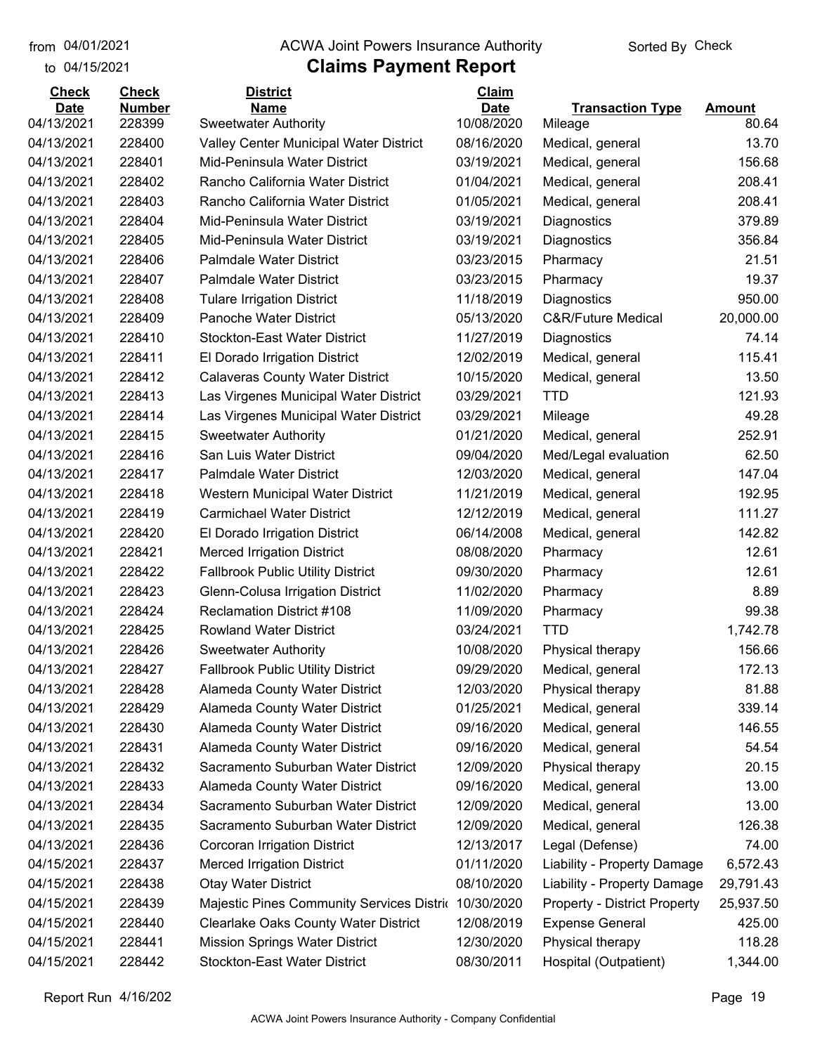from 04/01/2021 to 04/15/2021

# ACWA Joint Powers Insurance Authority

## Claims Payment Report

Sorted By Check

| Check Date | Check Number | District Name | Claim Date | Transaction Type | Amount |
|---|---|---|---|---|---|
| 04/13/2021 | 228399 | Sweetwater Authority | 10/08/2020 | Mileage | 80.64 |
| 04/13/2021 | 228400 | Valley Center Municipal Water District | 08/16/2020 | Medical, general | 13.70 |
| 04/13/2021 | 228401 | Mid-Peninsula Water District | 03/19/2021 | Medical, general | 156.68 |
| 04/13/2021 | 228402 | Rancho California Water District | 01/04/2021 | Medical, general | 208.41 |
| 04/13/2021 | 228403 | Rancho California Water District | 01/05/2021 | Medical, general | 208.41 |
| 04/13/2021 | 228404 | Mid-Peninsula Water District | 03/19/2021 | Diagnostics | 379.89 |
| 04/13/2021 | 228405 | Mid-Peninsula Water District | 03/19/2021 | Diagnostics | 356.84 |
| 04/13/2021 | 228406 | Palmdale Water District | 03/23/2015 | Pharmacy | 21.51 |
| 04/13/2021 | 228407 | Palmdale Water District | 03/23/2015 | Pharmacy | 19.37 |
| 04/13/2021 | 228408 | Tulare Irrigation District | 11/18/2019 | Diagnostics | 950.00 |
| 04/13/2021 | 228409 | Panoche Water District | 05/13/2020 | C&R/Future Medical | 20,000.00 |
| 04/13/2021 | 228410 | Stockton-East Water District | 11/27/2019 | Diagnostics | 74.14 |
| 04/13/2021 | 228411 | El Dorado Irrigation District | 12/02/2019 | Medical, general | 115.41 |
| 04/13/2021 | 228412 | Calaveras County Water District | 10/15/2020 | Medical, general | 13.50 |
| 04/13/2021 | 228413 | Las Virgenes Municipal Water District | 03/29/2021 | TTD | 121.93 |
| 04/13/2021 | 228414 | Las Virgenes Municipal Water District | 03/29/2021 | Mileage | 49.28 |
| 04/13/2021 | 228415 | Sweetwater Authority | 01/21/2020 | Medical, general | 252.91 |
| 04/13/2021 | 228416 | San Luis Water District | 09/04/2020 | Med/Legal evaluation | 62.50 |
| 04/13/2021 | 228417 | Palmdale Water District | 12/03/2020 | Medical, general | 147.04 |
| 04/13/2021 | 228418 | Western Municipal Water District | 11/21/2019 | Medical, general | 192.95 |
| 04/13/2021 | 228419 | Carmichael Water District | 12/12/2019 | Medical, general | 111.27 |
| 04/13/2021 | 228420 | El Dorado Irrigation District | 06/14/2008 | Medical, general | 142.82 |
| 04/13/2021 | 228421 | Merced Irrigation District | 08/08/2020 | Pharmacy | 12.61 |
| 04/13/2021 | 228422 | Fallbrook Public Utility District | 09/30/2020 | Pharmacy | 12.61 |
| 04/13/2021 | 228423 | Glenn-Colusa Irrigation District | 11/02/2020 | Pharmacy | 8.89 |
| 04/13/2021 | 228424 | Reclamation District #108 | 11/09/2020 | Pharmacy | 99.38 |
| 04/13/2021 | 228425 | Rowland Water District | 03/24/2021 | TTD | 1,742.78 |
| 04/13/2021 | 228426 | Sweetwater Authority | 10/08/2020 | Physical therapy | 156.66 |
| 04/13/2021 | 228427 | Fallbrook Public Utility District | 09/29/2020 | Medical, general | 172.13 |
| 04/13/2021 | 228428 | Alameda County Water District | 12/03/2020 | Physical therapy | 81.88 |
| 04/13/2021 | 228429 | Alameda County Water District | 01/25/2021 | Medical, general | 339.14 |
| 04/13/2021 | 228430 | Alameda County Water District | 09/16/2020 | Medical, general | 146.55 |
| 04/13/2021 | 228431 | Alameda County Water District | 09/16/2020 | Medical, general | 54.54 |
| 04/13/2021 | 228432 | Sacramento Suburban Water District | 12/09/2020 | Physical therapy | 20.15 |
| 04/13/2021 | 228433 | Alameda County Water District | 09/16/2020 | Medical, general | 13.00 |
| 04/13/2021 | 228434 | Sacramento Suburban Water District | 12/09/2020 | Medical, general | 13.00 |
| 04/13/2021 | 228435 | Sacramento Suburban Water District | 12/09/2020 | Medical, general | 126.38 |
| 04/13/2021 | 228436 | Corcoran Irrigation District | 12/13/2017 | Legal (Defense) | 74.00 |
| 04/15/2021 | 228437 | Merced Irrigation District | 01/11/2020 | Liability - Property Damage | 6,572.43 |
| 04/15/2021 | 228438 | Otay Water District | 08/10/2020 | Liability - Property Damage | 29,791.43 |
| 04/15/2021 | 228439 | Majestic Pines Community Services Distri | 10/30/2020 | Property - District Property | 25,937.50 |
| 04/15/2021 | 228440 | Clearlake Oaks County Water District | 12/08/2019 | Expense General | 425.00 |
| 04/15/2021 | 228441 | Mission Springs Water District | 12/30/2020 | Physical therapy | 118.28 |
| 04/15/2021 | 228442 | Stockton-East Water District | 08/30/2011 | Hospital (Outpatient) | 1,344.00 |

Report Run 4/16/202

ACWA Joint Powers Insurance Authority - Company Confidential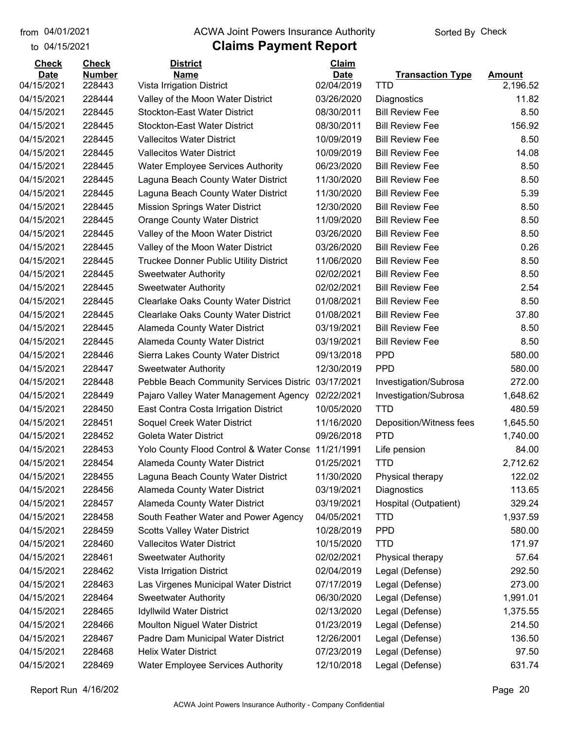from 04/01/2021
to 04/15/2021

# ACWA Joint Powers Insurance Authority
## Claims Payment Report

Sorted By Check

| Check Date | Check Number | District Name | Claim Date | Transaction Type | Amount |
|---|---|---|---|---|---|
| 04/15/2021 | 228443 | Vista Irrigation District | 02/04/2019 | TTD | 2,196.52 |
| 04/15/2021 | 228444 | Valley of the Moon Water District | 03/26/2020 | Diagnostics | 11.82 |
| 04/15/2021 | 228445 | Stockton-East Water District | 08/30/2011 | Bill Review Fee | 8.50 |
| 04/15/2021 | 228445 | Stockton-East Water District | 08/30/2011 | Bill Review Fee | 156.92 |
| 04/15/2021 | 228445 | Vallecitos Water District | 10/09/2019 | Bill Review Fee | 8.50 |
| 04/15/2021 | 228445 | Vallecitos Water District | 10/09/2019 | Bill Review Fee | 14.08 |
| 04/15/2021 | 228445 | Water Employee Services Authority | 06/23/2020 | Bill Review Fee | 8.50 |
| 04/15/2021 | 228445 | Laguna Beach County Water District | 11/30/2020 | Bill Review Fee | 8.50 |
| 04/15/2021 | 228445 | Laguna Beach County Water District | 11/30/2020 | Bill Review Fee | 5.39 |
| 04/15/2021 | 228445 | Mission Springs Water District | 12/30/2020 | Bill Review Fee | 8.50 |
| 04/15/2021 | 228445 | Orange County Water District | 11/09/2020 | Bill Review Fee | 8.50 |
| 04/15/2021 | 228445 | Valley of the Moon Water District | 03/26/2020 | Bill Review Fee | 8.50 |
| 04/15/2021 | 228445 | Valley of the Moon Water District | 03/26/2020 | Bill Review Fee | 0.26 |
| 04/15/2021 | 228445 | Truckee Donner Public Utility District | 11/06/2020 | Bill Review Fee | 8.50 |
| 04/15/2021 | 228445 | Sweetwater Authority | 02/02/2021 | Bill Review Fee | 8.50 |
| 04/15/2021 | 228445 | Sweetwater Authority | 02/02/2021 | Bill Review Fee | 2.54 |
| 04/15/2021 | 228445 | Clearlake Oaks County Water District | 01/08/2021 | Bill Review Fee | 8.50 |
| 04/15/2021 | 228445 | Clearlake Oaks County Water District | 01/08/2021 | Bill Review Fee | 37.80 |
| 04/15/2021 | 228445 | Alameda County Water District | 03/19/2021 | Bill Review Fee | 8.50 |
| 04/15/2021 | 228445 | Alameda County Water District | 03/19/2021 | Bill Review Fee | 8.50 |
| 04/15/2021 | 228446 | Sierra Lakes County Water District | 09/13/2018 | PPD | 580.00 |
| 04/15/2021 | 228447 | Sweetwater Authority | 12/30/2019 | PPD | 580.00 |
| 04/15/2021 | 228448 | Pebble Beach Community Services Distric | 03/17/2021 | Investigation/Subrosa | 272.00 |
| 04/15/2021 | 228449 | Pajaro Valley Water Management Agency | 02/22/2021 | Investigation/Subrosa | 1,648.62 |
| 04/15/2021 | 228450 | East Contra Costa Irrigation District | 10/05/2020 | TTD | 480.59 |
| 04/15/2021 | 228451 | Soquel Creek Water District | 11/16/2020 | Deposition/Witness fees | 1,645.50 |
| 04/15/2021 | 228452 | Goleta Water District | 09/26/2018 | PTD | 1,740.00 |
| 04/15/2021 | 228453 | Yolo County Flood Control & Water Conse | 11/21/1991 | Life pension | 84.00 |
| 04/15/2021 | 228454 | Alameda County Water District | 01/25/2021 | TTD | 2,712.62 |
| 04/15/2021 | 228455 | Laguna Beach County Water District | 11/30/2020 | Physical therapy | 122.02 |
| 04/15/2021 | 228456 | Alameda County Water District | 03/19/2021 | Diagnostics | 113.65 |
| 04/15/2021 | 228457 | Alameda County Water District | 03/19/2021 | Hospital (Outpatient) | 329.24 |
| 04/15/2021 | 228458 | South Feather Water and Power Agency | 04/05/2021 | TTD | 1,937.59 |
| 04/15/2021 | 228459 | Scotts Valley Water District | 10/28/2019 | PPD | 580.00 |
| 04/15/2021 | 228460 | Vallecitos Water District | 10/15/2020 | TTD | 171.97 |
| 04/15/2021 | 228461 | Sweetwater Authority | 02/02/2021 | Physical therapy | 57.64 |
| 04/15/2021 | 228462 | Vista Irrigation District | 02/04/2019 | Legal (Defense) | 292.50 |
| 04/15/2021 | 228463 | Las Virgenes Municipal Water District | 07/17/2019 | Legal (Defense) | 273.00 |
| 04/15/2021 | 228464 | Sweetwater Authority | 06/30/2020 | Legal (Defense) | 1,991.01 |
| 04/15/2021 | 228465 | Idyllwild Water District | 02/13/2020 | Legal (Defense) | 1,375.55 |
| 04/15/2021 | 228466 | Moulton Niguel Water District | 01/23/2019 | Legal (Defense) | 214.50 |
| 04/15/2021 | 228467 | Padre Dam Municipal Water District | 12/26/2001 | Legal (Defense) | 136.50 |
| 04/15/2021 | 228468 | Helix Water District | 07/23/2019 | Legal (Defense) | 97.50 |
| 04/15/2021 | 228469 | Water Employee Services Authority | 12/10/2018 | Legal (Defense) | 631.74 |

Report Run 4/16/202

ACWA Joint Powers Insurance Authority - Company Confidential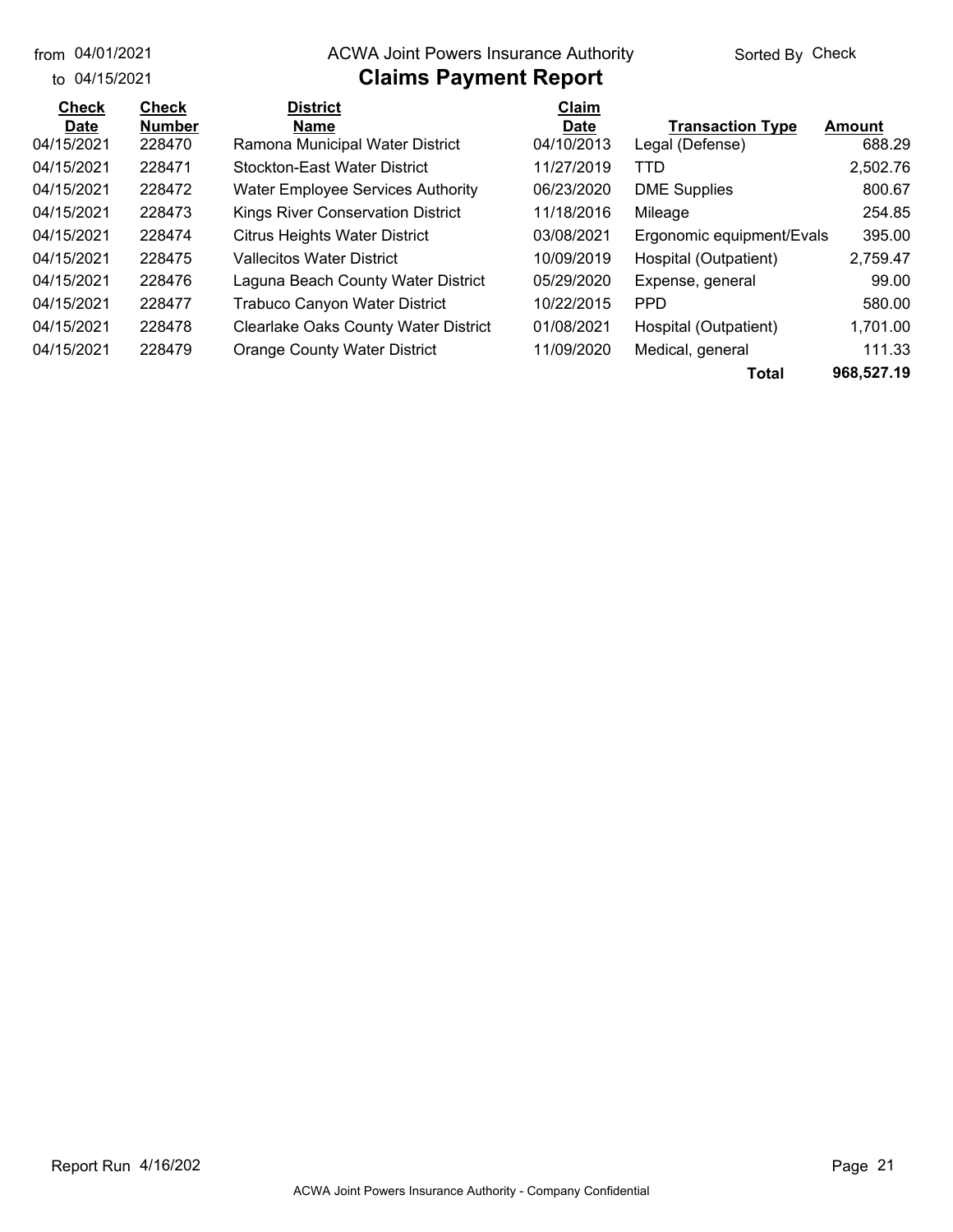from 04/01/2021
to 04/15/2021

ACWA Joint Powers Insurance Authority

# Claims Payment Report

Sorted By Check

| Check Date | Check Number | District Name | Claim Date | Transaction Type | Amount |
|---|---|---|---|---|---|
| 04/15/2021 | 228470 | Ramona Municipal Water District | 04/10/2013 | Legal (Defense) | 688.29 |
| 04/15/2021 | 228471 | Stockton-East Water District | 11/27/2019 | TTD | 2,502.76 |
| 04/15/2021 | 228472 | Water Employee Services Authority | 06/23/2020 | DME Supplies | 800.67 |
| 04/15/2021 | 228473 | Kings River Conservation District | 11/18/2016 | Mileage | 254.85 |
| 04/15/2021 | 228474 | Citrus Heights Water District | 03/08/2021 | Ergonomic equipment/Evals | 395.00 |
| 04/15/2021 | 228475 | Vallecitos Water District | 10/09/2019 | Hospital (Outpatient) | 2,759.47 |
| 04/15/2021 | 228476 | Laguna Beach County Water District | 05/29/2020 | Expense, general | 99.00 |
| 04/15/2021 | 228477 | Trabuco Canyon Water District | 10/22/2015 | PPD | 580.00 |
| 04/15/2021 | 228478 | Clearlake Oaks County Water District | 01/08/2021 | Hospital (Outpatient) | 1,701.00 |
| 04/15/2021 | 228479 | Orange County Water District | 11/09/2020 | Medical, general | 111.33 |
| | | | | **Total** | **968,527.19** |

Report Run 4/16/202

ACWA Joint Powers Insurance Authority - Company Confidential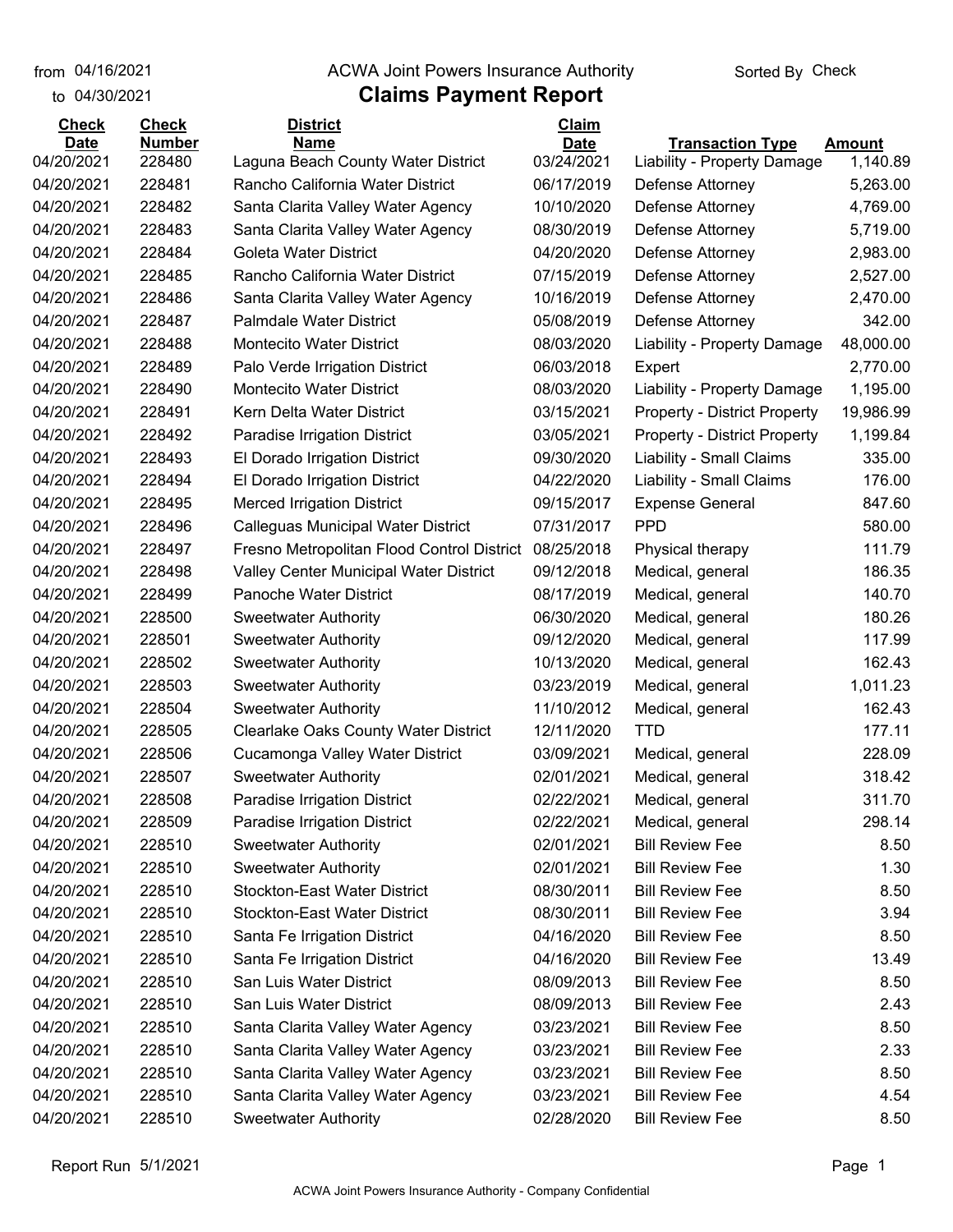from 04/16/2021 to 04/30/2021

# ACWA Joint Powers Insurance Authority

## Claims Payment Report

Sorted By Check

| Check Date | Check Number | District Name | Claim Date | Transaction Type | Amount |
|---|---|---|---|---|---|
| 04/20/2021 | 228480 | Laguna Beach County Water District | 03/24/2021 | Liability - Property Damage | 1,140.89 |
| 04/20/2021 | 228481 | Rancho California Water District | 06/17/2019 | Defense Attorney | 5,263.00 |
| 04/20/2021 | 228482 | Santa Clarita Valley Water Agency | 10/10/2020 | Defense Attorney | 4,769.00 |
| 04/20/2021 | 228483 | Santa Clarita Valley Water Agency | 08/30/2019 | Defense Attorney | 5,719.00 |
| 04/20/2021 | 228484 | Goleta Water District | 04/20/2020 | Defense Attorney | 2,983.00 |
| 04/20/2021 | 228485 | Rancho California Water District | 07/15/2019 | Defense Attorney | 2,527.00 |
| 04/20/2021 | 228486 | Santa Clarita Valley Water Agency | 10/16/2019 | Defense Attorney | 2,470.00 |
| 04/20/2021 | 228487 | Palmdale Water District | 05/08/2019 | Defense Attorney | 342.00 |
| 04/20/2021 | 228488 | Montecito Water District | 08/03/2020 | Liability - Property Damage | 48,000.00 |
| 04/20/2021 | 228489 | Palo Verde Irrigation District | 06/03/2018 | Expert | 2,770.00 |
| 04/20/2021 | 228490 | Montecito Water District | 08/03/2020 | Liability - Property Damage | 1,195.00 |
| 04/20/2021 | 228491 | Kern Delta Water District | 03/15/2021 | Property - District Property | 19,986.99 |
| 04/20/2021 | 228492 | Paradise Irrigation District | 03/05/2021 | Property - District Property | 1,199.84 |
| 04/20/2021 | 228493 | El Dorado Irrigation District | 09/30/2020 | Liability - Small Claims | 335.00 |
| 04/20/2021 | 228494 | El Dorado Irrigation District | 04/22/2020 | Liability - Small Claims | 176.00 |
| 04/20/2021 | 228495 | Merced Irrigation District | 09/15/2017 | Expense General | 847.60 |
| 04/20/2021 | 228496 | Calleguas Municipal Water District | 07/31/2017 | PPD | 580.00 |
| 04/20/2021 | 228497 | Fresno Metropolitan Flood Control District | 08/25/2018 | Physical therapy | 111.79 |
| 04/20/2021 | 228498 | Valley Center Municipal Water District | 09/12/2018 | Medical, general | 186.35 |
| 04/20/2021 | 228499 | Panoche Water District | 08/17/2019 | Medical, general | 140.70 |
| 04/20/2021 | 228500 | Sweetwater Authority | 06/30/2020 | Medical, general | 180.26 |
| 04/20/2021 | 228501 | Sweetwater Authority | 09/12/2020 | Medical, general | 117.99 |
| 04/20/2021 | 228502 | Sweetwater Authority | 10/13/2020 | Medical, general | 162.43 |
| 04/20/2021 | 228503 | Sweetwater Authority | 03/23/2019 | Medical, general | 1,011.23 |
| 04/20/2021 | 228504 | Sweetwater Authority | 11/10/2012 | Medical, general | 162.43 |
| 04/20/2021 | 228505 | Clearlake Oaks County Water District | 12/11/2020 | TTD | 177.11 |
| 04/20/2021 | 228506 | Cucamonga Valley Water District | 03/09/2021 | Medical, general | 228.09 |
| 04/20/2021 | 228507 | Sweetwater Authority | 02/01/2021 | Medical, general | 318.42 |
| 04/20/2021 | 228508 | Paradise Irrigation District | 02/22/2021 | Medical, general | 311.70 |
| 04/20/2021 | 228509 | Paradise Irrigation District | 02/22/2021 | Medical, general | 298.14 |
| 04/20/2021 | 228510 | Sweetwater Authority | 02/01/2021 | Bill Review Fee | 8.50 |
| 04/20/2021 | 228510 | Sweetwater Authority | 02/01/2021 | Bill Review Fee | 1.30 |
| 04/20/2021 | 228510 | Stockton-East Water District | 08/30/2011 | Bill Review Fee | 8.50 |
| 04/20/2021 | 228510 | Stockton-East Water District | 08/30/2011 | Bill Review Fee | 3.94 |
| 04/20/2021 | 228510 | Santa Fe Irrigation District | 04/16/2020 | Bill Review Fee | 8.50 |
| 04/20/2021 | 228510 | Santa Fe Irrigation District | 04/16/2020 | Bill Review Fee | 13.49 |
| 04/20/2021 | 228510 | San Luis Water District | 08/09/2013 | Bill Review Fee | 8.50 |
| 04/20/2021 | 228510 | San Luis Water District | 08/09/2013 | Bill Review Fee | 2.43 |
| 04/20/2021 | 228510 | Santa Clarita Valley Water Agency | 03/23/2021 | Bill Review Fee | 8.50 |
| 04/20/2021 | 228510 | Santa Clarita Valley Water Agency | 03/23/2021 | Bill Review Fee | 2.33 |
| 04/20/2021 | 228510 | Santa Clarita Valley Water Agency | 03/23/2021 | Bill Review Fee | 8.50 |
| 04/20/2021 | 228510 | Santa Clarita Valley Water Agency | 03/23/2021 | Bill Review Fee | 4.54 |
| 04/20/2021 | 228510 | Sweetwater Authority | 02/28/2020 | Bill Review Fee | 8.50 |

Report Run 5/1/2021

ACWA Joint Powers Insurance Authority - Company Confidential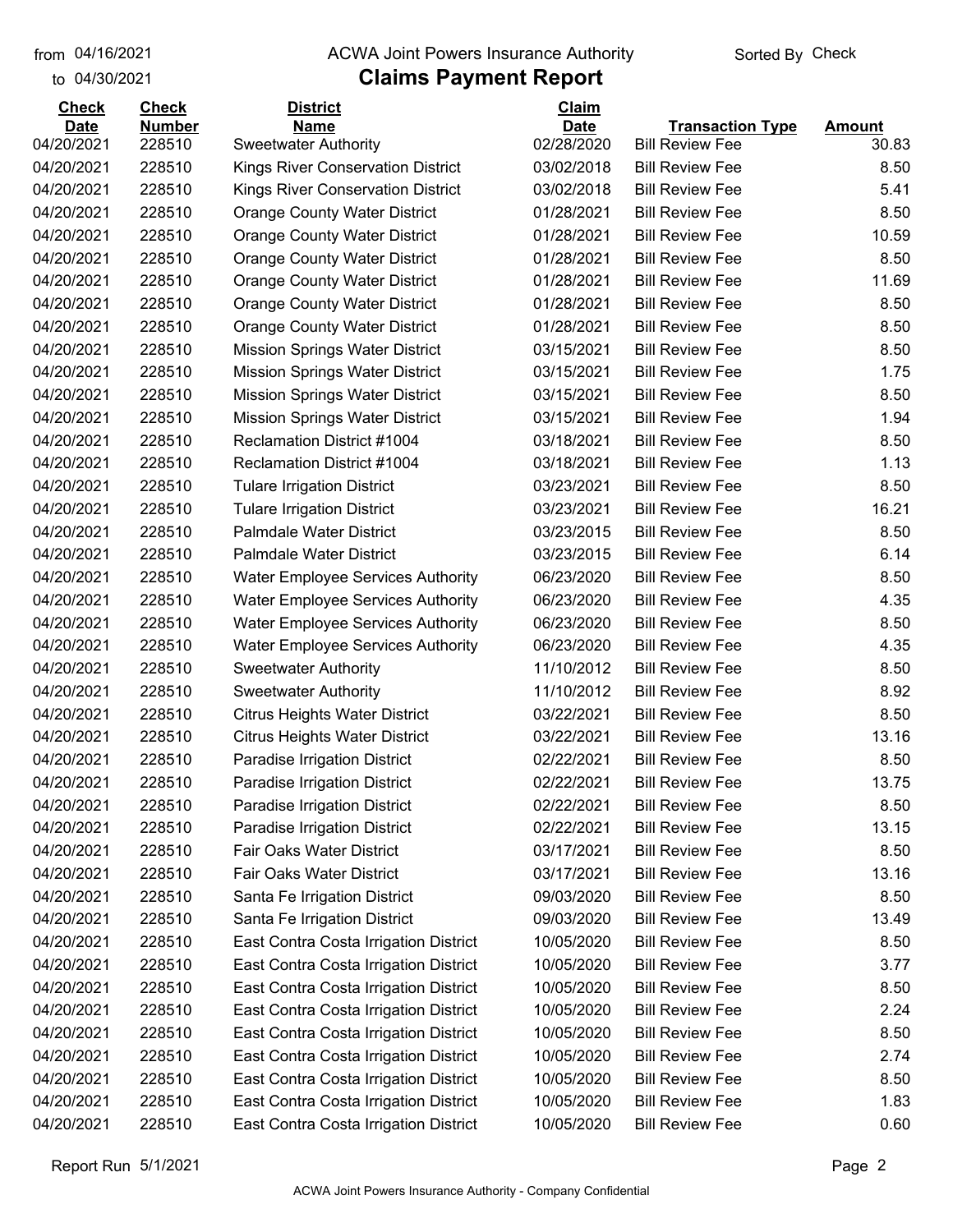from 04/16/2021
to 04/30/2021

# ACWA Joint Powers Insurance Authority

## Claims Payment Report

Sorted By Check

| Check Date | Check Number | District Name | Claim Date | Transaction Type | Amount |
|---|---|---|---|---|---|
| 04/20/2021 | 228510 | Sweetwater Authority | 02/28/2020 | Bill Review Fee | 30.83 |
| 04/20/2021 | 228510 | Kings River Conservation District | 03/02/2018 | Bill Review Fee | 8.50 |
| 04/20/2021 | 228510 | Kings River Conservation District | 03/02/2018 | Bill Review Fee | 5.41 |
| 04/20/2021 | 228510 | Orange County Water District | 01/28/2021 | Bill Review Fee | 8.50 |
| 04/20/2021 | 228510 | Orange County Water District | 01/28/2021 | Bill Review Fee | 10.59 |
| 04/20/2021 | 228510 | Orange County Water District | 01/28/2021 | Bill Review Fee | 8.50 |
| 04/20/2021 | 228510 | Orange County Water District | 01/28/2021 | Bill Review Fee | 11.69 |
| 04/20/2021 | 228510 | Orange County Water District | 01/28/2021 | Bill Review Fee | 8.50 |
| 04/20/2021 | 228510 | Orange County Water District | 01/28/2021 | Bill Review Fee | 8.50 |
| 04/20/2021 | 228510 | Mission Springs Water District | 03/15/2021 | Bill Review Fee | 8.50 |
| 04/20/2021 | 228510 | Mission Springs Water District | 03/15/2021 | Bill Review Fee | 1.75 |
| 04/20/2021 | 228510 | Mission Springs Water District | 03/15/2021 | Bill Review Fee | 8.50 |
| 04/20/2021 | 228510 | Mission Springs Water District | 03/15/2021 | Bill Review Fee | 1.94 |
| 04/20/2021 | 228510 | Reclamation District #1004 | 03/18/2021 | Bill Review Fee | 8.50 |
| 04/20/2021 | 228510 | Reclamation District #1004 | 03/18/2021 | Bill Review Fee | 1.13 |
| 04/20/2021 | 228510 | Tulare Irrigation District | 03/23/2021 | Bill Review Fee | 8.50 |
| 04/20/2021 | 228510 | Tulare Irrigation District | 03/23/2021 | Bill Review Fee | 16.21 |
| 04/20/2021 | 228510 | Palmdale Water District | 03/23/2015 | Bill Review Fee | 8.50 |
| 04/20/2021 | 228510 | Palmdale Water District | 03/23/2015 | Bill Review Fee | 6.14 |
| 04/20/2021 | 228510 | Water Employee Services Authority | 06/23/2020 | Bill Review Fee | 8.50 |
| 04/20/2021 | 228510 | Water Employee Services Authority | 06/23/2020 | Bill Review Fee | 4.35 |
| 04/20/2021 | 228510 | Water Employee Services Authority | 06/23/2020 | Bill Review Fee | 8.50 |
| 04/20/2021 | 228510 | Water Employee Services Authority | 06/23/2020 | Bill Review Fee | 4.35 |
| 04/20/2021 | 228510 | Sweetwater Authority | 11/10/2012 | Bill Review Fee | 8.50 |
| 04/20/2021 | 228510 | Sweetwater Authority | 11/10/2012 | Bill Review Fee | 8.92 |
| 04/20/2021 | 228510 | Citrus Heights Water District | 03/22/2021 | Bill Review Fee | 8.50 |
| 04/20/2021 | 228510 | Citrus Heights Water District | 03/22/2021 | Bill Review Fee | 13.16 |
| 04/20/2021 | 228510 | Paradise Irrigation District | 02/22/2021 | Bill Review Fee | 8.50 |
| 04/20/2021 | 228510 | Paradise Irrigation District | 02/22/2021 | Bill Review Fee | 13.75 |
| 04/20/2021 | 228510 | Paradise Irrigation District | 02/22/2021 | Bill Review Fee | 8.50 |
| 04/20/2021 | 228510 | Paradise Irrigation District | 02/22/2021 | Bill Review Fee | 13.15 |
| 04/20/2021 | 228510 | Fair Oaks Water District | 03/17/2021 | Bill Review Fee | 8.50 |
| 04/20/2021 | 228510 | Fair Oaks Water District | 03/17/2021 | Bill Review Fee | 13.16 |
| 04/20/2021 | 228510 | Santa Fe Irrigation District | 09/03/2020 | Bill Review Fee | 8.50 |
| 04/20/2021 | 228510 | Santa Fe Irrigation District | 09/03/2020 | Bill Review Fee | 13.49 |
| 04/20/2021 | 228510 | East Contra Costa Irrigation District | 10/05/2020 | Bill Review Fee | 8.50 |
| 04/20/2021 | 228510 | East Contra Costa Irrigation District | 10/05/2020 | Bill Review Fee | 3.77 |
| 04/20/2021 | 228510 | East Contra Costa Irrigation District | 10/05/2020 | Bill Review Fee | 8.50 |
| 04/20/2021 | 228510 | East Contra Costa Irrigation District | 10/05/2020 | Bill Review Fee | 2.24 |
| 04/20/2021 | 228510 | East Contra Costa Irrigation District | 10/05/2020 | Bill Review Fee | 8.50 |
| 04/20/2021 | 228510 | East Contra Costa Irrigation District | 10/05/2020 | Bill Review Fee | 2.74 |
| 04/20/2021 | 228510 | East Contra Costa Irrigation District | 10/05/2020 | Bill Review Fee | 8.50 |
| 04/20/2021 | 228510 | East Contra Costa Irrigation District | 10/05/2020 | Bill Review Fee | 1.83 |
| 04/20/2021 | 228510 | East Contra Costa Irrigation District | 10/05/2020 | Bill Review Fee | 0.60 |

Report Run 5/1/2021

ACWA Joint Powers Insurance Authority - Company Confidential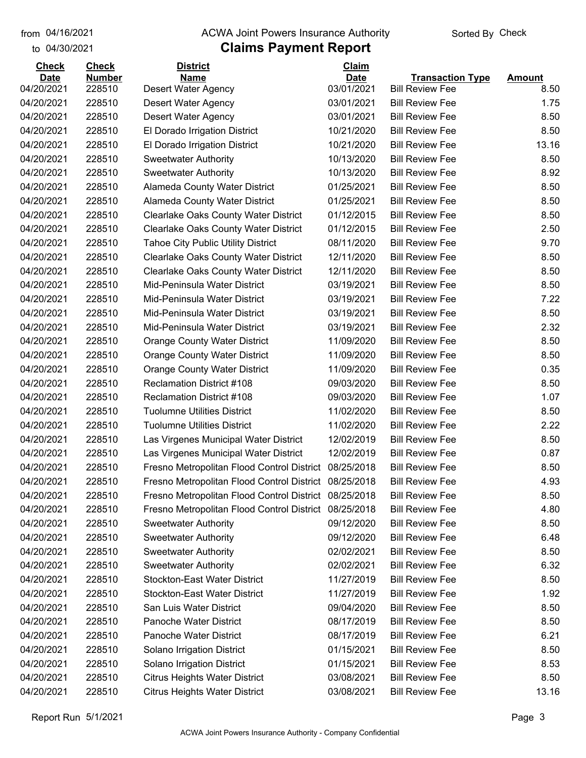from 04/16/2021 to 04/30/2021

# ACWA Joint Powers Insurance Authority

## Claims Payment Report

Sorted By Check

| Check Date | Check Number | District Name | Claim Date | Transaction Type | Amount |
|---|---|---|---|---|---|
| 04/20/2021 | 228510 | Desert Water Agency | 03/01/2021 | Bill Review Fee | 8.50 |
| 04/20/2021 | 228510 | Desert Water Agency | 03/01/2021 | Bill Review Fee | 1.75 |
| 04/20/2021 | 228510 | Desert Water Agency | 03/01/2021 | Bill Review Fee | 8.50 |
| 04/20/2021 | 228510 | El Dorado Irrigation District | 10/21/2020 | Bill Review Fee | 8.50 |
| 04/20/2021 | 228510 | El Dorado Irrigation District | 10/21/2020 | Bill Review Fee | 13.16 |
| 04/20/2021 | 228510 | Sweetwater Authority | 10/13/2020 | Bill Review Fee | 8.50 |
| 04/20/2021 | 228510 | Sweetwater Authority | 10/13/2020 | Bill Review Fee | 8.92 |
| 04/20/2021 | 228510 | Alameda County Water District | 01/25/2021 | Bill Review Fee | 8.50 |
| 04/20/2021 | 228510 | Alameda County Water District | 01/25/2021 | Bill Review Fee | 8.50 |
| 04/20/2021 | 228510 | Clearlake Oaks County Water District | 01/12/2015 | Bill Review Fee | 8.50 |
| 04/20/2021 | 228510 | Clearlake Oaks County Water District | 01/12/2015 | Bill Review Fee | 2.50 |
| 04/20/2021 | 228510 | Tahoe City Public Utility District | 08/11/2020 | Bill Review Fee | 9.70 |
| 04/20/2021 | 228510 | Clearlake Oaks County Water District | 12/11/2020 | Bill Review Fee | 8.50 |
| 04/20/2021 | 228510 | Clearlake Oaks County Water District | 12/11/2020 | Bill Review Fee | 8.50 |
| 04/20/2021 | 228510 | Mid-Peninsula Water District | 03/19/2021 | Bill Review Fee | 8.50 |
| 04/20/2021 | 228510 | Mid-Peninsula Water District | 03/19/2021 | Bill Review Fee | 7.22 |
| 04/20/2021 | 228510 | Mid-Peninsula Water District | 03/19/2021 | Bill Review Fee | 8.50 |
| 04/20/2021 | 228510 | Mid-Peninsula Water District | 03/19/2021 | Bill Review Fee | 2.32 |
| 04/20/2021 | 228510 | Orange County Water District | 11/09/2020 | Bill Review Fee | 8.50 |
| 04/20/2021 | 228510 | Orange County Water District | 11/09/2020 | Bill Review Fee | 8.50 |
| 04/20/2021 | 228510 | Orange County Water District | 11/09/2020 | Bill Review Fee | 0.35 |
| 04/20/2021 | 228510 | Reclamation District #108 | 09/03/2020 | Bill Review Fee | 8.50 |
| 04/20/2021 | 228510 | Reclamation District #108 | 09/03/2020 | Bill Review Fee | 1.07 |
| 04/20/2021 | 228510 | Tuolumne Utilities District | 11/02/2020 | Bill Review Fee | 8.50 |
| 04/20/2021 | 228510 | Tuolumne Utilities District | 11/02/2020 | Bill Review Fee | 2.22 |
| 04/20/2021 | 228510 | Las Virgenes Municipal Water District | 12/02/2019 | Bill Review Fee | 8.50 |
| 04/20/2021 | 228510 | Las Virgenes Municipal Water District | 12/02/2019 | Bill Review Fee | 0.87 |
| 04/20/2021 | 228510 | Fresno Metropolitan Flood Control District | 08/25/2018 | Bill Review Fee | 8.50 |
| 04/20/2021 | 228510 | Fresno Metropolitan Flood Control District | 08/25/2018 | Bill Review Fee | 4.93 |
| 04/20/2021 | 228510 | Fresno Metropolitan Flood Control District | 08/25/2018 | Bill Review Fee | 8.50 |
| 04/20/2021 | 228510 | Fresno Metropolitan Flood Control District | 08/25/2018 | Bill Review Fee | 4.80 |
| 04/20/2021 | 228510 | Sweetwater Authority | 09/12/2020 | Bill Review Fee | 8.50 |
| 04/20/2021 | 228510 | Sweetwater Authority | 09/12/2020 | Bill Review Fee | 6.48 |
| 04/20/2021 | 228510 | Sweetwater Authority | 02/02/2021 | Bill Review Fee | 8.50 |
| 04/20/2021 | 228510 | Sweetwater Authority | 02/02/2021 | Bill Review Fee | 6.32 |
| 04/20/2021 | 228510 | Stockton-East Water District | 11/27/2019 | Bill Review Fee | 8.50 |
| 04/20/2021 | 228510 | Stockton-East Water District | 11/27/2019 | Bill Review Fee | 1.92 |
| 04/20/2021 | 228510 | San Luis Water District | 09/04/2020 | Bill Review Fee | 8.50 |
| 04/20/2021 | 228510 | Panoche Water District | 08/17/2019 | Bill Review Fee | 8.50 |
| 04/20/2021 | 228510 | Panoche Water District | 08/17/2019 | Bill Review Fee | 6.21 |
| 04/20/2021 | 228510 | Solano Irrigation District | 01/15/2021 | Bill Review Fee | 8.50 |
| 04/20/2021 | 228510 | Solano Irrigation District | 01/15/2021 | Bill Review Fee | 8.53 |
| 04/20/2021 | 228510 | Citrus Heights Water District | 03/08/2021 | Bill Review Fee | 8.50 |
| 04/20/2021 | 228510 | Citrus Heights Water District | 03/08/2021 | Bill Review Fee | 13.16 |

Report Run 5/1/2021

ACWA Joint Powers Insurance Authority - Company Confidential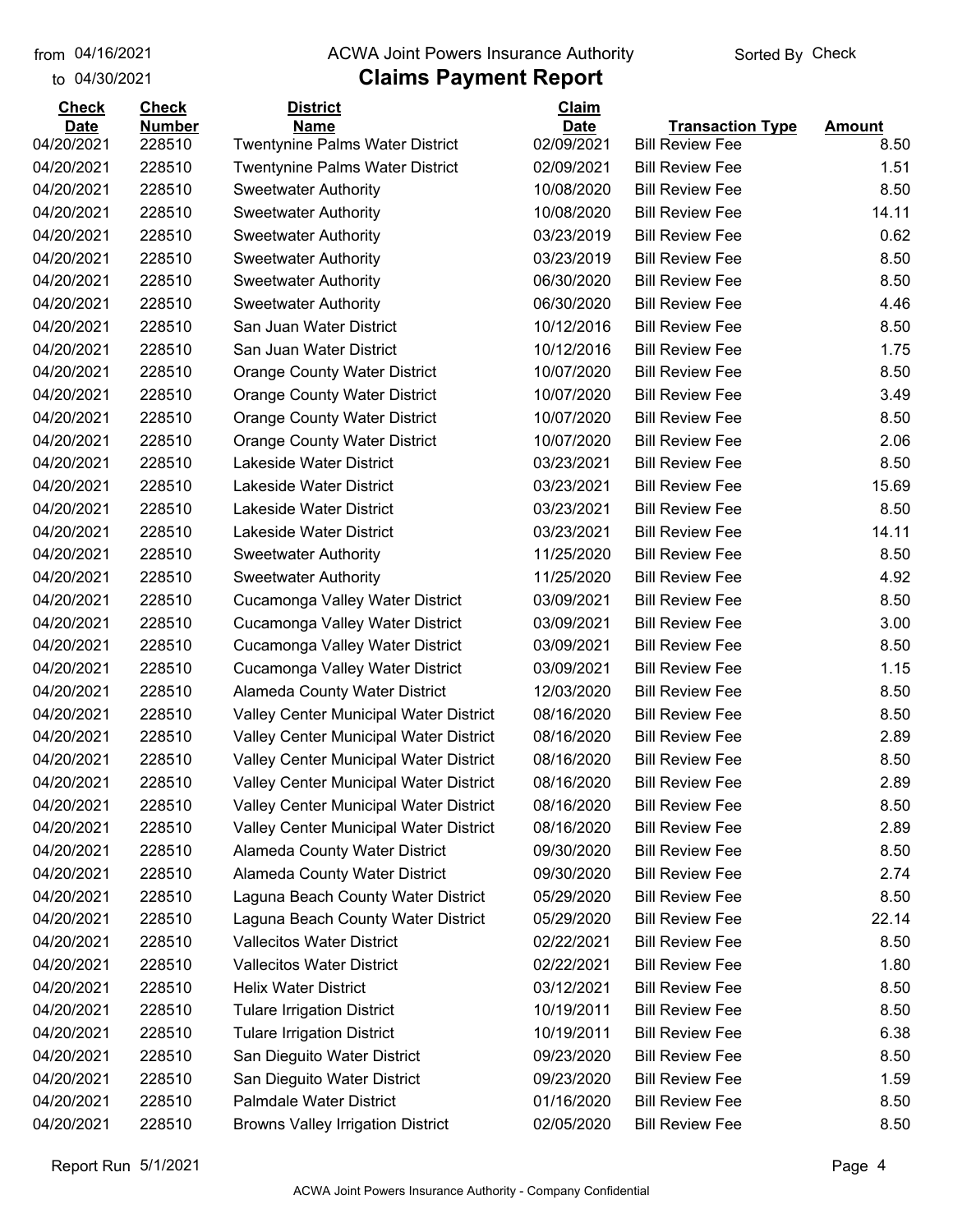| Check Date | Check Number | District Name | Claim Date | Transaction Type | Amount |
|---|---|---|---|---|---|
| 04/20/2021 | 228510 | Twentynine Palms Water District | 02/09/2021 | Bill Review Fee | 8.50 |
| 04/20/2021 | 228510 | Twentynine Palms Water District | 02/09/2021 | Bill Review Fee | 1.51 |
| 04/20/2021 | 228510 | Sweetwater Authority | 10/08/2020 | Bill Review Fee | 8.50 |
| 04/20/2021 | 228510 | Sweetwater Authority | 10/08/2020 | Bill Review Fee | 14.11 |
| 04/20/2021 | 228510 | Sweetwater Authority | 03/23/2019 | Bill Review Fee | 0.62 |
| 04/20/2021 | 228510 | Sweetwater Authority | 03/23/2019 | Bill Review Fee | 8.50 |
| 04/20/2021 | 228510 | Sweetwater Authority | 06/30/2020 | Bill Review Fee | 8.50 |
| 04/20/2021 | 228510 | Sweetwater Authority | 06/30/2020 | Bill Review Fee | 4.46 |
| 04/20/2021 | 228510 | San Juan Water District | 10/12/2016 | Bill Review Fee | 8.50 |
| 04/20/2021 | 228510 | San Juan Water District | 10/12/2016 | Bill Review Fee | 1.75 |
| 04/20/2021 | 228510 | Orange County Water District | 10/07/2020 | Bill Review Fee | 8.50 |
| 04/20/2021 | 228510 | Orange County Water District | 10/07/2020 | Bill Review Fee | 3.49 |
| 04/20/2021 | 228510 | Orange County Water District | 10/07/2020 | Bill Review Fee | 8.50 |
| 04/20/2021 | 228510 | Orange County Water District | 10/07/2020 | Bill Review Fee | 2.06 |
| 04/20/2021 | 228510 | Lakeside Water District | 03/23/2021 | Bill Review Fee | 8.50 |
| 04/20/2021 | 228510 | Lakeside Water District | 03/23/2021 | Bill Review Fee | 15.69 |
| 04/20/2021 | 228510 | Lakeside Water District | 03/23/2021 | Bill Review Fee | 8.50 |
| 04/20/2021 | 228510 | Lakeside Water District | 03/23/2021 | Bill Review Fee | 14.11 |
| 04/20/2021 | 228510 | Sweetwater Authority | 11/25/2020 | Bill Review Fee | 8.50 |
| 04/20/2021 | 228510 | Sweetwater Authority | 11/25/2020 | Bill Review Fee | 4.92 |
| 04/20/2021 | 228510 | Cucamonga Valley Water District | 03/09/2021 | Bill Review Fee | 8.50 |
| 04/20/2021 | 228510 | Cucamonga Valley Water District | 03/09/2021 | Bill Review Fee | 3.00 |
| 04/20/2021 | 228510 | Cucamonga Valley Water District | 03/09/2021 | Bill Review Fee | 8.50 |
| 04/20/2021 | 228510 | Cucamonga Valley Water District | 03/09/2021 | Bill Review Fee | 1.15 |
| 04/20/2021 | 228510 | Alameda County Water District | 12/03/2020 | Bill Review Fee | 8.50 |
| 04/20/2021 | 228510 | Valley Center Municipal Water District | 08/16/2020 | Bill Review Fee | 8.50 |
| 04/20/2021 | 228510 | Valley Center Municipal Water District | 08/16/2020 | Bill Review Fee | 2.89 |
| 04/20/2021 | 228510 | Valley Center Municipal Water District | 08/16/2020 | Bill Review Fee | 8.50 |
| 04/20/2021 | 228510 | Valley Center Municipal Water District | 08/16/2020 | Bill Review Fee | 2.89 |
| 04/20/2021 | 228510 | Valley Center Municipal Water District | 08/16/2020 | Bill Review Fee | 8.50 |
| 04/20/2021 | 228510 | Valley Center Municipal Water District | 08/16/2020 | Bill Review Fee | 2.89 |
| 04/20/2021 | 228510 | Alameda County Water District | 09/30/2020 | Bill Review Fee | 8.50 |
| 04/20/2021 | 228510 | Alameda County Water District | 09/30/2020 | Bill Review Fee | 2.74 |
| 04/20/2021 | 228510 | Laguna Beach County Water District | 05/29/2020 | Bill Review Fee | 8.50 |
| 04/20/2021 | 228510 | Laguna Beach County Water District | 05/29/2020 | Bill Review Fee | 22.14 |
| 04/20/2021 | 228510 | Vallecitos Water District | 02/22/2021 | Bill Review Fee | 8.50 |
| 04/20/2021 | 228510 | Vallecitos Water District | 02/22/2021 | Bill Review Fee | 1.80 |
| 04/20/2021 | 228510 | Helix Water District | 03/12/2021 | Bill Review Fee | 8.50 |
| 04/20/2021 | 228510 | Tulare Irrigation District | 10/19/2011 | Bill Review Fee | 8.50 |
| 04/20/2021 | 228510 | Tulare Irrigation District | 10/19/2011 | Bill Review Fee | 6.38 |
| 04/20/2021 | 228510 | San Dieguito Water District | 09/23/2020 | Bill Review Fee | 8.50 |
| 04/20/2021 | 228510 | San Dieguito Water District | 09/23/2020 | Bill Review Fee | 1.59 |
| 04/20/2021 | 228510 | Palmdale Water District | 01/16/2020 | Bill Review Fee | 8.50 |
| 04/20/2021 | 228510 | Browns Valley Irrigation District | 02/05/2020 | Bill Review Fee | 8.50 |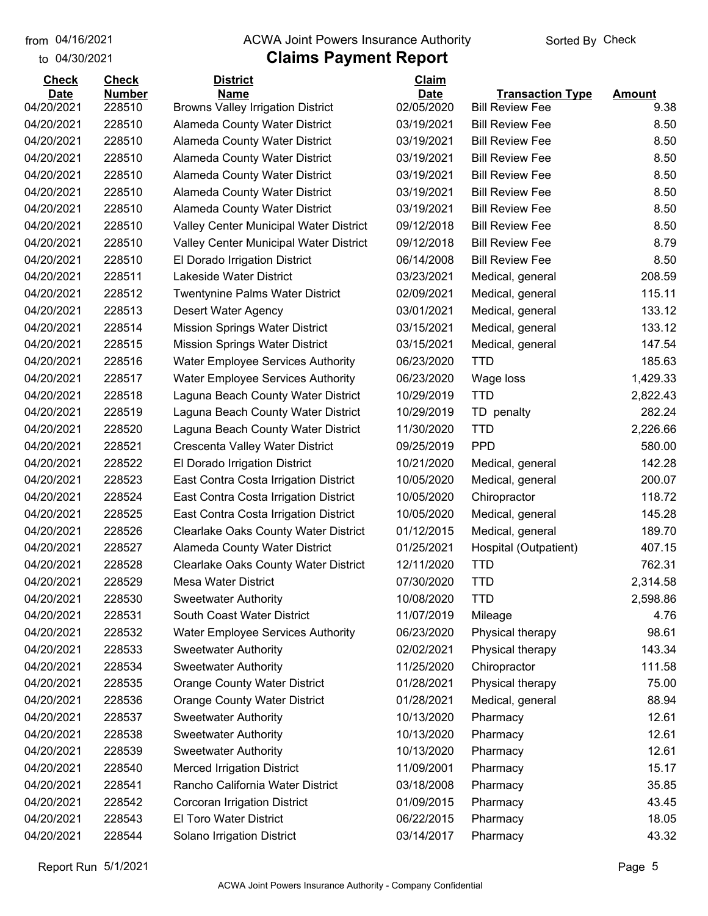from 04/16/2021 ACWA Joint Powers Insurance Authority Sorted By Check

to 04/30/2021

# Claims Payment Report

| Check Date | Check Number | District Name | Claim Date | Transaction Type | Amount |
|---|---|---|---|---|---|
| 04/20/2021 | 228510 | Browns Valley Irrigation District | 02/05/2020 | Bill Review Fee | 9.38 |
| 04/20/2021 | 228510 | Alameda County Water District | 03/19/2021 | Bill Review Fee | 8.50 |
| 04/20/2021 | 228510 | Alameda County Water District | 03/19/2021 | Bill Review Fee | 8.50 |
| 04/20/2021 | 228510 | Alameda County Water District | 03/19/2021 | Bill Review Fee | 8.50 |
| 04/20/2021 | 228510 | Alameda County Water District | 03/19/2021 | Bill Review Fee | 8.50 |
| 04/20/2021 | 228510 | Alameda County Water District | 03/19/2021 | Bill Review Fee | 8.50 |
| 04/20/2021 | 228510 | Alameda County Water District | 03/19/2021 | Bill Review Fee | 8.50 |
| 04/20/2021 | 228510 | Valley Center Municipal Water District | 09/12/2018 | Bill Review Fee | 8.50 |
| 04/20/2021 | 228510 | Valley Center Municipal Water District | 09/12/2018 | Bill Review Fee | 8.79 |
| 04/20/2021 | 228510 | El Dorado Irrigation District | 06/14/2008 | Bill Review Fee | 8.50 |
| 04/20/2021 | 228511 | Lakeside Water District | 03/23/2021 | Medical, general | 208.59 |
| 04/20/2021 | 228512 | Twentynine Palms Water District | 02/09/2021 | Medical, general | 115.11 |
| 04/20/2021 | 228513 | Desert Water Agency | 03/01/2021 | Medical, general | 133.12 |
| 04/20/2021 | 228514 | Mission Springs Water District | 03/15/2021 | Medical, general | 133.12 |
| 04/20/2021 | 228515 | Mission Springs Water District | 03/15/2021 | Medical, general | 147.54 |
| 04/20/2021 | 228516 | Water Employee Services Authority | 06/23/2020 | TTD | 185.63 |
| 04/20/2021 | 228517 | Water Employee Services Authority | 06/23/2020 | Wage loss | 1,429.33 |
| 04/20/2021 | 228518 | Laguna Beach County Water District | 10/29/2019 | TTD | 2,822.43 |
| 04/20/2021 | 228519 | Laguna Beach County Water District | 10/29/2019 | TD penalty | 282.24 |
| 04/20/2021 | 228520 | Laguna Beach County Water District | 11/30/2020 | TTD | 2,226.66 |
| 04/20/2021 | 228521 | Crescenta Valley Water District | 09/25/2019 | PPD | 580.00 |
| 04/20/2021 | 228522 | El Dorado Irrigation District | 10/21/2020 | Medical, general | 142.28 |
| 04/20/2021 | 228523 | East Contra Costa Irrigation District | 10/05/2020 | Medical, general | 200.07 |
| 04/20/2021 | 228524 | East Contra Costa Irrigation District | 10/05/2020 | Chiropractor | 118.72 |
| 04/20/2021 | 228525 | East Contra Costa Irrigation District | 10/05/2020 | Medical, general | 145.28 |
| 04/20/2021 | 228526 | Clearlake Oaks County Water District | 01/12/2015 | Medical, general | 189.70 |
| 04/20/2021 | 228527 | Alameda County Water District | 01/25/2021 | Hospital (Outpatient) | 407.15 |
| 04/20/2021 | 228528 | Clearlake Oaks County Water District | 12/11/2020 | TTD | 762.31 |
| 04/20/2021 | 228529 | Mesa Water District | 07/30/2020 | TTD | 2,314.58 |
| 04/20/2021 | 228530 | Sweetwater Authority | 10/08/2020 | TTD | 2,598.86 |
| 04/20/2021 | 228531 | South Coast Water District | 11/07/2019 | Mileage | 4.76 |
| 04/20/2021 | 228532 | Water Employee Services Authority | 06/23/2020 | Physical therapy | 98.61 |
| 04/20/2021 | 228533 | Sweetwater Authority | 02/02/2021 | Physical therapy | 143.34 |
| 04/20/2021 | 228534 | Sweetwater Authority | 11/25/2020 | Chiropractor | 111.58 |
| 04/20/2021 | 228535 | Orange County Water District | 01/28/2021 | Physical therapy | 75.00 |
| 04/20/2021 | 228536 | Orange County Water District | 01/28/2021 | Medical, general | 88.94 |
| 04/20/2021 | 228537 | Sweetwater Authority | 10/13/2020 | Pharmacy | 12.61 |
| 04/20/2021 | 228538 | Sweetwater Authority | 10/13/2020 | Pharmacy | 12.61 |
| 04/20/2021 | 228539 | Sweetwater Authority | 10/13/2020 | Pharmacy | 12.61 |
| 04/20/2021 | 228540 | Merced Irrigation District | 11/09/2001 | Pharmacy | 15.17 |
| 04/20/2021 | 228541 | Rancho California Water District | 03/18/2008 | Pharmacy | 35.85 |
| 04/20/2021 | 228542 | Corcoran Irrigation District | 01/09/2015 | Pharmacy | 43.45 |
| 04/20/2021 | 228543 | El Toro Water District | 06/22/2015 | Pharmacy | 18.05 |
| 04/20/2021 | 228544 | Solano Irrigation District | 03/14/2017 | Pharmacy | 43.32 |

Report Run 5/1/2021

ACWA Joint Powers Insurance Authority - Company Confidential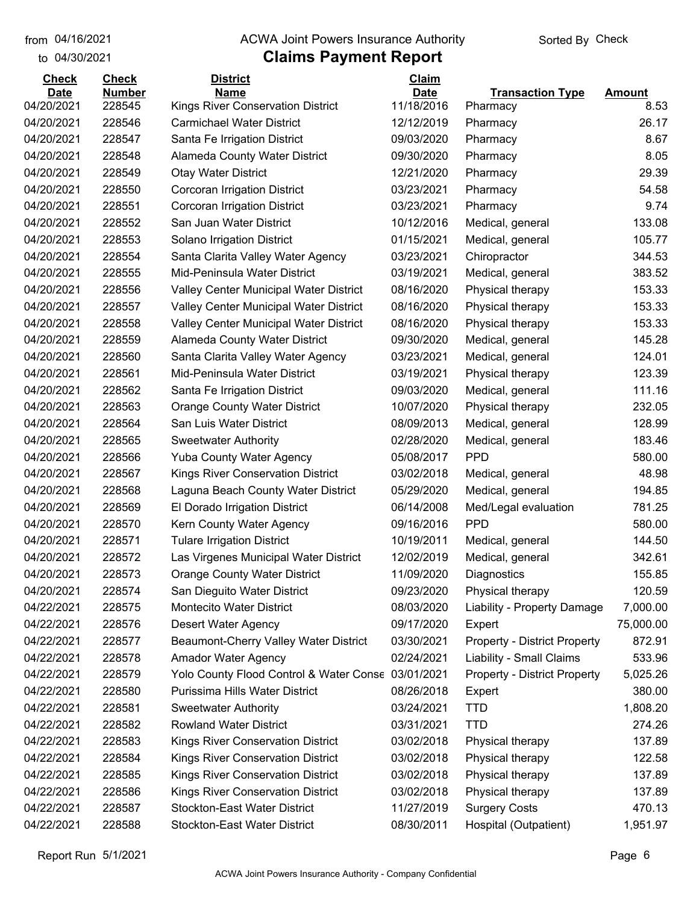from 04/16/2021
to 04/30/2021

# ACWA Joint Powers Insurance Authority

## Claims Payment Report

Sorted By Check

| Check Date | Check Number | District Name | Claim Date | Transaction Type | Amount |
|---|---|---|---|---|---|
| 04/20/2021 | 228545 | Kings River Conservation District | 11/18/2016 | Pharmacy | 8.53 |
| 04/20/2021 | 228546 | Carmichael Water District | 12/12/2019 | Pharmacy | 26.17 |
| 04/20/2021 | 228547 | Santa Fe Irrigation District | 09/03/2020 | Pharmacy | 8.67 |
| 04/20/2021 | 228548 | Alameda County Water District | 09/30/2020 | Pharmacy | 8.05 |
| 04/20/2021 | 228549 | Otay Water District | 12/21/2020 | Pharmacy | 29.39 |
| 04/20/2021 | 228550 | Corcoran Irrigation District | 03/23/2021 | Pharmacy | 54.58 |
| 04/20/2021 | 228551 | Corcoran Irrigation District | 03/23/2021 | Pharmacy | 9.74 |
| 04/20/2021 | 228552 | San Juan Water District | 10/12/2016 | Medical, general | 133.08 |
| 04/20/2021 | 228553 | Solano Irrigation District | 01/15/2021 | Medical, general | 105.77 |
| 04/20/2021 | 228554 | Santa Clarita Valley Water Agency | 03/23/2021 | Chiropractor | 344.53 |
| 04/20/2021 | 228555 | Mid-Peninsula Water District | 03/19/2021 | Medical, general | 383.52 |
| 04/20/2021 | 228556 | Valley Center Municipal Water District | 08/16/2020 | Physical therapy | 153.33 |
| 04/20/2021 | 228557 | Valley Center Municipal Water District | 08/16/2020 | Physical therapy | 153.33 |
| 04/20/2021 | 228558 | Valley Center Municipal Water District | 08/16/2020 | Physical therapy | 153.33 |
| 04/20/2021 | 228559 | Alameda County Water District | 09/30/2020 | Medical, general | 145.28 |
| 04/20/2021 | 228560 | Santa Clarita Valley Water Agency | 03/23/2021 | Medical, general | 124.01 |
| 04/20/2021 | 228561 | Mid-Peninsula Water District | 03/19/2021 | Physical therapy | 123.39 |
| 04/20/2021 | 228562 | Santa Fe Irrigation District | 09/03/2020 | Medical, general | 111.16 |
| 04/20/2021 | 228563 | Orange County Water District | 10/07/2020 | Physical therapy | 232.05 |
| 04/20/2021 | 228564 | San Luis Water District | 08/09/2013 | Medical, general | 128.99 |
| 04/20/2021 | 228565 | Sweetwater Authority | 02/28/2020 | Medical, general | 183.46 |
| 04/20/2021 | 228566 | Yuba County Water Agency | 05/08/2017 | PPD | 580.00 |
| 04/20/2021 | 228567 | Kings River Conservation District | 03/02/2018 | Medical, general | 48.98 |
| 04/20/2021 | 228568 | Laguna Beach County Water District | 05/29/2020 | Medical, general | 194.85 |
| 04/20/2021 | 228569 | El Dorado Irrigation District | 06/14/2008 | Med/Legal evaluation | 781.25 |
| 04/20/2021 | 228570 | Kern County Water Agency | 09/16/2016 | PPD | 580.00 |
| 04/20/2021 | 228571 | Tulare Irrigation District | 10/19/2011 | Medical, general | 144.50 |
| 04/20/2021 | 228572 | Las Virgenes Municipal Water District | 12/02/2019 | Medical, general | 342.61 |
| 04/20/2021 | 228573 | Orange County Water District | 11/09/2020 | Diagnostics | 155.85 |
| 04/20/2021 | 228574 | San Dieguito Water District | 09/23/2020 | Physical therapy | 120.59 |
| 04/22/2021 | 228575 | Montecito Water District | 08/03/2020 | Liability - Property Damage | 7,000.00 |
| 04/22/2021 | 228576 | Desert Water Agency | 09/17/2020 | Expert | 75,000.00 |
| 04/22/2021 | 228577 | Beaumont-Cherry Valley Water District | 03/30/2021 | Property - District Property | 872.91 |
| 04/22/2021 | 228578 | Amador Water Agency | 02/24/2021 | Liability - Small Claims | 533.96 |
| 04/22/2021 | 228579 | Yolo County Flood Control & Water Conse | 03/01/2021 | Property - District Property | 5,025.26 |
| 04/22/2021 | 228580 | Purissima Hills Water District | 08/26/2018 | Expert | 380.00 |
| 04/22/2021 | 228581 | Sweetwater Authority | 03/24/2021 | TTD | 1,808.20 |
| 04/22/2021 | 228582 | Rowland Water District | 03/31/2021 | TTD | 274.26 |
| 04/22/2021 | 228583 | Kings River Conservation District | 03/02/2018 | Physical therapy | 137.89 |
| 04/22/2021 | 228584 | Kings River Conservation District | 03/02/2018 | Physical therapy | 122.58 |
| 04/22/2021 | 228585 | Kings River Conservation District | 03/02/2018 | Physical therapy | 137.89 |
| 04/22/2021 | 228586 | Kings River Conservation District | 03/02/2018 | Physical therapy | 137.89 |
| 04/22/2021 | 228587 | Stockton-East Water District | 11/27/2019 | Surgery Costs | 470.13 |
| 04/22/2021 | 228588 | Stockton-East Water District | 08/30/2011 | Hospital (Outpatient) | 1,951.97 |

Report Run 5/1/2021

ACWA Joint Powers Insurance Authority - Company Confidential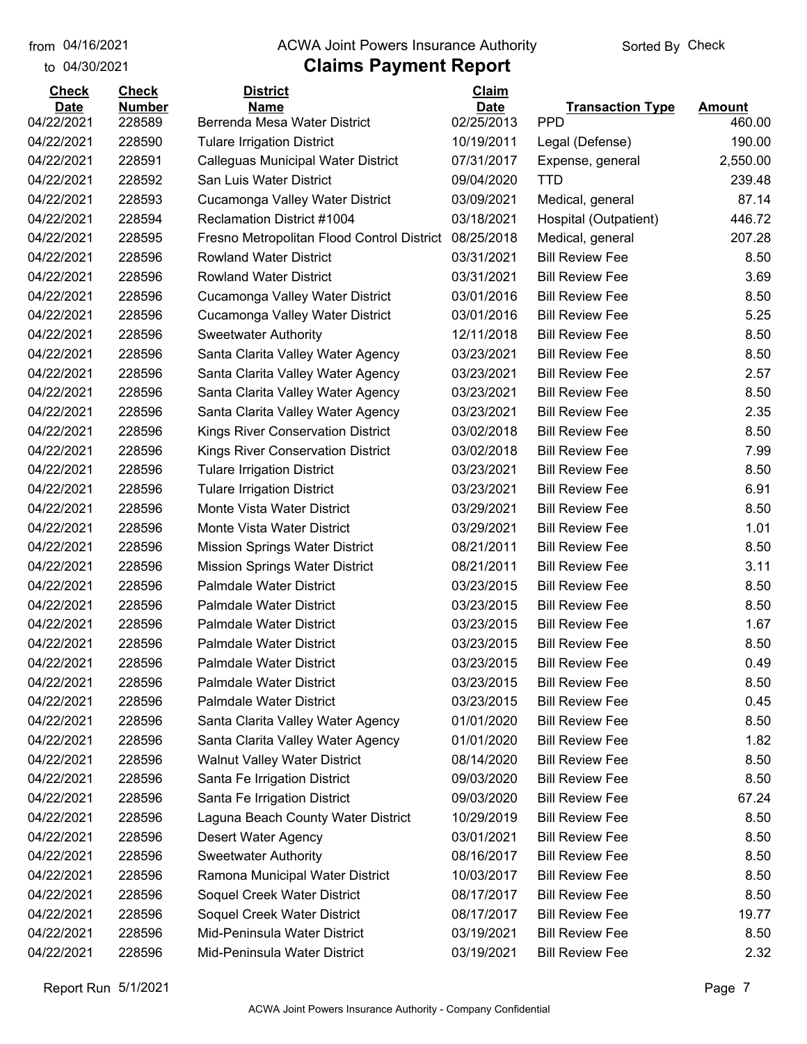from 04/16/2021 to 04/30/2021

ACWA Joint Powers Insurance Authority

# Claims Payment Report

Sorted By Check

| Check Date | Check Number | District Name | Claim Date | Transaction Type | Amount |
|---|---|---|---|---|---|
| 04/22/2021 | 228589 | Berrenda Mesa Water District | 02/25/2013 | PPD | 460.00 |
| 04/22/2021 | 228590 | Tulare Irrigation District | 10/19/2011 | Legal (Defense) | 190.00 |
| 04/22/2021 | 228591 | Calleguas Municipal Water District | 07/31/2017 | Expense, general | 2,550.00 |
| 04/22/2021 | 228592 | San Luis Water District | 09/04/2020 | TTD | 239.48 |
| 04/22/2021 | 228593 | Cucamonga Valley Water District | 03/09/2021 | Medical, general | 87.14 |
| 04/22/2021 | 228594 | Reclamation District #1004 | 03/18/2021 | Hospital (Outpatient) | 446.72 |
| 04/22/2021 | 228595 | Fresno Metropolitan Flood Control District | 08/25/2018 | Medical, general | 207.28 |
| 04/22/2021 | 228596 | Rowland Water District | 03/31/2021 | Bill Review Fee | 8.50 |
| 04/22/2021 | 228596 | Rowland Water District | 03/31/2021 | Bill Review Fee | 3.69 |
| 04/22/2021 | 228596 | Cucamonga Valley Water District | 03/01/2016 | Bill Review Fee | 8.50 |
| 04/22/2021 | 228596 | Cucamonga Valley Water District | 03/01/2016 | Bill Review Fee | 5.25 |
| 04/22/2021 | 228596 | Sweetwater Authority | 12/11/2018 | Bill Review Fee | 8.50 |
| 04/22/2021 | 228596 | Santa Clarita Valley Water Agency | 03/23/2021 | Bill Review Fee | 8.50 |
| 04/22/2021 | 228596 | Santa Clarita Valley Water Agency | 03/23/2021 | Bill Review Fee | 2.57 |
| 04/22/2021 | 228596 | Santa Clarita Valley Water Agency | 03/23/2021 | Bill Review Fee | 8.50 |
| 04/22/2021 | 228596 | Santa Clarita Valley Water Agency | 03/23/2021 | Bill Review Fee | 2.35 |
| 04/22/2021 | 228596 | Kings River Conservation District | 03/02/2018 | Bill Review Fee | 8.50 |
| 04/22/2021 | 228596 | Kings River Conservation District | 03/02/2018 | Bill Review Fee | 7.99 |
| 04/22/2021 | 228596 | Tulare Irrigation District | 03/23/2021 | Bill Review Fee | 8.50 |
| 04/22/2021 | 228596 | Tulare Irrigation District | 03/23/2021 | Bill Review Fee | 6.91 |
| 04/22/2021 | 228596 | Monte Vista Water District | 03/29/2021 | Bill Review Fee | 8.50 |
| 04/22/2021 | 228596 | Monte Vista Water District | 03/29/2021 | Bill Review Fee | 1.01 |
| 04/22/2021 | 228596 | Mission Springs Water District | 08/21/2011 | Bill Review Fee | 8.50 |
| 04/22/2021 | 228596 | Mission Springs Water District | 08/21/2011 | Bill Review Fee | 3.11 |
| 04/22/2021 | 228596 | Palmdale Water District | 03/23/2015 | Bill Review Fee | 8.50 |
| 04/22/2021 | 228596 | Palmdale Water District | 03/23/2015 | Bill Review Fee | 8.50 |
| 04/22/2021 | 228596 | Palmdale Water District | 03/23/2015 | Bill Review Fee | 1.67 |
| 04/22/2021 | 228596 | Palmdale Water District | 03/23/2015 | Bill Review Fee | 8.50 |
| 04/22/2021 | 228596 | Palmdale Water District | 03/23/2015 | Bill Review Fee | 0.49 |
| 04/22/2021 | 228596 | Palmdale Water District | 03/23/2015 | Bill Review Fee | 8.50 |
| 04/22/2021 | 228596 | Palmdale Water District | 03/23/2015 | Bill Review Fee | 0.45 |
| 04/22/2021 | 228596 | Santa Clarita Valley Water Agency | 01/01/2020 | Bill Review Fee | 8.50 |
| 04/22/2021 | 228596 | Santa Clarita Valley Water Agency | 01/01/2020 | Bill Review Fee | 1.82 |
| 04/22/2021 | 228596 | Walnut Valley Water District | 08/14/2020 | Bill Review Fee | 8.50 |
| 04/22/2021 | 228596 | Santa Fe Irrigation District | 09/03/2020 | Bill Review Fee | 8.50 |
| 04/22/2021 | 228596 | Santa Fe Irrigation District | 09/03/2020 | Bill Review Fee | 67.24 |
| 04/22/2021 | 228596 | Laguna Beach County Water District | 10/29/2019 | Bill Review Fee | 8.50 |
| 04/22/2021 | 228596 | Desert Water Agency | 03/01/2021 | Bill Review Fee | 8.50 |
| 04/22/2021 | 228596 | Sweetwater Authority | 08/16/2017 | Bill Review Fee | 8.50 |
| 04/22/2021 | 228596 | Ramona Municipal Water District | 10/03/2017 | Bill Review Fee | 8.50 |
| 04/22/2021 | 228596 | Soquel Creek Water District | 08/17/2017 | Bill Review Fee | 8.50 |
| 04/22/2021 | 228596 | Soquel Creek Water District | 08/17/2017 | Bill Review Fee | 19.77 |
| 04/22/2021 | 228596 | Mid-Peninsula Water District | 03/19/2021 | Bill Review Fee | 8.50 |
| 04/22/2021 | 228596 | Mid-Peninsula Water District | 03/19/2021 | Bill Review Fee | 2.32 |

Report Run 5/1/2021

ACWA Joint Powers Insurance Authority - Company Confidential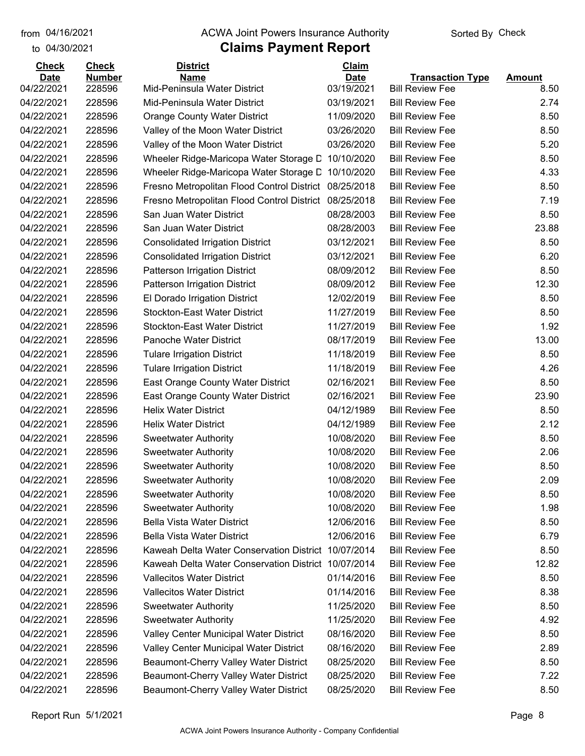from 04/16/2021 ACWA Joint Powers Insurance Authority Sorted By Check

to 04/30/2021

# Claims Payment Report

| Check Date | Check Number | District Name | Claim Date | Transaction Type | Amount |
|---|---|---|---|---|---|
| 04/22/2021 | 228596 | Mid-Peninsula Water District | 03/19/2021 | Bill Review Fee | 8.50 |
| 04/22/2021 | 228596 | Mid-Peninsula Water District | 03/19/2021 | Bill Review Fee | 2.74 |
| 04/22/2021 | 228596 | Orange County Water District | 11/09/2020 | Bill Review Fee | 8.50 |
| 04/22/2021 | 228596 | Valley of the Moon Water District | 03/26/2020 | Bill Review Fee | 8.50 |
| 04/22/2021 | 228596 | Valley of the Moon Water District | 03/26/2020 | Bill Review Fee | 5.20 |
| 04/22/2021 | 228596 | Wheeler Ridge-Maricopa Water Storage D | 10/10/2020 | Bill Review Fee | 8.50 |
| 04/22/2021 | 228596 | Wheeler Ridge-Maricopa Water Storage D | 10/10/2020 | Bill Review Fee | 4.33 |
| 04/22/2021 | 228596 | Fresno Metropolitan Flood Control District | 08/25/2018 | Bill Review Fee | 8.50 |
| 04/22/2021 | 228596 | Fresno Metropolitan Flood Control District | 08/25/2018 | Bill Review Fee | 7.19 |
| 04/22/2021 | 228596 | San Juan Water District | 08/28/2003 | Bill Review Fee | 8.50 |
| 04/22/2021 | 228596 | San Juan Water District | 08/28/2003 | Bill Review Fee | 23.88 |
| 04/22/2021 | 228596 | Consolidated Irrigation District | 03/12/2021 | Bill Review Fee | 8.50 |
| 04/22/2021 | 228596 | Consolidated Irrigation District | 03/12/2021 | Bill Review Fee | 6.20 |
| 04/22/2021 | 228596 | Patterson Irrigation District | 08/09/2012 | Bill Review Fee | 8.50 |
| 04/22/2021 | 228596 | Patterson Irrigation District | 08/09/2012 | Bill Review Fee | 12.30 |
| 04/22/2021 | 228596 | El Dorado Irrigation District | 12/02/2019 | Bill Review Fee | 8.50 |
| 04/22/2021 | 228596 | Stockton-East Water District | 11/27/2019 | Bill Review Fee | 8.50 |
| 04/22/2021 | 228596 | Stockton-East Water District | 11/27/2019 | Bill Review Fee | 1.92 |
| 04/22/2021 | 228596 | Panoche Water District | 08/17/2019 | Bill Review Fee | 13.00 |
| 04/22/2021 | 228596 | Tulare Irrigation District | 11/18/2019 | Bill Review Fee | 8.50 |
| 04/22/2021 | 228596 | Tulare Irrigation District | 11/18/2019 | Bill Review Fee | 4.26 |
| 04/22/2021 | 228596 | East Orange County Water District | 02/16/2021 | Bill Review Fee | 8.50 |
| 04/22/2021 | 228596 | East Orange County Water District | 02/16/2021 | Bill Review Fee | 23.90 |
| 04/22/2021 | 228596 | Helix Water District | 04/12/1989 | Bill Review Fee | 8.50 |
| 04/22/2021 | 228596 | Helix Water District | 04/12/1989 | Bill Review Fee | 2.12 |
| 04/22/2021 | 228596 | Sweetwater Authority | 10/08/2020 | Bill Review Fee | 8.50 |
| 04/22/2021 | 228596 | Sweetwater Authority | 10/08/2020 | Bill Review Fee | 2.06 |
| 04/22/2021 | 228596 | Sweetwater Authority | 10/08/2020 | Bill Review Fee | 8.50 |
| 04/22/2021 | 228596 | Sweetwater Authority | 10/08/2020 | Bill Review Fee | 2.09 |
| 04/22/2021 | 228596 | Sweetwater Authority | 10/08/2020 | Bill Review Fee | 8.50 |
| 04/22/2021 | 228596 | Sweetwater Authority | 10/08/2020 | Bill Review Fee | 1.98 |
| 04/22/2021 | 228596 | Bella Vista Water District | 12/06/2016 | Bill Review Fee | 8.50 |
| 04/22/2021 | 228596 | Bella Vista Water District | 12/06/2016 | Bill Review Fee | 6.79 |
| 04/22/2021 | 228596 | Kaweah Delta Water Conservation District | 10/07/2014 | Bill Review Fee | 8.50 |
| 04/22/2021 | 228596 | Kaweah Delta Water Conservation District | 10/07/2014 | Bill Review Fee | 12.82 |
| 04/22/2021 | 228596 | Vallecitos Water District | 01/14/2016 | Bill Review Fee | 8.50 |
| 04/22/2021 | 228596 | Vallecitos Water District | 01/14/2016 | Bill Review Fee | 8.38 |
| 04/22/2021 | 228596 | Sweetwater Authority | 11/25/2020 | Bill Review Fee | 8.50 |
| 04/22/2021 | 228596 | Sweetwater Authority | 11/25/2020 | Bill Review Fee | 4.92 |
| 04/22/2021 | 228596 | Valley Center Municipal Water District | 08/16/2020 | Bill Review Fee | 8.50 |
| 04/22/2021 | 228596 | Valley Center Municipal Water District | 08/16/2020 | Bill Review Fee | 2.89 |
| 04/22/2021 | 228596 | Beaumont-Cherry Valley Water District | 08/25/2020 | Bill Review Fee | 8.50 |
| 04/22/2021 | 228596 | Beaumont-Cherry Valley Water District | 08/25/2020 | Bill Review Fee | 7.22 |
| 04/22/2021 | 228596 | Beaumont-Cherry Valley Water District | 08/25/2020 | Bill Review Fee | 8.50 |

Report Run 5/1/2021

ACWA Joint Powers Insurance Authority - Company Confidential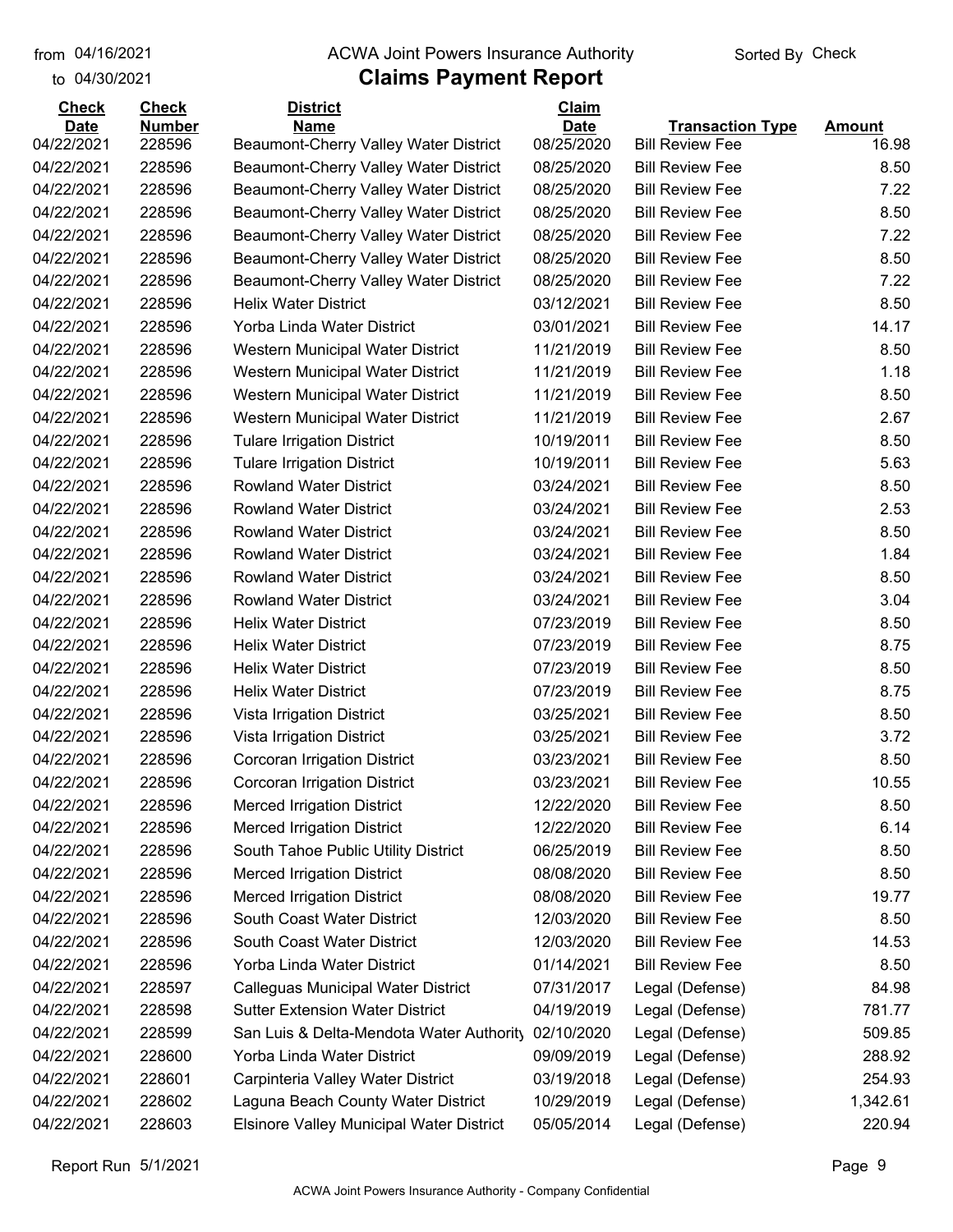from 04/16/2021 to 04/30/2021

# ACWA Joint Powers Insurance Authority

## Claims Payment Report

Sorted By Check

| Check Date | Check Number | District Name | Claim Date | Transaction Type | Amount |
|---|---|---|---|---|---|
| 04/22/2021 | 228596 | Beaumont-Cherry Valley Water District | 08/25/2020 | Bill Review Fee | 16.98 |
| 04/22/2021 | 228596 | Beaumont-Cherry Valley Water District | 08/25/2020 | Bill Review Fee | 8.50 |
| 04/22/2021 | 228596 | Beaumont-Cherry Valley Water District | 08/25/2020 | Bill Review Fee | 7.22 |
| 04/22/2021 | 228596 | Beaumont-Cherry Valley Water District | 08/25/2020 | Bill Review Fee | 8.50 |
| 04/22/2021 | 228596 | Beaumont-Cherry Valley Water District | 08/25/2020 | Bill Review Fee | 7.22 |
| 04/22/2021 | 228596 | Beaumont-Cherry Valley Water District | 08/25/2020 | Bill Review Fee | 8.50 |
| 04/22/2021 | 228596 | Beaumont-Cherry Valley Water District | 08/25/2020 | Bill Review Fee | 7.22 |
| 04/22/2021 | 228596 | Helix Water District | 03/12/2021 | Bill Review Fee | 8.50 |
| 04/22/2021 | 228596 | Yorba Linda Water District | 03/01/2021 | Bill Review Fee | 14.17 |
| 04/22/2021 | 228596 | Western Municipal Water District | 11/21/2019 | Bill Review Fee | 8.50 |
| 04/22/2021 | 228596 | Western Municipal Water District | 11/21/2019 | Bill Review Fee | 1.18 |
| 04/22/2021 | 228596 | Western Municipal Water District | 11/21/2019 | Bill Review Fee | 8.50 |
| 04/22/2021 | 228596 | Western Municipal Water District | 11/21/2019 | Bill Review Fee | 2.67 |
| 04/22/2021 | 228596 | Tulare Irrigation District | 10/19/2011 | Bill Review Fee | 8.50 |
| 04/22/2021 | 228596 | Tulare Irrigation District | 10/19/2011 | Bill Review Fee | 5.63 |
| 04/22/2021 | 228596 | Rowland Water District | 03/24/2021 | Bill Review Fee | 8.50 |
| 04/22/2021 | 228596 | Rowland Water District | 03/24/2021 | Bill Review Fee | 2.53 |
| 04/22/2021 | 228596 | Rowland Water District | 03/24/2021 | Bill Review Fee | 8.50 |
| 04/22/2021 | 228596 | Rowland Water District | 03/24/2021 | Bill Review Fee | 1.84 |
| 04/22/2021 | 228596 | Rowland Water District | 03/24/2021 | Bill Review Fee | 8.50 |
| 04/22/2021 | 228596 | Rowland Water District | 03/24/2021 | Bill Review Fee | 3.04 |
| 04/22/2021 | 228596 | Helix Water District | 07/23/2019 | Bill Review Fee | 8.50 |
| 04/22/2021 | 228596 | Helix Water District | 07/23/2019 | Bill Review Fee | 8.75 |
| 04/22/2021 | 228596 | Helix Water District | 07/23/2019 | Bill Review Fee | 8.50 |
| 04/22/2021 | 228596 | Helix Water District | 07/23/2019 | Bill Review Fee | 8.75 |
| 04/22/2021 | 228596 | Vista Irrigation District | 03/25/2021 | Bill Review Fee | 8.50 |
| 04/22/2021 | 228596 | Vista Irrigation District | 03/25/2021 | Bill Review Fee | 3.72 |
| 04/22/2021 | 228596 | Corcoran Irrigation District | 03/23/2021 | Bill Review Fee | 8.50 |
| 04/22/2021 | 228596 | Corcoran Irrigation District | 03/23/2021 | Bill Review Fee | 10.55 |
| 04/22/2021 | 228596 | Merced Irrigation District | 12/22/2020 | Bill Review Fee | 8.50 |
| 04/22/2021 | 228596 | Merced Irrigation District | 12/22/2020 | Bill Review Fee | 6.14 |
| 04/22/2021 | 228596 | South Tahoe Public Utility District | 06/25/2019 | Bill Review Fee | 8.50 |
| 04/22/2021 | 228596 | Merced Irrigation District | 08/08/2020 | Bill Review Fee | 8.50 |
| 04/22/2021 | 228596 | Merced Irrigation District | 08/08/2020 | Bill Review Fee | 19.77 |
| 04/22/2021 | 228596 | South Coast Water District | 12/03/2020 | Bill Review Fee | 8.50 |
| 04/22/2021 | 228596 | South Coast Water District | 12/03/2020 | Bill Review Fee | 14.53 |
| 04/22/2021 | 228596 | Yorba Linda Water District | 01/14/2021 | Bill Review Fee | 8.50 |
| 04/22/2021 | 228597 | Calleguas Municipal Water District | 07/31/2017 | Legal (Defense) | 84.98 |
| 04/22/2021 | 228598 | Sutter Extension Water District | 04/19/2019 | Legal (Defense) | 781.77 |
| 04/22/2021 | 228599 | San Luis & Delta-Mendota Water Authority | 02/10/2020 | Legal (Defense) | 509.85 |
| 04/22/2021 | 228600 | Yorba Linda Water District | 09/09/2019 | Legal (Defense) | 288.92 |
| 04/22/2021 | 228601 | Carpinteria Valley Water District | 03/19/2018 | Legal (Defense) | 254.93 |
| 04/22/2021 | 228602 | Laguna Beach County Water District | 10/29/2019 | Legal (Defense) | 1,342.61 |
| 04/22/2021 | 228603 | Elsinore Valley Municipal Water District | 05/05/2014 | Legal (Defense) | 220.94 |

Report Run 5/1/2021

ACWA Joint Powers Insurance Authority - Company Confidential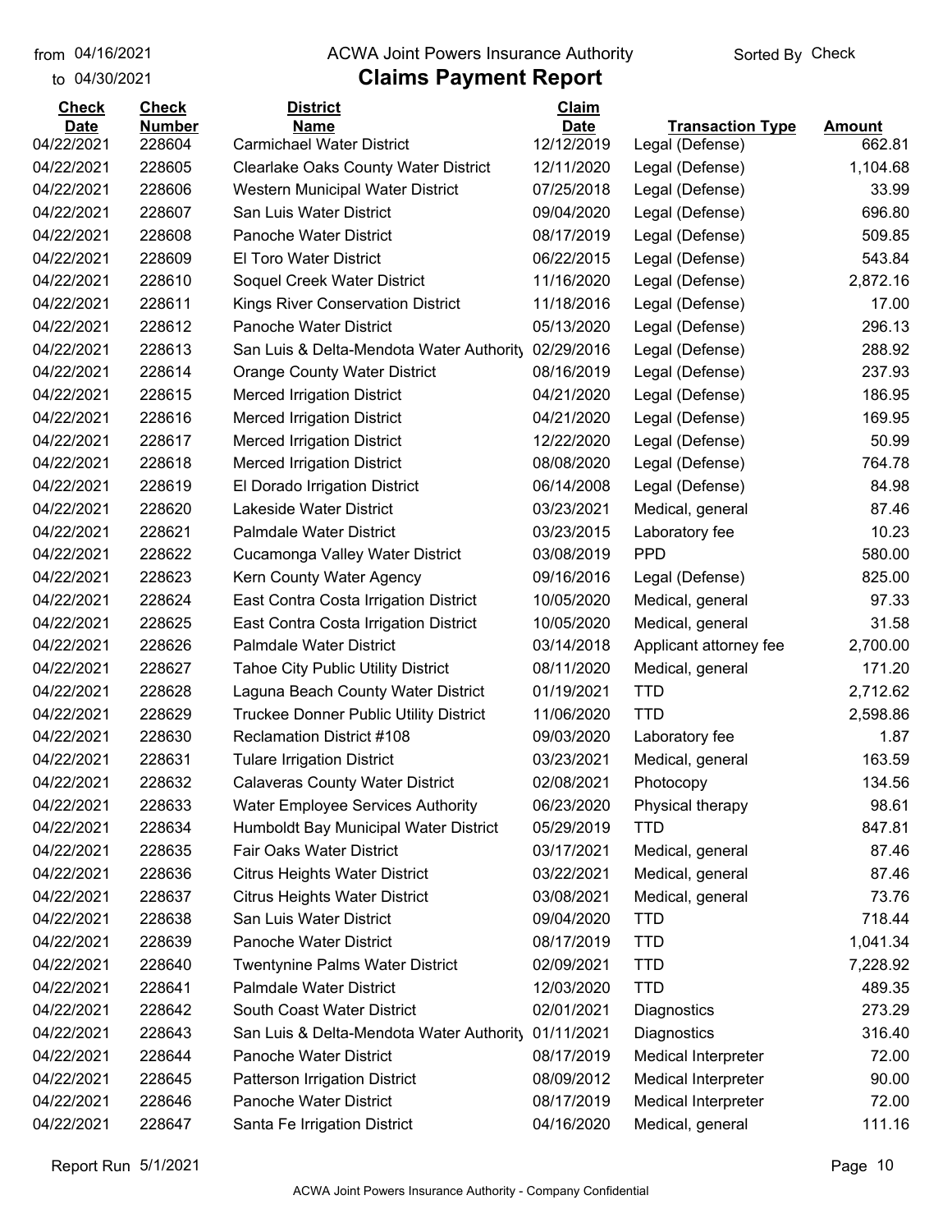# ACWA Joint Powers Insurance Authority

## Claims Payment Report

from 04/16/2021 to 04/30/2021

Sorted By Check

| Check Date | Check Number | District Name | Claim Date | Transaction Type | Amount |
|---|---|---|---|---|---|
| 04/22/2021 | 228604 | Carmichael Water District | 12/12/2019 | Legal (Defense) | 662.81 |
| 04/22/2021 | 228605 | Clearlake Oaks County Water District | 12/11/2020 | Legal (Defense) | 1,104.68 |
| 04/22/2021 | 228606 | Western Municipal Water District | 07/25/2018 | Legal (Defense) | 33.99 |
| 04/22/2021 | 228607 | San Luis Water District | 09/04/2020 | Legal (Defense) | 696.80 |
| 04/22/2021 | 228608 | Panoche Water District | 08/17/2019 | Legal (Defense) | 509.85 |
| 04/22/2021 | 228609 | El Toro Water District | 06/22/2015 | Legal (Defense) | 543.84 |
| 04/22/2021 | 228610 | Soquel Creek Water District | 11/16/2020 | Legal (Defense) | 2,872.16 |
| 04/22/2021 | 228611 | Kings River Conservation District | 11/18/2016 | Legal (Defense) | 17.00 |
| 04/22/2021 | 228612 | Panoche Water District | 05/13/2020 | Legal (Defense) | 296.13 |
| 04/22/2021 | 228613 | San Luis & Delta-Mendota Water Authority | 02/29/2016 | Legal (Defense) | 288.92 |
| 04/22/2021 | 228614 | Orange County Water District | 08/16/2019 | Legal (Defense) | 237.93 |
| 04/22/2021 | 228615 | Merced Irrigation District | 04/21/2020 | Legal (Defense) | 186.95 |
| 04/22/2021 | 228616 | Merced Irrigation District | 04/21/2020 | Legal (Defense) | 169.95 |
| 04/22/2021 | 228617 | Merced Irrigation District | 12/22/2020 | Legal (Defense) | 50.99 |
| 04/22/2021 | 228618 | Merced Irrigation District | 08/08/2020 | Legal (Defense) | 764.78 |
| 04/22/2021 | 228619 | El Dorado Irrigation District | 06/14/2008 | Legal (Defense) | 84.98 |
| 04/22/2021 | 228620 | Lakeside Water District | 03/23/2021 | Medical, general | 87.46 |
| 04/22/2021 | 228621 | Palmdale Water District | 03/23/2015 | Laboratory fee | 10.23 |
| 04/22/2021 | 228622 | Cucamonga Valley Water District | 03/08/2019 | PPD | 580.00 |
| 04/22/2021 | 228623 | Kern County Water Agency | 09/16/2016 | Legal (Defense) | 825.00 |
| 04/22/2021 | 228624 | East Contra Costa Irrigation District | 10/05/2020 | Medical, general | 97.33 |
| 04/22/2021 | 228625 | East Contra Costa Irrigation District | 10/05/2020 | Medical, general | 31.58 |
| 04/22/2021 | 228626 | Palmdale Water District | 03/14/2018 | Applicant attorney fee | 2,700.00 |
| 04/22/2021 | 228627 | Tahoe City Public Utility District | 08/11/2020 | Medical, general | 171.20 |
| 04/22/2021 | 228628 | Laguna Beach County Water District | 01/19/2021 | TTD | 2,712.62 |
| 04/22/2021 | 228629 | Truckee Donner Public Utility District | 11/06/2020 | TTD | 2,598.86 |
| 04/22/2021 | 228630 | Reclamation District #108 | 09/03/2020 | Laboratory fee | 1.87 |
| 04/22/2021 | 228631 | Tulare Irrigation District | 03/23/2021 | Medical, general | 163.59 |
| 04/22/2021 | 228632 | Calaveras County Water District | 02/08/2021 | Photocopy | 134.56 |
| 04/22/2021 | 228633 | Water Employee Services Authority | 06/23/2020 | Physical therapy | 98.61 |
| 04/22/2021 | 228634 | Humboldt Bay Municipal Water District | 05/29/2019 | TTD | 847.81 |
| 04/22/2021 | 228635 | Fair Oaks Water District | 03/17/2021 | Medical, general | 87.46 |
| 04/22/2021 | 228636 | Citrus Heights Water District | 03/22/2021 | Medical, general | 87.46 |
| 04/22/2021 | 228637 | Citrus Heights Water District | 03/08/2021 | Medical, general | 73.76 |
| 04/22/2021 | 228638 | San Luis Water District | 09/04/2020 | TTD | 718.44 |
| 04/22/2021 | 228639 | Panoche Water District | 08/17/2019 | TTD | 1,041.34 |
| 04/22/2021 | 228640 | Twentynine Palms Water District | 02/09/2021 | TTD | 7,228.92 |
| 04/22/2021 | 228641 | Palmdale Water District | 12/03/2020 | TTD | 489.35 |
| 04/22/2021 | 228642 | South Coast Water District | 02/01/2021 | Diagnostics | 273.29 |
| 04/22/2021 | 228643 | San Luis & Delta-Mendota Water Authority | 01/11/2021 | Diagnostics | 316.40 |
| 04/22/2021 | 228644 | Panoche Water District | 08/17/2019 | Medical Interpreter | 72.00 |
| 04/22/2021 | 228645 | Patterson Irrigation District | 08/09/2012 | Medical Interpreter | 90.00 |
| 04/22/2021 | 228646 | Panoche Water District | 08/17/2019 | Medical Interpreter | 72.00 |
| 04/22/2021 | 228647 | Santa Fe Irrigation District | 04/16/2020 | Medical, general | 111.16 |

Report Run 5/1/2021

ACWA Joint Powers Insurance Authority - Company Confidential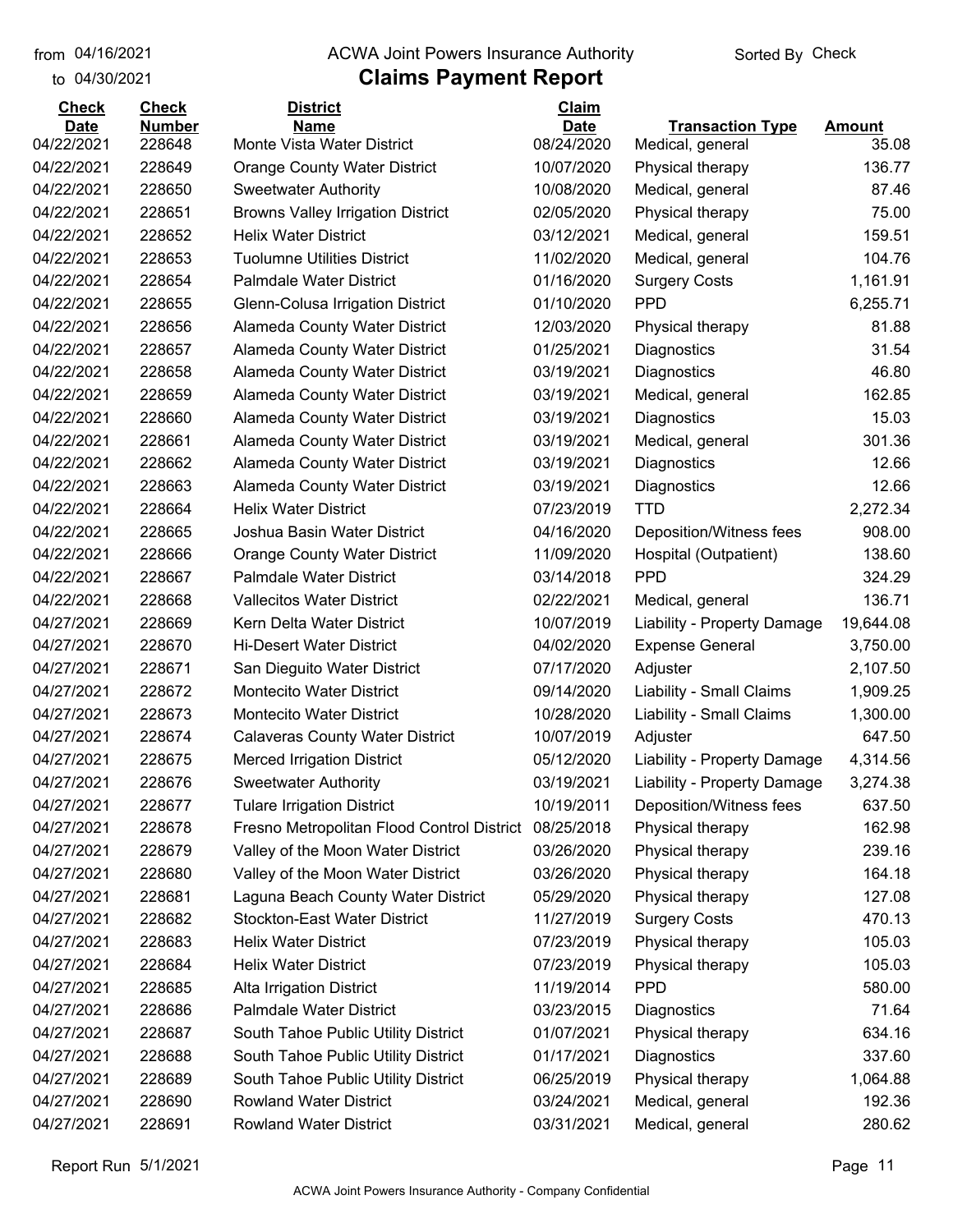# ACWA Joint Powers Insurance Authority

## Claims Payment Report

from 04/16/2021 to 04/30/2021

Sorted By Check

| Check Date | Check Number | District Name | Claim Date | Transaction Type | Amount |
|---|---|---|---|---|---|
| 04/22/2021 | 228648 | Monte Vista Water District | 08/24/2020 | Medical, general | 35.08 |
| 04/22/2021 | 228649 | Orange County Water District | 10/07/2020 | Physical therapy | 136.77 |
| 04/22/2021 | 228650 | Sweetwater Authority | 10/08/2020 | Medical, general | 87.46 |
| 04/22/2021 | 228651 | Browns Valley Irrigation District | 02/05/2020 | Physical therapy | 75.00 |
| 04/22/2021 | 228652 | Helix Water District | 03/12/2021 | Medical, general | 159.51 |
| 04/22/2021 | 228653 | Tuolumne Utilities District | 11/02/2020 | Medical, general | 104.76 |
| 04/22/2021 | 228654 | Palmdale Water District | 01/16/2020 | Surgery Costs | 1,161.91 |
| 04/22/2021 | 228655 | Glenn-Colusa Irrigation District | 01/10/2020 | PPD | 6,255.71 |
| 04/22/2021 | 228656 | Alameda County Water District | 12/03/2020 | Physical therapy | 81.88 |
| 04/22/2021 | 228657 | Alameda County Water District | 01/25/2021 | Diagnostics | 31.54 |
| 04/22/2021 | 228658 | Alameda County Water District | 03/19/2021 | Diagnostics | 46.80 |
| 04/22/2021 | 228659 | Alameda County Water District | 03/19/2021 | Medical, general | 162.85 |
| 04/22/2021 | 228660 | Alameda County Water District | 03/19/2021 | Diagnostics | 15.03 |
| 04/22/2021 | 228661 | Alameda County Water District | 03/19/2021 | Medical, general | 301.36 |
| 04/22/2021 | 228662 | Alameda County Water District | 03/19/2021 | Diagnostics | 12.66 |
| 04/22/2021 | 228663 | Alameda County Water District | 03/19/2021 | Diagnostics | 12.66 |
| 04/22/2021 | 228664 | Helix Water District | 07/23/2019 | TTD | 2,272.34 |
| 04/22/2021 | 228665 | Joshua Basin Water District | 04/16/2020 | Deposition/Witness fees | 908.00 |
| 04/22/2021 | 228666 | Orange County Water District | 11/09/2020 | Hospital (Outpatient) | 138.60 |
| 04/22/2021 | 228667 | Palmdale Water District | 03/14/2018 | PPD | 324.29 |
| 04/22/2021 | 228668 | Vallecitos Water District | 02/22/2021 | Medical, general | 136.71 |
| 04/27/2021 | 228669 | Kern Delta Water District | 10/07/2019 | Liability - Property Damage | 19,644.08 |
| 04/27/2021 | 228670 | Hi-Desert Water District | 04/02/2020 | Expense General | 3,750.00 |
| 04/27/2021 | 228671 | San Dieguito Water District | 07/17/2020 | Adjuster | 2,107.50 |
| 04/27/2021 | 228672 | Montecito Water District | 09/14/2020 | Liability - Small Claims | 1,909.25 |
| 04/27/2021 | 228673 | Montecito Water District | 10/28/2020 | Liability - Small Claims | 1,300.00 |
| 04/27/2021 | 228674 | Calaveras County Water District | 10/07/2019 | Adjuster | 647.50 |
| 04/27/2021 | 228675 | Merced Irrigation District | 05/12/2020 | Liability - Property Damage | 4,314.56 |
| 04/27/2021 | 228676 | Sweetwater Authority | 03/19/2021 | Liability - Property Damage | 3,274.38 |
| 04/27/2021 | 228677 | Tulare Irrigation District | 10/19/2011 | Deposition/Witness fees | 637.50 |
| 04/27/2021 | 228678 | Fresno Metropolitan Flood Control District | 08/25/2018 | Physical therapy | 162.98 |
| 04/27/2021 | 228679 | Valley of the Moon Water District | 03/26/2020 | Physical therapy | 239.16 |
| 04/27/2021 | 228680 | Valley of the Moon Water District | 03/26/2020 | Physical therapy | 164.18 |
| 04/27/2021 | 228681 | Laguna Beach County Water District | 05/29/2020 | Physical therapy | 127.08 |
| 04/27/2021 | 228682 | Stockton-East Water District | 11/27/2019 | Surgery Costs | 470.13 |
| 04/27/2021 | 228683 | Helix Water District | 07/23/2019 | Physical therapy | 105.03 |
| 04/27/2021 | 228684 | Helix Water District | 07/23/2019 | Physical therapy | 105.03 |
| 04/27/2021 | 228685 | Alta Irrigation District | 11/19/2014 | PPD | 580.00 |
| 04/27/2021 | 228686 | Palmdale Water District | 03/23/2015 | Diagnostics | 71.64 |
| 04/27/2021 | 228687 | South Tahoe Public Utility District | 01/07/2021 | Physical therapy | 634.16 |
| 04/27/2021 | 228688 | South Tahoe Public Utility District | 01/17/2021 | Diagnostics | 337.60 |
| 04/27/2021 | 228689 | South Tahoe Public Utility District | 06/25/2019 | Physical therapy | 1,064.88 |
| 04/27/2021 | 228690 | Rowland Water District | 03/24/2021 | Medical, general | 192.36 |
| 04/27/2021 | 228691 | Rowland Water District | 03/31/2021 | Medical, general | 280.62 |

Report Run 5/1/2021

ACWA Joint Powers Insurance Authority - Company Confidential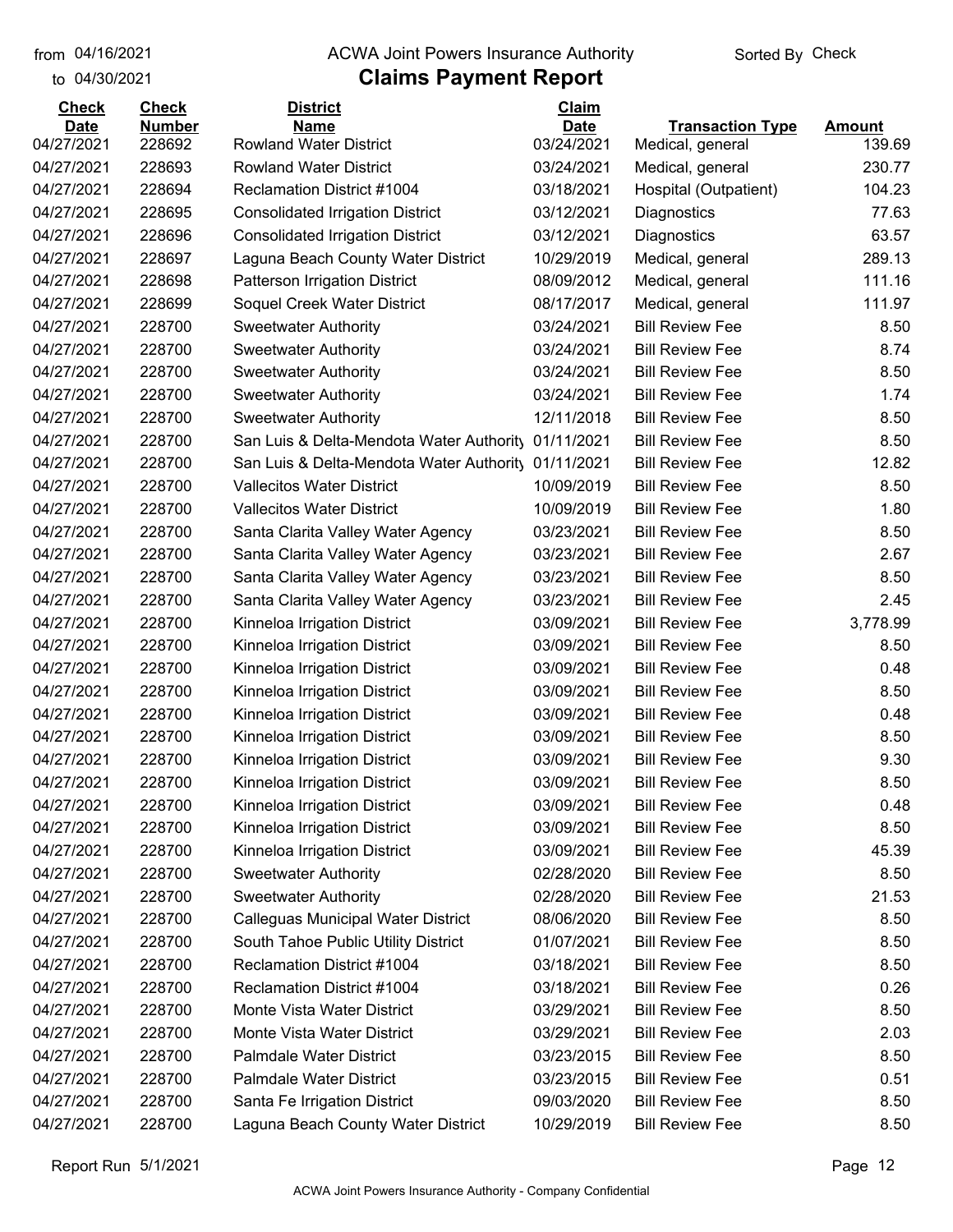from 04/16/2021 to 04/30/2021

# ACWA Joint Powers Insurance Authority

## Claims Payment Report

Sorted By Check

| Check Date | Check Number | District Name | Claim Date | Transaction Type | Amount |
|---|---|---|---|---|---|
| 04/27/2021 | 228692 | Rowland Water District | 03/24/2021 | Medical, general | 139.69 |
| 04/27/2021 | 228693 | Rowland Water District | 03/24/2021 | Medical, general | 230.77 |
| 04/27/2021 | 228694 | Reclamation District #1004 | 03/18/2021 | Hospital (Outpatient) | 104.23 |
| 04/27/2021 | 228695 | Consolidated Irrigation District | 03/12/2021 | Diagnostics | 77.63 |
| 04/27/2021 | 228696 | Consolidated Irrigation District | 03/12/2021 | Diagnostics | 63.57 |
| 04/27/2021 | 228697 | Laguna Beach County Water District | 10/29/2019 | Medical, general | 289.13 |
| 04/27/2021 | 228698 | Patterson Irrigation District | 08/09/2012 | Medical, general | 111.16 |
| 04/27/2021 | 228699 | Soquel Creek Water District | 08/17/2017 | Medical, general | 111.97 |
| 04/27/2021 | 228700 | Sweetwater Authority | 03/24/2021 | Bill Review Fee | 8.50 |
| 04/27/2021 | 228700 | Sweetwater Authority | 03/24/2021 | Bill Review Fee | 8.74 |
| 04/27/2021 | 228700 | Sweetwater Authority | 03/24/2021 | Bill Review Fee | 8.50 |
| 04/27/2021 | 228700 | Sweetwater Authority | 03/24/2021 | Bill Review Fee | 1.74 |
| 04/27/2021 | 228700 | Sweetwater Authority | 12/11/2018 | Bill Review Fee | 8.50 |
| 04/27/2021 | 228700 | San Luis & Delta-Mendota Water Authority | 01/11/2021 | Bill Review Fee | 8.50 |
| 04/27/2021 | 228700 | San Luis & Delta-Mendota Water Authority | 01/11/2021 | Bill Review Fee | 12.82 |
| 04/27/2021 | 228700 | Vallecitos Water District | 10/09/2019 | Bill Review Fee | 8.50 |
| 04/27/2021 | 228700 | Vallecitos Water District | 10/09/2019 | Bill Review Fee | 1.80 |
| 04/27/2021 | 228700 | Santa Clarita Valley Water Agency | 03/23/2021 | Bill Review Fee | 8.50 |
| 04/27/2021 | 228700 | Santa Clarita Valley Water Agency | 03/23/2021 | Bill Review Fee | 2.67 |
| 04/27/2021 | 228700 | Santa Clarita Valley Water Agency | 03/23/2021 | Bill Review Fee | 8.50 |
| 04/27/2021 | 228700 | Santa Clarita Valley Water Agency | 03/23/2021 | Bill Review Fee | 2.45 |
| 04/27/2021 | 228700 | Kinneloa Irrigation District | 03/09/2021 | Bill Review Fee | 3,778.99 |
| 04/27/2021 | 228700 | Kinneloa Irrigation District | 03/09/2021 | Bill Review Fee | 8.50 |
| 04/27/2021 | 228700 | Kinneloa Irrigation District | 03/09/2021 | Bill Review Fee | 0.48 |
| 04/27/2021 | 228700 | Kinneloa Irrigation District | 03/09/2021 | Bill Review Fee | 8.50 |
| 04/27/2021 | 228700 | Kinneloa Irrigation District | 03/09/2021 | Bill Review Fee | 0.48 |
| 04/27/2021 | 228700 | Kinneloa Irrigation District | 03/09/2021 | Bill Review Fee | 8.50 |
| 04/27/2021 | 228700 | Kinneloa Irrigation District | 03/09/2021 | Bill Review Fee | 9.30 |
| 04/27/2021 | 228700 | Kinneloa Irrigation District | 03/09/2021 | Bill Review Fee | 8.50 |
| 04/27/2021 | 228700 | Kinneloa Irrigation District | 03/09/2021 | Bill Review Fee | 0.48 |
| 04/27/2021 | 228700 | Kinneloa Irrigation District | 03/09/2021 | Bill Review Fee | 8.50 |
| 04/27/2021 | 228700 | Kinneloa Irrigation District | 03/09/2021 | Bill Review Fee | 45.39 |
| 04/27/2021 | 228700 | Sweetwater Authority | 02/28/2020 | Bill Review Fee | 8.50 |
| 04/27/2021 | 228700 | Sweetwater Authority | 02/28/2020 | Bill Review Fee | 21.53 |
| 04/27/2021 | 228700 | Calleguas Municipal Water District | 08/06/2020 | Bill Review Fee | 8.50 |
| 04/27/2021 | 228700 | South Tahoe Public Utility District | 01/07/2021 | Bill Review Fee | 8.50 |
| 04/27/2021 | 228700 | Reclamation District #1004 | 03/18/2021 | Bill Review Fee | 8.50 |
| 04/27/2021 | 228700 | Reclamation District #1004 | 03/18/2021 | Bill Review Fee | 0.26 |
| 04/27/2021 | 228700 | Monte Vista Water District | 03/29/2021 | Bill Review Fee | 8.50 |
| 04/27/2021 | 228700 | Monte Vista Water District | 03/29/2021 | Bill Review Fee | 2.03 |
| 04/27/2021 | 228700 | Palmdale Water District | 03/23/2015 | Bill Review Fee | 8.50 |
| 04/27/2021 | 228700 | Palmdale Water District | 03/23/2015 | Bill Review Fee | 0.51 |
| 04/27/2021 | 228700 | Santa Fe Irrigation District | 09/03/2020 | Bill Review Fee | 8.50 |
| 04/27/2021 | 228700 | Laguna Beach County Water District | 10/29/2019 | Bill Review Fee | 8.50 |

Report Run 5/1/2021

ACWA Joint Powers Insurance Authority - Company Confidential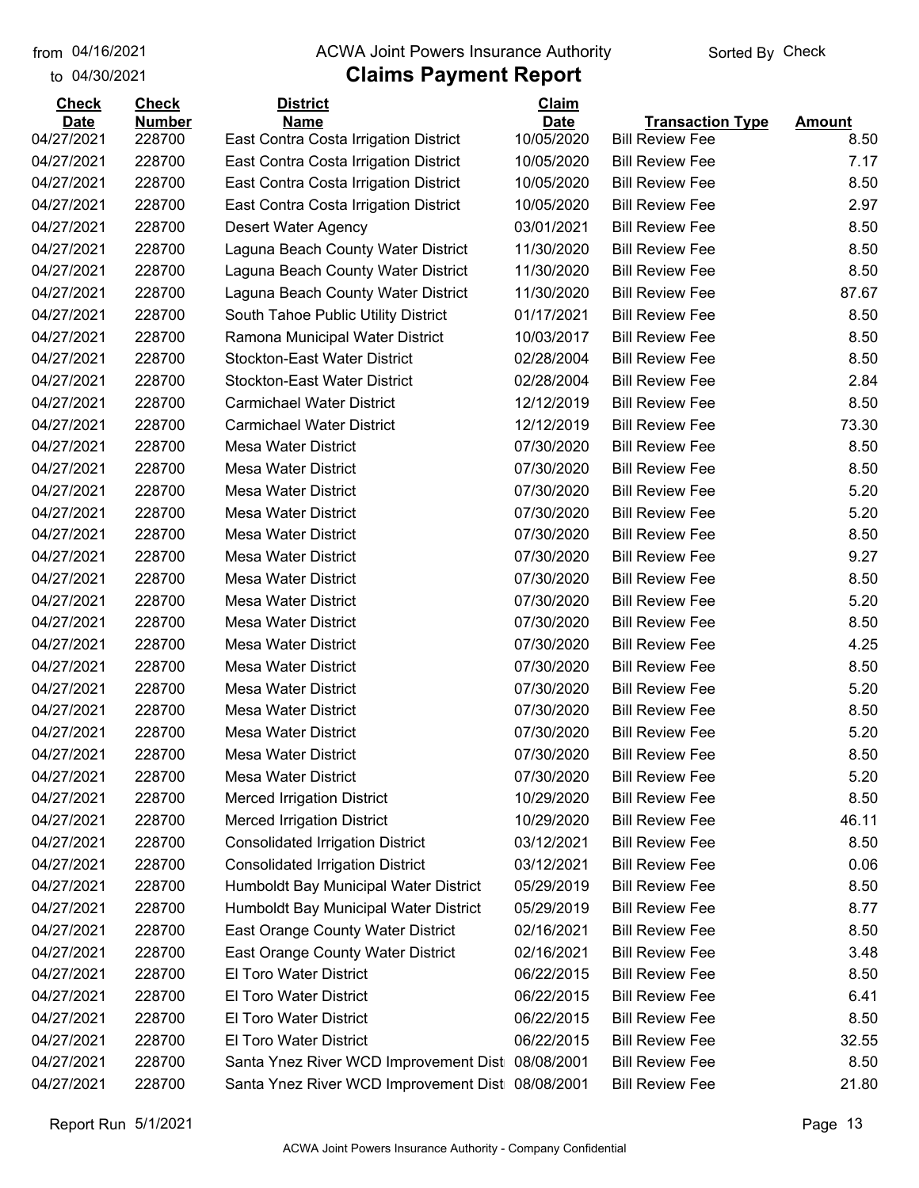from 04/16/2021
to 04/30/2021

# ACWA Joint Powers Insurance Authority
## Claims Payment Report

Sorted By Check

| Check Date | Check Number | District Name | Claim Date | Transaction Type | Amount |
|---|---|---|---|---|---|
| 04/27/2021 | 228700 | East Contra Costa Irrigation District | 10/05/2020 | Bill Review Fee | 8.50 |
| 04/27/2021 | 228700 | East Contra Costa Irrigation District | 10/05/2020 | Bill Review Fee | 7.17 |
| 04/27/2021 | 228700 | East Contra Costa Irrigation District | 10/05/2020 | Bill Review Fee | 8.50 |
| 04/27/2021 | 228700 | East Contra Costa Irrigation District | 10/05/2020 | Bill Review Fee | 2.97 |
| 04/27/2021 | 228700 | Desert Water Agency | 03/01/2021 | Bill Review Fee | 8.50 |
| 04/27/2021 | 228700 | Laguna Beach County Water District | 11/30/2020 | Bill Review Fee | 8.50 |
| 04/27/2021 | 228700 | Laguna Beach County Water District | 11/30/2020 | Bill Review Fee | 8.50 |
| 04/27/2021 | 228700 | Laguna Beach County Water District | 11/30/2020 | Bill Review Fee | 87.67 |
| 04/27/2021 | 228700 | South Tahoe Public Utility District | 01/17/2021 | Bill Review Fee | 8.50 |
| 04/27/2021 | 228700 | Ramona Municipal Water District | 10/03/2017 | Bill Review Fee | 8.50 |
| 04/27/2021 | 228700 | Stockton-East Water District | 02/28/2004 | Bill Review Fee | 8.50 |
| 04/27/2021 | 228700 | Stockton-East Water District | 02/28/2004 | Bill Review Fee | 2.84 |
| 04/27/2021 | 228700 | Carmichael Water District | 12/12/2019 | Bill Review Fee | 8.50 |
| 04/27/2021 | 228700 | Carmichael Water District | 12/12/2019 | Bill Review Fee | 73.30 |
| 04/27/2021 | 228700 | Mesa Water District | 07/30/2020 | Bill Review Fee | 8.50 |
| 04/27/2021 | 228700 | Mesa Water District | 07/30/2020 | Bill Review Fee | 8.50 |
| 04/27/2021 | 228700 | Mesa Water District | 07/30/2020 | Bill Review Fee | 5.20 |
| 04/27/2021 | 228700 | Mesa Water District | 07/30/2020 | Bill Review Fee | 5.20 |
| 04/27/2021 | 228700 | Mesa Water District | 07/30/2020 | Bill Review Fee | 8.50 |
| 04/27/2021 | 228700 | Mesa Water District | 07/30/2020 | Bill Review Fee | 9.27 |
| 04/27/2021 | 228700 | Mesa Water District | 07/30/2020 | Bill Review Fee | 8.50 |
| 04/27/2021 | 228700 | Mesa Water District | 07/30/2020 | Bill Review Fee | 5.20 |
| 04/27/2021 | 228700 | Mesa Water District | 07/30/2020 | Bill Review Fee | 8.50 |
| 04/27/2021 | 228700 | Mesa Water District | 07/30/2020 | Bill Review Fee | 4.25 |
| 04/27/2021 | 228700 | Mesa Water District | 07/30/2020 | Bill Review Fee | 8.50 |
| 04/27/2021 | 228700 | Mesa Water District | 07/30/2020 | Bill Review Fee | 5.20 |
| 04/27/2021 | 228700 | Mesa Water District | 07/30/2020 | Bill Review Fee | 8.50 |
| 04/27/2021 | 228700 | Mesa Water District | 07/30/2020 | Bill Review Fee | 5.20 |
| 04/27/2021 | 228700 | Mesa Water District | 07/30/2020 | Bill Review Fee | 8.50 |
| 04/27/2021 | 228700 | Mesa Water District | 07/30/2020 | Bill Review Fee | 5.20 |
| 04/27/2021 | 228700 | Merced Irrigation District | 10/29/2020 | Bill Review Fee | 8.50 |
| 04/27/2021 | 228700 | Merced Irrigation District | 10/29/2020 | Bill Review Fee | 46.11 |
| 04/27/2021 | 228700 | Consolidated Irrigation District | 03/12/2021 | Bill Review Fee | 8.50 |
| 04/27/2021 | 228700 | Consolidated Irrigation District | 03/12/2021 | Bill Review Fee | 0.06 |
| 04/27/2021 | 228700 | Humboldt Bay Municipal Water District | 05/29/2019 | Bill Review Fee | 8.50 |
| 04/27/2021 | 228700 | Humboldt Bay Municipal Water District | 05/29/2019 | Bill Review Fee | 8.77 |
| 04/27/2021 | 228700 | East Orange County Water District | 02/16/2021 | Bill Review Fee | 8.50 |
| 04/27/2021 | 228700 | East Orange County Water District | 02/16/2021 | Bill Review Fee | 3.48 |
| 04/27/2021 | 228700 | El Toro Water District | 06/22/2015 | Bill Review Fee | 8.50 |
| 04/27/2021 | 228700 | El Toro Water District | 06/22/2015 | Bill Review Fee | 6.41 |
| 04/27/2021 | 228700 | El Toro Water District | 06/22/2015 | Bill Review Fee | 8.50 |
| 04/27/2021 | 228700 | El Toro Water District | 06/22/2015 | Bill Review Fee | 32.55 |
| 04/27/2021 | 228700 | Santa Ynez River WCD Improvement Dist | 08/08/2001 | Bill Review Fee | 8.50 |
| 04/27/2021 | 228700 | Santa Ynez River WCD Improvement Dist | 08/08/2001 | Bill Review Fee | 21.80 |

Report Run 5/1/2021

ACWA Joint Powers Insurance Authority - Company Confidential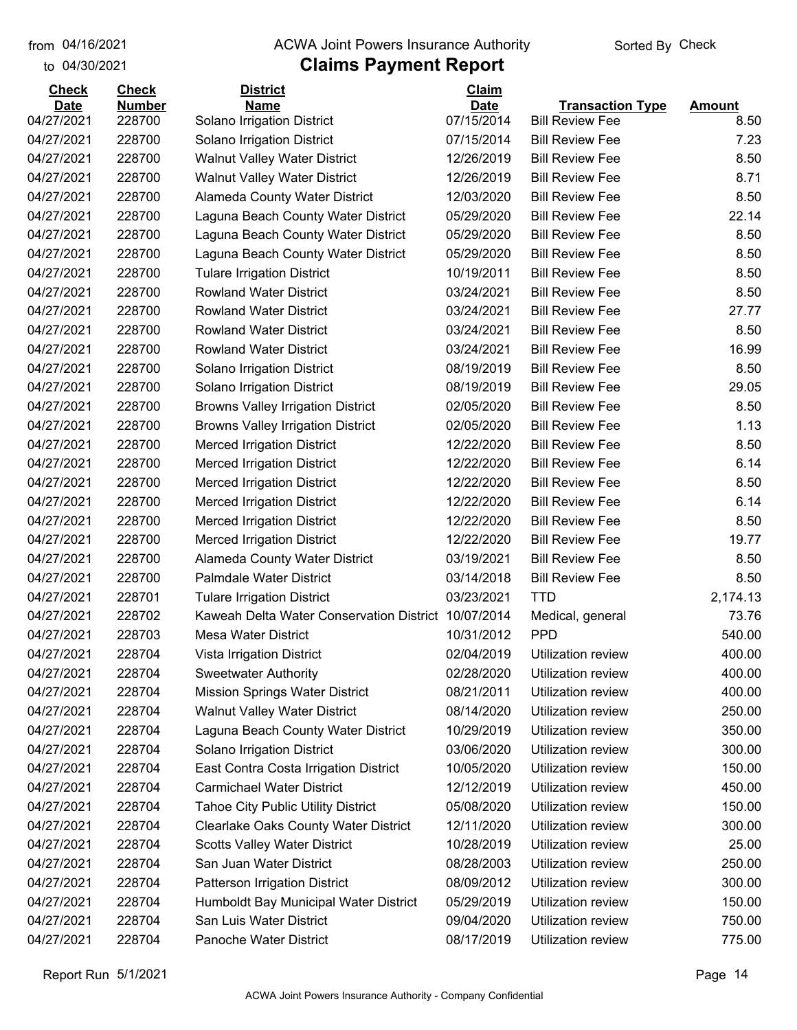from 04/16/2021
to 04/30/2021

# ACWA Joint Powers Insurance Authority

## Claims Payment Report

Sorted By Check

| Check Date | Check Number | District Name | Claim Date | Transaction Type | Amount |
|---|---|---|---|---|---|
| 04/27/2021 | 228700 | Solano Irrigation District | 07/15/2014 | Bill Review Fee | 8.50 |
| 04/27/2021 | 228700 | Solano Irrigation District | 07/15/2014 | Bill Review Fee | 7.23 |
| 04/27/2021 | 228700 | Walnut Valley Water District | 12/26/2019 | Bill Review Fee | 8.50 |
| 04/27/2021 | 228700 | Walnut Valley Water District | 12/26/2019 | Bill Review Fee | 8.71 |
| 04/27/2021 | 228700 | Alameda County Water District | 12/03/2020 | Bill Review Fee | 8.50 |
| 04/27/2021 | 228700 | Laguna Beach County Water District | 05/29/2020 | Bill Review Fee | 22.14 |
| 04/27/2021 | 228700 | Laguna Beach County Water District | 05/29/2020 | Bill Review Fee | 8.50 |
| 04/27/2021 | 228700 | Laguna Beach County Water District | 05/29/2020 | Bill Review Fee | 8.50 |
| 04/27/2021 | 228700 | Tulare Irrigation District | 10/19/2011 | Bill Review Fee | 8.50 |
| 04/27/2021 | 228700 | Rowland Water District | 03/24/2021 | Bill Review Fee | 8.50 |
| 04/27/2021 | 228700 | Rowland Water District | 03/24/2021 | Bill Review Fee | 27.77 |
| 04/27/2021 | 228700 | Rowland Water District | 03/24/2021 | Bill Review Fee | 8.50 |
| 04/27/2021 | 228700 | Rowland Water District | 03/24/2021 | Bill Review Fee | 16.99 |
| 04/27/2021 | 228700 | Solano Irrigation District | 08/19/2019 | Bill Review Fee | 8.50 |
| 04/27/2021 | 228700 | Solano Irrigation District | 08/19/2019 | Bill Review Fee | 29.05 |
| 04/27/2021 | 228700 | Browns Valley Irrigation District | 02/05/2020 | Bill Review Fee | 8.50 |
| 04/27/2021 | 228700 | Browns Valley Irrigation District | 02/05/2020 | Bill Review Fee | 1.13 |
| 04/27/2021 | 228700 | Merced Irrigation District | 12/22/2020 | Bill Review Fee | 8.50 |
| 04/27/2021 | 228700 | Merced Irrigation District | 12/22/2020 | Bill Review Fee | 6.14 |
| 04/27/2021 | 228700 | Merced Irrigation District | 12/22/2020 | Bill Review Fee | 8.50 |
| 04/27/2021 | 228700 | Merced Irrigation District | 12/22/2020 | Bill Review Fee | 6.14 |
| 04/27/2021 | 228700 | Merced Irrigation District | 12/22/2020 | Bill Review Fee | 8.50 |
| 04/27/2021 | 228700 | Merced Irrigation District | 12/22/2020 | Bill Review Fee | 19.77 |
| 04/27/2021 | 228700 | Alameda County Water District | 03/19/2021 | Bill Review Fee | 8.50 |
| 04/27/2021 | 228700 | Palmdale Water District | 03/14/2018 | Bill Review Fee | 8.50 |
| 04/27/2021 | 228701 | Tulare Irrigation District | 03/23/2021 | TTD | 2,174.13 |
| 04/27/2021 | 228702 | Kaweah Delta Water Conservation District | 10/07/2014 | Medical, general | 73.76 |
| 04/27/2021 | 228703 | Mesa Water District | 10/31/2012 | PPD | 540.00 |
| 04/27/2021 | 228704 | Vista Irrigation District | 02/04/2019 | Utilization review | 400.00 |
| 04/27/2021 | 228704 | Sweetwater Authority | 02/28/2020 | Utilization review | 400.00 |
| 04/27/2021 | 228704 | Mission Springs Water District | 08/21/2011 | Utilization review | 400.00 |
| 04/27/2021 | 228704 | Walnut Valley Water District | 08/14/2020 | Utilization review | 250.00 |
| 04/27/2021 | 228704 | Laguna Beach County Water District | 10/29/2019 | Utilization review | 350.00 |
| 04/27/2021 | 228704 | Solano Irrigation District | 03/06/2020 | Utilization review | 300.00 |
| 04/27/2021 | 228704 | East Contra Costa Irrigation District | 10/05/2020 | Utilization review | 150.00 |
| 04/27/2021 | 228704 | Carmichael Water District | 12/12/2019 | Utilization review | 450.00 |
| 04/27/2021 | 228704 | Tahoe City Public Utility District | 05/08/2020 | Utilization review | 150.00 |
| 04/27/2021 | 228704 | Clearlake Oaks County Water District | 12/11/2020 | Utilization review | 300.00 |
| 04/27/2021 | 228704 | Scotts Valley Water District | 10/28/2019 | Utilization review | 25.00 |
| 04/27/2021 | 228704 | San Juan Water District | 08/28/2003 | Utilization review | 250.00 |
| 04/27/2021 | 228704 | Patterson Irrigation District | 08/09/2012 | Utilization review | 300.00 |
| 04/27/2021 | 228704 | Humboldt Bay Municipal Water District | 05/29/2019 | Utilization review | 150.00 |
| 04/27/2021 | 228704 | San Luis Water District | 09/04/2020 | Utilization review | 750.00 |
| 04/27/2021 | 228704 | Panoche Water District | 08/17/2019 | Utilization review | 775.00 |

Report Run 5/1/2021

ACWA Joint Powers Insurance Authority - Company Confidential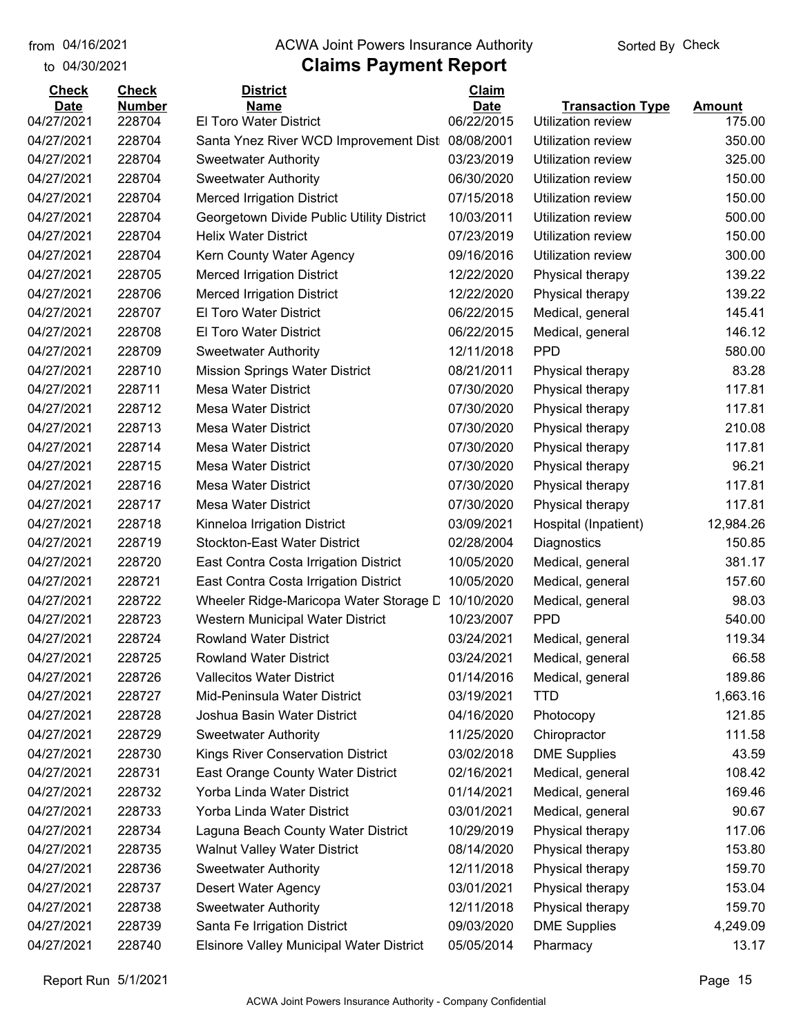from 04/16/2021
to 04/30/2021

ACWA Joint Powers Insurance Authority

# Claims Payment Report

Sorted By Check

| Check Date | Check Number | District Name | Claim Date | Transaction Type | Amount |
|---|---|---|---|---|---|
| 04/27/2021 | 228704 | El Toro Water District | 06/22/2015 | Utilization review | 175.00 |
| 04/27/2021 | 228704 | Santa Ynez River WCD Improvement Dist | 08/08/2001 | Utilization review | 350.00 |
| 04/27/2021 | 228704 | Sweetwater Authority | 03/23/2019 | Utilization review | 325.00 |
| 04/27/2021 | 228704 | Sweetwater Authority | 06/30/2020 | Utilization review | 150.00 |
| 04/27/2021 | 228704 | Merced Irrigation District | 07/15/2018 | Utilization review | 150.00 |
| 04/27/2021 | 228704 | Georgetown Divide Public Utility District | 10/03/2011 | Utilization review | 500.00 |
| 04/27/2021 | 228704 | Helix Water District | 07/23/2019 | Utilization review | 150.00 |
| 04/27/2021 | 228704 | Kern County Water Agency | 09/16/2016 | Utilization review | 300.00 |
| 04/27/2021 | 228705 | Merced Irrigation District | 12/22/2020 | Physical therapy | 139.22 |
| 04/27/2021 | 228706 | Merced Irrigation District | 12/22/2020 | Physical therapy | 139.22 |
| 04/27/2021 | 228707 | El Toro Water District | 06/22/2015 | Medical, general | 145.41 |
| 04/27/2021 | 228708 | El Toro Water District | 06/22/2015 | Medical, general | 146.12 |
| 04/27/2021 | 228709 | Sweetwater Authority | 12/11/2018 | PPD | 580.00 |
| 04/27/2021 | 228710 | Mission Springs Water District | 08/21/2011 | Physical therapy | 83.28 |
| 04/27/2021 | 228711 | Mesa Water District | 07/30/2020 | Physical therapy | 117.81 |
| 04/27/2021 | 228712 | Mesa Water District | 07/30/2020 | Physical therapy | 117.81 |
| 04/27/2021 | 228713 | Mesa Water District | 07/30/2020 | Physical therapy | 210.08 |
| 04/27/2021 | 228714 | Mesa Water District | 07/30/2020 | Physical therapy | 117.81 |
| 04/27/2021 | 228715 | Mesa Water District | 07/30/2020 | Physical therapy | 96.21 |
| 04/27/2021 | 228716 | Mesa Water District | 07/30/2020 | Physical therapy | 117.81 |
| 04/27/2021 | 228717 | Mesa Water District | 07/30/2020 | Physical therapy | 117.81 |
| 04/27/2021 | 228718 | Kinneloa Irrigation District | 03/09/2021 | Hospital (Inpatient) | 12,984.26 |
| 04/27/2021 | 228719 | Stockton-East Water District | 02/28/2004 | Diagnostics | 150.85 |
| 04/27/2021 | 228720 | East Contra Costa Irrigation District | 10/05/2020 | Medical, general | 381.17 |
| 04/27/2021 | 228721 | East Contra Costa Irrigation District | 10/05/2020 | Medical, general | 157.60 |
| 04/27/2021 | 228722 | Wheeler Ridge-Maricopa Water Storage D | 10/10/2020 | Medical, general | 98.03 |
| 04/27/2021 | 228723 | Western Municipal Water District | 10/23/2007 | PPD | 540.00 |
| 04/27/2021 | 228724 | Rowland Water District | 03/24/2021 | Medical, general | 119.34 |
| 04/27/2021 | 228725 | Rowland Water District | 03/24/2021 | Medical, general | 66.58 |
| 04/27/2021 | 228726 | Vallecitos Water District | 01/14/2016 | Medical, general | 189.86 |
| 04/27/2021 | 228727 | Mid-Peninsula Water District | 03/19/2021 | TTD | 1,663.16 |
| 04/27/2021 | 228728 | Joshua Basin Water District | 04/16/2020 | Photocopy | 121.85 |
| 04/27/2021 | 228729 | Sweetwater Authority | 11/25/2020 | Chiropractor | 111.58 |
| 04/27/2021 | 228730 | Kings River Conservation District | 03/02/2018 | DME Supplies | 43.59 |
| 04/27/2021 | 228731 | East Orange County Water District | 02/16/2021 | Medical, general | 108.42 |
| 04/27/2021 | 228732 | Yorba Linda Water District | 01/14/2021 | Medical, general | 169.46 |
| 04/27/2021 | 228733 | Yorba Linda Water District | 03/01/2021 | Medical, general | 90.67 |
| 04/27/2021 | 228734 | Laguna Beach County Water District | 10/29/2019 | Physical therapy | 117.06 |
| 04/27/2021 | 228735 | Walnut Valley Water District | 08/14/2020 | Physical therapy | 153.80 |
| 04/27/2021 | 228736 | Sweetwater Authority | 12/11/2018 | Physical therapy | 159.70 |
| 04/27/2021 | 228737 | Desert Water Agency | 03/01/2021 | Physical therapy | 153.04 |
| 04/27/2021 | 228738 | Sweetwater Authority | 12/11/2018 | Physical therapy | 159.70 |
| 04/27/2021 | 228739 | Santa Fe Irrigation District | 09/03/2020 | DME Supplies | 4,249.09 |
| 04/27/2021 | 228740 | Elsinore Valley Municipal Water District | 05/05/2014 | Pharmacy | 13.17 |

Report Run 5/1/2021

ACWA Joint Powers Insurance Authority - Company Confidential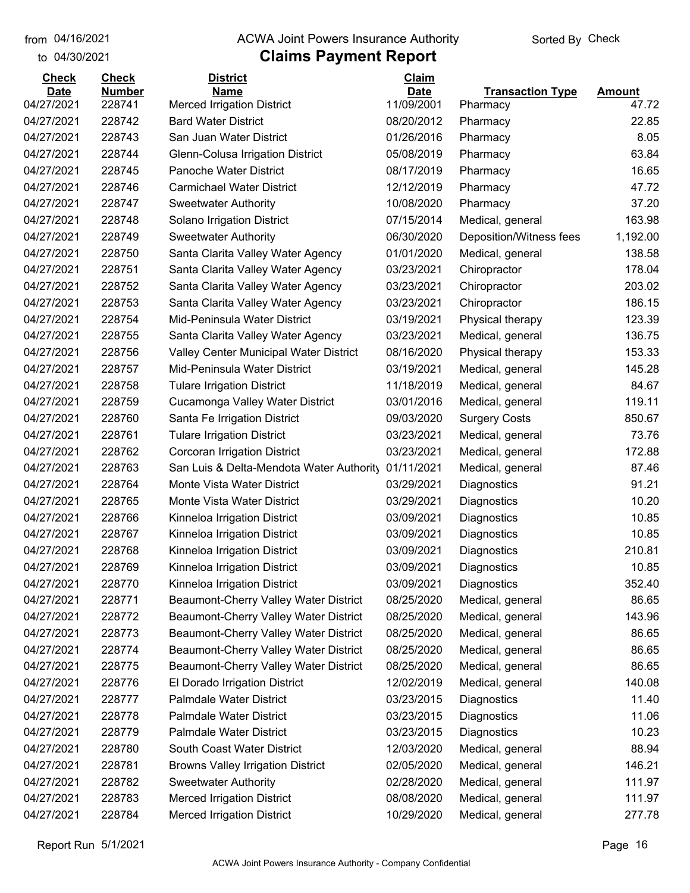from 04/16/2021
to 04/30/2021

# ACWA Joint Powers Insurance Authority

## Claims Payment Report

Sorted By Check

| Check Date | Check Number | District Name | Claim Date | Transaction Type | Amount |
|---|---|---|---|---|---|
| 04/27/2021 | 228741 | Merced Irrigation District | 11/09/2001 | Pharmacy | 47.72 |
| 04/27/2021 | 228742 | Bard Water District | 08/20/2012 | Pharmacy | 22.85 |
| 04/27/2021 | 228743 | San Juan Water District | 01/26/2016 | Pharmacy | 8.05 |
| 04/27/2021 | 228744 | Glenn-Colusa Irrigation District | 05/08/2019 | Pharmacy | 63.84 |
| 04/27/2021 | 228745 | Panoche Water District | 08/17/2019 | Pharmacy | 16.65 |
| 04/27/2021 | 228746 | Carmichael Water District | 12/12/2019 | Pharmacy | 47.72 |
| 04/27/2021 | 228747 | Sweetwater Authority | 10/08/2020 | Pharmacy | 37.20 |
| 04/27/2021 | 228748 | Solano Irrigation District | 07/15/2014 | Medical, general | 163.98 |
| 04/27/2021 | 228749 | Sweetwater Authority | 06/30/2020 | Deposition/Witness fees | 1,192.00 |
| 04/27/2021 | 228750 | Santa Clarita Valley Water Agency | 01/01/2020 | Medical, general | 138.58 |
| 04/27/2021 | 228751 | Santa Clarita Valley Water Agency | 03/23/2021 | Chiropractor | 178.04 |
| 04/27/2021 | 228752 | Santa Clarita Valley Water Agency | 03/23/2021 | Chiropractor | 203.02 |
| 04/27/2021 | 228753 | Santa Clarita Valley Water Agency | 03/23/2021 | Chiropractor | 186.15 |
| 04/27/2021 | 228754 | Mid-Peninsula Water District | 03/19/2021 | Physical therapy | 123.39 |
| 04/27/2021 | 228755 | Santa Clarita Valley Water Agency | 03/23/2021 | Medical, general | 136.75 |
| 04/27/2021 | 228756 | Valley Center Municipal Water District | 08/16/2020 | Physical therapy | 153.33 |
| 04/27/2021 | 228757 | Mid-Peninsula Water District | 03/19/2021 | Medical, general | 145.28 |
| 04/27/2021 | 228758 | Tulare Irrigation District | 11/18/2019 | Medical, general | 84.67 |
| 04/27/2021 | 228759 | Cucamonga Valley Water District | 03/01/2016 | Medical, general | 119.11 |
| 04/27/2021 | 228760 | Santa Fe Irrigation District | 09/03/2020 | Surgery Costs | 850.67 |
| 04/27/2021 | 228761 | Tulare Irrigation District | 03/23/2021 | Medical, general | 73.76 |
| 04/27/2021 | 228762 | Corcoran Irrigation District | 03/23/2021 | Medical, general | 172.88 |
| 04/27/2021 | 228763 | San Luis & Delta-Mendota Water Authority | 01/11/2021 | Medical, general | 87.46 |
| 04/27/2021 | 228764 | Monte Vista Water District | 03/29/2021 | Diagnostics | 91.21 |
| 04/27/2021 | 228765 | Monte Vista Water District | 03/29/2021 | Diagnostics | 10.20 |
| 04/27/2021 | 228766 | Kinneloa Irrigation District | 03/09/2021 | Diagnostics | 10.85 |
| 04/27/2021 | 228767 | Kinneloa Irrigation District | 03/09/2021 | Diagnostics | 10.85 |
| 04/27/2021 | 228768 | Kinneloa Irrigation District | 03/09/2021 | Diagnostics | 210.81 |
| 04/27/2021 | 228769 | Kinneloa Irrigation District | 03/09/2021 | Diagnostics | 10.85 |
| 04/27/2021 | 228770 | Kinneloa Irrigation District | 03/09/2021 | Diagnostics | 352.40 |
| 04/27/2021 | 228771 | Beaumont-Cherry Valley Water District | 08/25/2020 | Medical, general | 86.65 |
| 04/27/2021 | 228772 | Beaumont-Cherry Valley Water District | 08/25/2020 | Medical, general | 143.96 |
| 04/27/2021 | 228773 | Beaumont-Cherry Valley Water District | 08/25/2020 | Medical, general | 86.65 |
| 04/27/2021 | 228774 | Beaumont-Cherry Valley Water District | 08/25/2020 | Medical, general | 86.65 |
| 04/27/2021 | 228775 | Beaumont-Cherry Valley Water District | 08/25/2020 | Medical, general | 86.65 |
| 04/27/2021 | 228776 | El Dorado Irrigation District | 12/02/2019 | Medical, general | 140.08 |
| 04/27/2021 | 228777 | Palmdale Water District | 03/23/2015 | Diagnostics | 11.40 |
| 04/27/2021 | 228778 | Palmdale Water District | 03/23/2015 | Diagnostics | 11.06 |
| 04/27/2021 | 228779 | Palmdale Water District | 03/23/2015 | Diagnostics | 10.23 |
| 04/27/2021 | 228780 | South Coast Water District | 12/03/2020 | Medical, general | 88.94 |
| 04/27/2021 | 228781 | Browns Valley Irrigation District | 02/05/2020 | Medical, general | 146.21 |
| 04/27/2021 | 228782 | Sweetwater Authority | 02/28/2020 | Medical, general | 111.97 |
| 04/27/2021 | 228783 | Merced Irrigation District | 08/08/2020 | Medical, general | 111.97 |
| 04/27/2021 | 228784 | Merced Irrigation District | 10/29/2020 | Medical, general | 277.78 |

Report Run 5/1/2021

ACWA Joint Powers Insurance Authority - Company Confidential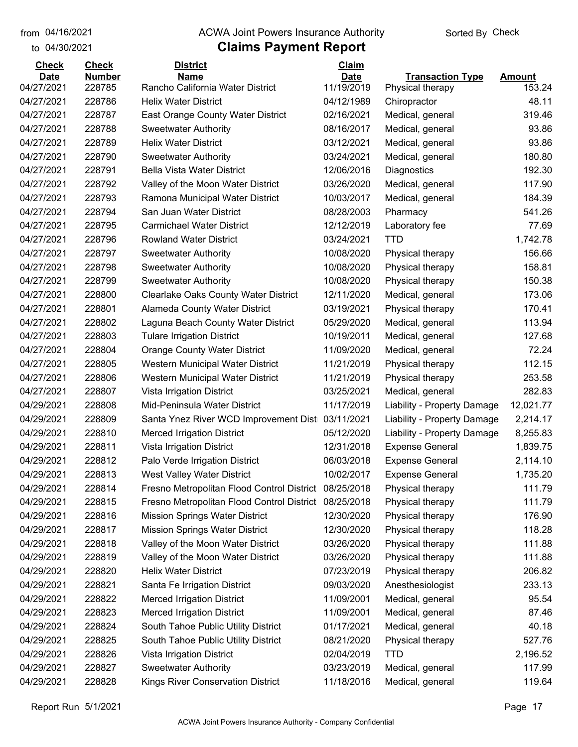from 04/16/2021
to 04/30/2021

# ACWA Joint Powers Insurance Authority

## Claims Payment Report

Sorted By Check

| Check Date | Check Number | District Name | Claim Date | Transaction Type | Amount |
|---|---|---|---|---|---|
| 04/27/2021 | 228785 | Rancho California Water District | 11/19/2019 | Physical therapy | 153.24 |
| 04/27/2021 | 228786 | Helix Water District | 04/12/1989 | Chiropractor | 48.11 |
| 04/27/2021 | 228787 | East Orange County Water District | 02/16/2021 | Medical, general | 319.46 |
| 04/27/2021 | 228788 | Sweetwater Authority | 08/16/2017 | Medical, general | 93.86 |
| 04/27/2021 | 228789 | Helix Water District | 03/12/2021 | Medical, general | 93.86 |
| 04/27/2021 | 228790 | Sweetwater Authority | 03/24/2021 | Medical, general | 180.80 |
| 04/27/2021 | 228791 | Bella Vista Water District | 12/06/2016 | Diagnostics | 192.30 |
| 04/27/2021 | 228792 | Valley of the Moon Water District | 03/26/2020 | Medical, general | 117.90 |
| 04/27/2021 | 228793 | Ramona Municipal Water District | 10/03/2017 | Medical, general | 184.39 |
| 04/27/2021 | 228794 | San Juan Water District | 08/28/2003 | Pharmacy | 541.26 |
| 04/27/2021 | 228795 | Carmichael Water District | 12/12/2019 | Laboratory fee | 77.69 |
| 04/27/2021 | 228796 | Rowland Water District | 03/24/2021 | TTD | 1,742.78 |
| 04/27/2021 | 228797 | Sweetwater Authority | 10/08/2020 | Physical therapy | 156.66 |
| 04/27/2021 | 228798 | Sweetwater Authority | 10/08/2020 | Physical therapy | 158.81 |
| 04/27/2021 | 228799 | Sweetwater Authority | 10/08/2020 | Physical therapy | 150.38 |
| 04/27/2021 | 228800 | Clearlake Oaks County Water District | 12/11/2020 | Medical, general | 173.06 |
| 04/27/2021 | 228801 | Alameda County Water District | 03/19/2021 | Physical therapy | 170.41 |
| 04/27/2021 | 228802 | Laguna Beach County Water District | 05/29/2020 | Medical, general | 113.94 |
| 04/27/2021 | 228803 | Tulare Irrigation District | 10/19/2011 | Medical, general | 127.68 |
| 04/27/2021 | 228804 | Orange County Water District | 11/09/2020 | Medical, general | 72.24 |
| 04/27/2021 | 228805 | Western Municipal Water District | 11/21/2019 | Physical therapy | 112.15 |
| 04/27/2021 | 228806 | Western Municipal Water District | 11/21/2019 | Physical therapy | 253.58 |
| 04/27/2021 | 228807 | Vista Irrigation District | 03/25/2021 | Medical, general | 282.83 |
| 04/29/2021 | 228808 | Mid-Peninsula Water District | 11/17/2019 | Liability - Property Damage | 12,021.77 |
| 04/29/2021 | 228809 | Santa Ynez River WCD Improvement Dist | 03/11/2021 | Liability - Property Damage | 2,214.17 |
| 04/29/2021 | 228810 | Merced Irrigation District | 05/12/2020 | Liability - Property Damage | 8,255.83 |
| 04/29/2021 | 228811 | Vista Irrigation District | 12/31/2018 | Expense General | 1,839.75 |
| 04/29/2021 | 228812 | Palo Verde Irrigation District | 06/03/2018 | Expense General | 2,114.10 |
| 04/29/2021 | 228813 | West Valley Water District | 10/02/2017 | Expense General | 1,735.20 |
| 04/29/2021 | 228814 | Fresno Metropolitan Flood Control District | 08/25/2018 | Physical therapy | 111.79 |
| 04/29/2021 | 228815 | Fresno Metropolitan Flood Control District | 08/25/2018 | Physical therapy | 111.79 |
| 04/29/2021 | 228816 | Mission Springs Water District | 12/30/2020 | Physical therapy | 176.90 |
| 04/29/2021 | 228817 | Mission Springs Water District | 12/30/2020 | Physical therapy | 118.28 |
| 04/29/2021 | 228818 | Valley of the Moon Water District | 03/26/2020 | Physical therapy | 111.88 |
| 04/29/2021 | 228819 | Valley of the Moon Water District | 03/26/2020 | Physical therapy | 111.88 |
| 04/29/2021 | 228820 | Helix Water District | 07/23/2019 | Physical therapy | 206.82 |
| 04/29/2021 | 228821 | Santa Fe Irrigation District | 09/03/2020 | Anesthesiologist | 233.13 |
| 04/29/2021 | 228822 | Merced Irrigation District | 11/09/2001 | Medical, general | 95.54 |
| 04/29/2021 | 228823 | Merced Irrigation District | 11/09/2001 | Medical, general | 87.46 |
| 04/29/2021 | 228824 | South Tahoe Public Utility District | 01/17/2021 | Medical, general | 40.18 |
| 04/29/2021 | 228825 | South Tahoe Public Utility District | 08/21/2020 | Physical therapy | 527.76 |
| 04/29/2021 | 228826 | Vista Irrigation District | 02/04/2019 | TTD | 2,196.52 |
| 04/29/2021 | 228827 | Sweetwater Authority | 03/23/2019 | Medical, general | 117.99 |
| 04/29/2021 | 228828 | Kings River Conservation District | 11/18/2016 | Medical, general | 119.64 |

Report Run 5/1/2021

ACWA Joint Powers Insurance Authority - Company Confidential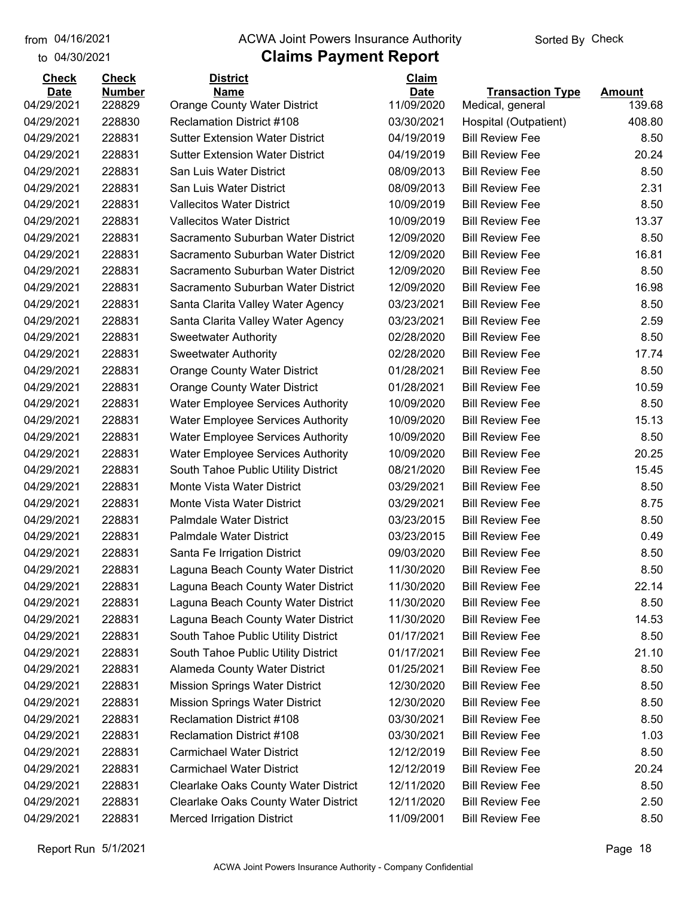from 04/16/2021
to 04/30/2021

ACWA Joint Powers Insurance Authority

# Claims Payment Report

Sorted By Check

| Check Date | Check Number | District Name | Claim Date | Transaction Type | Amount |
|---|---|---|---|---|---|
| 04/29/2021 | 228829 | Orange County Water District | 11/09/2020 | Medical, general | 139.68 |
| 04/29/2021 | 228830 | Reclamation District #108 | 03/30/2021 | Hospital (Outpatient) | 408.80 |
| 04/29/2021 | 228831 | Sutter Extension Water District | 04/19/2019 | Bill Review Fee | 8.50 |
| 04/29/2021 | 228831 | Sutter Extension Water District | 04/19/2019 | Bill Review Fee | 20.24 |
| 04/29/2021 | 228831 | San Luis Water District | 08/09/2013 | Bill Review Fee | 8.50 |
| 04/29/2021 | 228831 | San Luis Water District | 08/09/2013 | Bill Review Fee | 2.31 |
| 04/29/2021 | 228831 | Vallecitos Water District | 10/09/2019 | Bill Review Fee | 8.50 |
| 04/29/2021 | 228831 | Vallecitos Water District | 10/09/2019 | Bill Review Fee | 13.37 |
| 04/29/2021 | 228831 | Sacramento Suburban Water District | 12/09/2020 | Bill Review Fee | 8.50 |
| 04/29/2021 | 228831 | Sacramento Suburban Water District | 12/09/2020 | Bill Review Fee | 16.81 |
| 04/29/2021 | 228831 | Sacramento Suburban Water District | 12/09/2020 | Bill Review Fee | 8.50 |
| 04/29/2021 | 228831 | Sacramento Suburban Water District | 12/09/2020 | Bill Review Fee | 16.98 |
| 04/29/2021 | 228831 | Santa Clarita Valley Water Agency | 03/23/2021 | Bill Review Fee | 8.50 |
| 04/29/2021 | 228831 | Santa Clarita Valley Water Agency | 03/23/2021 | Bill Review Fee | 2.59 |
| 04/29/2021 | 228831 | Sweetwater Authority | 02/28/2020 | Bill Review Fee | 8.50 |
| 04/29/2021 | 228831 | Sweetwater Authority | 02/28/2020 | Bill Review Fee | 17.74 |
| 04/29/2021 | 228831 | Orange County Water District | 01/28/2021 | Bill Review Fee | 8.50 |
| 04/29/2021 | 228831 | Orange County Water District | 01/28/2021 | Bill Review Fee | 10.59 |
| 04/29/2021 | 228831 | Water Employee Services Authority | 10/09/2020 | Bill Review Fee | 8.50 |
| 04/29/2021 | 228831 | Water Employee Services Authority | 10/09/2020 | Bill Review Fee | 15.13 |
| 04/29/2021 | 228831 | Water Employee Services Authority | 10/09/2020 | Bill Review Fee | 8.50 |
| 04/29/2021 | 228831 | Water Employee Services Authority | 10/09/2020 | Bill Review Fee | 20.25 |
| 04/29/2021 | 228831 | South Tahoe Public Utility District | 08/21/2020 | Bill Review Fee | 15.45 |
| 04/29/2021 | 228831 | Monte Vista Water District | 03/29/2021 | Bill Review Fee | 8.50 |
| 04/29/2021 | 228831 | Monte Vista Water District | 03/29/2021 | Bill Review Fee | 8.75 |
| 04/29/2021 | 228831 | Palmdale Water District | 03/23/2015 | Bill Review Fee | 8.50 |
| 04/29/2021 | 228831 | Palmdale Water District | 03/23/2015 | Bill Review Fee | 0.49 |
| 04/29/2021 | 228831 | Santa Fe Irrigation District | 09/03/2020 | Bill Review Fee | 8.50 |
| 04/29/2021 | 228831 | Laguna Beach County Water District | 11/30/2020 | Bill Review Fee | 8.50 |
| 04/29/2021 | 228831 | Laguna Beach County Water District | 11/30/2020 | Bill Review Fee | 22.14 |
| 04/29/2021 | 228831 | Laguna Beach County Water District | 11/30/2020 | Bill Review Fee | 8.50 |
| 04/29/2021 | 228831 | Laguna Beach County Water District | 11/30/2020 | Bill Review Fee | 14.53 |
| 04/29/2021 | 228831 | South Tahoe Public Utility District | 01/17/2021 | Bill Review Fee | 8.50 |
| 04/29/2021 | 228831 | South Tahoe Public Utility District | 01/17/2021 | Bill Review Fee | 21.10 |
| 04/29/2021 | 228831 | Alameda County Water District | 01/25/2021 | Bill Review Fee | 8.50 |
| 04/29/2021 | 228831 | Mission Springs Water District | 12/30/2020 | Bill Review Fee | 8.50 |
| 04/29/2021 | 228831 | Mission Springs Water District | 12/30/2020 | Bill Review Fee | 8.50 |
| 04/29/2021 | 228831 | Reclamation District #108 | 03/30/2021 | Bill Review Fee | 8.50 |
| 04/29/2021 | 228831 | Reclamation District #108 | 03/30/2021 | Bill Review Fee | 1.03 |
| 04/29/2021 | 228831 | Carmichael Water District | 12/12/2019 | Bill Review Fee | 8.50 |
| 04/29/2021 | 228831 | Carmichael Water District | 12/12/2019 | Bill Review Fee | 20.24 |
| 04/29/2021 | 228831 | Clearlake Oaks County Water District | 12/11/2020 | Bill Review Fee | 8.50 |
| 04/29/2021 | 228831 | Clearlake Oaks County Water District | 12/11/2020 | Bill Review Fee | 2.50 |
| 04/29/2021 | 228831 | Merced Irrigation District | 11/09/2001 | Bill Review Fee | 8.50 |

Report Run 5/1/2021

ACWA Joint Powers Insurance Authority - Company Confidential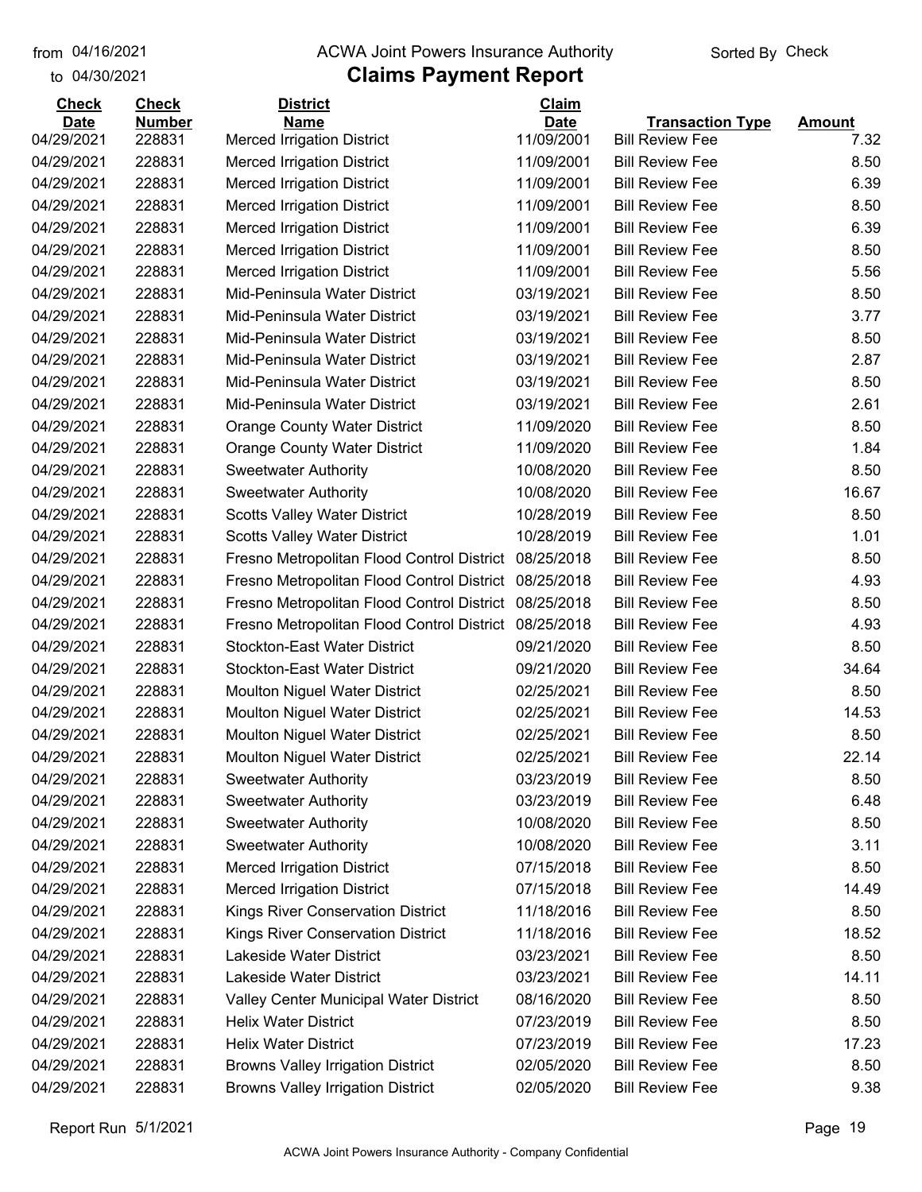from 04/16/2021
to 04/30/2021

ACWA Joint Powers Insurance Authority

# Claims Payment Report

Sorted By Check

| Check Date | Check Number | District Name | Claim Date | Transaction Type | Amount |
|---|---|---|---|---|---|
| 04/29/2021 | 228831 | Merced Irrigation District | 11/09/2001 | Bill Review Fee | 7.32 |
| 04/29/2021 | 228831 | Merced Irrigation District | 11/09/2001 | Bill Review Fee | 8.50 |
| 04/29/2021 | 228831 | Merced Irrigation District | 11/09/2001 | Bill Review Fee | 6.39 |
| 04/29/2021 | 228831 | Merced Irrigation District | 11/09/2001 | Bill Review Fee | 8.50 |
| 04/29/2021 | 228831 | Merced Irrigation District | 11/09/2001 | Bill Review Fee | 6.39 |
| 04/29/2021 | 228831 | Merced Irrigation District | 11/09/2001 | Bill Review Fee | 8.50 |
| 04/29/2021 | 228831 | Merced Irrigation District | 11/09/2001 | Bill Review Fee | 5.56 |
| 04/29/2021 | 228831 | Mid-Peninsula Water District | 03/19/2021 | Bill Review Fee | 8.50 |
| 04/29/2021 | 228831 | Mid-Peninsula Water District | 03/19/2021 | Bill Review Fee | 3.77 |
| 04/29/2021 | 228831 | Mid-Peninsula Water District | 03/19/2021 | Bill Review Fee | 8.50 |
| 04/29/2021 | 228831 | Mid-Peninsula Water District | 03/19/2021 | Bill Review Fee | 2.87 |
| 04/29/2021 | 228831 | Mid-Peninsula Water District | 03/19/2021 | Bill Review Fee | 8.50 |
| 04/29/2021 | 228831 | Mid-Peninsula Water District | 03/19/2021 | Bill Review Fee | 2.61 |
| 04/29/2021 | 228831 | Orange County Water District | 11/09/2020 | Bill Review Fee | 8.50 |
| 04/29/2021 | 228831 | Orange County Water District | 11/09/2020 | Bill Review Fee | 1.84 |
| 04/29/2021 | 228831 | Sweetwater Authority | 10/08/2020 | Bill Review Fee | 8.50 |
| 04/29/2021 | 228831 | Sweetwater Authority | 10/08/2020 | Bill Review Fee | 16.67 |
| 04/29/2021 | 228831 | Scotts Valley Water District | 10/28/2019 | Bill Review Fee | 8.50 |
| 04/29/2021 | 228831 | Scotts Valley Water District | 10/28/2019 | Bill Review Fee | 1.01 |
| 04/29/2021 | 228831 | Fresno Metropolitan Flood Control District | 08/25/2018 | Bill Review Fee | 8.50 |
| 04/29/2021 | 228831 | Fresno Metropolitan Flood Control District | 08/25/2018 | Bill Review Fee | 4.93 |
| 04/29/2021 | 228831 | Fresno Metropolitan Flood Control District | 08/25/2018 | Bill Review Fee | 8.50 |
| 04/29/2021 | 228831 | Fresno Metropolitan Flood Control District | 08/25/2018 | Bill Review Fee | 4.93 |
| 04/29/2021 | 228831 | Stockton-East Water District | 09/21/2020 | Bill Review Fee | 8.50 |
| 04/29/2021 | 228831 | Stockton-East Water District | 09/21/2020 | Bill Review Fee | 34.64 |
| 04/29/2021 | 228831 | Moulton Niguel Water District | 02/25/2021 | Bill Review Fee | 8.50 |
| 04/29/2021 | 228831 | Moulton Niguel Water District | 02/25/2021 | Bill Review Fee | 14.53 |
| 04/29/2021 | 228831 | Moulton Niguel Water District | 02/25/2021 | Bill Review Fee | 8.50 |
| 04/29/2021 | 228831 | Moulton Niguel Water District | 02/25/2021 | Bill Review Fee | 22.14 |
| 04/29/2021 | 228831 | Sweetwater Authority | 03/23/2019 | Bill Review Fee | 8.50 |
| 04/29/2021 | 228831 | Sweetwater Authority | 03/23/2019 | Bill Review Fee | 6.48 |
| 04/29/2021 | 228831 | Sweetwater Authority | 10/08/2020 | Bill Review Fee | 8.50 |
| 04/29/2021 | 228831 | Sweetwater Authority | 10/08/2020 | Bill Review Fee | 3.11 |
| 04/29/2021 | 228831 | Merced Irrigation District | 07/15/2018 | Bill Review Fee | 8.50 |
| 04/29/2021 | 228831 | Merced Irrigation District | 07/15/2018 | Bill Review Fee | 14.49 |
| 04/29/2021 | 228831 | Kings River Conservation District | 11/18/2016 | Bill Review Fee | 8.50 |
| 04/29/2021 | 228831 | Kings River Conservation District | 11/18/2016 | Bill Review Fee | 18.52 |
| 04/29/2021 | 228831 | Lakeside Water District | 03/23/2021 | Bill Review Fee | 8.50 |
| 04/29/2021 | 228831 | Lakeside Water District | 03/23/2021 | Bill Review Fee | 14.11 |
| 04/29/2021 | 228831 | Valley Center Municipal Water District | 08/16/2020 | Bill Review Fee | 8.50 |
| 04/29/2021 | 228831 | Helix Water District | 07/23/2019 | Bill Review Fee | 8.50 |
| 04/29/2021 | 228831 | Helix Water District | 07/23/2019 | Bill Review Fee | 17.23 |
| 04/29/2021 | 228831 | Browns Valley Irrigation District | 02/05/2020 | Bill Review Fee | 8.50 |
| 04/29/2021 | 228831 | Browns Valley Irrigation District | 02/05/2020 | Bill Review Fee | 9.38 |

Report Run 5/1/2021

ACWA Joint Powers Insurance Authority - Company Confidential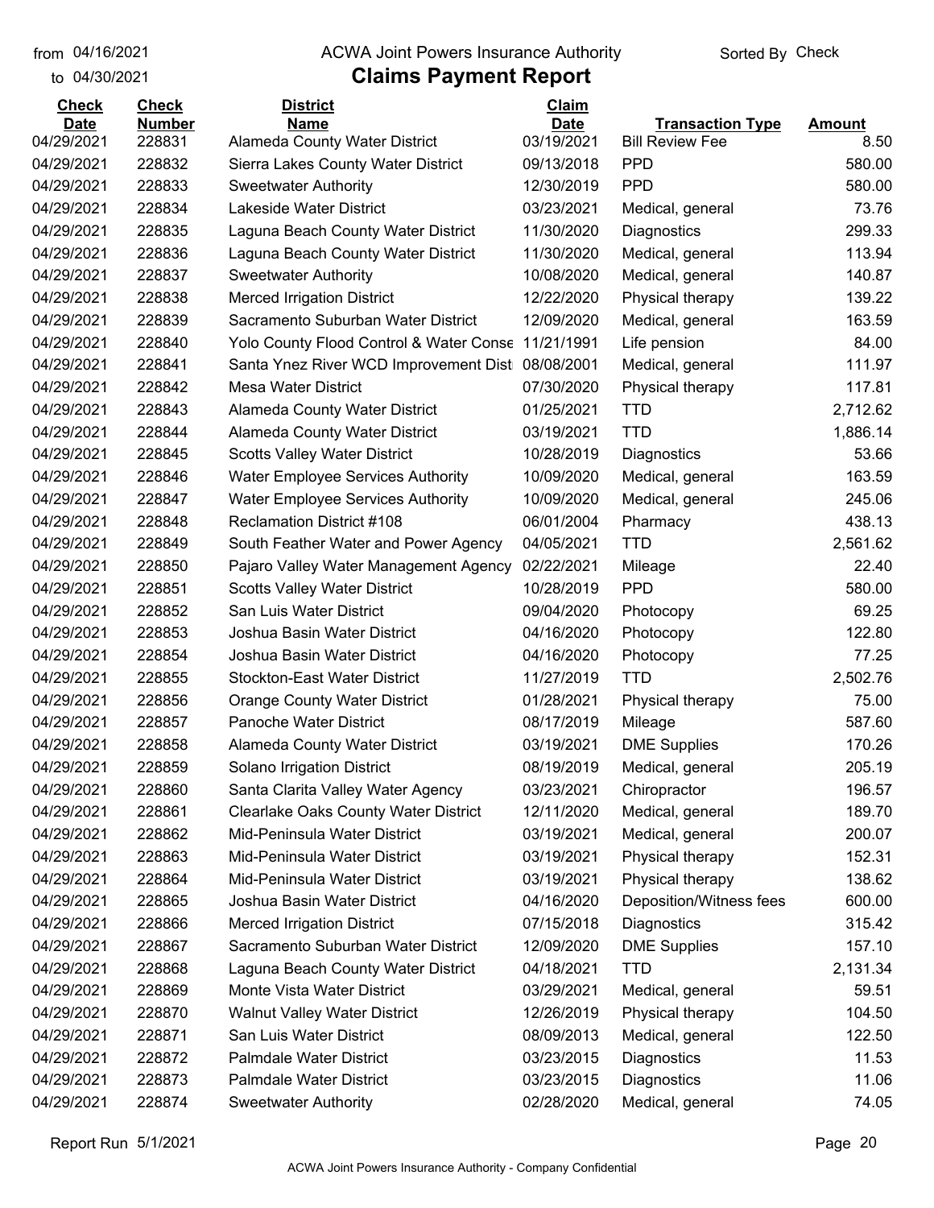from 04/16/2021 to 04/30/2021

# ACWA Joint Powers Insurance Authority

## Claims Payment Report

Sorted By Check

| Check Date | Check Number | District Name | Claim Date | Transaction Type | Amount |
|---|---|---|---|---|---|
| 04/29/2021 | 228831 | Alameda County Water District | 03/19/2021 | Bill Review Fee | 8.50 |
| 04/29/2021 | 228832 | Sierra Lakes County Water District | 09/13/2018 | PPD | 580.00 |
| 04/29/2021 | 228833 | Sweetwater Authority | 12/30/2019 | PPD | 580.00 |
| 04/29/2021 | 228834 | Lakeside Water District | 03/23/2021 | Medical, general | 73.76 |
| 04/29/2021 | 228835 | Laguna Beach County Water District | 11/30/2020 | Diagnostics | 299.33 |
| 04/29/2021 | 228836 | Laguna Beach County Water District | 11/30/2020 | Medical, general | 113.94 |
| 04/29/2021 | 228837 | Sweetwater Authority | 10/08/2020 | Medical, general | 140.87 |
| 04/29/2021 | 228838 | Merced Irrigation District | 12/22/2020 | Physical therapy | 139.22 |
| 04/29/2021 | 228839 | Sacramento Suburban Water District | 12/09/2020 | Medical, general | 163.59 |
| 04/29/2021 | 228840 | Yolo County Flood Control & Water Conse | 11/21/1991 | Life pension | 84.00 |
| 04/29/2021 | 228841 | Santa Ynez River WCD Improvement Dist | 08/08/2001 | Medical, general | 111.97 |
| 04/29/2021 | 228842 | Mesa Water District | 07/30/2020 | Physical therapy | 117.81 |
| 04/29/2021 | 228843 | Alameda County Water District | 01/25/2021 | TTD | 2,712.62 |
| 04/29/2021 | 228844 | Alameda County Water District | 03/19/2021 | TTD | 1,886.14 |
| 04/29/2021 | 228845 | Scotts Valley Water District | 10/28/2019 | Diagnostics | 53.66 |
| 04/29/2021 | 228846 | Water Employee Services Authority | 10/09/2020 | Medical, general | 163.59 |
| 04/29/2021 | 228847 | Water Employee Services Authority | 10/09/2020 | Medical, general | 245.06 |
| 04/29/2021 | 228848 | Reclamation District #108 | 06/01/2004 | Pharmacy | 438.13 |
| 04/29/2021 | 228849 | South Feather Water and Power Agency | 04/05/2021 | TTD | 2,561.62 |
| 04/29/2021 | 228850 | Pajaro Valley Water Management Agency | 02/22/2021 | Mileage | 22.40 |
| 04/29/2021 | 228851 | Scotts Valley Water District | 10/28/2019 | PPD | 580.00 |
| 04/29/2021 | 228852 | San Luis Water District | 09/04/2020 | Photocopy | 69.25 |
| 04/29/2021 | 228853 | Joshua Basin Water District | 04/16/2020 | Photocopy | 122.80 |
| 04/29/2021 | 228854 | Joshua Basin Water District | 04/16/2020 | Photocopy | 77.25 |
| 04/29/2021 | 228855 | Stockton-East Water District | 11/27/2019 | TTD | 2,502.76 |
| 04/29/2021 | 228856 | Orange County Water District | 01/28/2021 | Physical therapy | 75.00 |
| 04/29/2021 | 228857 | Panoche Water District | 08/17/2019 | Mileage | 587.60 |
| 04/29/2021 | 228858 | Alameda County Water District | 03/19/2021 | DME Supplies | 170.26 |
| 04/29/2021 | 228859 | Solano Irrigation District | 08/19/2019 | Medical, general | 205.19 |
| 04/29/2021 | 228860 | Santa Clarita Valley Water Agency | 03/23/2021 | Chiropractor | 196.57 |
| 04/29/2021 | 228861 | Clearlake Oaks County Water District | 12/11/2020 | Medical, general | 189.70 |
| 04/29/2021 | 228862 | Mid-Peninsula Water District | 03/19/2021 | Medical, general | 200.07 |
| 04/29/2021 | 228863 | Mid-Peninsula Water District | 03/19/2021 | Physical therapy | 152.31 |
| 04/29/2021 | 228864 | Mid-Peninsula Water District | 03/19/2021 | Physical therapy | 138.62 |
| 04/29/2021 | 228865 | Joshua Basin Water District | 04/16/2020 | Deposition/Witness fees | 600.00 |
| 04/29/2021 | 228866 | Merced Irrigation District | 07/15/2018 | Diagnostics | 315.42 |
| 04/29/2021 | 228867 | Sacramento Suburban Water District | 12/09/2020 | DME Supplies | 157.10 |
| 04/29/2021 | 228868 | Laguna Beach County Water District | 04/18/2021 | TTD | 2,131.34 |
| 04/29/2021 | 228869 | Monte Vista Water District | 03/29/2021 | Medical, general | 59.51 |
| 04/29/2021 | 228870 | Walnut Valley Water District | 12/26/2019 | Physical therapy | 104.50 |
| 04/29/2021 | 228871 | San Luis Water District | 08/09/2013 | Medical, general | 122.50 |
| 04/29/2021 | 228872 | Palmdale Water District | 03/23/2015 | Diagnostics | 11.53 |
| 04/29/2021 | 228873 | Palmdale Water District | 03/23/2015 | Diagnostics | 11.06 |
| 04/29/2021 | 228874 | Sweetwater Authority | 02/28/2020 | Medical, general | 74.05 |

Report Run 5/1/2021

ACWA Joint Powers Insurance Authority - Company Confidential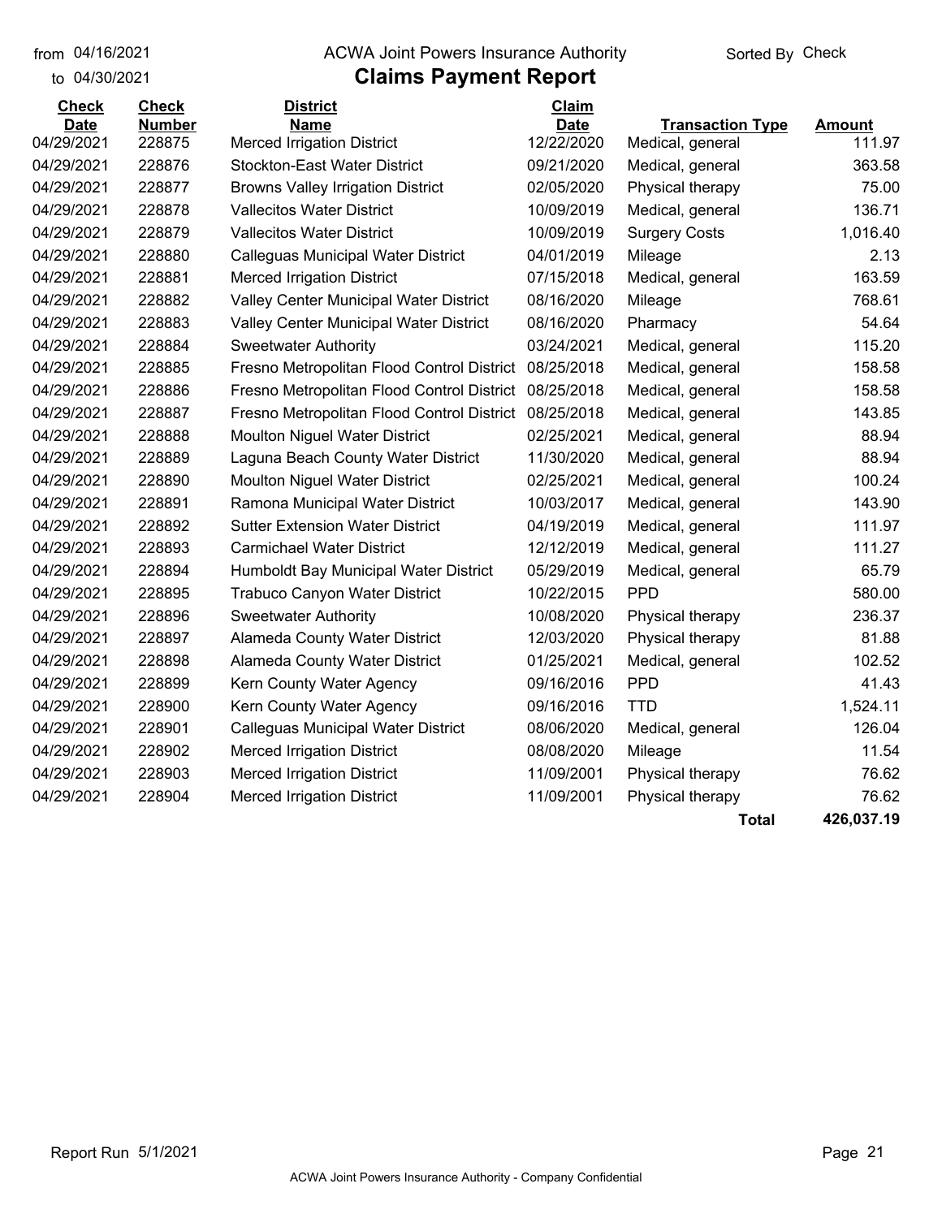from 04/16/2021
to 04/30/2021

ACWA Joint Powers Insurance Authority

# Claims Payment Report

Sorted By Check

| Check Date | Check Number | District Name | Claim Date | Transaction Type | Amount |
|---|---|---|---|---|---|
| 04/29/2021 | 228875 | Merced Irrigation District | 12/22/2020 | Medical, general | 111.97 |
| 04/29/2021 | 228876 | Stockton-East Water District | 09/21/2020 | Medical, general | 363.58 |
| 04/29/2021 | 228877 | Browns Valley Irrigation District | 02/05/2020 | Physical therapy | 75.00 |
| 04/29/2021 | 228878 | Vallecitos Water District | 10/09/2019 | Medical, general | 136.71 |
| 04/29/2021 | 228879 | Vallecitos Water District | 10/09/2019 | Surgery Costs | 1,016.40 |
| 04/29/2021 | 228880 | Calleguas Municipal Water District | 04/01/2019 | Mileage | 2.13 |
| 04/29/2021 | 228881 | Merced Irrigation District | 07/15/2018 | Medical, general | 163.59 |
| 04/29/2021 | 228882 | Valley Center Municipal Water District | 08/16/2020 | Mileage | 768.61 |
| 04/29/2021 | 228883 | Valley Center Municipal Water District | 08/16/2020 | Pharmacy | 54.64 |
| 04/29/2021 | 228884 | Sweetwater Authority | 03/24/2021 | Medical, general | 115.20 |
| 04/29/2021 | 228885 | Fresno Metropolitan Flood Control District | 08/25/2018 | Medical, general | 158.58 |
| 04/29/2021 | 228886 | Fresno Metropolitan Flood Control District | 08/25/2018 | Medical, general | 158.58 |
| 04/29/2021 | 228887 | Fresno Metropolitan Flood Control District | 08/25/2018 | Medical, general | 143.85 |
| 04/29/2021 | 228888 | Moulton Niguel Water District | 02/25/2021 | Medical, general | 88.94 |
| 04/29/2021 | 228889 | Laguna Beach County Water District | 11/30/2020 | Medical, general | 88.94 |
| 04/29/2021 | 228890 | Moulton Niguel Water District | 02/25/2021 | Medical, general | 100.24 |
| 04/29/2021 | 228891 | Ramona Municipal Water District | 10/03/2017 | Medical, general | 143.90 |
| 04/29/2021 | 228892 | Sutter Extension Water District | 04/19/2019 | Medical, general | 111.97 |
| 04/29/2021 | 228893 | Carmichael Water District | 12/12/2019 | Medical, general | 111.27 |
| 04/29/2021 | 228894 | Humboldt Bay Municipal Water District | 05/29/2019 | Medical, general | 65.79 |
| 04/29/2021 | 228895 | Trabuco Canyon Water District | 10/22/2015 | PPD | 580.00 |
| 04/29/2021 | 228896 | Sweetwater Authority | 10/08/2020 | Physical therapy | 236.37 |
| 04/29/2021 | 228897 | Alameda County Water District | 12/03/2020 | Physical therapy | 81.88 |
| 04/29/2021 | 228898 | Alameda County Water District | 01/25/2021 | Medical, general | 102.52 |
| 04/29/2021 | 228899 | Kern County Water Agency | 09/16/2016 | PPD | 41.43 |
| 04/29/2021 | 228900 | Kern County Water Agency | 09/16/2016 | TTD | 1,524.11 |
| 04/29/2021 | 228901 | Calleguas Municipal Water District | 08/06/2020 | Medical, general | 126.04 |
| 04/29/2021 | 228902 | Merced Irrigation District | 08/08/2020 | Mileage | 11.54 |
| 04/29/2021 | 228903 | Merced Irrigation District | 11/09/2001 | Physical therapy | 76.62 |
| 04/29/2021 | 228904 | Merced Irrigation District | 11/09/2001 | Physical therapy | 76.62 |
| | | | | **Total** | **426,037.19** |

Report Run 5/1/2021

ACWA Joint Powers Insurance Authority - Company Confidential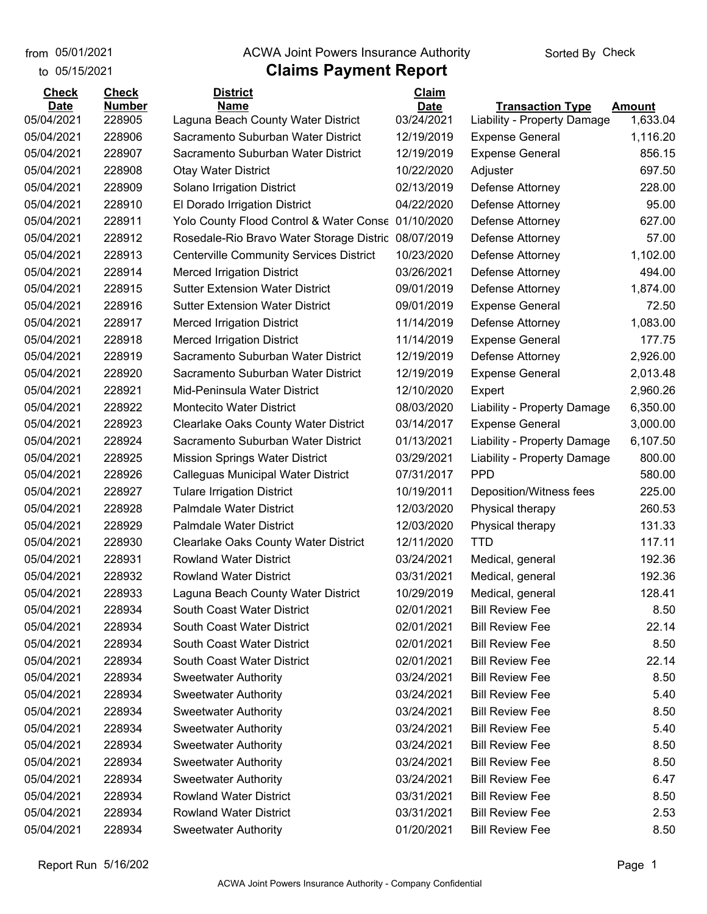from 05/01/2021 to 05/15/2021

# ACWA Joint Powers Insurance Authority

## Claims Payment Report

Sorted By Check

| Check Date | Check Number | District Name | Claim Date | Transaction Type | Amount |
|---|---|---|---|---|---|
| 05/04/2021 | 228905 | Laguna Beach County Water District | 03/24/2021 | Liability - Property Damage | 1,633.04 |
| 05/04/2021 | 228906 | Sacramento Suburban Water District | 12/19/2019 | Expense General | 1,116.20 |
| 05/04/2021 | 228907 | Sacramento Suburban Water District | 12/19/2019 | Expense General | 856.15 |
| 05/04/2021 | 228908 | Otay Water District | 10/22/2020 | Adjuster | 697.50 |
| 05/04/2021 | 228909 | Solano Irrigation District | 02/13/2019 | Defense Attorney | 228.00 |
| 05/04/2021 | 228910 | El Dorado Irrigation District | 04/22/2020 | Defense Attorney | 95.00 |
| 05/04/2021 | 228911 | Yolo County Flood Control & Water Conse | 01/10/2020 | Defense Attorney | 627.00 |
| 05/04/2021 | 228912 | Rosedale-Rio Bravo Water Storage Distric | 08/07/2019 | Defense Attorney | 57.00 |
| 05/04/2021 | 228913 | Centerville Community Services District | 10/23/2020 | Defense Attorney | 1,102.00 |
| 05/04/2021 | 228914 | Merced Irrigation District | 03/26/2021 | Defense Attorney | 494.00 |
| 05/04/2021 | 228915 | Sutter Extension Water District | 09/01/2019 | Defense Attorney | 1,874.00 |
| 05/04/2021 | 228916 | Sutter Extension Water District | 09/01/2019 | Expense General | 72.50 |
| 05/04/2021 | 228917 | Merced Irrigation District | 11/14/2019 | Defense Attorney | 1,083.00 |
| 05/04/2021 | 228918 | Merced Irrigation District | 11/14/2019 | Expense General | 177.75 |
| 05/04/2021 | 228919 | Sacramento Suburban Water District | 12/19/2019 | Defense Attorney | 2,926.00 |
| 05/04/2021 | 228920 | Sacramento Suburban Water District | 12/19/2019 | Expense General | 2,013.48 |
| 05/04/2021 | 228921 | Mid-Peninsula Water District | 12/10/2020 | Expert | 2,960.26 |
| 05/04/2021 | 228922 | Montecito Water District | 08/03/2020 | Liability - Property Damage | 6,350.00 |
| 05/04/2021 | 228923 | Clearlake Oaks County Water District | 03/14/2017 | Expense General | 3,000.00 |
| 05/04/2021 | 228924 | Sacramento Suburban Water District | 01/13/2021 | Liability - Property Damage | 6,107.50 |
| 05/04/2021 | 228925 | Mission Springs Water District | 03/29/2021 | Liability - Property Damage | 800.00 |
| 05/04/2021 | 228926 | Calleguas Municipal Water District | 07/31/2017 | PPD | 580.00 |
| 05/04/2021 | 228927 | Tulare Irrigation District | 10/19/2011 | Deposition/Witness fees | 225.00 |
| 05/04/2021 | 228928 | Palmdale Water District | 12/03/2020 | Physical therapy | 260.53 |
| 05/04/2021 | 228929 | Palmdale Water District | 12/03/2020 | Physical therapy | 131.33 |
| 05/04/2021 | 228930 | Clearlake Oaks County Water District | 12/11/2020 | TTD | 117.11 |
| 05/04/2021 | 228931 | Rowland Water District | 03/24/2021 | Medical, general | 192.36 |
| 05/04/2021 | 228932 | Rowland Water District | 03/31/2021 | Medical, general | 192.36 |
| 05/04/2021 | 228933 | Laguna Beach County Water District | 10/29/2019 | Medical, general | 128.41 |
| 05/04/2021 | 228934 | South Coast Water District | 02/01/2021 | Bill Review Fee | 8.50 |
| 05/04/2021 | 228934 | South Coast Water District | 02/01/2021 | Bill Review Fee | 22.14 |
| 05/04/2021 | 228934 | South Coast Water District | 02/01/2021 | Bill Review Fee | 8.50 |
| 05/04/2021 | 228934 | South Coast Water District | 02/01/2021 | Bill Review Fee | 22.14 |
| 05/04/2021 | 228934 | Sweetwater Authority | 03/24/2021 | Bill Review Fee | 8.50 |
| 05/04/2021 | 228934 | Sweetwater Authority | 03/24/2021 | Bill Review Fee | 5.40 |
| 05/04/2021 | 228934 | Sweetwater Authority | 03/24/2021 | Bill Review Fee | 8.50 |
| 05/04/2021 | 228934 | Sweetwater Authority | 03/24/2021 | Bill Review Fee | 5.40 |
| 05/04/2021 | 228934 | Sweetwater Authority | 03/24/2021 | Bill Review Fee | 8.50 |
| 05/04/2021 | 228934 | Sweetwater Authority | 03/24/2021 | Bill Review Fee | 8.50 |
| 05/04/2021 | 228934 | Sweetwater Authority | 03/24/2021 | Bill Review Fee | 6.47 |
| 05/04/2021 | 228934 | Rowland Water District | 03/31/2021 | Bill Review Fee | 8.50 |
| 05/04/2021 | 228934 | Rowland Water District | 03/31/2021 | Bill Review Fee | 2.53 |
| 05/04/2021 | 228934 | Sweetwater Authority | 01/20/2021 | Bill Review Fee | 8.50 |

Report Run 5/16/202

ACWA Joint Powers Insurance Authority - Company Confidential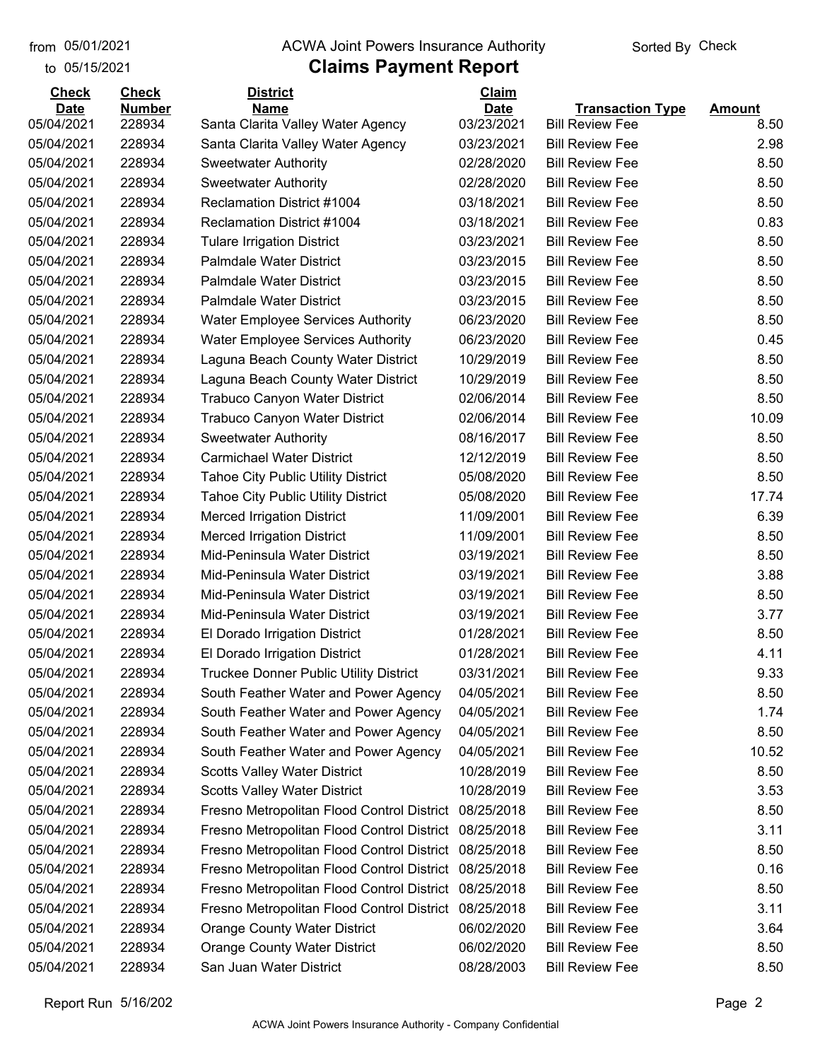from 05/01/2021
to 05/15/2021

# ACWA Joint Powers Insurance Authority

## Claims Payment Report

Sorted By Check

| Check Date | Check Number | District Name | Claim Date | Transaction Type | Amount |
|---|---|---|---|---|---|
| 05/04/2021 | 228934 | Santa Clarita Valley Water Agency | 03/23/2021 | Bill Review Fee | 8.50 |
| 05/04/2021 | 228934 | Santa Clarita Valley Water Agency | 03/23/2021 | Bill Review Fee | 2.98 |
| 05/04/2021 | 228934 | Sweetwater Authority | 02/28/2020 | Bill Review Fee | 8.50 |
| 05/04/2021 | 228934 | Sweetwater Authority | 02/28/2020 | Bill Review Fee | 8.50 |
| 05/04/2021 | 228934 | Reclamation District #1004 | 03/18/2021 | Bill Review Fee | 8.50 |
| 05/04/2021 | 228934 | Reclamation District #1004 | 03/18/2021 | Bill Review Fee | 0.83 |
| 05/04/2021 | 228934 | Tulare Irrigation District | 03/23/2021 | Bill Review Fee | 8.50 |
| 05/04/2021 | 228934 | Palmdale Water District | 03/23/2015 | Bill Review Fee | 8.50 |
| 05/04/2021 | 228934 | Palmdale Water District | 03/23/2015 | Bill Review Fee | 8.50 |
| 05/04/2021 | 228934 | Palmdale Water District | 03/23/2015 | Bill Review Fee | 8.50 |
| 05/04/2021 | 228934 | Water Employee Services Authority | 06/23/2020 | Bill Review Fee | 8.50 |
| 05/04/2021 | 228934 | Water Employee Services Authority | 06/23/2020 | Bill Review Fee | 0.45 |
| 05/04/2021 | 228934 | Laguna Beach County Water District | 10/29/2019 | Bill Review Fee | 8.50 |
| 05/04/2021 | 228934 | Laguna Beach County Water District | 10/29/2019 | Bill Review Fee | 8.50 |
| 05/04/2021 | 228934 | Trabuco Canyon Water District | 02/06/2014 | Bill Review Fee | 8.50 |
| 05/04/2021 | 228934 | Trabuco Canyon Water District | 02/06/2014 | Bill Review Fee | 10.09 |
| 05/04/2021 | 228934 | Sweetwater Authority | 08/16/2017 | Bill Review Fee | 8.50 |
| 05/04/2021 | 228934 | Carmichael Water District | 12/12/2019 | Bill Review Fee | 8.50 |
| 05/04/2021 | 228934 | Tahoe City Public Utility District | 05/08/2020 | Bill Review Fee | 8.50 |
| 05/04/2021 | 228934 | Tahoe City Public Utility District | 05/08/2020 | Bill Review Fee | 17.74 |
| 05/04/2021 | 228934 | Merced Irrigation District | 11/09/2001 | Bill Review Fee | 6.39 |
| 05/04/2021 | 228934 | Merced Irrigation District | 11/09/2001 | Bill Review Fee | 8.50 |
| 05/04/2021 | 228934 | Mid-Peninsula Water District | 03/19/2021 | Bill Review Fee | 8.50 |
| 05/04/2021 | 228934 | Mid-Peninsula Water District | 03/19/2021 | Bill Review Fee | 3.88 |
| 05/04/2021 | 228934 | Mid-Peninsula Water District | 03/19/2021 | Bill Review Fee | 8.50 |
| 05/04/2021 | 228934 | Mid-Peninsula Water District | 03/19/2021 | Bill Review Fee | 3.77 |
| 05/04/2021 | 228934 | El Dorado Irrigation District | 01/28/2021 | Bill Review Fee | 8.50 |
| 05/04/2021 | 228934 | El Dorado Irrigation District | 01/28/2021 | Bill Review Fee | 4.11 |
| 05/04/2021 | 228934 | Truckee Donner Public Utility District | 03/31/2021 | Bill Review Fee | 9.33 |
| 05/04/2021 | 228934 | South Feather Water and Power Agency | 04/05/2021 | Bill Review Fee | 8.50 |
| 05/04/2021 | 228934 | South Feather Water and Power Agency | 04/05/2021 | Bill Review Fee | 1.74 |
| 05/04/2021 | 228934 | South Feather Water and Power Agency | 04/05/2021 | Bill Review Fee | 8.50 |
| 05/04/2021 | 228934 | South Feather Water and Power Agency | 04/05/2021 | Bill Review Fee | 10.52 |
| 05/04/2021 | 228934 | Scotts Valley Water District | 10/28/2019 | Bill Review Fee | 8.50 |
| 05/04/2021 | 228934 | Scotts Valley Water District | 10/28/2019 | Bill Review Fee | 3.53 |
| 05/04/2021 | 228934 | Fresno Metropolitan Flood Control District | 08/25/2018 | Bill Review Fee | 8.50 |
| 05/04/2021 | 228934 | Fresno Metropolitan Flood Control District | 08/25/2018 | Bill Review Fee | 3.11 |
| 05/04/2021 | 228934 | Fresno Metropolitan Flood Control District | 08/25/2018 | Bill Review Fee | 8.50 |
| 05/04/2021 | 228934 | Fresno Metropolitan Flood Control District | 08/25/2018 | Bill Review Fee | 0.16 |
| 05/04/2021 | 228934 | Fresno Metropolitan Flood Control District | 08/25/2018 | Bill Review Fee | 8.50 |
| 05/04/2021 | 228934 | Fresno Metropolitan Flood Control District | 08/25/2018 | Bill Review Fee | 3.11 |
| 05/04/2021 | 228934 | Orange County Water District | 06/02/2020 | Bill Review Fee | 3.64 |
| 05/04/2021 | 228934 | Orange County Water District | 06/02/2020 | Bill Review Fee | 8.50 |
| 05/04/2021 | 228934 | San Juan Water District | 08/28/2003 | Bill Review Fee | 8.50 |

Report Run 5/16/202

ACWA Joint Powers Insurance Authority - Company Confidential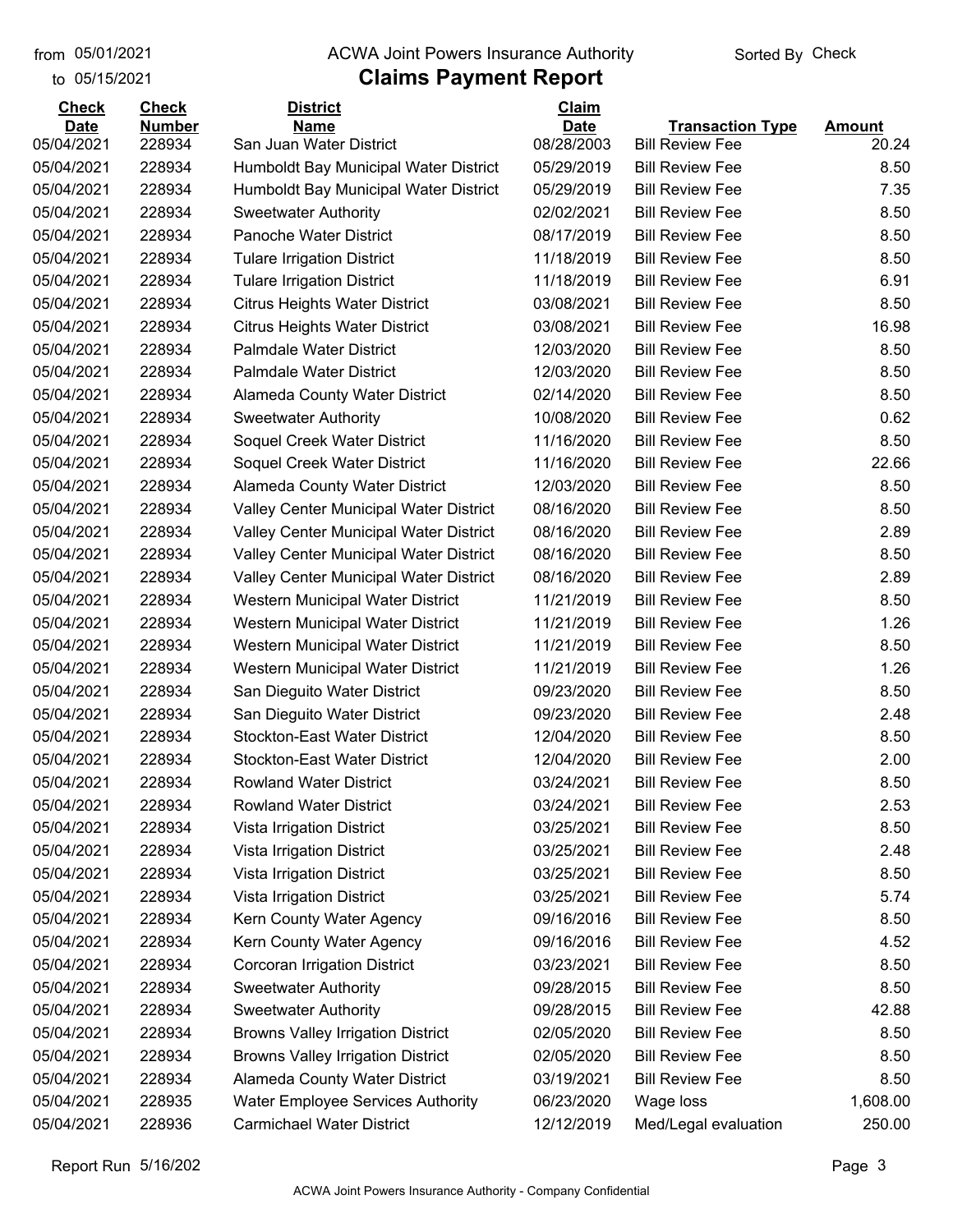from 05/01/2021 to 05/15/2021

# ACWA Joint Powers Insurance Authority

## Claims Payment Report

Sorted By Check

| Check Date | Check Number | District Name | Claim Date | Transaction Type | Amount |
|---|---|---|---|---|---|
| 05/04/2021 | 228934 | San Juan Water District | 08/28/2003 | Bill Review Fee | 20.24 |
| 05/04/2021 | 228934 | Humboldt Bay Municipal Water District | 05/29/2019 | Bill Review Fee | 8.50 |
| 05/04/2021 | 228934 | Humboldt Bay Municipal Water District | 05/29/2019 | Bill Review Fee | 7.35 |
| 05/04/2021 | 228934 | Sweetwater Authority | 02/02/2021 | Bill Review Fee | 8.50 |
| 05/04/2021 | 228934 | Panoche Water District | 08/17/2019 | Bill Review Fee | 8.50 |
| 05/04/2021 | 228934 | Tulare Irrigation District | 11/18/2019 | Bill Review Fee | 8.50 |
| 05/04/2021 | 228934 | Tulare Irrigation District | 11/18/2019 | Bill Review Fee | 6.91 |
| 05/04/2021 | 228934 | Citrus Heights Water District | 03/08/2021 | Bill Review Fee | 8.50 |
| 05/04/2021 | 228934 | Citrus Heights Water District | 03/08/2021 | Bill Review Fee | 16.98 |
| 05/04/2021 | 228934 | Palmdale Water District | 12/03/2020 | Bill Review Fee | 8.50 |
| 05/04/2021 | 228934 | Palmdale Water District | 12/03/2020 | Bill Review Fee | 8.50 |
| 05/04/2021 | 228934 | Alameda County Water District | 02/14/2020 | Bill Review Fee | 8.50 |
| 05/04/2021 | 228934 | Sweetwater Authority | 10/08/2020 | Bill Review Fee | 0.62 |
| 05/04/2021 | 228934 | Soquel Creek Water District | 11/16/2020 | Bill Review Fee | 8.50 |
| 05/04/2021 | 228934 | Soquel Creek Water District | 11/16/2020 | Bill Review Fee | 22.66 |
| 05/04/2021 | 228934 | Alameda County Water District | 12/03/2020 | Bill Review Fee | 8.50 |
| 05/04/2021 | 228934 | Valley Center Municipal Water District | 08/16/2020 | Bill Review Fee | 8.50 |
| 05/04/2021 | 228934 | Valley Center Municipal Water District | 08/16/2020 | Bill Review Fee | 2.89 |
| 05/04/2021 | 228934 | Valley Center Municipal Water District | 08/16/2020 | Bill Review Fee | 8.50 |
| 05/04/2021 | 228934 | Valley Center Municipal Water District | 08/16/2020 | Bill Review Fee | 2.89 |
| 05/04/2021 | 228934 | Western Municipal Water District | 11/21/2019 | Bill Review Fee | 8.50 |
| 05/04/2021 | 228934 | Western Municipal Water District | 11/21/2019 | Bill Review Fee | 1.26 |
| 05/04/2021 | 228934 | Western Municipal Water District | 11/21/2019 | Bill Review Fee | 8.50 |
| 05/04/2021 | 228934 | Western Municipal Water District | 11/21/2019 | Bill Review Fee | 1.26 |
| 05/04/2021 | 228934 | San Dieguito Water District | 09/23/2020 | Bill Review Fee | 8.50 |
| 05/04/2021 | 228934 | San Dieguito Water District | 09/23/2020 | Bill Review Fee | 2.48 |
| 05/04/2021 | 228934 | Stockton-East Water District | 12/04/2020 | Bill Review Fee | 8.50 |
| 05/04/2021 | 228934 | Stockton-East Water District | 12/04/2020 | Bill Review Fee | 2.00 |
| 05/04/2021 | 228934 | Rowland Water District | 03/24/2021 | Bill Review Fee | 8.50 |
| 05/04/2021 | 228934 | Rowland Water District | 03/24/2021 | Bill Review Fee | 2.53 |
| 05/04/2021 | 228934 | Vista Irrigation District | 03/25/2021 | Bill Review Fee | 8.50 |
| 05/04/2021 | 228934 | Vista Irrigation District | 03/25/2021 | Bill Review Fee | 2.48 |
| 05/04/2021 | 228934 | Vista Irrigation District | 03/25/2021 | Bill Review Fee | 8.50 |
| 05/04/2021 | 228934 | Vista Irrigation District | 03/25/2021 | Bill Review Fee | 5.74 |
| 05/04/2021 | 228934 | Kern County Water Agency | 09/16/2016 | Bill Review Fee | 8.50 |
| 05/04/2021 | 228934 | Kern County Water Agency | 09/16/2016 | Bill Review Fee | 4.52 |
| 05/04/2021 | 228934 | Corcoran Irrigation District | 03/23/2021 | Bill Review Fee | 8.50 |
| 05/04/2021 | 228934 | Sweetwater Authority | 09/28/2015 | Bill Review Fee | 8.50 |
| 05/04/2021 | 228934 | Sweetwater Authority | 09/28/2015 | Bill Review Fee | 42.88 |
| 05/04/2021 | 228934 | Browns Valley Irrigation District | 02/05/2020 | Bill Review Fee | 8.50 |
| 05/04/2021 | 228934 | Browns Valley Irrigation District | 02/05/2020 | Bill Review Fee | 8.50 |
| 05/04/2021 | 228934 | Alameda County Water District | 03/19/2021 | Bill Review Fee | 8.50 |
| 05/04/2021 | 228935 | Water Employee Services Authority | 06/23/2020 | Wage loss | 1,608.00 |
| 05/04/2021 | 228936 | Carmichael Water District | 12/12/2019 | Med/Legal evaluation | 250.00 |

Report Run 5/16/202

ACWA Joint Powers Insurance Authority - Company Confidential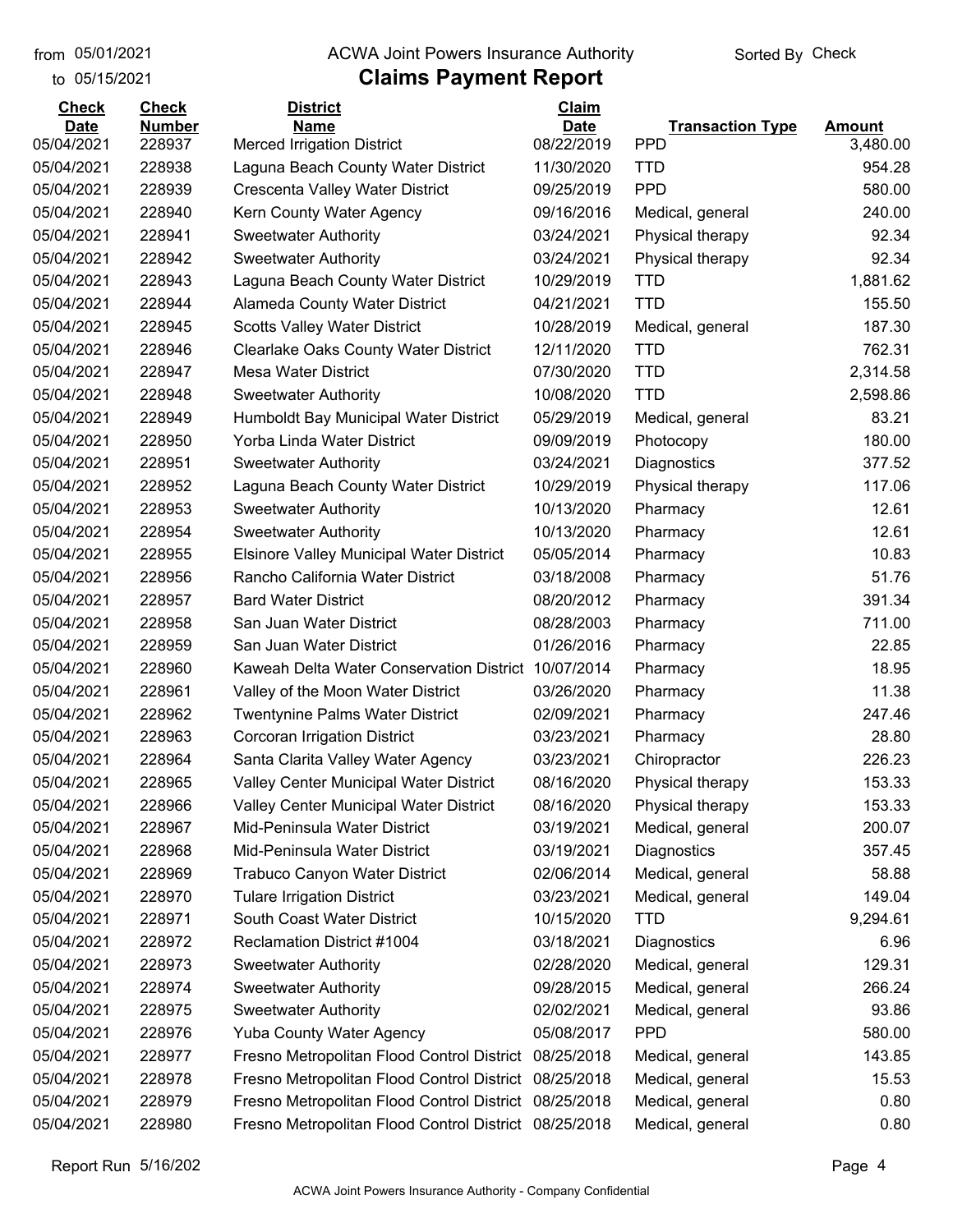from 05/01/2021 ACWA Joint Powers Insurance Authority Sorted By Check
to 05/15/2021

# Claims Payment Report

| Check Date | Check Number | District Name | Claim Date | Transaction Type | Amount |
|---|---|---|---|---|---|
| 05/04/2021 | 228937 | Merced Irrigation District | 08/22/2019 | PPD | 3,480.00 |
| 05/04/2021 | 228938 | Laguna Beach County Water District | 11/30/2020 | TTD | 954.28 |
| 05/04/2021 | 228939 | Crescenta Valley Water District | 09/25/2019 | PPD | 580.00 |
| 05/04/2021 | 228940 | Kern County Water Agency | 09/16/2016 | Medical, general | 240.00 |
| 05/04/2021 | 228941 | Sweetwater Authority | 03/24/2021 | Physical therapy | 92.34 |
| 05/04/2021 | 228942 | Sweetwater Authority | 03/24/2021 | Physical therapy | 92.34 |
| 05/04/2021 | 228943 | Laguna Beach County Water District | 10/29/2019 | TTD | 1,881.62 |
| 05/04/2021 | 228944 | Alameda County Water District | 04/21/2021 | TTD | 155.50 |
| 05/04/2021 | 228945 | Scotts Valley Water District | 10/28/2019 | Medical, general | 187.30 |
| 05/04/2021 | 228946 | Clearlake Oaks County Water District | 12/11/2020 | TTD | 762.31 |
| 05/04/2021 | 228947 | Mesa Water District | 07/30/2020 | TTD | 2,314.58 |
| 05/04/2021 | 228948 | Sweetwater Authority | 10/08/2020 | TTD | 2,598.86 |
| 05/04/2021 | 228949 | Humboldt Bay Municipal Water District | 05/29/2019 | Medical, general | 83.21 |
| 05/04/2021 | 228950 | Yorba Linda Water District | 09/09/2019 | Photocopy | 180.00 |
| 05/04/2021 | 228951 | Sweetwater Authority | 03/24/2021 | Diagnostics | 377.52 |
| 05/04/2021 | 228952 | Laguna Beach County Water District | 10/29/2019 | Physical therapy | 117.06 |
| 05/04/2021 | 228953 | Sweetwater Authority | 10/13/2020 | Pharmacy | 12.61 |
| 05/04/2021 | 228954 | Sweetwater Authority | 10/13/2020 | Pharmacy | 12.61 |
| 05/04/2021 | 228955 | Elsinore Valley Municipal Water District | 05/05/2014 | Pharmacy | 10.83 |
| 05/04/2021 | 228956 | Rancho California Water District | 03/18/2008 | Pharmacy | 51.76 |
| 05/04/2021 | 228957 | Bard Water District | 08/20/2012 | Pharmacy | 391.34 |
| 05/04/2021 | 228958 | San Juan Water District | 08/28/2003 | Pharmacy | 711.00 |
| 05/04/2021 | 228959 | San Juan Water District | 01/26/2016 | Pharmacy | 22.85 |
| 05/04/2021 | 228960 | Kaweah Delta Water Conservation District | 10/07/2014 | Pharmacy | 18.95 |
| 05/04/2021 | 228961 | Valley of the Moon Water District | 03/26/2020 | Pharmacy | 11.38 |
| 05/04/2021 | 228962 | Twentynine Palms Water District | 02/09/2021 | Pharmacy | 247.46 |
| 05/04/2021 | 228963 | Corcoran Irrigation District | 03/23/2021 | Pharmacy | 28.80 |
| 05/04/2021 | 228964 | Santa Clarita Valley Water Agency | 03/23/2021 | Chiropractor | 226.23 |
| 05/04/2021 | 228965 | Valley Center Municipal Water District | 08/16/2020 | Physical therapy | 153.33 |
| 05/04/2021 | 228966 | Valley Center Municipal Water District | 08/16/2020 | Physical therapy | 153.33 |
| 05/04/2021 | 228967 | Mid-Peninsula Water District | 03/19/2021 | Medical, general | 200.07 |
| 05/04/2021 | 228968 | Mid-Peninsula Water District | 03/19/2021 | Diagnostics | 357.45 |
| 05/04/2021 | 228969 | Trabuco Canyon Water District | 02/06/2014 | Medical, general | 58.88 |
| 05/04/2021 | 228970 | Tulare Irrigation District | 03/23/2021 | Medical, general | 149.04 |
| 05/04/2021 | 228971 | South Coast Water District | 10/15/2020 | TTD | 9,294.61 |
| 05/04/2021 | 228972 | Reclamation District #1004 | 03/18/2021 | Diagnostics | 6.96 |
| 05/04/2021 | 228973 | Sweetwater Authority | 02/28/2020 | Medical, general | 129.31 |
| 05/04/2021 | 228974 | Sweetwater Authority | 09/28/2015 | Medical, general | 266.24 |
| 05/04/2021 | 228975 | Sweetwater Authority | 02/02/2021 | Medical, general | 93.86 |
| 05/04/2021 | 228976 | Yuba County Water Agency | 05/08/2017 | PPD | 580.00 |
| 05/04/2021 | 228977 | Fresno Metropolitan Flood Control District | 08/25/2018 | Medical, general | 143.85 |
| 05/04/2021 | 228978 | Fresno Metropolitan Flood Control District | 08/25/2018 | Medical, general | 15.53 |
| 05/04/2021 | 228979 | Fresno Metropolitan Flood Control District | 08/25/2018 | Medical, general | 0.80 |
| 05/04/2021 | 228980 | Fresno Metropolitan Flood Control District | 08/25/2018 | Medical, general | 0.80 |

Report Run 5/16/202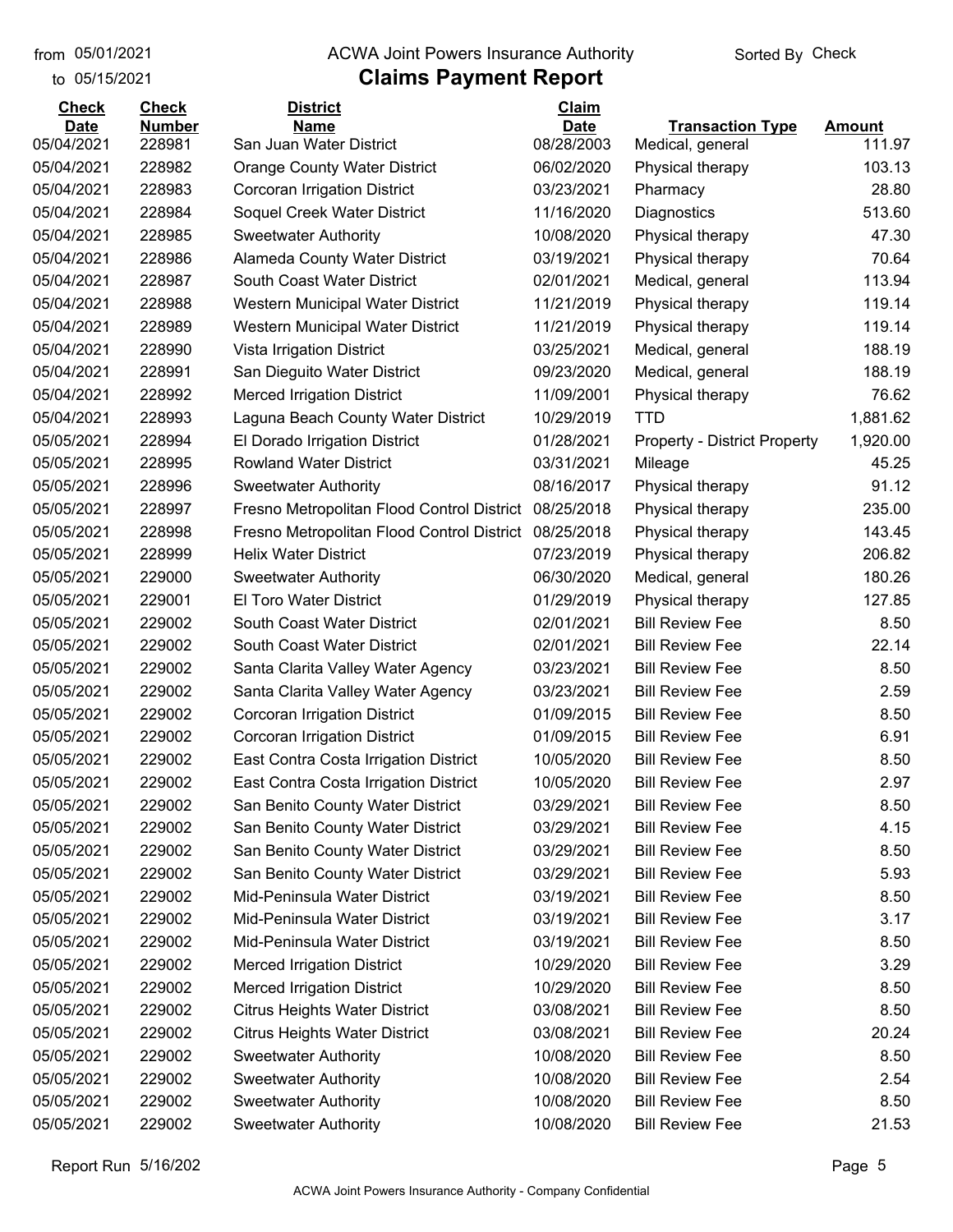from 05/01/2021
to 05/15/2021

ACWA Joint Powers Insurance Authority

# Claims Payment Report

Sorted By Check

| Check Date | Check Number | District Name | Claim Date | Transaction Type | Amount |
|---|---|---|---|---|---|
| 05/04/2021 | 228981 | San Juan Water District | 08/28/2003 | Medical, general | 111.97 |
| 05/04/2021 | 228982 | Orange County Water District | 06/02/2020 | Physical therapy | 103.13 |
| 05/04/2021 | 228983 | Corcoran Irrigation District | 03/23/2021 | Pharmacy | 28.80 |
| 05/04/2021 | 228984 | Soquel Creek Water District | 11/16/2020 | Diagnostics | 513.60 |
| 05/04/2021 | 228985 | Sweetwater Authority | 10/08/2020 | Physical therapy | 47.30 |
| 05/04/2021 | 228986 | Alameda County Water District | 03/19/2021 | Physical therapy | 70.64 |
| 05/04/2021 | 228987 | South Coast Water District | 02/01/2021 | Medical, general | 113.94 |
| 05/04/2021 | 228988 | Western Municipal Water District | 11/21/2019 | Physical therapy | 119.14 |
| 05/04/2021 | 228989 | Western Municipal Water District | 11/21/2019 | Physical therapy | 119.14 |
| 05/04/2021 | 228990 | Vista Irrigation District | 03/25/2021 | Medical, general | 188.19 |
| 05/04/2021 | 228991 | San Dieguito Water District | 09/23/2020 | Medical, general | 188.19 |
| 05/04/2021 | 228992 | Merced Irrigation District | 11/09/2001 | Physical therapy | 76.62 |
| 05/04/2021 | 228993 | Laguna Beach County Water District | 10/29/2019 | TTD | 1,881.62 |
| 05/05/2021 | 228994 | El Dorado Irrigation District | 01/28/2021 | Property - District Property | 1,920.00 |
| 05/05/2021 | 228995 | Rowland Water District | 03/31/2021 | Mileage | 45.25 |
| 05/05/2021 | 228996 | Sweetwater Authority | 08/16/2017 | Physical therapy | 91.12 |
| 05/05/2021 | 228997 | Fresno Metropolitan Flood Control District | 08/25/2018 | Physical therapy | 235.00 |
| 05/05/2021 | 228998 | Fresno Metropolitan Flood Control District | 08/25/2018 | Physical therapy | 143.45 |
| 05/05/2021 | 228999 | Helix Water District | 07/23/2019 | Physical therapy | 206.82 |
| 05/05/2021 | 229000 | Sweetwater Authority | 06/30/2020 | Medical, general | 180.26 |
| 05/05/2021 | 229001 | El Toro Water District | 01/29/2019 | Physical therapy | 127.85 |
| 05/05/2021 | 229002 | South Coast Water District | 02/01/2021 | Bill Review Fee | 8.50 |
| 05/05/2021 | 229002 | South Coast Water District | 02/01/2021 | Bill Review Fee | 22.14 |
| 05/05/2021 | 229002 | Santa Clarita Valley Water Agency | 03/23/2021 | Bill Review Fee | 8.50 |
| 05/05/2021 | 229002 | Santa Clarita Valley Water Agency | 03/23/2021 | Bill Review Fee | 2.59 |
| 05/05/2021 | 229002 | Corcoran Irrigation District | 01/09/2015 | Bill Review Fee | 8.50 |
| 05/05/2021 | 229002 | Corcoran Irrigation District | 01/09/2015 | Bill Review Fee | 6.91 |
| 05/05/2021 | 229002 | East Contra Costa Irrigation District | 10/05/2020 | Bill Review Fee | 8.50 |
| 05/05/2021 | 229002 | East Contra Costa Irrigation District | 10/05/2020 | Bill Review Fee | 2.97 |
| 05/05/2021 | 229002 | San Benito County Water District | 03/29/2021 | Bill Review Fee | 8.50 |
| 05/05/2021 | 229002 | San Benito County Water District | 03/29/2021 | Bill Review Fee | 4.15 |
| 05/05/2021 | 229002 | San Benito County Water District | 03/29/2021 | Bill Review Fee | 8.50 |
| 05/05/2021 | 229002 | San Benito County Water District | 03/29/2021 | Bill Review Fee | 5.93 |
| 05/05/2021 | 229002 | Mid-Peninsula Water District | 03/19/2021 | Bill Review Fee | 8.50 |
| 05/05/2021 | 229002 | Mid-Peninsula Water District | 03/19/2021 | Bill Review Fee | 3.17 |
| 05/05/2021 | 229002 | Mid-Peninsula Water District | 03/19/2021 | Bill Review Fee | 8.50 |
| 05/05/2021 | 229002 | Merced Irrigation District | 10/29/2020 | Bill Review Fee | 3.29 |
| 05/05/2021 | 229002 | Merced Irrigation District | 10/29/2020 | Bill Review Fee | 8.50 |
| 05/05/2021 | 229002 | Citrus Heights Water District | 03/08/2021 | Bill Review Fee | 8.50 |
| 05/05/2021 | 229002 | Citrus Heights Water District | 03/08/2021 | Bill Review Fee | 20.24 |
| 05/05/2021 | 229002 | Sweetwater Authority | 10/08/2020 | Bill Review Fee | 8.50 |
| 05/05/2021 | 229002 | Sweetwater Authority | 10/08/2020 | Bill Review Fee | 2.54 |
| 05/05/2021 | 229002 | Sweetwater Authority | 10/08/2020 | Bill Review Fee | 8.50 |
| 05/05/2021 | 229002 | Sweetwater Authority | 10/08/2020 | Bill Review Fee | 21.53 |

Report Run 5/16/202

ACWA Joint Powers Insurance Authority - Company Confidential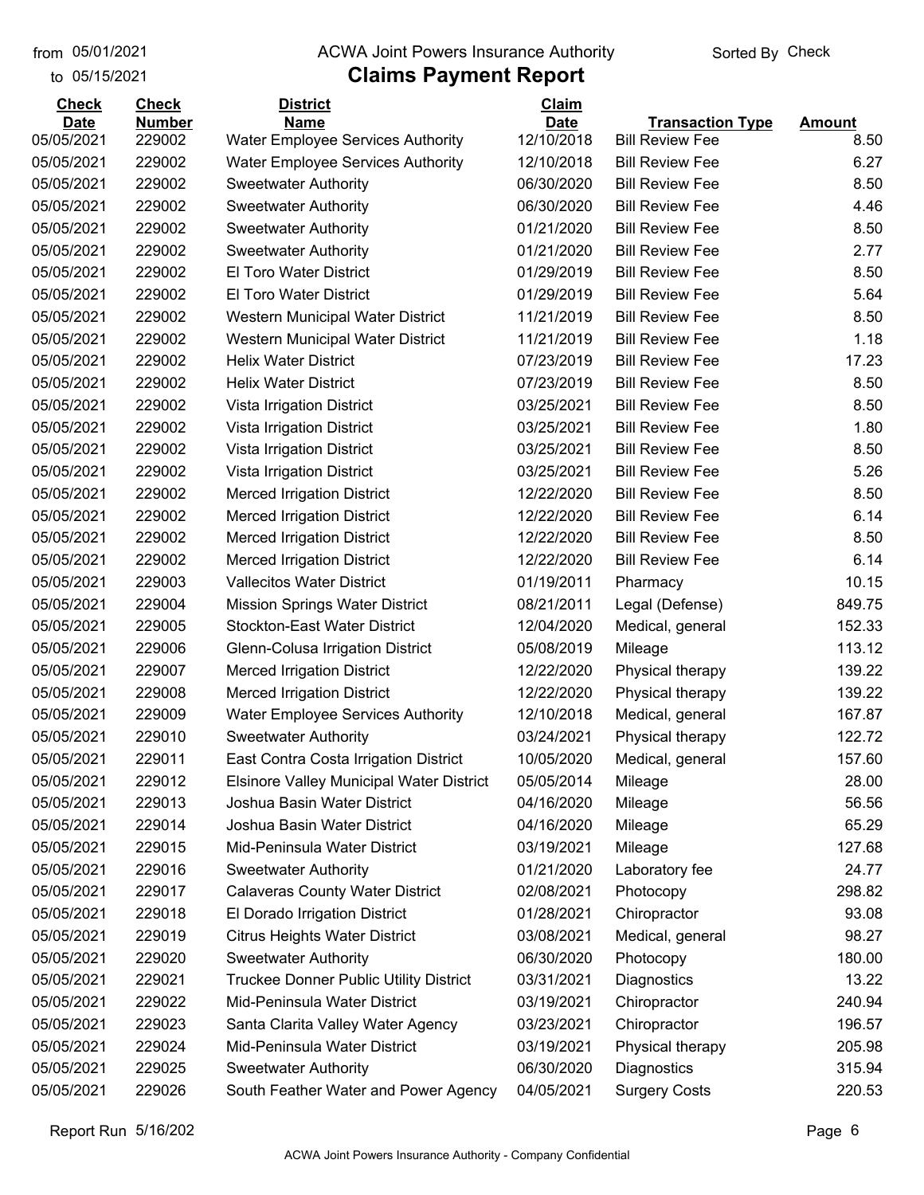# ACWA Joint Powers Insurance Authority

## Claims Payment Report

from 05/01/2021
to 05/15/2021

Sorted By Check

| Check Date | Check Number | District Name | Claim Date | Transaction Type | Amount |
|---|---|---|---|---|---|
| 05/05/2021 | 229002 | Water Employee Services Authority | 12/10/2018 | Bill Review Fee | 8.50 |
| 05/05/2021 | 229002 | Water Employee Services Authority | 12/10/2018 | Bill Review Fee | 6.27 |
| 05/05/2021 | 229002 | Sweetwater Authority | 06/30/2020 | Bill Review Fee | 8.50 |
| 05/05/2021 | 229002 | Sweetwater Authority | 06/30/2020 | Bill Review Fee | 4.46 |
| 05/05/2021 | 229002 | Sweetwater Authority | 01/21/2020 | Bill Review Fee | 8.50 |
| 05/05/2021 | 229002 | Sweetwater Authority | 01/21/2020 | Bill Review Fee | 2.77 |
| 05/05/2021 | 229002 | El Toro Water District | 01/29/2019 | Bill Review Fee | 8.50 |
| 05/05/2021 | 229002 | El Toro Water District | 01/29/2019 | Bill Review Fee | 5.64 |
| 05/05/2021 | 229002 | Western Municipal Water District | 11/21/2019 | Bill Review Fee | 8.50 |
| 05/05/2021 | 229002 | Western Municipal Water District | 11/21/2019 | Bill Review Fee | 1.18 |
| 05/05/2021 | 229002 | Helix Water District | 07/23/2019 | Bill Review Fee | 17.23 |
| 05/05/2021 | 229002 | Helix Water District | 07/23/2019 | Bill Review Fee | 8.50 |
| 05/05/2021 | 229002 | Vista Irrigation District | 03/25/2021 | Bill Review Fee | 8.50 |
| 05/05/2021 | 229002 | Vista Irrigation District | 03/25/2021 | Bill Review Fee | 1.80 |
| 05/05/2021 | 229002 | Vista Irrigation District | 03/25/2021 | Bill Review Fee | 8.50 |
| 05/05/2021 | 229002 | Vista Irrigation District | 03/25/2021 | Bill Review Fee | 5.26 |
| 05/05/2021 | 229002 | Merced Irrigation District | 12/22/2020 | Bill Review Fee | 8.50 |
| 05/05/2021 | 229002 | Merced Irrigation District | 12/22/2020 | Bill Review Fee | 6.14 |
| 05/05/2021 | 229002 | Merced Irrigation District | 12/22/2020 | Bill Review Fee | 8.50 |
| 05/05/2021 | 229002 | Merced Irrigation District | 12/22/2020 | Bill Review Fee | 6.14 |
| 05/05/2021 | 229003 | Vallecitos Water District | 01/19/2011 | Pharmacy | 10.15 |
| 05/05/2021 | 229004 | Mission Springs Water District | 08/21/2011 | Legal (Defense) | 849.75 |
| 05/05/2021 | 229005 | Stockton-East Water District | 12/04/2020 | Medical, general | 152.33 |
| 05/05/2021 | 229006 | Glenn-Colusa Irrigation District | 05/08/2019 | Mileage | 113.12 |
| 05/05/2021 | 229007 | Merced Irrigation District | 12/22/2020 | Physical therapy | 139.22 |
| 05/05/2021 | 229008 | Merced Irrigation District | 12/22/2020 | Physical therapy | 139.22 |
| 05/05/2021 | 229009 | Water Employee Services Authority | 12/10/2018 | Medical, general | 167.87 |
| 05/05/2021 | 229010 | Sweetwater Authority | 03/24/2021 | Physical therapy | 122.72 |
| 05/05/2021 | 229011 | East Contra Costa Irrigation District | 10/05/2020 | Medical, general | 157.60 |
| 05/05/2021 | 229012 | Elsinore Valley Municipal Water District | 05/05/2014 | Mileage | 28.00 |
| 05/05/2021 | 229013 | Joshua Basin Water District | 04/16/2020 | Mileage | 56.56 |
| 05/05/2021 | 229014 | Joshua Basin Water District | 04/16/2020 | Mileage | 65.29 |
| 05/05/2021 | 229015 | Mid-Peninsula Water District | 03/19/2021 | Mileage | 127.68 |
| 05/05/2021 | 229016 | Sweetwater Authority | 01/21/2020 | Laboratory fee | 24.77 |
| 05/05/2021 | 229017 | Calaveras County Water District | 02/08/2021 | Photocopy | 298.82 |
| 05/05/2021 | 229018 | El Dorado Irrigation District | 01/28/2021 | Chiropractor | 93.08 |
| 05/05/2021 | 229019 | Citrus Heights Water District | 03/08/2021 | Medical, general | 98.27 |
| 05/05/2021 | 229020 | Sweetwater Authority | 06/30/2020 | Photocopy | 180.00 |
| 05/05/2021 | 229021 | Truckee Donner Public Utility District | 03/31/2021 | Diagnostics | 13.22 |
| 05/05/2021 | 229022 | Mid-Peninsula Water District | 03/19/2021 | Chiropractor | 240.94 |
| 05/05/2021 | 229023 | Santa Clarita Valley Water Agency | 03/23/2021 | Chiropractor | 196.57 |
| 05/05/2021 | 229024 | Mid-Peninsula Water District | 03/19/2021 | Physical therapy | 205.98 |
| 05/05/2021 | 229025 | Sweetwater Authority | 06/30/2020 | Diagnostics | 315.94 |
| 05/05/2021 | 229026 | South Feather Water and Power Agency | 04/05/2021 | Surgery Costs | 220.53 |

Report Run 5/16/202

ACWA Joint Powers Insurance Authority - Company Confidential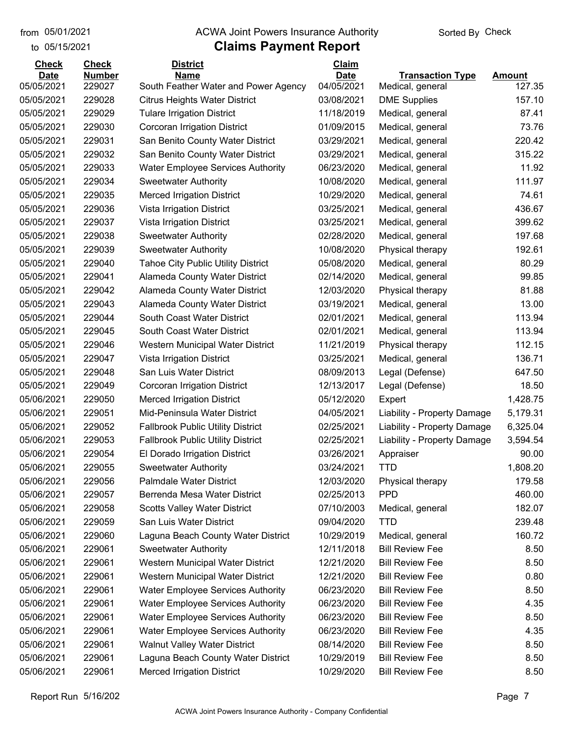from 05/01/2021 to 05/15/2021

ACWA Joint Powers Insurance Authority

# Claims Payment Report

Sorted By Check

| Check Date | Check Number | District Name | Claim Date | Transaction Type | Amount |
|---|---|---|---|---|---|
| 05/05/2021 | 229027 | South Feather Water and Power Agency | 04/05/2021 | Medical, general | 127.35 |
| 05/05/2021 | 229028 | Citrus Heights Water District | 03/08/2021 | DME Supplies | 157.10 |
| 05/05/2021 | 229029 | Tulare Irrigation District | 11/18/2019 | Medical, general | 87.41 |
| 05/05/2021 | 229030 | Corcoran Irrigation District | 01/09/2015 | Medical, general | 73.76 |
| 05/05/2021 | 229031 | San Benito County Water District | 03/29/2021 | Medical, general | 220.42 |
| 05/05/2021 | 229032 | San Benito County Water District | 03/29/2021 | Medical, general | 315.22 |
| 05/05/2021 | 229033 | Water Employee Services Authority | 06/23/2020 | Medical, general | 11.92 |
| 05/05/2021 | 229034 | Sweetwater Authority | 10/08/2020 | Medical, general | 111.97 |
| 05/05/2021 | 229035 | Merced Irrigation District | 10/29/2020 | Medical, general | 74.61 |
| 05/05/2021 | 229036 | Vista Irrigation District | 03/25/2021 | Medical, general | 436.67 |
| 05/05/2021 | 229037 | Vista Irrigation District | 03/25/2021 | Medical, general | 399.62 |
| 05/05/2021 | 229038 | Sweetwater Authority | 02/28/2020 | Medical, general | 197.68 |
| 05/05/2021 | 229039 | Sweetwater Authority | 10/08/2020 | Physical therapy | 192.61 |
| 05/05/2021 | 229040 | Tahoe City Public Utility District | 05/08/2020 | Medical, general | 80.29 |
| 05/05/2021 | 229041 | Alameda County Water District | 02/14/2020 | Medical, general | 99.85 |
| 05/05/2021 | 229042 | Alameda County Water District | 12/03/2020 | Physical therapy | 81.88 |
| 05/05/2021 | 229043 | Alameda County Water District | 03/19/2021 | Medical, general | 13.00 |
| 05/05/2021 | 229044 | South Coast Water District | 02/01/2021 | Medical, general | 113.94 |
| 05/05/2021 | 229045 | South Coast Water District | 02/01/2021 | Medical, general | 113.94 |
| 05/05/2021 | 229046 | Western Municipal Water District | 11/21/2019 | Physical therapy | 112.15 |
| 05/05/2021 | 229047 | Vista Irrigation District | 03/25/2021 | Medical, general | 136.71 |
| 05/05/2021 | 229048 | San Luis Water District | 08/09/2013 | Legal (Defense) | 647.50 |
| 05/05/2021 | 229049 | Corcoran Irrigation District | 12/13/2017 | Legal (Defense) | 18.50 |
| 05/06/2021 | 229050 | Merced Irrigation District | 05/12/2020 | Expert | 1,428.75 |
| 05/06/2021 | 229051 | Mid-Peninsula Water District | 04/05/2021 | Liability - Property Damage | 5,179.31 |
| 05/06/2021 | 229052 | Fallbrook Public Utility District | 02/25/2021 | Liability - Property Damage | 6,325.04 |
| 05/06/2021 | 229053 | Fallbrook Public Utility District | 02/25/2021 | Liability - Property Damage | 3,594.54 |
| 05/06/2021 | 229054 | El Dorado Irrigation District | 03/26/2021 | Appraiser | 90.00 |
| 05/06/2021 | 229055 | Sweetwater Authority | 03/24/2021 | TTD | 1,808.20 |
| 05/06/2021 | 229056 | Palmdale Water District | 12/03/2020 | Physical therapy | 179.58 |
| 05/06/2021 | 229057 | Berrenda Mesa Water District | 02/25/2013 | PPD | 460.00 |
| 05/06/2021 | 229058 | Scotts Valley Water District | 07/10/2003 | Medical, general | 182.07 |
| 05/06/2021 | 229059 | San Luis Water District | 09/04/2020 | TTD | 239.48 |
| 05/06/2021 | 229060 | Laguna Beach County Water District | 10/29/2019 | Medical, general | 160.72 |
| 05/06/2021 | 229061 | Sweetwater Authority | 12/11/2018 | Bill Review Fee | 8.50 |
| 05/06/2021 | 229061 | Western Municipal Water District | 12/21/2020 | Bill Review Fee | 8.50 |
| 05/06/2021 | 229061 | Western Municipal Water District | 12/21/2020 | Bill Review Fee | 0.80 |
| 05/06/2021 | 229061 | Water Employee Services Authority | 06/23/2020 | Bill Review Fee | 8.50 |
| 05/06/2021 | 229061 | Water Employee Services Authority | 06/23/2020 | Bill Review Fee | 4.35 |
| 05/06/2021 | 229061 | Water Employee Services Authority | 06/23/2020 | Bill Review Fee | 8.50 |
| 05/06/2021 | 229061 | Water Employee Services Authority | 06/23/2020 | Bill Review Fee | 4.35 |
| 05/06/2021 | 229061 | Walnut Valley Water District | 08/14/2020 | Bill Review Fee | 8.50 |
| 05/06/2021 | 229061 | Laguna Beach County Water District | 10/29/2019 | Bill Review Fee | 8.50 |
| 05/06/2021 | 229061 | Merced Irrigation District | 10/29/2020 | Bill Review Fee | 8.50 |

Report Run 5/16/202

ACWA Joint Powers Insurance Authority - Company Confidential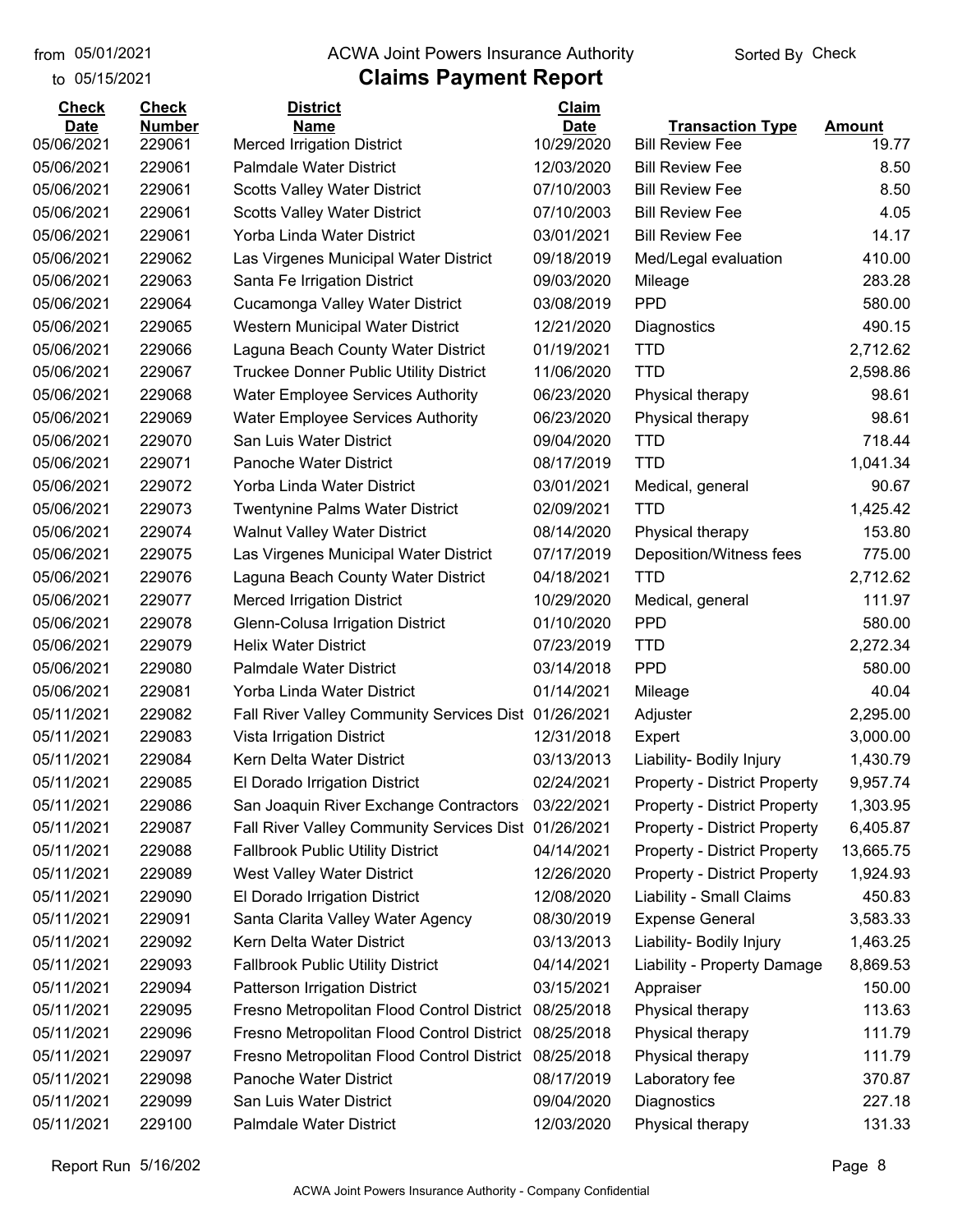from 05/01/2021
to 05/15/2021

# ACWA Joint Powers Insurance Authority

## Claims Payment Report

Sorted By Check

| Check Date | Check Number | District Name | Claim Date | Transaction Type | Amount |
|---|---|---|---|---|---|
| 05/06/2021 | 229061 | Merced Irrigation District | 10/29/2020 | Bill Review Fee | 19.77 |
| 05/06/2021 | 229061 | Palmdale Water District | 12/03/2020 | Bill Review Fee | 8.50 |
| 05/06/2021 | 229061 | Scotts Valley Water District | 07/10/2003 | Bill Review Fee | 8.50 |
| 05/06/2021 | 229061 | Scotts Valley Water District | 07/10/2003 | Bill Review Fee | 4.05 |
| 05/06/2021 | 229061 | Yorba Linda Water District | 03/01/2021 | Bill Review Fee | 14.17 |
| 05/06/2021 | 229062 | Las Virgenes Municipal Water District | 09/18/2019 | Med/Legal evaluation | 410.00 |
| 05/06/2021 | 229063 | Santa Fe Irrigation District | 09/03/2020 | Mileage | 283.28 |
| 05/06/2021 | 229064 | Cucamonga Valley Water District | 03/08/2019 | PPD | 580.00 |
| 05/06/2021 | 229065 | Western Municipal Water District | 12/21/2020 | Diagnostics | 490.15 |
| 05/06/2021 | 229066 | Laguna Beach County Water District | 01/19/2021 | TTD | 2,712.62 |
| 05/06/2021 | 229067 | Truckee Donner Public Utility District | 11/06/2020 | TTD | 2,598.86 |
| 05/06/2021 | 229068 | Water Employee Services Authority | 06/23/2020 | Physical therapy | 98.61 |
| 05/06/2021 | 229069 | Water Employee Services Authority | 06/23/2020 | Physical therapy | 98.61 |
| 05/06/2021 | 229070 | San Luis Water District | 09/04/2020 | TTD | 718.44 |
| 05/06/2021 | 229071 | Panoche Water District | 08/17/2019 | TTD | 1,041.34 |
| 05/06/2021 | 229072 | Yorba Linda Water District | 03/01/2021 | Medical, general | 90.67 |
| 05/06/2021 | 229073 | Twentynine Palms Water District | 02/09/2021 | TTD | 1,425.42 |
| 05/06/2021 | 229074 | Walnut Valley Water District | 08/14/2020 | Physical therapy | 153.80 |
| 05/06/2021 | 229075 | Las Virgenes Municipal Water District | 07/17/2019 | Deposition/Witness fees | 775.00 |
| 05/06/2021 | 229076 | Laguna Beach County Water District | 04/18/2021 | TTD | 2,712.62 |
| 05/06/2021 | 229077 | Merced Irrigation District | 10/29/2020 | Medical, general | 111.97 |
| 05/06/2021 | 229078 | Glenn-Colusa Irrigation District | 01/10/2020 | PPD | 580.00 |
| 05/06/2021 | 229079 | Helix Water District | 07/23/2019 | TTD | 2,272.34 |
| 05/06/2021 | 229080 | Palmdale Water District | 03/14/2018 | PPD | 580.00 |
| 05/06/2021 | 229081 | Yorba Linda Water District | 01/14/2021 | Mileage | 40.04 |
| 05/11/2021 | 229082 | Fall River Valley Community Services Dist | 01/26/2021 | Adjuster | 2,295.00 |
| 05/11/2021 | 229083 | Vista Irrigation District | 12/31/2018 | Expert | 3,000.00 |
| 05/11/2021 | 229084 | Kern Delta Water District | 03/13/2013 | Liability- Bodily Injury | 1,430.79 |
| 05/11/2021 | 229085 | El Dorado Irrigation District | 02/24/2021 | Property - District Property | 9,957.74 |
| 05/11/2021 | 229086 | San Joaquin River Exchange Contractors | 03/22/2021 | Property - District Property | 1,303.95 |
| 05/11/2021 | 229087 | Fall River Valley Community Services Dist | 01/26/2021 | Property - District Property | 6,405.87 |
| 05/11/2021 | 229088 | Fallbrook Public Utility District | 04/14/2021 | Property - District Property | 13,665.75 |
| 05/11/2021 | 229089 | West Valley Water District | 12/26/2020 | Property - District Property | 1,924.93 |
| 05/11/2021 | 229090 | El Dorado Irrigation District | 12/08/2020 | Liability - Small Claims | 450.83 |
| 05/11/2021 | 229091 | Santa Clarita Valley Water Agency | 08/30/2019 | Expense General | 3,583.33 |
| 05/11/2021 | 229092 | Kern Delta Water District | 03/13/2013 | Liability- Bodily Injury | 1,463.25 |
| 05/11/2021 | 229093 | Fallbrook Public Utility District | 04/14/2021 | Liability - Property Damage | 8,869.53 |
| 05/11/2021 | 229094 | Patterson Irrigation District | 03/15/2021 | Appraiser | 150.00 |
| 05/11/2021 | 229095 | Fresno Metropolitan Flood Control District | 08/25/2018 | Physical therapy | 113.63 |
| 05/11/2021 | 229096 | Fresno Metropolitan Flood Control District | 08/25/2018 | Physical therapy | 111.79 |
| 05/11/2021 | 229097 | Fresno Metropolitan Flood Control District | 08/25/2018 | Physical therapy | 111.79 |
| 05/11/2021 | 229098 | Panoche Water District | 08/17/2019 | Laboratory fee | 370.87 |
| 05/11/2021 | 229099 | San Luis Water District | 09/04/2020 | Diagnostics | 227.18 |
| 05/11/2021 | 229100 | Palmdale Water District | 12/03/2020 | Physical therapy | 131.33 |

Report Run 5/16/202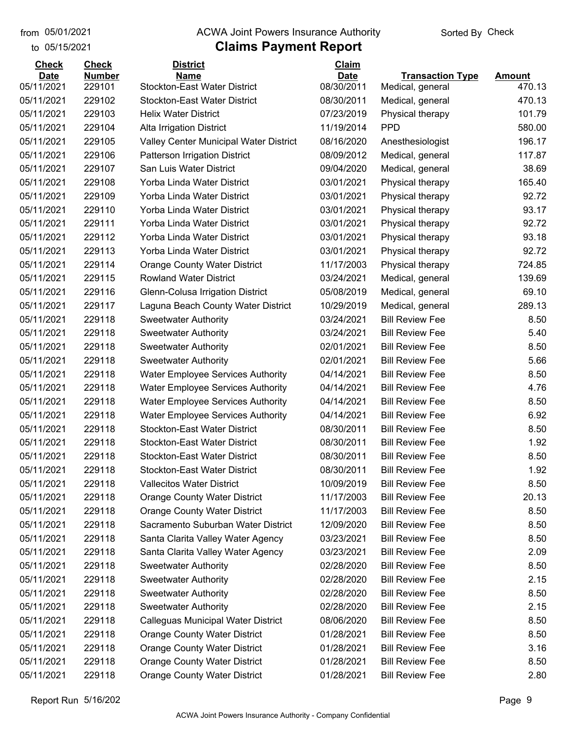from 05/01/2021
to 05/15/2021

# ACWA Joint Powers Insurance Authority

## Claims Payment Report

Sorted By Check

| Check Date | Check Number | District Name | Claim Date | Transaction Type | Amount |
|---|---|---|---|---|---|
| 05/11/2021 | 229101 | Stockton-East Water District | 08/30/2011 | Medical, general | 470.13 |
| 05/11/2021 | 229102 | Stockton-East Water District | 08/30/2011 | Medical, general | 470.13 |
| 05/11/2021 | 229103 | Helix Water District | 07/23/2019 | Physical therapy | 101.79 |
| 05/11/2021 | 229104 | Alta Irrigation District | 11/19/2014 | PPD | 580.00 |
| 05/11/2021 | 229105 | Valley Center Municipal Water District | 08/16/2020 | Anesthesiologist | 196.17 |
| 05/11/2021 | 229106 | Patterson Irrigation District | 08/09/2012 | Medical, general | 117.87 |
| 05/11/2021 | 229107 | San Luis Water District | 09/04/2020 | Medical, general | 38.69 |
| 05/11/2021 | 229108 | Yorba Linda Water District | 03/01/2021 | Physical therapy | 165.40 |
| 05/11/2021 | 229109 | Yorba Linda Water District | 03/01/2021 | Physical therapy | 92.72 |
| 05/11/2021 | 229110 | Yorba Linda Water District | 03/01/2021 | Physical therapy | 93.17 |
| 05/11/2021 | 229111 | Yorba Linda Water District | 03/01/2021 | Physical therapy | 92.72 |
| 05/11/2021 | 229112 | Yorba Linda Water District | 03/01/2021 | Physical therapy | 93.18 |
| 05/11/2021 | 229113 | Yorba Linda Water District | 03/01/2021 | Physical therapy | 92.72 |
| 05/11/2021 | 229114 | Orange County Water District | 11/17/2003 | Physical therapy | 724.85 |
| 05/11/2021 | 229115 | Rowland Water District | 03/24/2021 | Medical, general | 139.69 |
| 05/11/2021 | 229116 | Glenn-Colusa Irrigation District | 05/08/2019 | Medical, general | 69.10 |
| 05/11/2021 | 229117 | Laguna Beach County Water District | 10/29/2019 | Medical, general | 289.13 |
| 05/11/2021 | 229118 | Sweetwater Authority | 03/24/2021 | Bill Review Fee | 8.50 |
| 05/11/2021 | 229118 | Sweetwater Authority | 03/24/2021 | Bill Review Fee | 5.40 |
| 05/11/2021 | 229118 | Sweetwater Authority | 02/01/2021 | Bill Review Fee | 8.50 |
| 05/11/2021 | 229118 | Sweetwater Authority | 02/01/2021 | Bill Review Fee | 5.66 |
| 05/11/2021 | 229118 | Water Employee Services Authority | 04/14/2021 | Bill Review Fee | 8.50 |
| 05/11/2021 | 229118 | Water Employee Services Authority | 04/14/2021 | Bill Review Fee | 4.76 |
| 05/11/2021 | 229118 | Water Employee Services Authority | 04/14/2021 | Bill Review Fee | 8.50 |
| 05/11/2021 | 229118 | Water Employee Services Authority | 04/14/2021 | Bill Review Fee | 6.92 |
| 05/11/2021 | 229118 | Stockton-East Water District | 08/30/2011 | Bill Review Fee | 8.50 |
| 05/11/2021 | 229118 | Stockton-East Water District | 08/30/2011 | Bill Review Fee | 1.92 |
| 05/11/2021 | 229118 | Stockton-East Water District | 08/30/2011 | Bill Review Fee | 8.50 |
| 05/11/2021 | 229118 | Stockton-East Water District | 08/30/2011 | Bill Review Fee | 1.92 |
| 05/11/2021 | 229118 | Vallecitos Water District | 10/09/2019 | Bill Review Fee | 8.50 |
| 05/11/2021 | 229118 | Orange County Water District | 11/17/2003 | Bill Review Fee | 20.13 |
| 05/11/2021 | 229118 | Orange County Water District | 11/17/2003 | Bill Review Fee | 8.50 |
| 05/11/2021 | 229118 | Sacramento Suburban Water District | 12/09/2020 | Bill Review Fee | 8.50 |
| 05/11/2021 | 229118 | Santa Clarita Valley Water Agency | 03/23/2021 | Bill Review Fee | 8.50 |
| 05/11/2021 | 229118 | Santa Clarita Valley Water Agency | 03/23/2021 | Bill Review Fee | 2.09 |
| 05/11/2021 | 229118 | Sweetwater Authority | 02/28/2020 | Bill Review Fee | 8.50 |
| 05/11/2021 | 229118 | Sweetwater Authority | 02/28/2020 | Bill Review Fee | 2.15 |
| 05/11/2021 | 229118 | Sweetwater Authority | 02/28/2020 | Bill Review Fee | 8.50 |
| 05/11/2021 | 229118 | Sweetwater Authority | 02/28/2020 | Bill Review Fee | 2.15 |
| 05/11/2021 | 229118 | Calleguas Municipal Water District | 08/06/2020 | Bill Review Fee | 8.50 |
| 05/11/2021 | 229118 | Orange County Water District | 01/28/2021 | Bill Review Fee | 8.50 |
| 05/11/2021 | 229118 | Orange County Water District | 01/28/2021 | Bill Review Fee | 3.16 |
| 05/11/2021 | 229118 | Orange County Water District | 01/28/2021 | Bill Review Fee | 8.50 |
| 05/11/2021 | 229118 | Orange County Water District | 01/28/2021 | Bill Review Fee | 2.80 |

Report Run 5/16/202

ACWA Joint Powers Insurance Authority - Company Confidential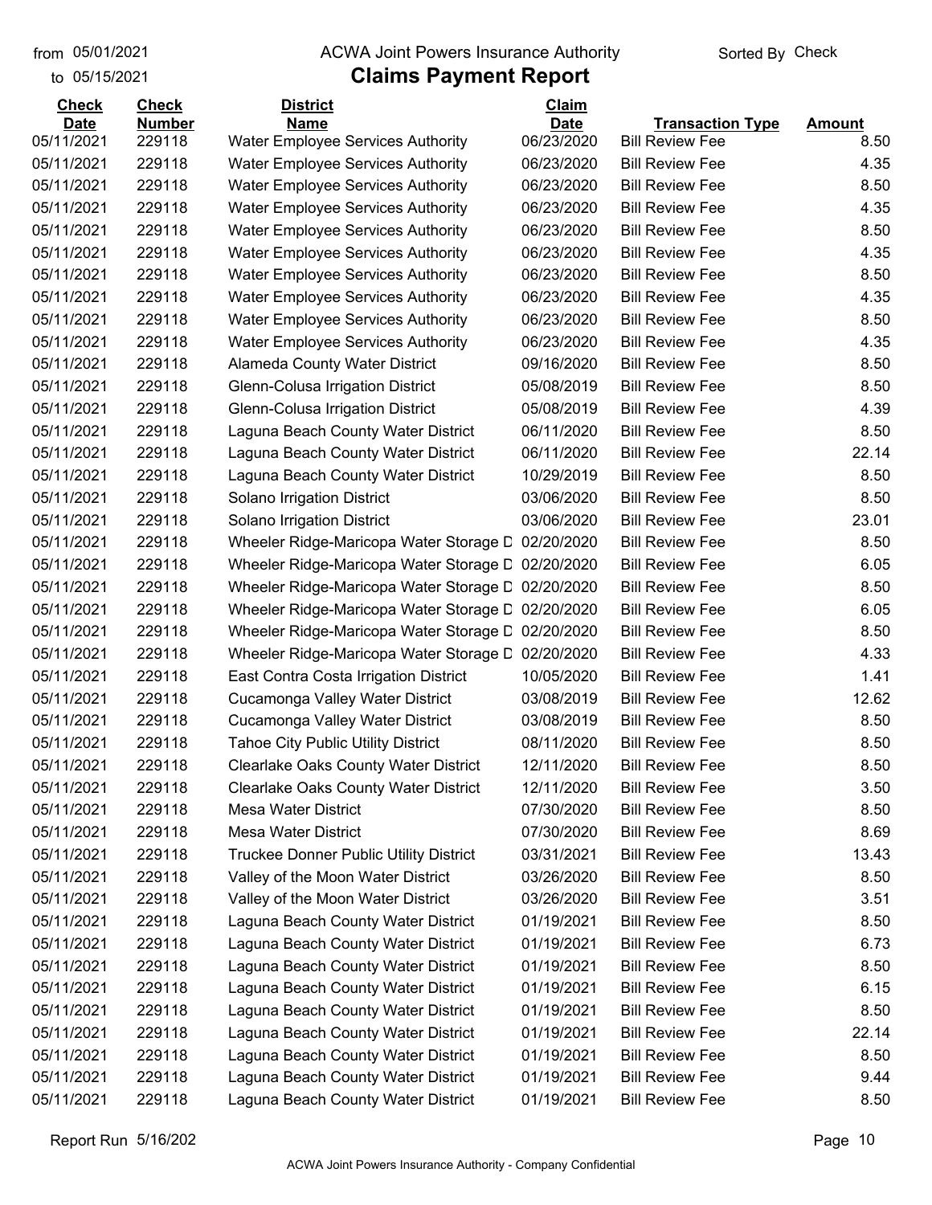from 05/01/2021 to 05/15/2021

# ACWA Joint Powers Insurance Authority

## Claims Payment Report

Sorted By Check

| Check Date | Check Number | District Name | Claim Date | Transaction Type | Amount |
|---|---|---|---|---|---|
| 05/11/2021 | 229118 | Water Employee Services Authority | 06/23/2020 | Bill Review Fee | 8.50 |
| 05/11/2021 | 229118 | Water Employee Services Authority | 06/23/2020 | Bill Review Fee | 4.35 |
| 05/11/2021 | 229118 | Water Employee Services Authority | 06/23/2020 | Bill Review Fee | 8.50 |
| 05/11/2021 | 229118 | Water Employee Services Authority | 06/23/2020 | Bill Review Fee | 4.35 |
| 05/11/2021 | 229118 | Water Employee Services Authority | 06/23/2020 | Bill Review Fee | 8.50 |
| 05/11/2021 | 229118 | Water Employee Services Authority | 06/23/2020 | Bill Review Fee | 4.35 |
| 05/11/2021 | 229118 | Water Employee Services Authority | 06/23/2020 | Bill Review Fee | 8.50 |
| 05/11/2021 | 229118 | Water Employee Services Authority | 06/23/2020 | Bill Review Fee | 4.35 |
| 05/11/2021 | 229118 | Water Employee Services Authority | 06/23/2020 | Bill Review Fee | 8.50 |
| 05/11/2021 | 229118 | Water Employee Services Authority | 06/23/2020 | Bill Review Fee | 4.35 |
| 05/11/2021 | 229118 | Alameda County Water District | 09/16/2020 | Bill Review Fee | 8.50 |
| 05/11/2021 | 229118 | Glenn-Colusa Irrigation District | 05/08/2019 | Bill Review Fee | 8.50 |
| 05/11/2021 | 229118 | Glenn-Colusa Irrigation District | 05/08/2019 | Bill Review Fee | 4.39 |
| 05/11/2021 | 229118 | Laguna Beach County Water District | 06/11/2020 | Bill Review Fee | 8.50 |
| 05/11/2021 | 229118 | Laguna Beach County Water District | 06/11/2020 | Bill Review Fee | 22.14 |
| 05/11/2021 | 229118 | Laguna Beach County Water District | 10/29/2019 | Bill Review Fee | 8.50 |
| 05/11/2021 | 229118 | Solano Irrigation District | 03/06/2020 | Bill Review Fee | 8.50 |
| 05/11/2021 | 229118 | Solano Irrigation District | 03/06/2020 | Bill Review Fee | 23.01 |
| 05/11/2021 | 229118 | Wheeler Ridge-Maricopa Water Storage D | 02/20/2020 | Bill Review Fee | 8.50 |
| 05/11/2021 | 229118 | Wheeler Ridge-Maricopa Water Storage D | 02/20/2020 | Bill Review Fee | 6.05 |
| 05/11/2021 | 229118 | Wheeler Ridge-Maricopa Water Storage D | 02/20/2020 | Bill Review Fee | 8.50 |
| 05/11/2021 | 229118 | Wheeler Ridge-Maricopa Water Storage D | 02/20/2020 | Bill Review Fee | 6.05 |
| 05/11/2021 | 229118 | Wheeler Ridge-Maricopa Water Storage D | 02/20/2020 | Bill Review Fee | 8.50 |
| 05/11/2021 | 229118 | Wheeler Ridge-Maricopa Water Storage D | 02/20/2020 | Bill Review Fee | 4.33 |
| 05/11/2021 | 229118 | East Contra Costa Irrigation District | 10/05/2020 | Bill Review Fee | 1.41 |
| 05/11/2021 | 229118 | Cucamonga Valley Water District | 03/08/2019 | Bill Review Fee | 12.62 |
| 05/11/2021 | 229118 | Cucamonga Valley Water District | 03/08/2019 | Bill Review Fee | 8.50 |
| 05/11/2021 | 229118 | Tahoe City Public Utility District | 08/11/2020 | Bill Review Fee | 8.50 |
| 05/11/2021 | 229118 | Clearlake Oaks County Water District | 12/11/2020 | Bill Review Fee | 8.50 |
| 05/11/2021 | 229118 | Clearlake Oaks County Water District | 12/11/2020 | Bill Review Fee | 3.50 |
| 05/11/2021 | 229118 | Mesa Water District | 07/30/2020 | Bill Review Fee | 8.50 |
| 05/11/2021 | 229118 | Mesa Water District | 07/30/2020 | Bill Review Fee | 8.69 |
| 05/11/2021 | 229118 | Truckee Donner Public Utility District | 03/31/2021 | Bill Review Fee | 13.43 |
| 05/11/2021 | 229118 | Valley of the Moon Water District | 03/26/2020 | Bill Review Fee | 8.50 |
| 05/11/2021 | 229118 | Valley of the Moon Water District | 03/26/2020 | Bill Review Fee | 3.51 |
| 05/11/2021 | 229118 | Laguna Beach County Water District | 01/19/2021 | Bill Review Fee | 8.50 |
| 05/11/2021 | 229118 | Laguna Beach County Water District | 01/19/2021 | Bill Review Fee | 6.73 |
| 05/11/2021 | 229118 | Laguna Beach County Water District | 01/19/2021 | Bill Review Fee | 8.50 |
| 05/11/2021 | 229118 | Laguna Beach County Water District | 01/19/2021 | Bill Review Fee | 6.15 |
| 05/11/2021 | 229118 | Laguna Beach County Water District | 01/19/2021 | Bill Review Fee | 8.50 |
| 05/11/2021 | 229118 | Laguna Beach County Water District | 01/19/2021 | Bill Review Fee | 22.14 |
| 05/11/2021 | 229118 | Laguna Beach County Water District | 01/19/2021 | Bill Review Fee | 8.50 |
| 05/11/2021 | 229118 | Laguna Beach County Water District | 01/19/2021 | Bill Review Fee | 9.44 |
| 05/11/2021 | 229118 | Laguna Beach County Water District | 01/19/2021 | Bill Review Fee | 8.50 |

Report Run 5/16/202

ACWA Joint Powers Insurance Authority - Company Confidential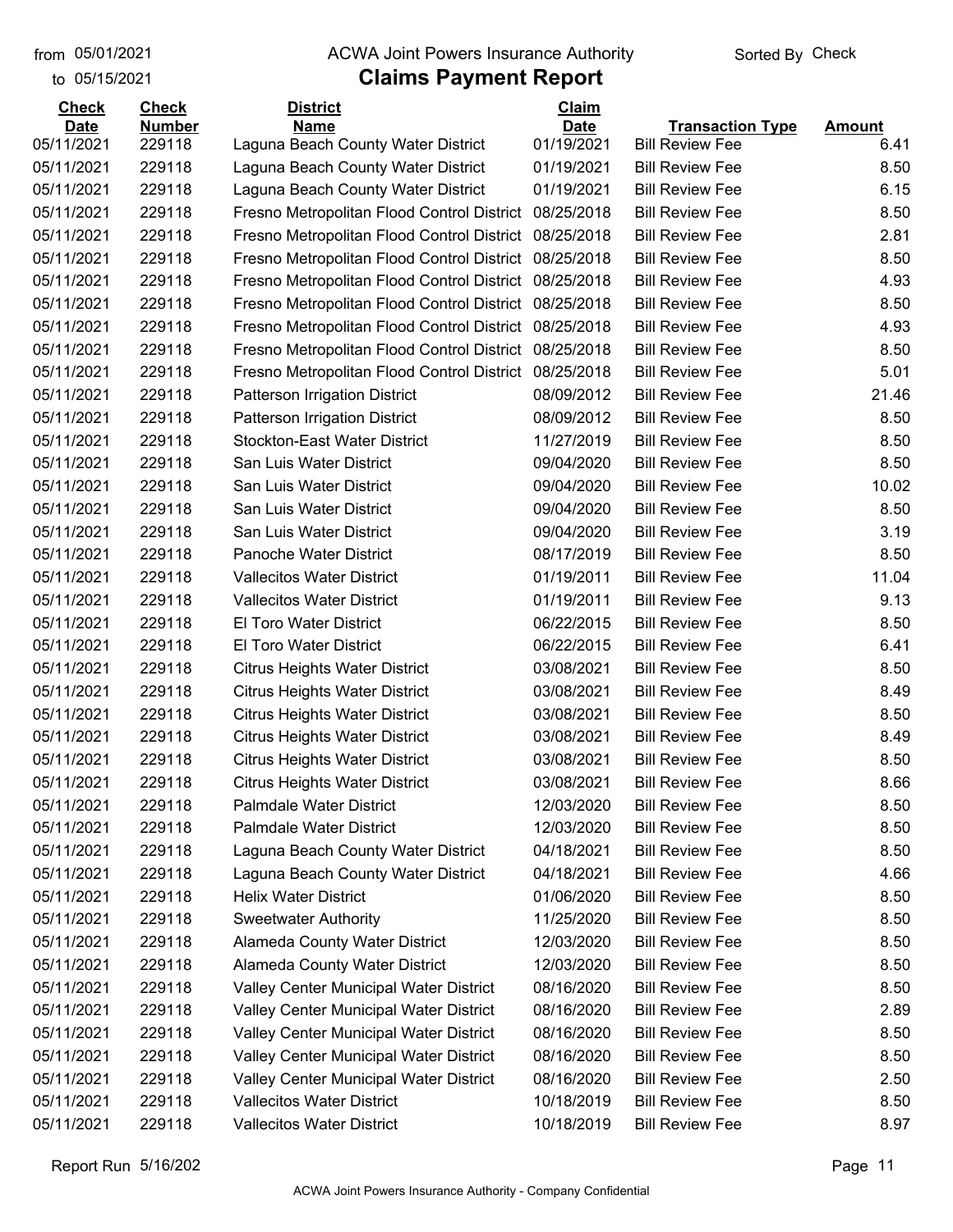from 05/01/2021
to 05/15/2021

# ACWA Joint Powers Insurance Authority

## Claims Payment Report

Sorted By Check

| Check Date | Check Number | District Name | Claim Date | Transaction Type | Amount |
|---|---|---|---|---|---|
| 05/11/2021 | 229118 | Laguna Beach County Water District | 01/19/2021 | Bill Review Fee | 6.41 |
| 05/11/2021 | 229118 | Laguna Beach County Water District | 01/19/2021 | Bill Review Fee | 8.50 |
| 05/11/2021 | 229118 | Laguna Beach County Water District | 01/19/2021 | Bill Review Fee | 6.15 |
| 05/11/2021 | 229118 | Fresno Metropolitan Flood Control District | 08/25/2018 | Bill Review Fee | 8.50 |
| 05/11/2021 | 229118 | Fresno Metropolitan Flood Control District | 08/25/2018 | Bill Review Fee | 2.81 |
| 05/11/2021 | 229118 | Fresno Metropolitan Flood Control District | 08/25/2018 | Bill Review Fee | 8.50 |
| 05/11/2021 | 229118 | Fresno Metropolitan Flood Control District | 08/25/2018 | Bill Review Fee | 4.93 |
| 05/11/2021 | 229118 | Fresno Metropolitan Flood Control District | 08/25/2018 | Bill Review Fee | 8.50 |
| 05/11/2021 | 229118 | Fresno Metropolitan Flood Control District | 08/25/2018 | Bill Review Fee | 4.93 |
| 05/11/2021 | 229118 | Fresno Metropolitan Flood Control District | 08/25/2018 | Bill Review Fee | 8.50 |
| 05/11/2021 | 229118 | Fresno Metropolitan Flood Control District | 08/25/2018 | Bill Review Fee | 5.01 |
| 05/11/2021 | 229118 | Patterson Irrigation District | 08/09/2012 | Bill Review Fee | 21.46 |
| 05/11/2021 | 229118 | Patterson Irrigation District | 08/09/2012 | Bill Review Fee | 8.50 |
| 05/11/2021 | 229118 | Stockton-East Water District | 11/27/2019 | Bill Review Fee | 8.50 |
| 05/11/2021 | 229118 | San Luis Water District | 09/04/2020 | Bill Review Fee | 8.50 |
| 05/11/2021 | 229118 | San Luis Water District | 09/04/2020 | Bill Review Fee | 10.02 |
| 05/11/2021 | 229118 | San Luis Water District | 09/04/2020 | Bill Review Fee | 8.50 |
| 05/11/2021 | 229118 | San Luis Water District | 09/04/2020 | Bill Review Fee | 3.19 |
| 05/11/2021 | 229118 | Panoche Water District | 08/17/2019 | Bill Review Fee | 8.50 |
| 05/11/2021 | 229118 | Vallecitos Water District | 01/19/2011 | Bill Review Fee | 11.04 |
| 05/11/2021 | 229118 | Vallecitos Water District | 01/19/2011 | Bill Review Fee | 9.13 |
| 05/11/2021 | 229118 | El Toro Water District | 06/22/2015 | Bill Review Fee | 8.50 |
| 05/11/2021 | 229118 | El Toro Water District | 06/22/2015 | Bill Review Fee | 6.41 |
| 05/11/2021 | 229118 | Citrus Heights Water District | 03/08/2021 | Bill Review Fee | 8.50 |
| 05/11/2021 | 229118 | Citrus Heights Water District | 03/08/2021 | Bill Review Fee | 8.49 |
| 05/11/2021 | 229118 | Citrus Heights Water District | 03/08/2021 | Bill Review Fee | 8.50 |
| 05/11/2021 | 229118 | Citrus Heights Water District | 03/08/2021 | Bill Review Fee | 8.49 |
| 05/11/2021 | 229118 | Citrus Heights Water District | 03/08/2021 | Bill Review Fee | 8.50 |
| 05/11/2021 | 229118 | Citrus Heights Water District | 03/08/2021 | Bill Review Fee | 8.66 |
| 05/11/2021 | 229118 | Palmdale Water District | 12/03/2020 | Bill Review Fee | 8.50 |
| 05/11/2021 | 229118 | Palmdale Water District | 12/03/2020 | Bill Review Fee | 8.50 |
| 05/11/2021 | 229118 | Laguna Beach County Water District | 04/18/2021 | Bill Review Fee | 8.50 |
| 05/11/2021 | 229118 | Laguna Beach County Water District | 04/18/2021 | Bill Review Fee | 4.66 |
| 05/11/2021 | 229118 | Helix Water District | 01/06/2020 | Bill Review Fee | 8.50 |
| 05/11/2021 | 229118 | Sweetwater Authority | 11/25/2020 | Bill Review Fee | 8.50 |
| 05/11/2021 | 229118 | Alameda County Water District | 12/03/2020 | Bill Review Fee | 8.50 |
| 05/11/2021 | 229118 | Alameda County Water District | 12/03/2020 | Bill Review Fee | 8.50 |
| 05/11/2021 | 229118 | Valley Center Municipal Water District | 08/16/2020 | Bill Review Fee | 8.50 |
| 05/11/2021 | 229118 | Valley Center Municipal Water District | 08/16/2020 | Bill Review Fee | 2.89 |
| 05/11/2021 | 229118 | Valley Center Municipal Water District | 08/16/2020 | Bill Review Fee | 8.50 |
| 05/11/2021 | 229118 | Valley Center Municipal Water District | 08/16/2020 | Bill Review Fee | 8.50 |
| 05/11/2021 | 229118 | Valley Center Municipal Water District | 08/16/2020 | Bill Review Fee | 2.50 |
| 05/11/2021 | 229118 | Vallecitos Water District | 10/18/2019 | Bill Review Fee | 8.50 |
| 05/11/2021 | 229118 | Vallecitos Water District | 10/18/2019 | Bill Review Fee | 8.97 |

Report Run 5/16/202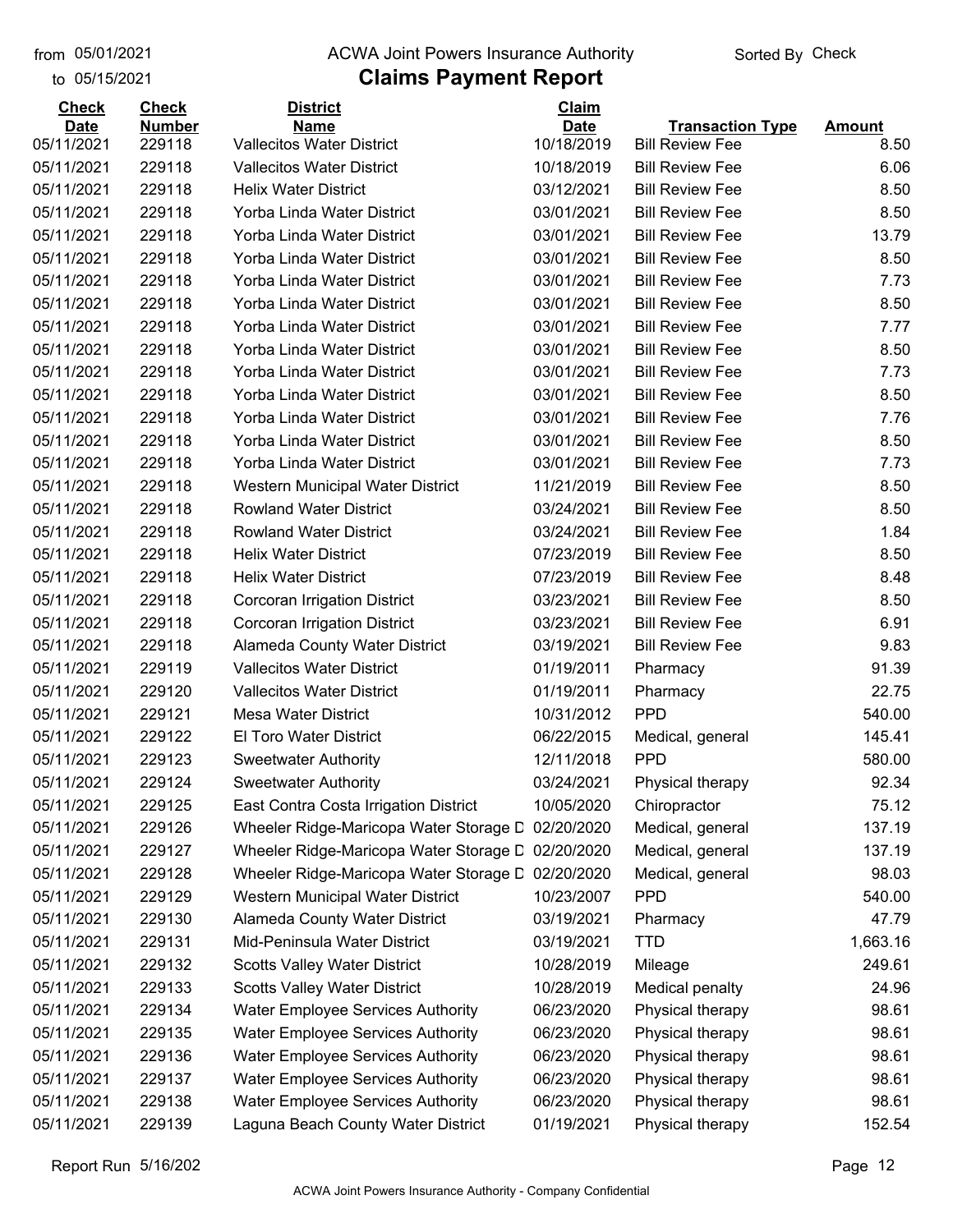from 05/01/2021
to 05/15/2021

# ACWA Joint Powers Insurance Authority

## Claims Payment Report

Sorted By Check

| Check Date | Check Number | District Name | Claim Date | Transaction Type | Amount |
|---|---|---|---|---|---|
| 05/11/2021 | 229118 | Vallecitos Water District | 10/18/2019 | Bill Review Fee | 8.50 |
| 05/11/2021 | 229118 | Vallecitos Water District | 10/18/2019 | Bill Review Fee | 6.06 |
| 05/11/2021 | 229118 | Helix Water District | 03/12/2021 | Bill Review Fee | 8.50 |
| 05/11/2021 | 229118 | Yorba Linda Water District | 03/01/2021 | Bill Review Fee | 8.50 |
| 05/11/2021 | 229118 | Yorba Linda Water District | 03/01/2021 | Bill Review Fee | 13.79 |
| 05/11/2021 | 229118 | Yorba Linda Water District | 03/01/2021 | Bill Review Fee | 8.50 |
| 05/11/2021 | 229118 | Yorba Linda Water District | 03/01/2021 | Bill Review Fee | 7.73 |
| 05/11/2021 | 229118 | Yorba Linda Water District | 03/01/2021 | Bill Review Fee | 8.50 |
| 05/11/2021 | 229118 | Yorba Linda Water District | 03/01/2021 | Bill Review Fee | 7.77 |
| 05/11/2021 | 229118 | Yorba Linda Water District | 03/01/2021 | Bill Review Fee | 8.50 |
| 05/11/2021 | 229118 | Yorba Linda Water District | 03/01/2021 | Bill Review Fee | 7.73 |
| 05/11/2021 | 229118 | Yorba Linda Water District | 03/01/2021 | Bill Review Fee | 8.50 |
| 05/11/2021 | 229118 | Yorba Linda Water District | 03/01/2021 | Bill Review Fee | 7.76 |
| 05/11/2021 | 229118 | Yorba Linda Water District | 03/01/2021 | Bill Review Fee | 8.50 |
| 05/11/2021 | 229118 | Yorba Linda Water District | 03/01/2021 | Bill Review Fee | 7.73 |
| 05/11/2021 | 229118 | Western Municipal Water District | 11/21/2019 | Bill Review Fee | 8.50 |
| 05/11/2021 | 229118 | Rowland Water District | 03/24/2021 | Bill Review Fee | 8.50 |
| 05/11/2021 | 229118 | Rowland Water District | 03/24/2021 | Bill Review Fee | 1.84 |
| 05/11/2021 | 229118 | Helix Water District | 07/23/2019 | Bill Review Fee | 8.50 |
| 05/11/2021 | 229118 | Helix Water District | 07/23/2019 | Bill Review Fee | 8.48 |
| 05/11/2021 | 229118 | Corcoran Irrigation District | 03/23/2021 | Bill Review Fee | 8.50 |
| 05/11/2021 | 229118 | Corcoran Irrigation District | 03/23/2021 | Bill Review Fee | 6.91 |
| 05/11/2021 | 229118 | Alameda County Water District | 03/19/2021 | Bill Review Fee | 9.83 |
| 05/11/2021 | 229119 | Vallecitos Water District | 01/19/2011 | Pharmacy | 91.39 |
| 05/11/2021 | 229120 | Vallecitos Water District | 01/19/2011 | Pharmacy | 22.75 |
| 05/11/2021 | 229121 | Mesa Water District | 10/31/2012 | PPD | 540.00 |
| 05/11/2021 | 229122 | El Toro Water District | 06/22/2015 | Medical, general | 145.41 |
| 05/11/2021 | 229123 | Sweetwater Authority | 12/11/2018 | PPD | 580.00 |
| 05/11/2021 | 229124 | Sweetwater Authority | 03/24/2021 | Physical therapy | 92.34 |
| 05/11/2021 | 229125 | East Contra Costa Irrigation District | 10/05/2020 | Chiropractor | 75.12 |
| 05/11/2021 | 229126 | Wheeler Ridge-Maricopa Water Storage D | 02/20/2020 | Medical, general | 137.19 |
| 05/11/2021 | 229127 | Wheeler Ridge-Maricopa Water Storage D | 02/20/2020 | Medical, general | 137.19 |
| 05/11/2021 | 229128 | Wheeler Ridge-Maricopa Water Storage D | 02/20/2020 | Medical, general | 98.03 |
| 05/11/2021 | 229129 | Western Municipal Water District | 10/23/2007 | PPD | 540.00 |
| 05/11/2021 | 229130 | Alameda County Water District | 03/19/2021 | Pharmacy | 47.79 |
| 05/11/2021 | 229131 | Mid-Peninsula Water District | 03/19/2021 | TTD | 1,663.16 |
| 05/11/2021 | 229132 | Scotts Valley Water District | 10/28/2019 | Mileage | 249.61 |
| 05/11/2021 | 229133 | Scotts Valley Water District | 10/28/2019 | Medical penalty | 24.96 |
| 05/11/2021 | 229134 | Water Employee Services Authority | 06/23/2020 | Physical therapy | 98.61 |
| 05/11/2021 | 229135 | Water Employee Services Authority | 06/23/2020 | Physical therapy | 98.61 |
| 05/11/2021 | 229136 | Water Employee Services Authority | 06/23/2020 | Physical therapy | 98.61 |
| 05/11/2021 | 229137 | Water Employee Services Authority | 06/23/2020 | Physical therapy | 98.61 |
| 05/11/2021 | 229138 | Water Employee Services Authority | 06/23/2020 | Physical therapy | 98.61 |
| 05/11/2021 | 229139 | Laguna Beach County Water District | 01/19/2021 | Physical therapy | 152.54 |

Report Run 5/16/202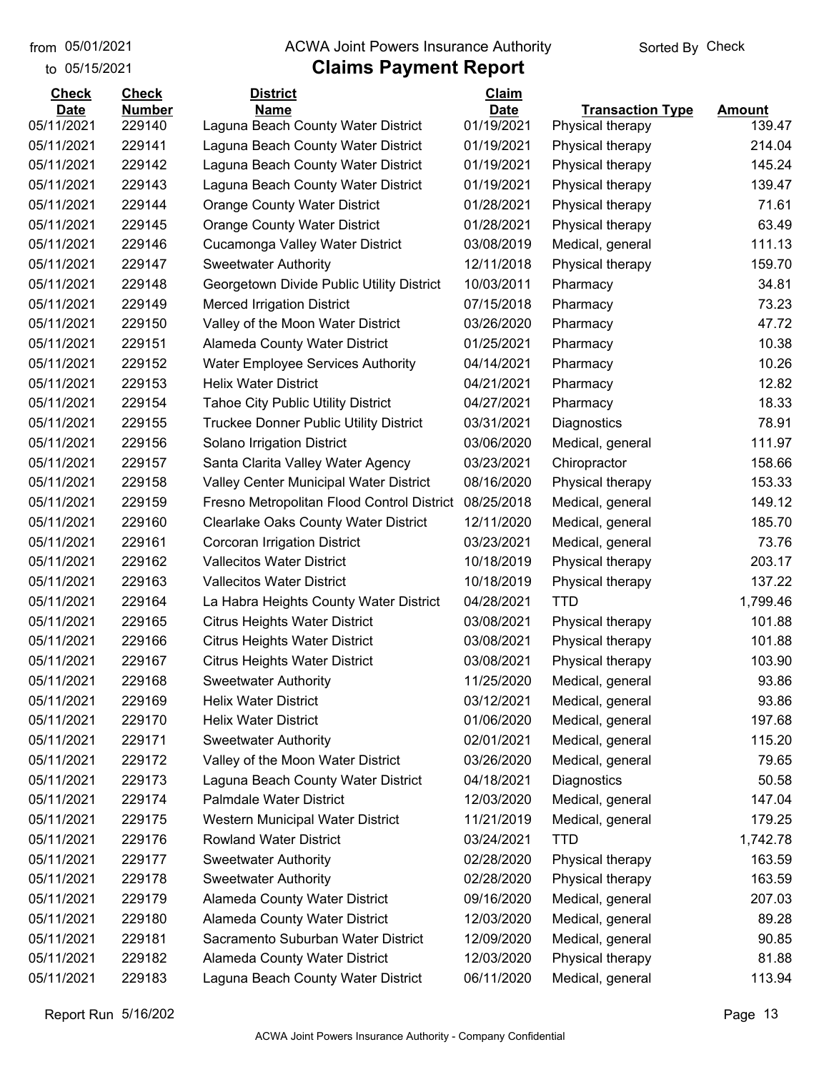from 05/01/2021
to 05/15/2021

# ACWA Joint Powers Insurance Authority

## Claims Payment Report

Sorted By Check

| Check Date | Check Number | District Name | Claim Date | Transaction Type | Amount |
|---|---|---|---|---|---|
| 05/11/2021 | 229140 | Laguna Beach County Water District | 01/19/2021 | Physical therapy | 139.47 |
| 05/11/2021 | 229141 | Laguna Beach County Water District | 01/19/2021 | Physical therapy | 214.04 |
| 05/11/2021 | 229142 | Laguna Beach County Water District | 01/19/2021 | Physical therapy | 145.24 |
| 05/11/2021 | 229143 | Laguna Beach County Water District | 01/19/2021 | Physical therapy | 139.47 |
| 05/11/2021 | 229144 | Orange County Water District | 01/28/2021 | Physical therapy | 71.61 |
| 05/11/2021 | 229145 | Orange County Water District | 01/28/2021 | Physical therapy | 63.49 |
| 05/11/2021 | 229146 | Cucamonga Valley Water District | 03/08/2019 | Medical, general | 111.13 |
| 05/11/2021 | 229147 | Sweetwater Authority | 12/11/2018 | Physical therapy | 159.70 |
| 05/11/2021 | 229148 | Georgetown Divide Public Utility District | 10/03/2011 | Pharmacy | 34.81 |
| 05/11/2021 | 229149 | Merced Irrigation District | 07/15/2018 | Pharmacy | 73.23 |
| 05/11/2021 | 229150 | Valley of the Moon Water District | 03/26/2020 | Pharmacy | 47.72 |
| 05/11/2021 | 229151 | Alameda County Water District | 01/25/2021 | Pharmacy | 10.38 |
| 05/11/2021 | 229152 | Water Employee Services Authority | 04/14/2021 | Pharmacy | 10.26 |
| 05/11/2021 | 229153 | Helix Water District | 04/21/2021 | Pharmacy | 12.82 |
| 05/11/2021 | 229154 | Tahoe City Public Utility District | 04/27/2021 | Pharmacy | 18.33 |
| 05/11/2021 | 229155 | Truckee Donner Public Utility District | 03/31/2021 | Diagnostics | 78.91 |
| 05/11/2021 | 229156 | Solano Irrigation District | 03/06/2020 | Medical, general | 111.97 |
| 05/11/2021 | 229157 | Santa Clarita Valley Water Agency | 03/23/2021 | Chiropractor | 158.66 |
| 05/11/2021 | 229158 | Valley Center Municipal Water District | 08/16/2020 | Physical therapy | 153.33 |
| 05/11/2021 | 229159 | Fresno Metropolitan Flood Control District | 08/25/2018 | Medical, general | 149.12 |
| 05/11/2021 | 229160 | Clearlake Oaks County Water District | 12/11/2020 | Medical, general | 185.70 |
| 05/11/2021 | 229161 | Corcoran Irrigation District | 03/23/2021 | Medical, general | 73.76 |
| 05/11/2021 | 229162 | Vallecitos Water District | 10/18/2019 | Physical therapy | 203.17 |
| 05/11/2021 | 229163 | Vallecitos Water District | 10/18/2019 | Physical therapy | 137.22 |
| 05/11/2021 | 229164 | La Habra Heights County Water District | 04/28/2021 | TTD | 1,799.46 |
| 05/11/2021 | 229165 | Citrus Heights Water District | 03/08/2021 | Physical therapy | 101.88 |
| 05/11/2021 | 229166 | Citrus Heights Water District | 03/08/2021 | Physical therapy | 101.88 |
| 05/11/2021 | 229167 | Citrus Heights Water District | 03/08/2021 | Physical therapy | 103.90 |
| 05/11/2021 | 229168 | Sweetwater Authority | 11/25/2020 | Medical, general | 93.86 |
| 05/11/2021 | 229169 | Helix Water District | 03/12/2021 | Medical, general | 93.86 |
| 05/11/2021 | 229170 | Helix Water District | 01/06/2020 | Medical, general | 197.68 |
| 05/11/2021 | 229171 | Sweetwater Authority | 02/01/2021 | Medical, general | 115.20 |
| 05/11/2021 | 229172 | Valley of the Moon Water District | 03/26/2020 | Medical, general | 79.65 |
| 05/11/2021 | 229173 | Laguna Beach County Water District | 04/18/2021 | Diagnostics | 50.58 |
| 05/11/2021 | 229174 | Palmdale Water District | 12/03/2020 | Medical, general | 147.04 |
| 05/11/2021 | 229175 | Western Municipal Water District | 11/21/2019 | Medical, general | 179.25 |
| 05/11/2021 | 229176 | Rowland Water District | 03/24/2021 | TTD | 1,742.78 |
| 05/11/2021 | 229177 | Sweetwater Authority | 02/28/2020 | Physical therapy | 163.59 |
| 05/11/2021 | 229178 | Sweetwater Authority | 02/28/2020 | Physical therapy | 163.59 |
| 05/11/2021 | 229179 | Alameda County Water District | 09/16/2020 | Medical, general | 207.03 |
| 05/11/2021 | 229180 | Alameda County Water District | 12/03/2020 | Medical, general | 89.28 |
| 05/11/2021 | 229181 | Sacramento Suburban Water District | 12/09/2020 | Medical, general | 90.85 |
| 05/11/2021 | 229182 | Alameda County Water District | 12/03/2020 | Physical therapy | 81.88 |
| 05/11/2021 | 229183 | Laguna Beach County Water District | 06/11/2020 | Medical, general | 113.94 |

Report Run 5/16/202

ACWA Joint Powers Insurance Authority - Company Confidential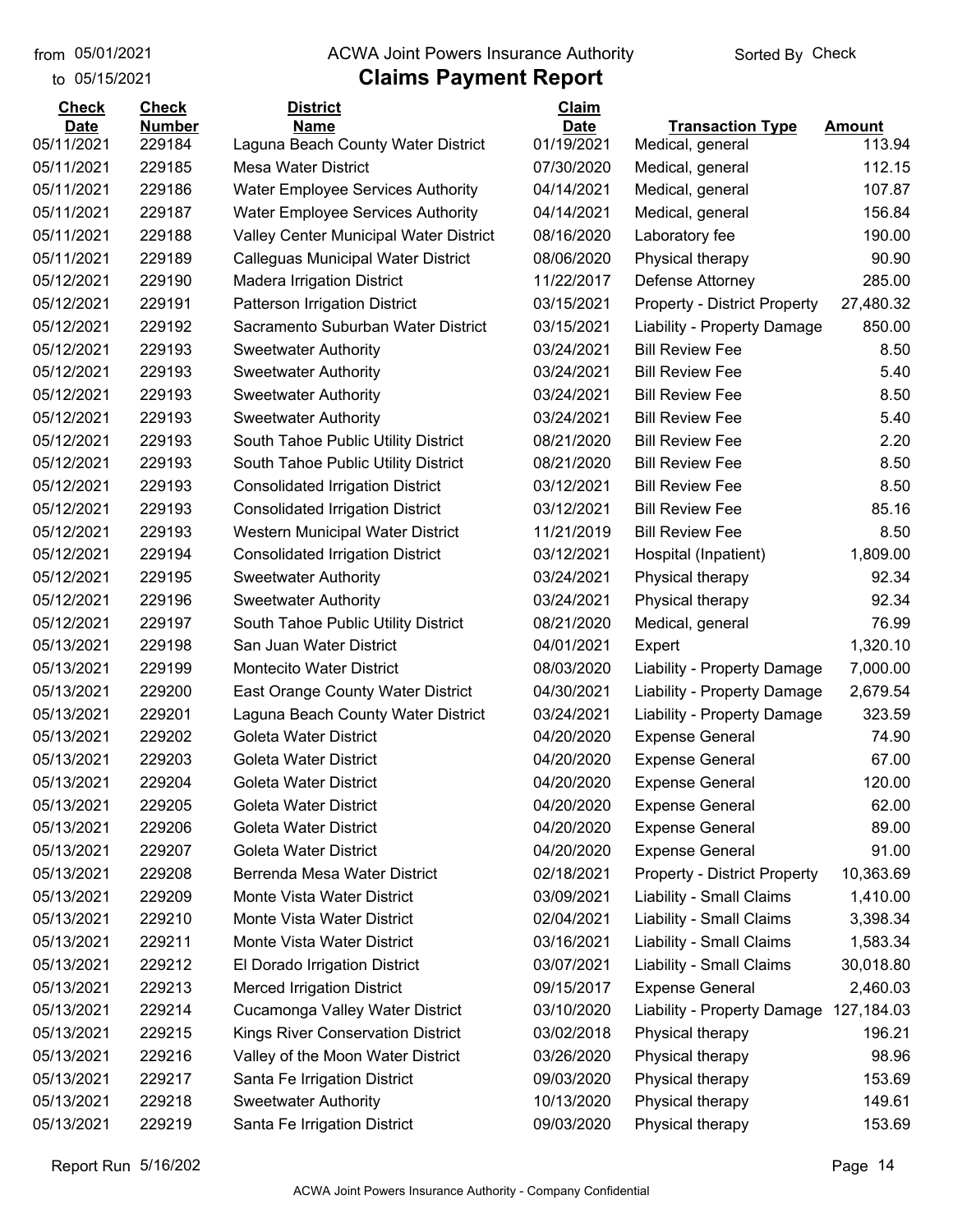from 05/01/2021
to 05/15/2021

# ACWA Joint Powers Insurance Authority

## Claims Payment Report

Sorted By Check

| Check Date | Check Number | District Name | Claim Date | Transaction Type | Amount |
|---|---|---|---|---|---|
| 05/11/2021 | 229184 | Laguna Beach County Water District | 01/19/2021 | Medical, general | 113.94 |
| 05/11/2021 | 229185 | Mesa Water District | 07/30/2020 | Medical, general | 112.15 |
| 05/11/2021 | 229186 | Water Employee Services Authority | 04/14/2021 | Medical, general | 107.87 |
| 05/11/2021 | 229187 | Water Employee Services Authority | 04/14/2021 | Medical, general | 156.84 |
| 05/11/2021 | 229188 | Valley Center Municipal Water District | 08/16/2020 | Laboratory fee | 190.00 |
| 05/11/2021 | 229189 | Calleguas Municipal Water District | 08/06/2020 | Physical therapy | 90.90 |
| 05/12/2021 | 229190 | Madera Irrigation District | 11/22/2017 | Defense Attorney | 285.00 |
| 05/12/2021 | 229191 | Patterson Irrigation District | 03/15/2021 | Property - District Property | 27,480.32 |
| 05/12/2021 | 229192 | Sacramento Suburban Water District | 03/15/2021 | Liability - Property Damage | 850.00 |
| 05/12/2021 | 229193 | Sweetwater Authority | 03/24/2021 | Bill Review Fee | 8.50 |
| 05/12/2021 | 229193 | Sweetwater Authority | 03/24/2021 | Bill Review Fee | 5.40 |
| 05/12/2021 | 229193 | Sweetwater Authority | 03/24/2021 | Bill Review Fee | 8.50 |
| 05/12/2021 | 229193 | Sweetwater Authority | 03/24/2021 | Bill Review Fee | 5.40 |
| 05/12/2021 | 229193 | South Tahoe Public Utility District | 08/21/2020 | Bill Review Fee | 2.20 |
| 05/12/2021 | 229193 | South Tahoe Public Utility District | 08/21/2020 | Bill Review Fee | 8.50 |
| 05/12/2021 | 229193 | Consolidated Irrigation District | 03/12/2021 | Bill Review Fee | 8.50 |
| 05/12/2021 | 229193 | Consolidated Irrigation District | 03/12/2021 | Bill Review Fee | 85.16 |
| 05/12/2021 | 229193 | Western Municipal Water District | 11/21/2019 | Bill Review Fee | 8.50 |
| 05/12/2021 | 229194 | Consolidated Irrigation District | 03/12/2021 | Hospital (Inpatient) | 1,809.00 |
| 05/12/2021 | 229195 | Sweetwater Authority | 03/24/2021 | Physical therapy | 92.34 |
| 05/12/2021 | 229196 | Sweetwater Authority | 03/24/2021 | Physical therapy | 92.34 |
| 05/12/2021 | 229197 | South Tahoe Public Utility District | 08/21/2020 | Medical, general | 76.99 |
| 05/13/2021 | 229198 | San Juan Water District | 04/01/2021 | Expert | 1,320.10 |
| 05/13/2021 | 229199 | Montecito Water District | 08/03/2020 | Liability - Property Damage | 7,000.00 |
| 05/13/2021 | 229200 | East Orange County Water District | 04/30/2021 | Liability - Property Damage | 2,679.54 |
| 05/13/2021 | 229201 | Laguna Beach County Water District | 03/24/2021 | Liability - Property Damage | 323.59 |
| 05/13/2021 | 229202 | Goleta Water District | 04/20/2020 | Expense General | 74.90 |
| 05/13/2021 | 229203 | Goleta Water District | 04/20/2020 | Expense General | 67.00 |
| 05/13/2021 | 229204 | Goleta Water District | 04/20/2020 | Expense General | 120.00 |
| 05/13/2021 | 229205 | Goleta Water District | 04/20/2020 | Expense General | 62.00 |
| 05/13/2021 | 229206 | Goleta Water District | 04/20/2020 | Expense General | 89.00 |
| 05/13/2021 | 229207 | Goleta Water District | 04/20/2020 | Expense General | 91.00 |
| 05/13/2021 | 229208 | Berrenda Mesa Water District | 02/18/2021 | Property - District Property | 10,363.69 |
| 05/13/2021 | 229209 | Monte Vista Water District | 03/09/2021 | Liability - Small Claims | 1,410.00 |
| 05/13/2021 | 229210 | Monte Vista Water District | 02/04/2021 | Liability - Small Claims | 3,398.34 |
| 05/13/2021 | 229211 | Monte Vista Water District | 03/16/2021 | Liability - Small Claims | 1,583.34 |
| 05/13/2021 | 229212 | El Dorado Irrigation District | 03/07/2021 | Liability - Small Claims | 30,018.80 |
| 05/13/2021 | 229213 | Merced Irrigation District | 09/15/2017 | Expense General | 2,460.03 |
| 05/13/2021 | 229214 | Cucamonga Valley Water District | 03/10/2020 | Liability - Property Damage | 127,184.03 |
| 05/13/2021 | 229215 | Kings River Conservation District | 03/02/2018 | Physical therapy | 196.21 |
| 05/13/2021 | 229216 | Valley of the Moon Water District | 03/26/2020 | Physical therapy | 98.96 |
| 05/13/2021 | 229217 | Santa Fe Irrigation District | 09/03/2020 | Physical therapy | 153.69 |
| 05/13/2021 | 229218 | Sweetwater Authority | 10/13/2020 | Physical therapy | 149.61 |
| 05/13/2021 | 229219 | Santa Fe Irrigation District | 09/03/2020 | Physical therapy | 153.69 |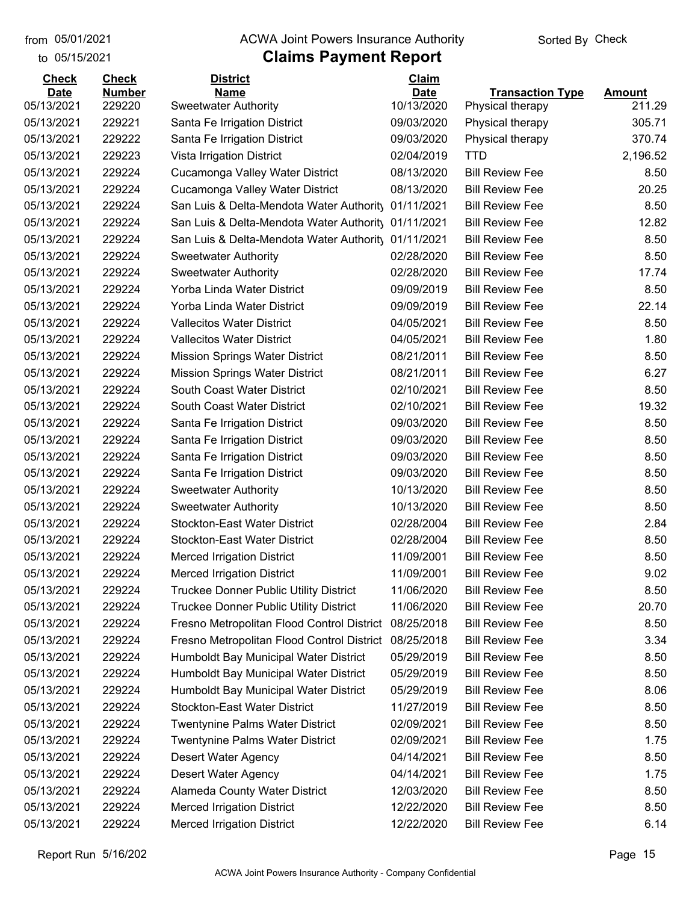# ACWA Joint Powers Insurance Authority

## Claims Payment Report

from 05/01/2021 to 05/15/2021 — Sorted By Check

| Check Date | Check Number | District Name | Claim Date | Transaction Type | Amount |
|---|---|---|---|---|---|
| 05/13/2021 | 229220 | Sweetwater Authority | 10/13/2020 | Physical therapy | 211.29 |
| 05/13/2021 | 229221 | Santa Fe Irrigation District | 09/03/2020 | Physical therapy | 305.71 |
| 05/13/2021 | 229222 | Santa Fe Irrigation District | 09/03/2020 | Physical therapy | 370.74 |
| 05/13/2021 | 229223 | Vista Irrigation District | 02/04/2019 | TTD | 2,196.52 |
| 05/13/2021 | 229224 | Cucamonga Valley Water District | 08/13/2020 | Bill Review Fee | 8.50 |
| 05/13/2021 | 229224 | Cucamonga Valley Water District | 08/13/2020 | Bill Review Fee | 20.25 |
| 05/13/2021 | 229224 | San Luis & Delta-Mendota Water Authority | 01/11/2021 | Bill Review Fee | 8.50 |
| 05/13/2021 | 229224 | San Luis & Delta-Mendota Water Authority | 01/11/2021 | Bill Review Fee | 12.82 |
| 05/13/2021 | 229224 | San Luis & Delta-Mendota Water Authority | 01/11/2021 | Bill Review Fee | 8.50 |
| 05/13/2021 | 229224 | Sweetwater Authority | 02/28/2020 | Bill Review Fee | 8.50 |
| 05/13/2021 | 229224 | Sweetwater Authority | 02/28/2020 | Bill Review Fee | 17.74 |
| 05/13/2021 | 229224 | Yorba Linda Water District | 09/09/2019 | Bill Review Fee | 8.50 |
| 05/13/2021 | 229224 | Yorba Linda Water District | 09/09/2019 | Bill Review Fee | 22.14 |
| 05/13/2021 | 229224 | Vallecitos Water District | 04/05/2021 | Bill Review Fee | 8.50 |
| 05/13/2021 | 229224 | Vallecitos Water District | 04/05/2021 | Bill Review Fee | 1.80 |
| 05/13/2021 | 229224 | Mission Springs Water District | 08/21/2011 | Bill Review Fee | 8.50 |
| 05/13/2021 | 229224 | Mission Springs Water District | 08/21/2011 | Bill Review Fee | 6.27 |
| 05/13/2021 | 229224 | South Coast Water District | 02/10/2021 | Bill Review Fee | 8.50 |
| 05/13/2021 | 229224 | South Coast Water District | 02/10/2021 | Bill Review Fee | 19.32 |
| 05/13/2021 | 229224 | Santa Fe Irrigation District | 09/03/2020 | Bill Review Fee | 8.50 |
| 05/13/2021 | 229224 | Santa Fe Irrigation District | 09/03/2020 | Bill Review Fee | 8.50 |
| 05/13/2021 | 229224 | Santa Fe Irrigation District | 09/03/2020 | Bill Review Fee | 8.50 |
| 05/13/2021 | 229224 | Santa Fe Irrigation District | 09/03/2020 | Bill Review Fee | 8.50 |
| 05/13/2021 | 229224 | Sweetwater Authority | 10/13/2020 | Bill Review Fee | 8.50 |
| 05/13/2021 | 229224 | Sweetwater Authority | 10/13/2020 | Bill Review Fee | 8.50 |
| 05/13/2021 | 229224 | Stockton-East Water District | 02/28/2004 | Bill Review Fee | 2.84 |
| 05/13/2021 | 229224 | Stockton-East Water District | 02/28/2004 | Bill Review Fee | 8.50 |
| 05/13/2021 | 229224 | Merced Irrigation District | 11/09/2001 | Bill Review Fee | 8.50 |
| 05/13/2021 | 229224 | Merced Irrigation District | 11/09/2001 | Bill Review Fee | 9.02 |
| 05/13/2021 | 229224 | Truckee Donner Public Utility District | 11/06/2020 | Bill Review Fee | 8.50 |
| 05/13/2021 | 229224 | Truckee Donner Public Utility District | 11/06/2020 | Bill Review Fee | 20.70 |
| 05/13/2021 | 229224 | Fresno Metropolitan Flood Control District | 08/25/2018 | Bill Review Fee | 8.50 |
| 05/13/2021 | 229224 | Fresno Metropolitan Flood Control District | 08/25/2018 | Bill Review Fee | 3.34 |
| 05/13/2021 | 229224 | Humboldt Bay Municipal Water District | 05/29/2019 | Bill Review Fee | 8.50 |
| 05/13/2021 | 229224 | Humboldt Bay Municipal Water District | 05/29/2019 | Bill Review Fee | 8.50 |
| 05/13/2021 | 229224 | Humboldt Bay Municipal Water District | 05/29/2019 | Bill Review Fee | 8.06 |
| 05/13/2021 | 229224 | Stockton-East Water District | 11/27/2019 | Bill Review Fee | 8.50 |
| 05/13/2021 | 229224 | Twentynine Palms Water District | 02/09/2021 | Bill Review Fee | 8.50 |
| 05/13/2021 | 229224 | Twentynine Palms Water District | 02/09/2021 | Bill Review Fee | 1.75 |
| 05/13/2021 | 229224 | Desert Water Agency | 04/14/2021 | Bill Review Fee | 8.50 |
| 05/13/2021 | 229224 | Desert Water Agency | 04/14/2021 | Bill Review Fee | 1.75 |
| 05/13/2021 | 229224 | Alameda County Water District | 12/03/2020 | Bill Review Fee | 8.50 |
| 05/13/2021 | 229224 | Merced Irrigation District | 12/22/2020 | Bill Review Fee | 8.50 |
| 05/13/2021 | 229224 | Merced Irrigation District | 12/22/2020 | Bill Review Fee | 6.14 |

Report Run 5/16/202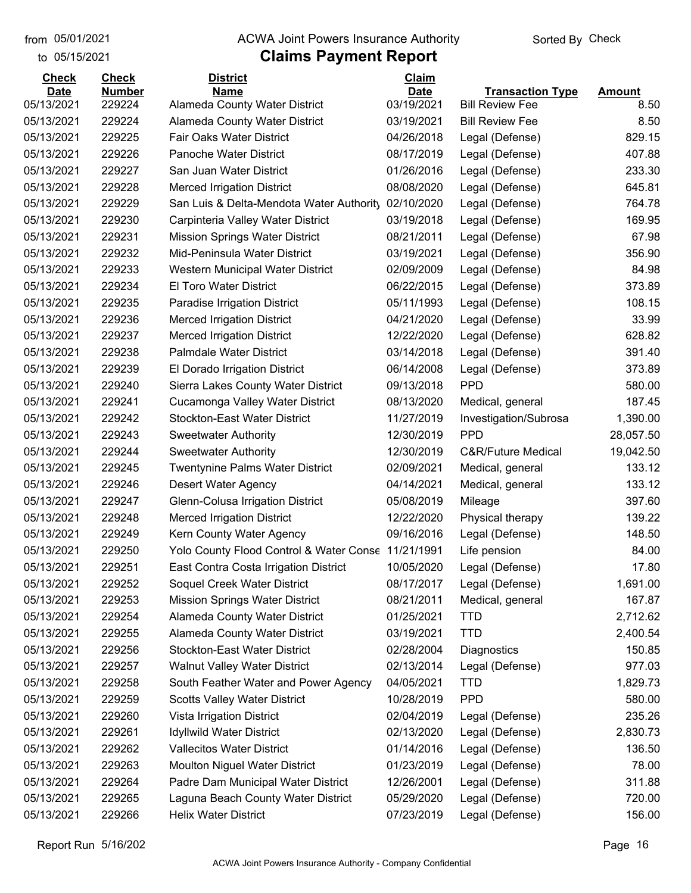from 05/01/2021
to 05/15/2021

ACWA Joint Powers Insurance Authority

# Claims Payment Report

Sorted By Check

| Check Date | Check Number | District Name | Claim Date | Transaction Type | Amount |
|---|---|---|---|---|---|
| 05/13/2021 | 229224 | Alameda County Water District | 03/19/2021 | Bill Review Fee | 8.50 |
| 05/13/2021 | 229224 | Alameda County Water District | 03/19/2021 | Bill Review Fee | 8.50 |
| 05/13/2021 | 229225 | Fair Oaks Water District | 04/26/2018 | Legal (Defense) | 829.15 |
| 05/13/2021 | 229226 | Panoche Water District | 08/17/2019 | Legal (Defense) | 407.88 |
| 05/13/2021 | 229227 | San Juan Water District | 01/26/2016 | Legal (Defense) | 233.30 |
| 05/13/2021 | 229228 | Merced Irrigation District | 08/08/2020 | Legal (Defense) | 645.81 |
| 05/13/2021 | 229229 | San Luis & Delta-Mendota Water Authority | 02/10/2020 | Legal (Defense) | 764.78 |
| 05/13/2021 | 229230 | Carpinteria Valley Water District | 03/19/2018 | Legal (Defense) | 169.95 |
| 05/13/2021 | 229231 | Mission Springs Water District | 08/21/2011 | Legal (Defense) | 67.98 |
| 05/13/2021 | 229232 | Mid-Peninsula Water District | 03/19/2021 | Legal (Defense) | 356.90 |
| 05/13/2021 | 229233 | Western Municipal Water District | 02/09/2009 | Legal (Defense) | 84.98 |
| 05/13/2021 | 229234 | El Toro Water District | 06/22/2015 | Legal (Defense) | 373.89 |
| 05/13/2021 | 229235 | Paradise Irrigation District | 05/11/1993 | Legal (Defense) | 108.15 |
| 05/13/2021 | 229236 | Merced Irrigation District | 04/21/2020 | Legal (Defense) | 33.99 |
| 05/13/2021 | 229237 | Merced Irrigation District | 12/22/2020 | Legal (Defense) | 628.82 |
| 05/13/2021 | 229238 | Palmdale Water District | 03/14/2018 | Legal (Defense) | 391.40 |
| 05/13/2021 | 229239 | El Dorado Irrigation District | 06/14/2008 | Legal (Defense) | 373.89 |
| 05/13/2021 | 229240 | Sierra Lakes County Water District | 09/13/2018 | PPD | 580.00 |
| 05/13/2021 | 229241 | Cucamonga Valley Water District | 08/13/2020 | Medical, general | 187.45 |
| 05/13/2021 | 229242 | Stockton-East Water District | 11/27/2019 | Investigation/Subrosa | 1,390.00 |
| 05/13/2021 | 229243 | Sweetwater Authority | 12/30/2019 | PPD | 28,057.50 |
| 05/13/2021 | 229244 | Sweetwater Authority | 12/30/2019 | C&R/Future Medical | 19,042.50 |
| 05/13/2021 | 229245 | Twentynine Palms Water District | 02/09/2021 | Medical, general | 133.12 |
| 05/13/2021 | 229246 | Desert Water Agency | 04/14/2021 | Medical, general | 133.12 |
| 05/13/2021 | 229247 | Glenn-Colusa Irrigation District | 05/08/2019 | Mileage | 397.60 |
| 05/13/2021 | 229248 | Merced Irrigation District | 12/22/2020 | Physical therapy | 139.22 |
| 05/13/2021 | 229249 | Kern County Water Agency | 09/16/2016 | Legal (Defense) | 148.50 |
| 05/13/2021 | 229250 | Yolo County Flood Control & Water Conse | 11/21/1991 | Life pension | 84.00 |
| 05/13/2021 | 229251 | East Contra Costa Irrigation District | 10/05/2020 | Legal (Defense) | 17.80 |
| 05/13/2021 | 229252 | Soquel Creek Water District | 08/17/2017 | Legal (Defense) | 1,691.00 |
| 05/13/2021 | 229253 | Mission Springs Water District | 08/21/2011 | Medical, general | 167.87 |
| 05/13/2021 | 229254 | Alameda County Water District | 01/25/2021 | TTD | 2,712.62 |
| 05/13/2021 | 229255 | Alameda County Water District | 03/19/2021 | TTD | 2,400.54 |
| 05/13/2021 | 229256 | Stockton-East Water District | 02/28/2004 | Diagnostics | 150.85 |
| 05/13/2021 | 229257 | Walnut Valley Water District | 02/13/2014 | Legal (Defense) | 977.03 |
| 05/13/2021 | 229258 | South Feather Water and Power Agency | 04/05/2021 | TTD | 1,829.73 |
| 05/13/2021 | 229259 | Scotts Valley Water District | 10/28/2019 | PPD | 580.00 |
| 05/13/2021 | 229260 | Vista Irrigation District | 02/04/2019 | Legal (Defense) | 235.26 |
| 05/13/2021 | 229261 | Idyllwild Water District | 02/13/2020 | Legal (Defense) | 2,830.73 |
| 05/13/2021 | 229262 | Vallecitos Water District | 01/14/2016 | Legal (Defense) | 136.50 |
| 05/13/2021 | 229263 | Moulton Niguel Water District | 01/23/2019 | Legal (Defense) | 78.00 |
| 05/13/2021 | 229264 | Padre Dam Municipal Water District | 12/26/2001 | Legal (Defense) | 311.88 |
| 05/13/2021 | 229265 | Laguna Beach County Water District | 05/29/2020 | Legal (Defense) | 720.00 |
| 05/13/2021 | 229266 | Helix Water District | 07/23/2019 | Legal (Defense) | 156.00 |

Report Run 5/16/202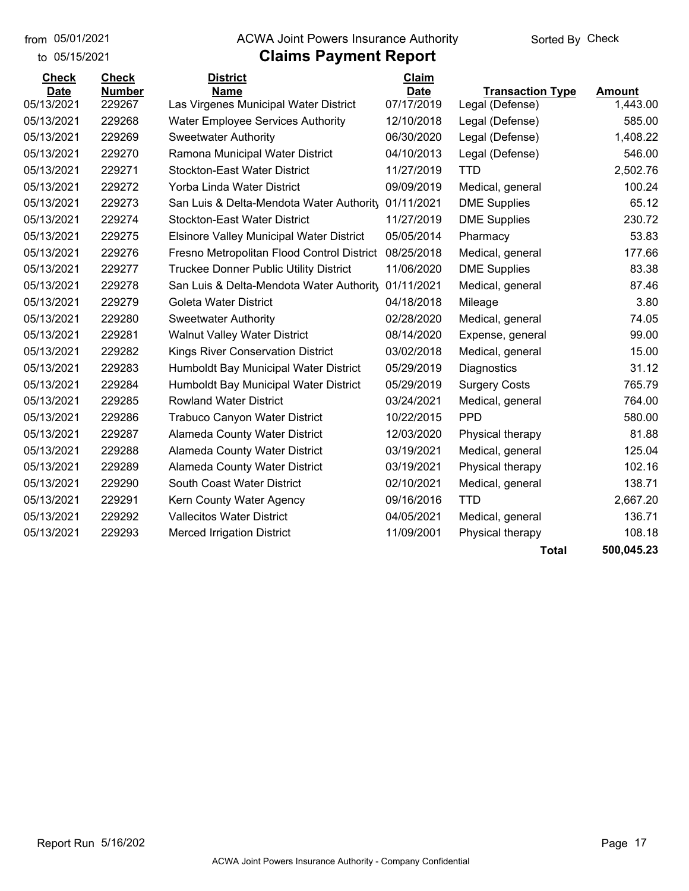from 05/01/2021
to 05/15/2021

ACWA Joint Powers Insurance Authority

# Claims Payment Report

Sorted By Check

| Check Date | Check Number | District Name | Claim Date | Transaction Type | Amount |
|---|---|---|---|---|---|
| 05/13/2021 | 229267 | Las Virgenes Municipal Water District | 07/17/2019 | Legal (Defense) | 1,443.00 |
| 05/13/2021 | 229268 | Water Employee Services Authority | 12/10/2018 | Legal (Defense) | 585.00 |
| 05/13/2021 | 229269 | Sweetwater Authority | 06/30/2020 | Legal (Defense) | 1,408.22 |
| 05/13/2021 | 229270 | Ramona Municipal Water District | 04/10/2013 | Legal (Defense) | 546.00 |
| 05/13/2021 | 229271 | Stockton-East Water District | 11/27/2019 | TTD | 2,502.76 |
| 05/13/2021 | 229272 | Yorba Linda Water District | 09/09/2019 | Medical, general | 100.24 |
| 05/13/2021 | 229273 | San Luis & Delta-Mendota Water Authority | 01/11/2021 | DME Supplies | 65.12 |
| 05/13/2021 | 229274 | Stockton-East Water District | 11/27/2019 | DME Supplies | 230.72 |
| 05/13/2021 | 229275 | Elsinore Valley Municipal Water District | 05/05/2014 | Pharmacy | 53.83 |
| 05/13/2021 | 229276 | Fresno Metropolitan Flood Control District | 08/25/2018 | Medical, general | 177.66 |
| 05/13/2021 | 229277 | Truckee Donner Public Utility District | 11/06/2020 | DME Supplies | 83.38 |
| 05/13/2021 | 229278 | San Luis & Delta-Mendota Water Authority | 01/11/2021 | Medical, general | 87.46 |
| 05/13/2021 | 229279 | Goleta Water District | 04/18/2018 | Mileage | 3.80 |
| 05/13/2021 | 229280 | Sweetwater Authority | 02/28/2020 | Medical, general | 74.05 |
| 05/13/2021 | 229281 | Walnut Valley Water District | 08/14/2020 | Expense, general | 99.00 |
| 05/13/2021 | 229282 | Kings River Conservation District | 03/02/2018 | Medical, general | 15.00 |
| 05/13/2021 | 229283 | Humboldt Bay Municipal Water District | 05/29/2019 | Diagnostics | 31.12 |
| 05/13/2021 | 229284 | Humboldt Bay Municipal Water District | 05/29/2019 | Surgery Costs | 765.79 |
| 05/13/2021 | 229285 | Rowland Water District | 03/24/2021 | Medical, general | 764.00 |
| 05/13/2021 | 229286 | Trabuco Canyon Water District | 10/22/2015 | PPD | 580.00 |
| 05/13/2021 | 229287 | Alameda County Water District | 12/03/2020 | Physical therapy | 81.88 |
| 05/13/2021 | 229288 | Alameda County Water District | 03/19/2021 | Medical, general | 125.04 |
| 05/13/2021 | 229289 | Alameda County Water District | 03/19/2021 | Physical therapy | 102.16 |
| 05/13/2021 | 229290 | South Coast Water District | 02/10/2021 | Medical, general | 138.71 |
| 05/13/2021 | 229291 | Kern County Water Agency | 09/16/2016 | TTD | 2,667.20 |
| 05/13/2021 | 229292 | Vallecitos Water District | 04/05/2021 | Medical, general | 136.71 |
| 05/13/2021 | 229293 | Merced Irrigation District | 11/09/2001 | Physical therapy | 108.18 |
| | | | | **Total** | **500,045.23** |

Report Run 5/16/202

ACWA Joint Powers Insurance Authority - Company Confidential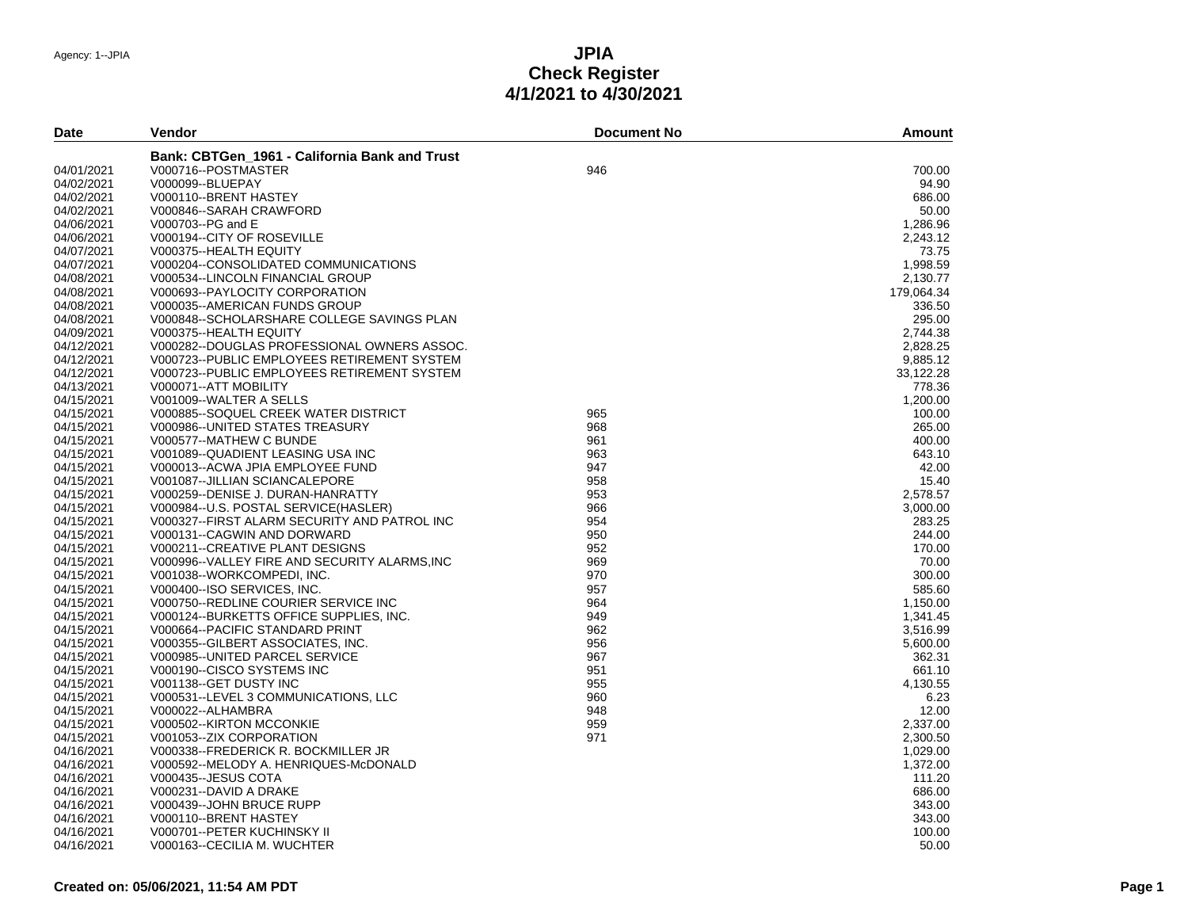Agency: 1--JPIA

# JPIA
## Check Register
## 4/1/2021 to 4/30/2021

| Date | Vendor | Document No | Amount |
|---|---|---|---|
| | **Bank: CBTGen_1961 - California Bank and Trust** | | |
| 04/01/2021 | V000716--POSTMASTER | 946 | 700.00 |
| 04/02/2021 | V000099--BLUEPAY | | 94.90 |
| 04/02/2021 | V000110--BRENT HASTEY | | 686.00 |
| 04/02/2021 | V000846--SARAH CRAWFORD | | 50.00 |
| 04/06/2021 | V000703--PG and E | | 1,286.96 |
| 04/06/2021 | V000194--CITY OF ROSEVILLE | | 2,243.12 |
| 04/07/2021 | V000375--HEALTH EQUITY | | 73.75 |
| 04/07/2021 | V000204--CONSOLIDATED COMMUNICATIONS | | 1,998.59 |
| 04/08/2021 | V000534--LINCOLN FINANCIAL GROUP | | 2,130.77 |
| 04/08/2021 | V000693--PAYLOCITY CORPORATION | | 179,064.34 |
| 04/08/2021 | V000035--AMERICAN FUNDS GROUP | | 336.50 |
| 04/08/2021 | V000848--SCHOLARSHARE COLLEGE SAVINGS PLAN | | 295.00 |
| 04/09/2021 | V000375--HEALTH EQUITY | | 2,744.38 |
| 04/12/2021 | V000282--DOUGLAS PROFESSIONAL OWNERS ASSOC. | | 2,828.25 |
| 04/12/2021 | V000723--PUBLIC EMPLOYEES RETIREMENT SYSTEM | | 9,885.12 |
| 04/12/2021 | V000723--PUBLIC EMPLOYEES RETIREMENT SYSTEM | | 33,122.28 |
| 04/13/2021 | V000071--ATT MOBILITY | | 778.36 |
| 04/15/2021 | V001009--WALTER A SELLS | | 1,200.00 |
| 04/15/2021 | V000885--SOQUEL CREEK WATER DISTRICT | 965 | 100.00 |
| 04/15/2021 | V000986--UNITED STATES TREASURY | 968 | 265.00 |
| 04/15/2021 | V000577--MATHEW C BUNDE | 961 | 400.00 |
| 04/15/2021 | V001089--QUADIENT LEASING USA INC | 963 | 643.10 |
| 04/15/2021 | V000013--ACWA JPIA EMPLOYEE FUND | 947 | 42.00 |
| 04/15/2021 | V001087--JILLIAN SCIANCALEPORE | 958 | 15.40 |
| 04/15/2021 | V000259--DENISE J. DURAN-HANRATTY | 953 | 2,578.57 |
| 04/15/2021 | V000984--U.S. POSTAL SERVICE(HASLER) | 966 | 3,000.00 |
| 04/15/2021 | V000327--FIRST ALARM SECURITY AND PATROL INC | 954 | 283.25 |
| 04/15/2021 | V000131--CAGWIN AND DORWARD | 950 | 244.00 |
| 04/15/2021 | V000211--CREATIVE PLANT DESIGNS | 952 | 170.00 |
| 04/15/2021 | V000996--VALLEY FIRE AND SECURITY ALARMS,INC | 969 | 70.00 |
| 04/15/2021 | V001038--WORKCOMPEDI, INC. | 970 | 300.00 |
| 04/15/2021 | V000400--ISO SERVICES, INC. | 957 | 585.60 |
| 04/15/2021 | V000750--REDLINE COURIER SERVICE INC | 964 | 1,150.00 |
| 04/15/2021 | V000124--BURKETTS OFFICE SUPPLIES, INC. | 949 | 1,341.45 |
| 04/15/2021 | V000664--PACIFIC STANDARD PRINT | 962 | 3,516.99 |
| 04/15/2021 | V000355--GILBERT ASSOCIATES, INC. | 956 | 5,600.00 |
| 04/15/2021 | V000985--UNITED PARCEL SERVICE | 967 | 362.31 |
| 04/15/2021 | V000190--CISCO SYSTEMS INC | 951 | 661.10 |
| 04/15/2021 | V001138--GET DUSTY INC | 955 | 4,130.55 |
| 04/15/2021 | V000531--LEVEL 3 COMMUNICATIONS, LLC | 960 | 6.23 |
| 04/15/2021 | V000022--ALHAMBRA | 948 | 12.00 |
| 04/15/2021 | V000502--KIRTON MCCONKIE | 959 | 2,337.00 |
| 04/15/2021 | V001053--ZIX CORPORATION | 971 | 2,300.50 |
| 04/16/2021 | V000338--FREDERICK R. BOCKMILLER JR | | 1,029.00 |
| 04/16/2021 | V000592--MELODY A. HENRIQUES-McDONALD | | 1,372.00 |
| 04/16/2021 | V000435--JESUS COTA | | 111.20 |
| 04/16/2021 | V000231--DAVID A DRAKE | | 686.00 |
| 04/16/2021 | V000439--JOHN BRUCE RUPP | | 343.00 |
| 04/16/2021 | V000110--BRENT HASTEY | | 343.00 |
| 04/16/2021 | V000701--PETER KUCHINSKY II | | 100.00 |
| 04/16/2021 | V000163--CECILIA M. WUCHTER | | 50.00 |

**Created on: 05/06/2021, 11:54 AM PDT**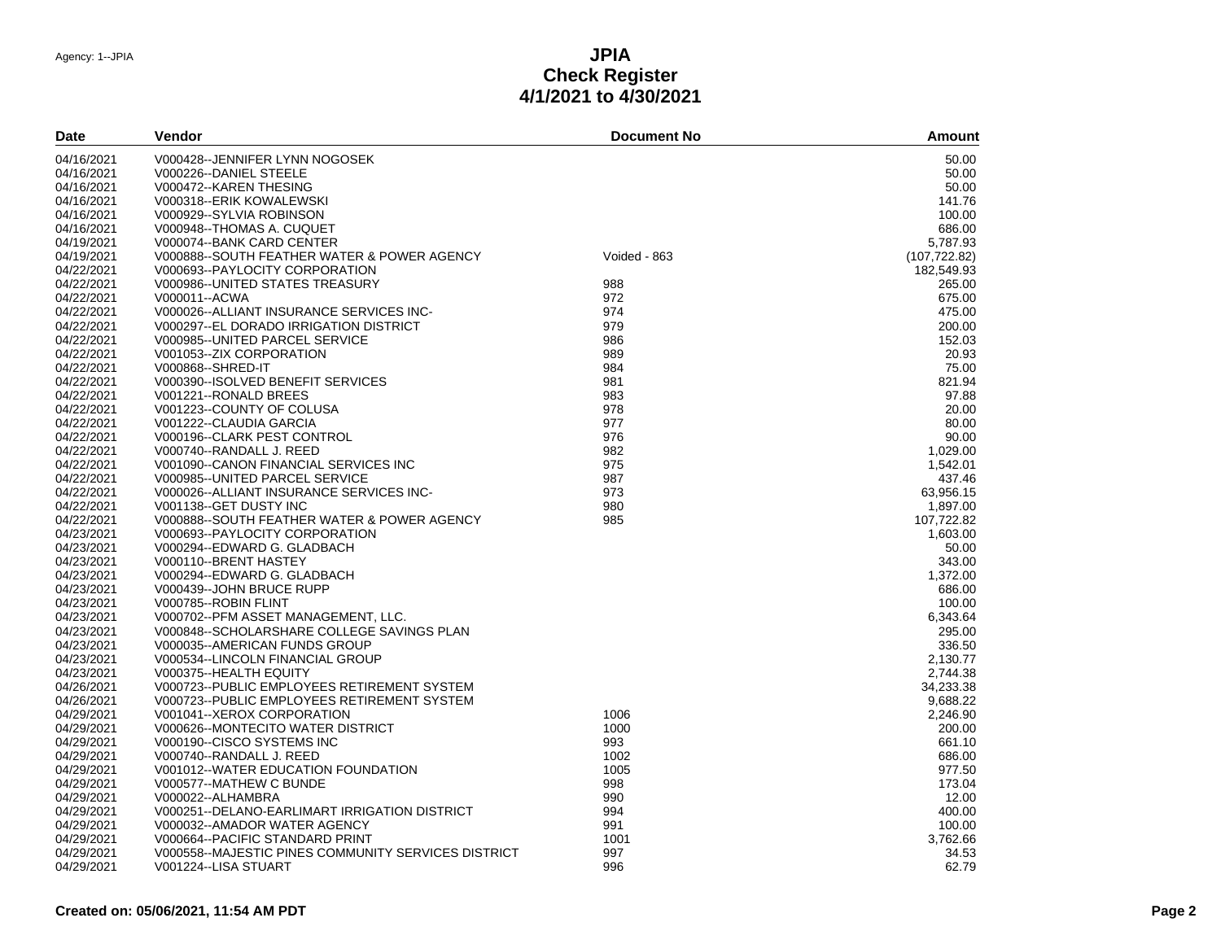Agency: 1--JPIA

# JPIA
## Check Register
## 4/1/2021 to 4/30/2021

| Date | Vendor | Document No | Amount |
|---|---|---|---|
| 04/16/2021 | V000428--JENNIFER LYNN NOGOSEK | | 50.00 |
| 04/16/2021 | V000226--DANIEL STEELE | | 50.00 |
| 04/16/2021 | V000472--KAREN THESING | | 50.00 |
| 04/16/2021 | V000318--ERIK KOWALEWSKI | | 141.76 |
| 04/16/2021 | V000929--SYLVIA ROBINSON | | 100.00 |
| 04/16/2021 | V000948--THOMAS A. CUQUET | | 686.00 |
| 04/19/2021 | V000074--BANK CARD CENTER | | 5,787.93 |
| 04/19/2021 | V000888--SOUTH FEATHER WATER & POWER AGENCY | Voided - 863 | (107,722.82) |
| 04/22/2021 | V000693--PAYLOCITY CORPORATION | | 182,549.93 |
| 04/22/2021 | V000986--UNITED STATES TREASURY | 988 | 265.00 |
| 04/22/2021 | V000011--ACWA | 972 | 675.00 |
| 04/22/2021 | V000026--ALLIANT INSURANCE SERVICES INC- | 974 | 475.00 |
| 04/22/2021 | V000297--EL DORADO IRRIGATION DISTRICT | 979 | 200.00 |
| 04/22/2021 | V000985--UNITED PARCEL SERVICE | 986 | 152.03 |
| 04/22/2021 | V001053--ZIX CORPORATION | 989 | 20.93 |
| 04/22/2021 | V000868--SHRED-IT | 984 | 75.00 |
| 04/22/2021 | V000390--ISOLVED BENEFIT SERVICES | 981 | 821.94 |
| 04/22/2021 | V001221--RONALD BREES | 983 | 97.88 |
| 04/22/2021 | V001223--COUNTY OF COLUSA | 978 | 20.00 |
| 04/22/2021 | V001222--CLAUDIA GARCIA | 977 | 80.00 |
| 04/22/2021 | V000196--CLARK PEST CONTROL | 976 | 90.00 |
| 04/22/2021 | V000740--RANDALL J. REED | 982 | 1,029.00 |
| 04/22/2021 | V001090--CANON FINANCIAL SERVICES INC | 975 | 1,542.01 |
| 04/22/2021 | V000985--UNITED PARCEL SERVICE | 987 | 437.46 |
| 04/22/2021 | V000026--ALLIANT INSURANCE SERVICES INC- | 973 | 63,956.15 |
| 04/22/2021 | V001138--GET DUSTY INC | 980 | 1,897.00 |
| 04/22/2021 | V000888--SOUTH FEATHER WATER & POWER AGENCY | 985 | 107,722.82 |
| 04/23/2021 | V000693--PAYLOCITY CORPORATION | | 1,603.00 |
| 04/23/2021 | V000294--EDWARD G. GLADBACH | | 50.00 |
| 04/23/2021 | V000110--BRENT HASTEY | | 343.00 |
| 04/23/2021 | V000294--EDWARD G. GLADBACH | | 1,372.00 |
| 04/23/2021 | V000439--JOHN BRUCE RUPP | | 686.00 |
| 04/23/2021 | V000785--ROBIN FLINT | | 100.00 |
| 04/23/2021 | V000702--PFM ASSET MANAGEMENT, LLC. | | 6,343.64 |
| 04/23/2021 | V000848--SCHOLARSHARE COLLEGE SAVINGS PLAN | | 295.00 |
| 04/23/2021 | V000035--AMERICAN FUNDS GROUP | | 336.50 |
| 04/23/2021 | V000534--LINCOLN FINANCIAL GROUP | | 2,130.77 |
| 04/23/2021 | V000375--HEALTH EQUITY | | 2,744.38 |
| 04/26/2021 | V000723--PUBLIC EMPLOYEES RETIREMENT SYSTEM | | 34,233.38 |
| 04/26/2021 | V000723--PUBLIC EMPLOYEES RETIREMENT SYSTEM | | 9,688.22 |
| 04/29/2021 | V001041--XEROX CORPORATION | 1006 | 2,246.90 |
| 04/29/2021 | V000626--MONTECITO WATER DISTRICT | 1000 | 200.00 |
| 04/29/2021 | V000190--CISCO SYSTEMS INC | 993 | 661.10 |
| 04/29/2021 | V000740--RANDALL J. REED | 1002 | 686.00 |
| 04/29/2021 | V001012--WATER EDUCATION FOUNDATION | 1005 | 977.50 |
| 04/29/2021 | V000577--MATHEW C BUNDE | 998 | 173.04 |
| 04/29/2021 | V000022--ALHAMBRA | 990 | 12.00 |
| 04/29/2021 | V000251--DELANO-EARLIMART IRRIGATION DISTRICT | 994 | 400.00 |
| 04/29/2021 | V000032--AMADOR WATER AGENCY | 991 | 100.00 |
| 04/29/2021 | V000664--PACIFIC STANDARD PRINT | 1001 | 3,762.66 |
| 04/29/2021 | V000558--MAJESTIC PINES COMMUNITY SERVICES DISTRICT | 997 | 34.53 |
| 04/29/2021 | V001224--LISA STUART | 996 | 62.79 |

**Created on: 05/06/2021, 11:54 AM PDT**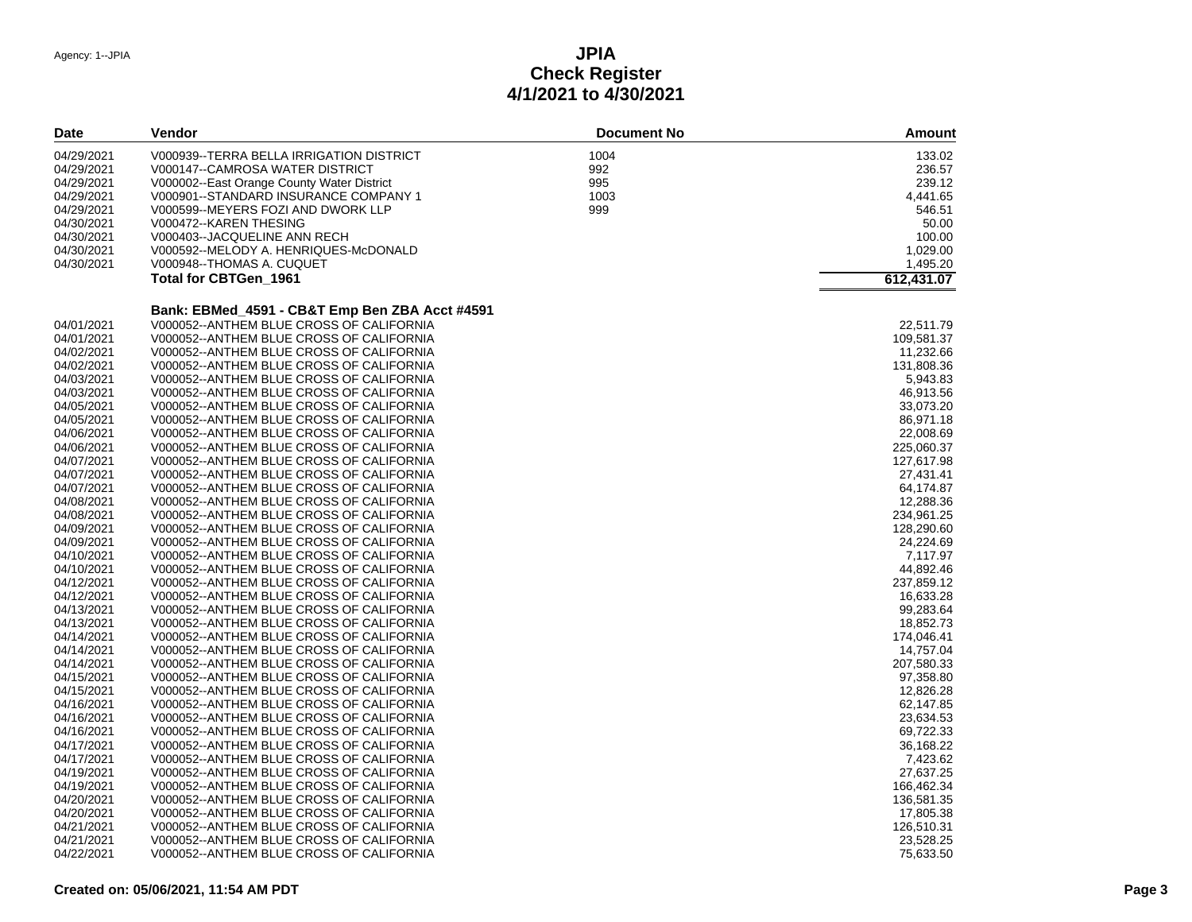Agency: 1--JPIA

# JPIA
## Check Register
## 4/1/2021 to 4/30/2021

| Date | Vendor | Document No | Amount |
|---|---|---|---|
| 04/29/2021 | V000939--TERRA BELLA IRRIGATION DISTRICT | 1004 | 133.02 |
| 04/29/2021 | V000147--CAMROSA WATER DISTRICT | 992 | 236.57 |
| 04/29/2021 | V000002--East Orange County Water District | 995 | 239.12 |
| 04/29/2021 | V000901--STANDARD INSURANCE COMPANY 1 | 1003 | 4,441.65 |
| 04/29/2021 | V000599--MEYERS FOZI AND DWORK LLP | 999 | 546.51 |
| 04/30/2021 | V000472--KAREN THESING | | 50.00 |
| 04/30/2021 | V000403--JACQUELINE ANN RECH | | 100.00 |
| 04/30/2021 | V000592--MELODY A. HENRIQUES-McDONALD | | 1,029.00 |
| 04/30/2021 | V000948--THOMAS A. CUQUET | | 1,495.20 |
| | **Total for CBTGen_1961** | | **612,431.07** |
| | **Bank: EBMed_4591 - CB&T Emp Ben ZBA Acct #4591** | | |
| 04/01/2021 | V000052--ANTHEM BLUE CROSS OF CALIFORNIA | | 22,511.79 |
| 04/01/2021 | V000052--ANTHEM BLUE CROSS OF CALIFORNIA | | 109,581.37 |
| 04/02/2021 | V000052--ANTHEM BLUE CROSS OF CALIFORNIA | | 11,232.66 |
| 04/02/2021 | V000052--ANTHEM BLUE CROSS OF CALIFORNIA | | 131,808.36 |
| 04/03/2021 | V000052--ANTHEM BLUE CROSS OF CALIFORNIA | | 5,943.83 |
| 04/03/2021 | V000052--ANTHEM BLUE CROSS OF CALIFORNIA | | 46,913.56 |
| 04/05/2021 | V000052--ANTHEM BLUE CROSS OF CALIFORNIA | | 33,073.20 |
| 04/05/2021 | V000052--ANTHEM BLUE CROSS OF CALIFORNIA | | 86,971.18 |
| 04/06/2021 | V000052--ANTHEM BLUE CROSS OF CALIFORNIA | | 22,008.69 |
| 04/06/2021 | V000052--ANTHEM BLUE CROSS OF CALIFORNIA | | 225,060.37 |
| 04/07/2021 | V000052--ANTHEM BLUE CROSS OF CALIFORNIA | | 127,617.98 |
| 04/07/2021 | V000052--ANTHEM BLUE CROSS OF CALIFORNIA | | 27,431.41 |
| 04/07/2021 | V000052--ANTHEM BLUE CROSS OF CALIFORNIA | | 64,174.87 |
| 04/08/2021 | V000052--ANTHEM BLUE CROSS OF CALIFORNIA | | 12,288.36 |
| 04/08/2021 | V000052--ANTHEM BLUE CROSS OF CALIFORNIA | | 234,961.25 |
| 04/09/2021 | V000052--ANTHEM BLUE CROSS OF CALIFORNIA | | 128,290.60 |
| 04/09/2021 | V000052--ANTHEM BLUE CROSS OF CALIFORNIA | | 24,224.69 |
| 04/10/2021 | V000052--ANTHEM BLUE CROSS OF CALIFORNIA | | 7,117.97 |
| 04/10/2021 | V000052--ANTHEM BLUE CROSS OF CALIFORNIA | | 44,892.46 |
| 04/12/2021 | V000052--ANTHEM BLUE CROSS OF CALIFORNIA | | 237,859.12 |
| 04/12/2021 | V000052--ANTHEM BLUE CROSS OF CALIFORNIA | | 16,633.28 |
| 04/13/2021 | V000052--ANTHEM BLUE CROSS OF CALIFORNIA | | 99,283.64 |
| 04/13/2021 | V000052--ANTHEM BLUE CROSS OF CALIFORNIA | | 18,852.73 |
| 04/14/2021 | V000052--ANTHEM BLUE CROSS OF CALIFORNIA | | 174,046.41 |
| 04/14/2021 | V000052--ANTHEM BLUE CROSS OF CALIFORNIA | | 14,757.04 |
| 04/14/2021 | V000052--ANTHEM BLUE CROSS OF CALIFORNIA | | 207,580.33 |
| 04/15/2021 | V000052--ANTHEM BLUE CROSS OF CALIFORNIA | | 97,358.80 |
| 04/15/2021 | V000052--ANTHEM BLUE CROSS OF CALIFORNIA | | 12,826.28 |
| 04/16/2021 | V000052--ANTHEM BLUE CROSS OF CALIFORNIA | | 62,147.85 |
| 04/16/2021 | V000052--ANTHEM BLUE CROSS OF CALIFORNIA | | 23,634.53 |
| 04/16/2021 | V000052--ANTHEM BLUE CROSS OF CALIFORNIA | | 69,722.33 |
| 04/17/2021 | V000052--ANTHEM BLUE CROSS OF CALIFORNIA | | 36,168.22 |
| 04/17/2021 | V000052--ANTHEM BLUE CROSS OF CALIFORNIA | | 7,423.62 |
| 04/19/2021 | V000052--ANTHEM BLUE CROSS OF CALIFORNIA | | 27,637.25 |
| 04/19/2021 | V000052--ANTHEM BLUE CROSS OF CALIFORNIA | | 166,462.34 |
| 04/20/2021 | V000052--ANTHEM BLUE CROSS OF CALIFORNIA | | 136,581.35 |
| 04/20/2021 | V000052--ANTHEM BLUE CROSS OF CALIFORNIA | | 17,805.38 |
| 04/21/2021 | V000052--ANTHEM BLUE CROSS OF CALIFORNIA | | 126,510.31 |
| 04/21/2021 | V000052--ANTHEM BLUE CROSS OF CALIFORNIA | | 23,528.25 |
| 04/22/2021 | V000052--ANTHEM BLUE CROSS OF CALIFORNIA | | 75,633.50 |

**Created on: 05/06/2021, 11:54 AM PDT**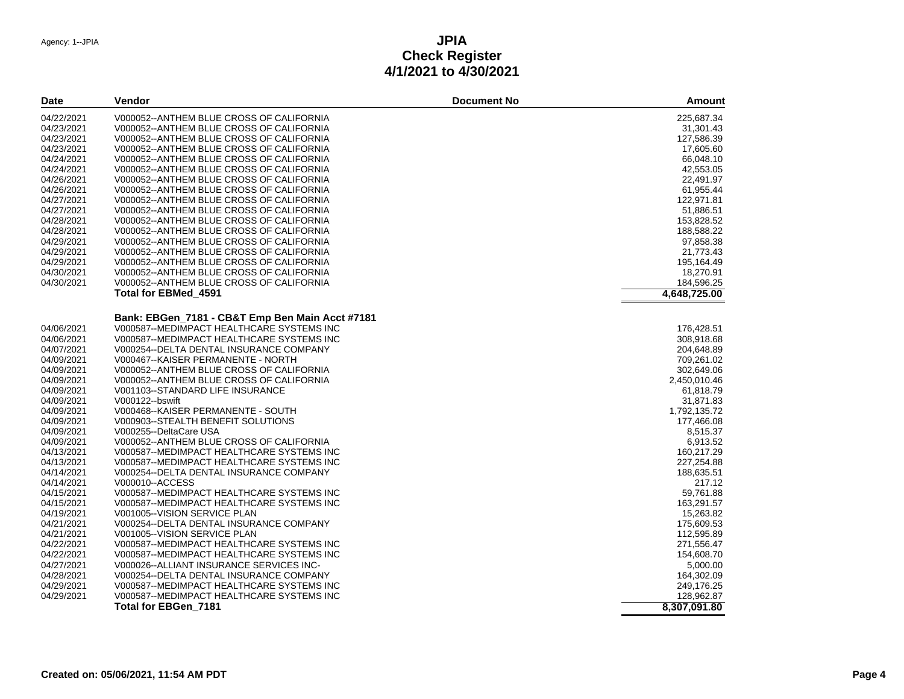# JPIA
## Check Register
## 4/1/2021 to 4/30/2021

Agency: 1--JPIA

| Date | Vendor | Document No | Amount |
|---|---|---|---|
| 04/22/2021 | V000052--ANTHEM BLUE CROSS OF CALIFORNIA | | 225,687.34 |
| 04/23/2021 | V000052--ANTHEM BLUE CROSS OF CALIFORNIA | | 31,301.43 |
| 04/23/2021 | V000052--ANTHEM BLUE CROSS OF CALIFORNIA | | 127,586.39 |
| 04/23/2021 | V000052--ANTHEM BLUE CROSS OF CALIFORNIA | | 17,605.60 |
| 04/24/2021 | V000052--ANTHEM BLUE CROSS OF CALIFORNIA | | 66,048.10 |
| 04/24/2021 | V000052--ANTHEM BLUE CROSS OF CALIFORNIA | | 42,553.05 |
| 04/26/2021 | V000052--ANTHEM BLUE CROSS OF CALIFORNIA | | 22,491.97 |
| 04/26/2021 | V000052--ANTHEM BLUE CROSS OF CALIFORNIA | | 61,955.44 |
| 04/27/2021 | V000052--ANTHEM BLUE CROSS OF CALIFORNIA | | 122,971.81 |
| 04/27/2021 | V000052--ANTHEM BLUE CROSS OF CALIFORNIA | | 51,886.51 |
| 04/28/2021 | V000052--ANTHEM BLUE CROSS OF CALIFORNIA | | 153,828.52 |
| 04/28/2021 | V000052--ANTHEM BLUE CROSS OF CALIFORNIA | | 188,588.22 |
| 04/29/2021 | V000052--ANTHEM BLUE CROSS OF CALIFORNIA | | 97,858.38 |
| 04/29/2021 | V000052--ANTHEM BLUE CROSS OF CALIFORNIA | | 21,773.43 |
| 04/29/2021 | V000052--ANTHEM BLUE CROSS OF CALIFORNIA | | 195,164.49 |
| 04/30/2021 | V000052--ANTHEM BLUE CROSS OF CALIFORNIA | | 18,270.91 |
| 04/30/2021 | V000052--ANTHEM BLUE CROSS OF CALIFORNIA | | 184,596.25 |
| | **Total for EBMed_4591** | | **4,648,725.00** |
| | **Bank: EBGen_7181 - CB&T Emp Ben Main Acct #7181** | | |
| 04/06/2021 | V000587--MEDIMPACT HEALTHCARE SYSTEMS INC | | 176,428.51 |
| 04/06/2021 | V000587--MEDIMPACT HEALTHCARE SYSTEMS INC | | 308,918.68 |
| 04/07/2021 | V000254--DELTA DENTAL INSURANCE COMPANY | | 204,648.89 |
| 04/09/2021 | V000467--KAISER PERMANENTE - NORTH | | 709,261.02 |
| 04/09/2021 | V000052--ANTHEM BLUE CROSS OF CALIFORNIA | | 302,649.06 |
| 04/09/2021 | V000052--ANTHEM BLUE CROSS OF CALIFORNIA | | 2,450,010.46 |
| 04/09/2021 | V001103--STANDARD LIFE INSURANCE | | 61,818.79 |
| 04/09/2021 | V000122--bswift | | 31,871.83 |
| 04/09/2021 | V000468--KAISER PERMANENTE - SOUTH | | 1,792,135.72 |
| 04/09/2021 | V000903--STEALTH BENEFIT SOLUTIONS | | 177,466.08 |
| 04/09/2021 | V000255--DeltaCare USA | | 8,515.37 |
| 04/09/2021 | V000052--ANTHEM BLUE CROSS OF CALIFORNIA | | 6,913.52 |
| 04/13/2021 | V000587--MEDIMPACT HEALTHCARE SYSTEMS INC | | 160,217.29 |
| 04/13/2021 | V000587--MEDIMPACT HEALTHCARE SYSTEMS INC | | 227,254.88 |
| 04/14/2021 | V000254--DELTA DENTAL INSURANCE COMPANY | | 188,635.51 |
| 04/14/2021 | V000010--ACCESS | | 217.12 |
| 04/15/2021 | V000587--MEDIMPACT HEALTHCARE SYSTEMS INC | | 59,761.88 |
| 04/15/2021 | V000587--MEDIMPACT HEALTHCARE SYSTEMS INC | | 163,291.57 |
| 04/19/2021 | V001005--VISION SERVICE PLAN | | 15,263.82 |
| 04/21/2021 | V000254--DELTA DENTAL INSURANCE COMPANY | | 175,609.53 |
| 04/21/2021 | V001005--VISION SERVICE PLAN | | 112,595.89 |
| 04/22/2021 | V000587--MEDIMPACT HEALTHCARE SYSTEMS INC | | 271,556.47 |
| 04/22/2021 | V000587--MEDIMPACT HEALTHCARE SYSTEMS INC | | 154,608.70 |
| 04/27/2021 | V000026--ALLIANT INSURANCE SERVICES INC- | | 5,000.00 |
| 04/28/2021 | V000254--DELTA DENTAL INSURANCE COMPANY | | 164,302.09 |
| 04/29/2021 | V000587--MEDIMPACT HEALTHCARE SYSTEMS INC | | 249,176.25 |
| 04/29/2021 | V000587--MEDIMPACT HEALTHCARE SYSTEMS INC | | 128,962.87 |
| | **Total for EBGen_7181** | | **8,307,091.80** |

**Created on: 05/06/2021, 11:54 AM PDT**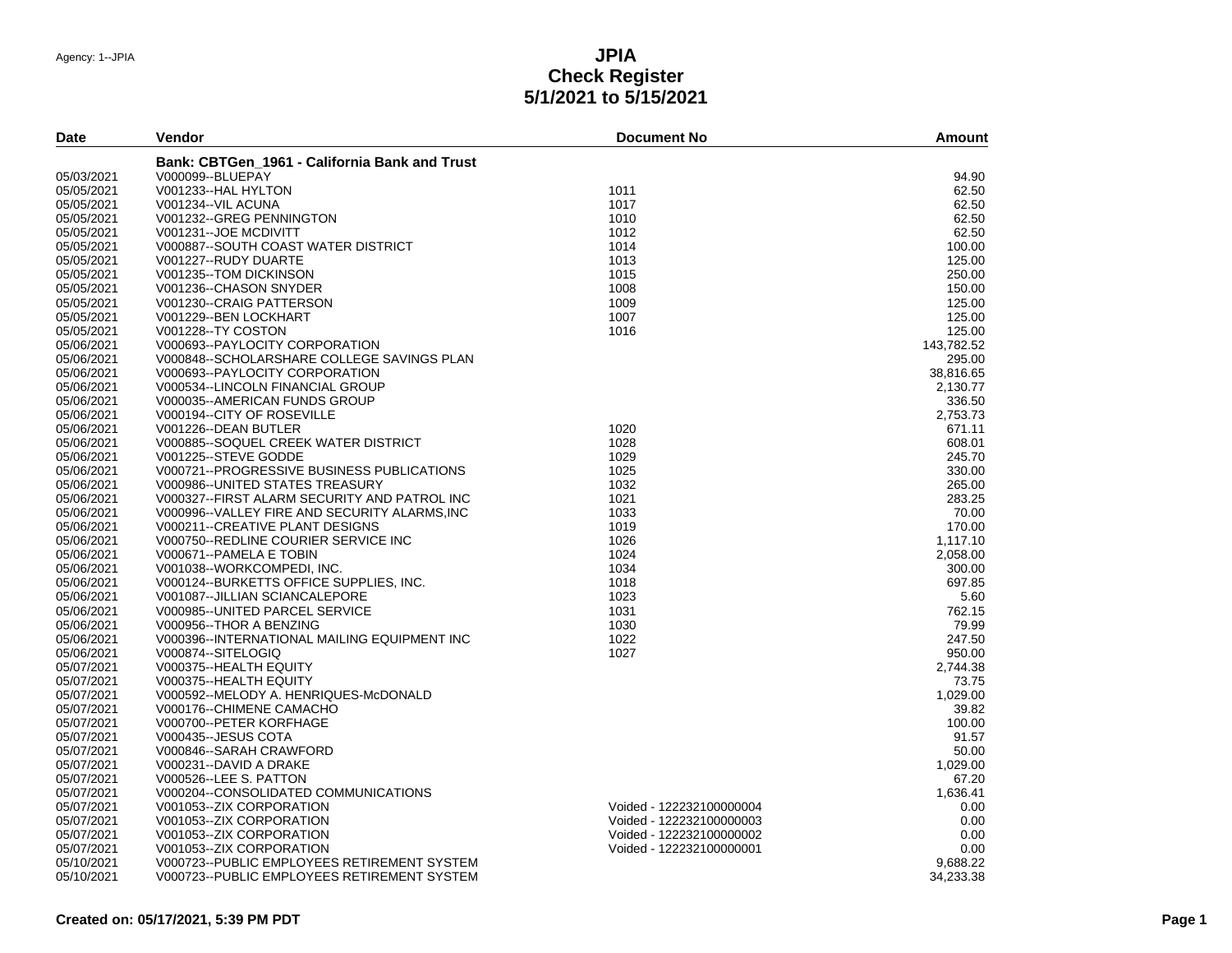Agency: 1--JPIA

# JPIA
## Check Register
## 5/1/2021 to 5/15/2021

| Date | Vendor | Document No | Amount |
|---|---|---|---|
| | **Bank: CBTGen_1961 - California Bank and Trust** | | |
| 05/03/2021 | V000099--BLUEPAY | | 94.90 |
| 05/05/2021 | V001233--HAL HYLTON | 1011 | 62.50 |
| 05/05/2021 | V001234--VIL ACUNA | 1017 | 62.50 |
| 05/05/2021 | V001232--GREG PENNINGTON | 1010 | 62.50 |
| 05/05/2021 | V001231--JOE MCDIVITT | 1012 | 62.50 |
| 05/05/2021 | V000887--SOUTH COAST WATER DISTRICT | 1014 | 100.00 |
| 05/05/2021 | V001227--RUDY DUARTE | 1013 | 125.00 |
| 05/05/2021 | V001235--TOM DICKINSON | 1015 | 250.00 |
| 05/05/2021 | V001236--CHASON SNYDER | 1008 | 150.00 |
| 05/05/2021 | V001230--CRAIG PATTERSON | 1009 | 125.00 |
| 05/05/2021 | V001229--BEN LOCKHART | 1007 | 125.00 |
| 05/05/2021 | V001228--TY COSTON | 1016 | 125.00 |
| 05/06/2021 | V000693--PAYLOCITY CORPORATION | | 143,782.52 |
| 05/06/2021 | V000848--SCHOLARSHARE COLLEGE SAVINGS PLAN | | 295.00 |
| 05/06/2021 | V000693--PAYLOCITY CORPORATION | | 38,816.65 |
| 05/06/2021 | V000534--LINCOLN FINANCIAL GROUP | | 2,130.77 |
| 05/06/2021 | V000035--AMERICAN FUNDS GROUP | | 336.50 |
| 05/06/2021 | V000194--CITY OF ROSEVILLE | | 2,753.73 |
| 05/06/2021 | V001226--DEAN BUTLER | 1020 | 671.11 |
| 05/06/2021 | V000885--SOQUEL CREEK WATER DISTRICT | 1028 | 608.01 |
| 05/06/2021 | V001225--STEVE GODDE | 1029 | 245.70 |
| 05/06/2021 | V000721--PROGRESSIVE BUSINESS PUBLICATIONS | 1025 | 330.00 |
| 05/06/2021 | V000986--UNITED STATES TREASURY | 1032 | 265.00 |
| 05/06/2021 | V000327--FIRST ALARM SECURITY AND PATROL INC | 1021 | 283.25 |
| 05/06/2021 | V000996--VALLEY FIRE AND SECURITY ALARMS,INC | 1033 | 70.00 |
| 05/06/2021 | V000211--CREATIVE PLANT DESIGNS | 1019 | 170.00 |
| 05/06/2021 | V000750--REDLINE COURIER SERVICE INC | 1026 | 1,117.10 |
| 05/06/2021 | V000671--PAMELA E TOBIN | 1024 | 2,058.00 |
| 05/06/2021 | V001038--WORKCOMPEDI, INC. | 1034 | 300.00 |
| 05/06/2021 | V000124--BURKETTS OFFICE SUPPLIES, INC. | 1018 | 697.85 |
| 05/06/2021 | V001087--JILLIAN SCIANCALEPORE | 1023 | 5.60 |
| 05/06/2021 | V000985--UNITED PARCEL SERVICE | 1031 | 762.15 |
| 05/06/2021 | V000956--THOR A BENZING | 1030 | 79.99 |
| 05/06/2021 | V000396--INTERNATIONAL MAILING EQUIPMENT INC | 1022 | 247.50 |
| 05/06/2021 | V000874--SITELOGIQ | 1027 | 950.00 |
| 05/07/2021 | V000375--HEALTH EQUITY | | 2,744.38 |
| 05/07/2021 | V000375--HEALTH EQUITY | | 73.75 |
| 05/07/2021 | V000592--MELODY A. HENRIQUES-McDONALD | | 1,029.00 |
| 05/07/2021 | V000176--CHIMENE CAMACHO | | 39.82 |
| 05/07/2021 | V000700--PETER KORFHAGE | | 100.00 |
| 05/07/2021 | V000435--JESUS COTA | | 91.57 |
| 05/07/2021 | V000846--SARAH CRAWFORD | | 50.00 |
| 05/07/2021 | V000231--DAVID A DRAKE | | 1,029.00 |
| 05/07/2021 | V000526--LEE S. PATTON | | 67.20 |
| 05/07/2021 | V000204--CONSOLIDATED COMMUNICATIONS | | 1,636.41 |
| 05/07/2021 | V001053--ZIX CORPORATION | Voided - 122232100000004 | 0.00 |
| 05/07/2021 | V001053--ZIX CORPORATION | Voided - 122232100000003 | 0.00 |
| 05/07/2021 | V001053--ZIX CORPORATION | Voided - 122232100000002 | 0.00 |
| 05/07/2021 | V001053--ZIX CORPORATION | Voided - 122232100000001 | 0.00 |
| 05/10/2021 | V000723--PUBLIC EMPLOYEES RETIREMENT SYSTEM | | 9,688.22 |
| 05/10/2021 | V000723--PUBLIC EMPLOYEES RETIREMENT SYSTEM | | 34,233.38 |

**Created on: 05/17/2021, 5:39 PM PDT**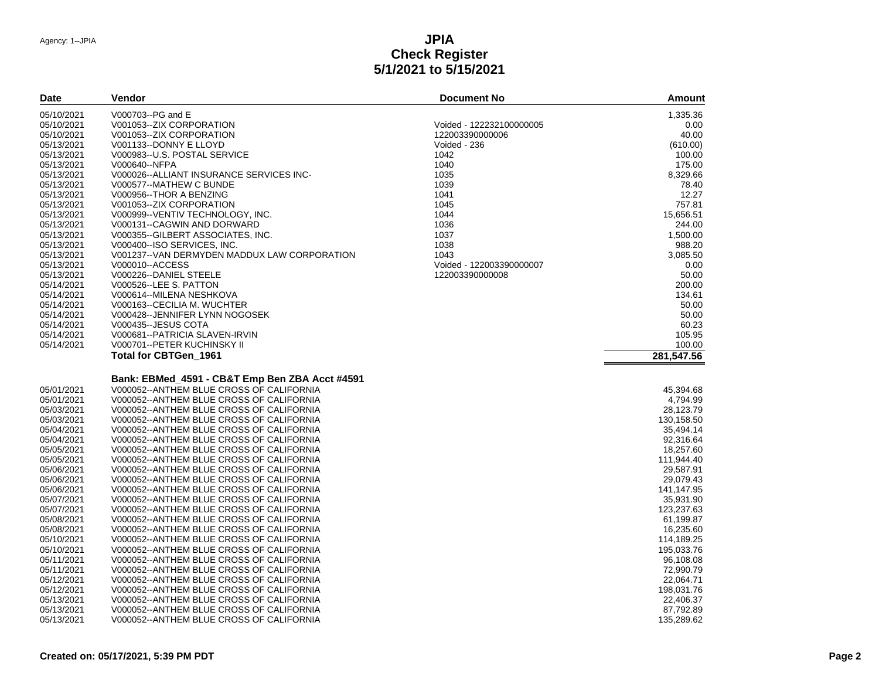# JPIA
# Check Register
# 5/1/2021 to 5/15/2021

Agency: 1--JPIA

| Date | Vendor | Document No | Amount |
|---|---|---|---|
| 05/10/2021 | V000703--PG and E | | 1,335.36 |
| 05/10/2021 | V001053--ZIX CORPORATION | Voided - 122232100000005 | 0.00 |
| 05/10/2021 | V001053--ZIX CORPORATION | 122003390000006 | 40.00 |
| 05/13/2021 | V001133--DONNY E LLOYD | Voided - 236 | (610.00) |
| 05/13/2021 | V000983--U.S. POSTAL SERVICE | 1042 | 100.00 |
| 05/13/2021 | V000640--NFPA | 1040 | 175.00 |
| 05/13/2021 | V000026--ALLIANT INSURANCE SERVICES INC- | 1035 | 8,329.66 |
| 05/13/2021 | V000577--MATHEW C BUNDE | 1039 | 78.40 |
| 05/13/2021 | V000956--THOR A BENZING | 1041 | 12.27 |
| 05/13/2021 | V001053--ZIX CORPORATION | 1045 | 757.81 |
| 05/13/2021 | V000999--VENTIV TECHNOLOGY, INC. | 1044 | 15,656.51 |
| 05/13/2021 | V000131--CAGWIN AND DORWARD | 1036 | 244.00 |
| 05/13/2021 | V000355--GILBERT ASSOCIATES, INC. | 1037 | 1,500.00 |
| 05/13/2021 | V000400--ISO SERVICES, INC. | 1038 | 988.20 |
| 05/13/2021 | V001237--VAN DERMYDEN MADDUX LAW CORPORATION | 1043 | 3,085.50 |
| 05/13/2021 | V000010--ACCESS | Voided - 122003390000007 | 0.00 |
| 05/13/2021 | V000226--DANIEL STEELE | 122003390000008 | 50.00 |
| 05/14/2021 | V000526--LEE S. PATTON | | 200.00 |
| 05/14/2021 | V000614--MILENA NESHKOVA | | 134.61 |
| 05/14/2021 | V000163--CECILIA M. WUCHTER | | 50.00 |
| 05/14/2021 | V000428--JENNIFER LYNN NOGOSEK | | 50.00 |
| 05/14/2021 | V000435--JESUS COTA | | 60.23 |
| 05/14/2021 | V000681--PATRICIA SLAVEN-IRVIN | | 105.95 |
| 05/14/2021 | V000701--PETER KUCHINSKY II | | 100.00 |
| | **Total for CBTGen_1961** | | **281,547.56** |

**Bank: EBMed_4591 - CB&T Emp Ben ZBA Acct #4591**

| Date | Vendor | Document No | Amount |
|---|---|---|---|
| 05/01/2021 | V000052--ANTHEM BLUE CROSS OF CALIFORNIA | | 45,394.68 |
| 05/01/2021 | V000052--ANTHEM BLUE CROSS OF CALIFORNIA | | 4,794.99 |
| 05/03/2021 | V000052--ANTHEM BLUE CROSS OF CALIFORNIA | | 28,123.79 |
| 05/03/2021 | V000052--ANTHEM BLUE CROSS OF CALIFORNIA | | 130,158.50 |
| 05/04/2021 | V000052--ANTHEM BLUE CROSS OF CALIFORNIA | | 35,494.14 |
| 05/04/2021 | V000052--ANTHEM BLUE CROSS OF CALIFORNIA | | 92,316.64 |
| 05/05/2021 | V000052--ANTHEM BLUE CROSS OF CALIFORNIA | | 18,257.60 |
| 05/05/2021 | V000052--ANTHEM BLUE CROSS OF CALIFORNIA | | 111,944.40 |
| 05/06/2021 | V000052--ANTHEM BLUE CROSS OF CALIFORNIA | | 29,587.91 |
| 05/06/2021 | V000052--ANTHEM BLUE CROSS OF CALIFORNIA | | 29,079.43 |
| 05/06/2021 | V000052--ANTHEM BLUE CROSS OF CALIFORNIA | | 141,147.95 |
| 05/07/2021 | V000052--ANTHEM BLUE CROSS OF CALIFORNIA | | 35,931.90 |
| 05/07/2021 | V000052--ANTHEM BLUE CROSS OF CALIFORNIA | | 123,237.63 |
| 05/08/2021 | V000052--ANTHEM BLUE CROSS OF CALIFORNIA | | 61,199.87 |
| 05/08/2021 | V000052--ANTHEM BLUE CROSS OF CALIFORNIA | | 16,235.60 |
| 05/10/2021 | V000052--ANTHEM BLUE CROSS OF CALIFORNIA | | 114,189.25 |
| 05/10/2021 | V000052--ANTHEM BLUE CROSS OF CALIFORNIA | | 195,033.76 |
| 05/11/2021 | V000052--ANTHEM BLUE CROSS OF CALIFORNIA | | 96,108.08 |
| 05/11/2021 | V000052--ANTHEM BLUE CROSS OF CALIFORNIA | | 72,990.79 |
| 05/12/2021 | V000052--ANTHEM BLUE CROSS OF CALIFORNIA | | 22,064.71 |
| 05/12/2021 | V000052--ANTHEM BLUE CROSS OF CALIFORNIA | | 198,031.76 |
| 05/13/2021 | V000052--ANTHEM BLUE CROSS OF CALIFORNIA | | 22,406.37 |
| 05/13/2021 | V000052--ANTHEM BLUE CROSS OF CALIFORNIA | | 87,792.89 |
| 05/13/2021 | V000052--ANTHEM BLUE CROSS OF CALIFORNIA | | 135,289.62 |

**Created on: 05/17/2021, 5:39 PM PDT**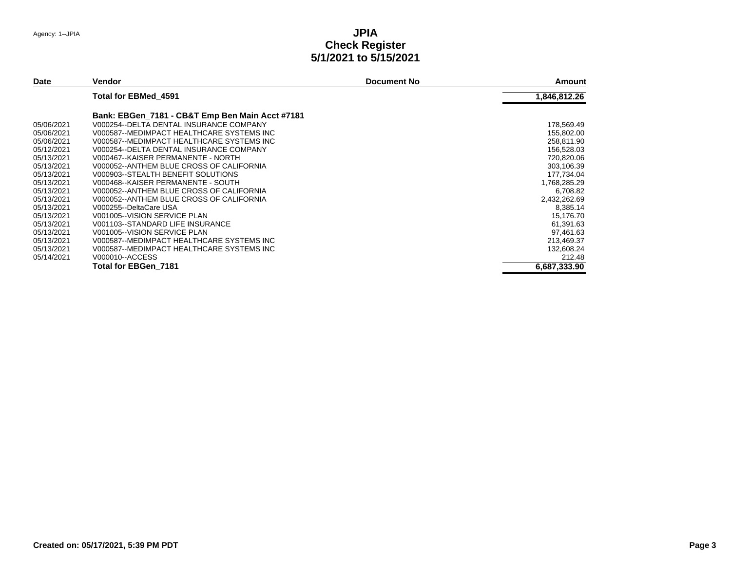Agency: 1--JPIA

# JPIA
## Check Register
## 5/1/2021 to 5/15/2021

| Date | Vendor | Document No | Amount |
|---|---|---|---|
| | **Total for EBMed_4591** | | **1,846,812.26** |
| | **Bank: EBGen_7181 - CB&T Emp Ben Main Acct #7181** | | |
| 05/06/2021 | V000254--DELTA DENTAL INSURANCE COMPANY | | 178,569.49 |
| 05/06/2021 | V000587--MEDIMPACT HEALTHCARE SYSTEMS INC | | 155,802.00 |
| 05/06/2021 | V000587--MEDIMPACT HEALTHCARE SYSTEMS INC | | 258,811.90 |
| 05/12/2021 | V000254--DELTA DENTAL INSURANCE COMPANY | | 156,528.03 |
| 05/13/2021 | V000467--KAISER PERMANENTE - NORTH | | 720,820.06 |
| 05/13/2021 | V000052--ANTHEM BLUE CROSS OF CALIFORNIA | | 303,106.39 |
| 05/13/2021 | V000903--STEALTH BENEFIT SOLUTIONS | | 177,734.04 |
| 05/13/2021 | V000468--KAISER PERMANENTE - SOUTH | | 1,768,285.29 |
| 05/13/2021 | V000052--ANTHEM BLUE CROSS OF CALIFORNIA | | 6,708.82 |
| 05/13/2021 | V000052--ANTHEM BLUE CROSS OF CALIFORNIA | | 2,432,262.69 |
| 05/13/2021 | V000255--DeltaCare USA | | 8,385.14 |
| 05/13/2021 | V001005--VISION SERVICE PLAN | | 15,176.70 |
| 05/13/2021 | V001103--STANDARD LIFE INSURANCE | | 61,391.63 |
| 05/13/2021 | V001005--VISION SERVICE PLAN | | 97,461.63 |
| 05/13/2021 | V000587--MEDIMPACT HEALTHCARE SYSTEMS INC | | 213,469.37 |
| 05/13/2021 | V000587--MEDIMPACT HEALTHCARE SYSTEMS INC | | 132,608.24 |
| 05/14/2021 | V000010--ACCESS | | 212.48 |
| | **Total for EBGen_7181** | | **6,687,333.90** |

**Created on: 05/17/2021, 5:39 PM PDT**